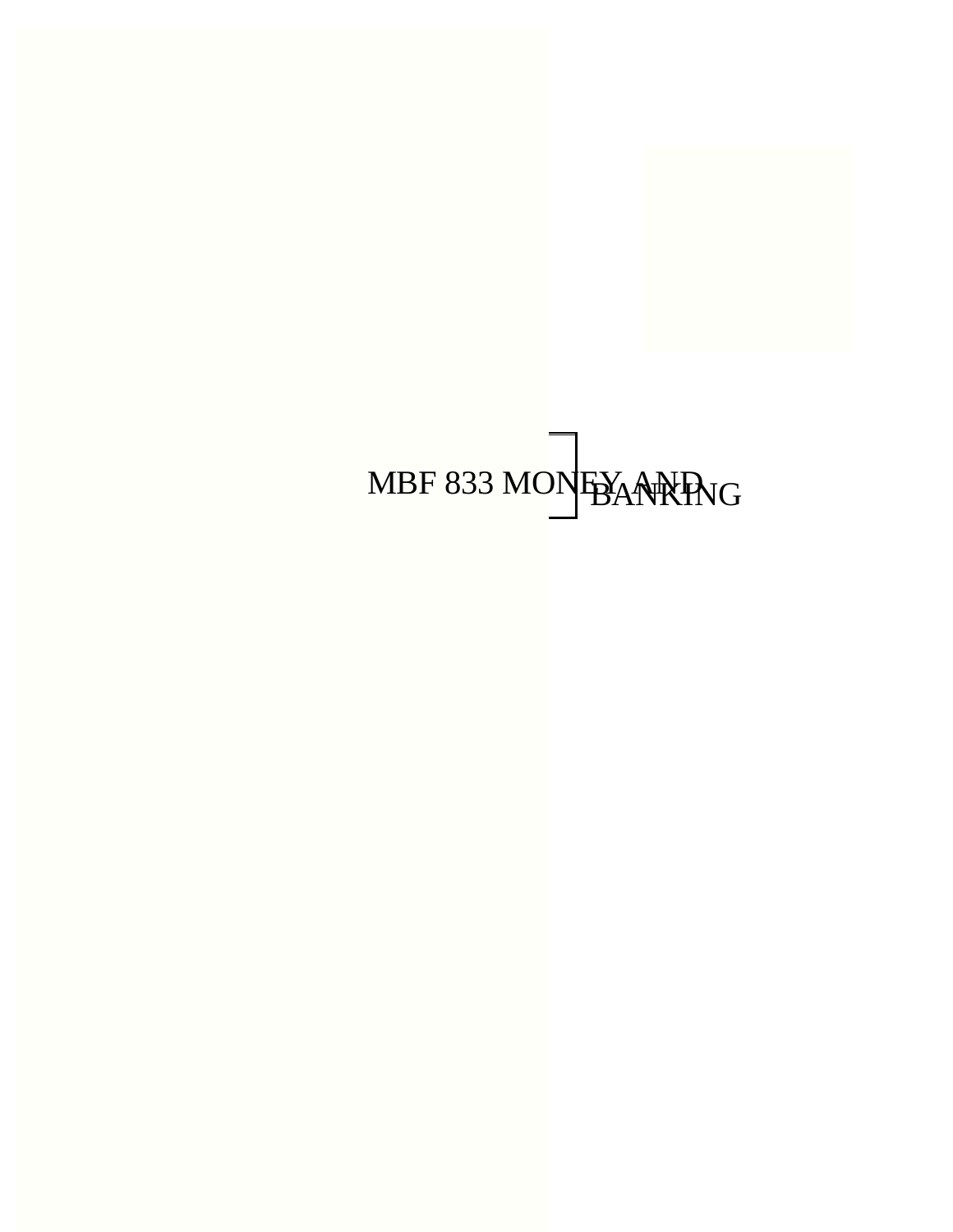# MBF 833 MONEY AND BANKING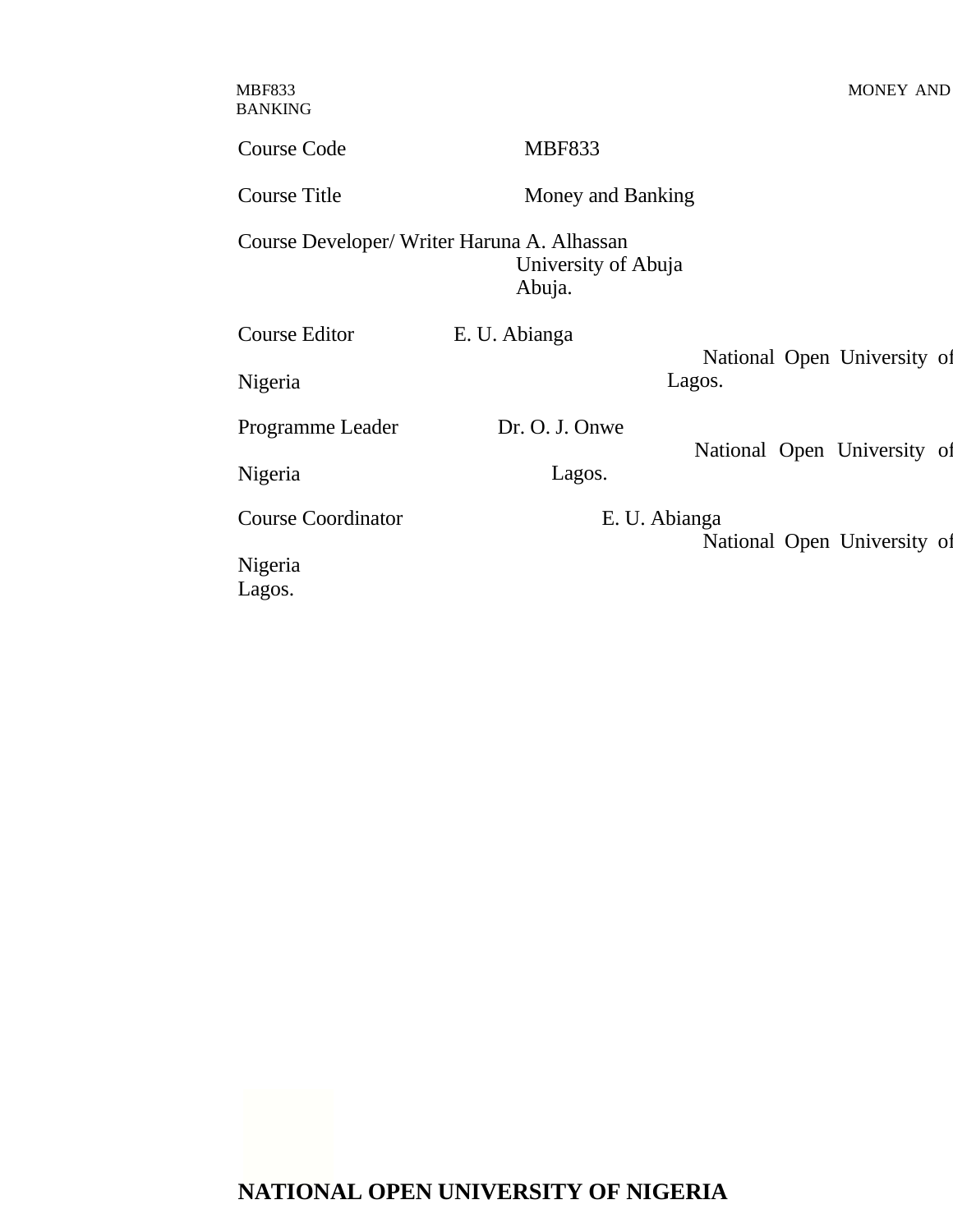| | |
|---|---|
| Course Code | MBF833 |
| Course Title | Money and Banking |
| Course Developer/ Writer | Haruna A. Alhassan<br>University of Abuja<br>Abuja. |
| Course Editor | E. U. Abianga<br>National Open University of Nigeria<br>Lagos. |
| Programme Leader | Dr. O. J. Onwe<br>National Open University of Nigeria<br>Lagos. |
| Course Coordinator | E. U. Abianga<br>National Open University of Nigeria<br>Lagos. |

**NATIONAL OPEN UNIVERSITY OF NIGERIA**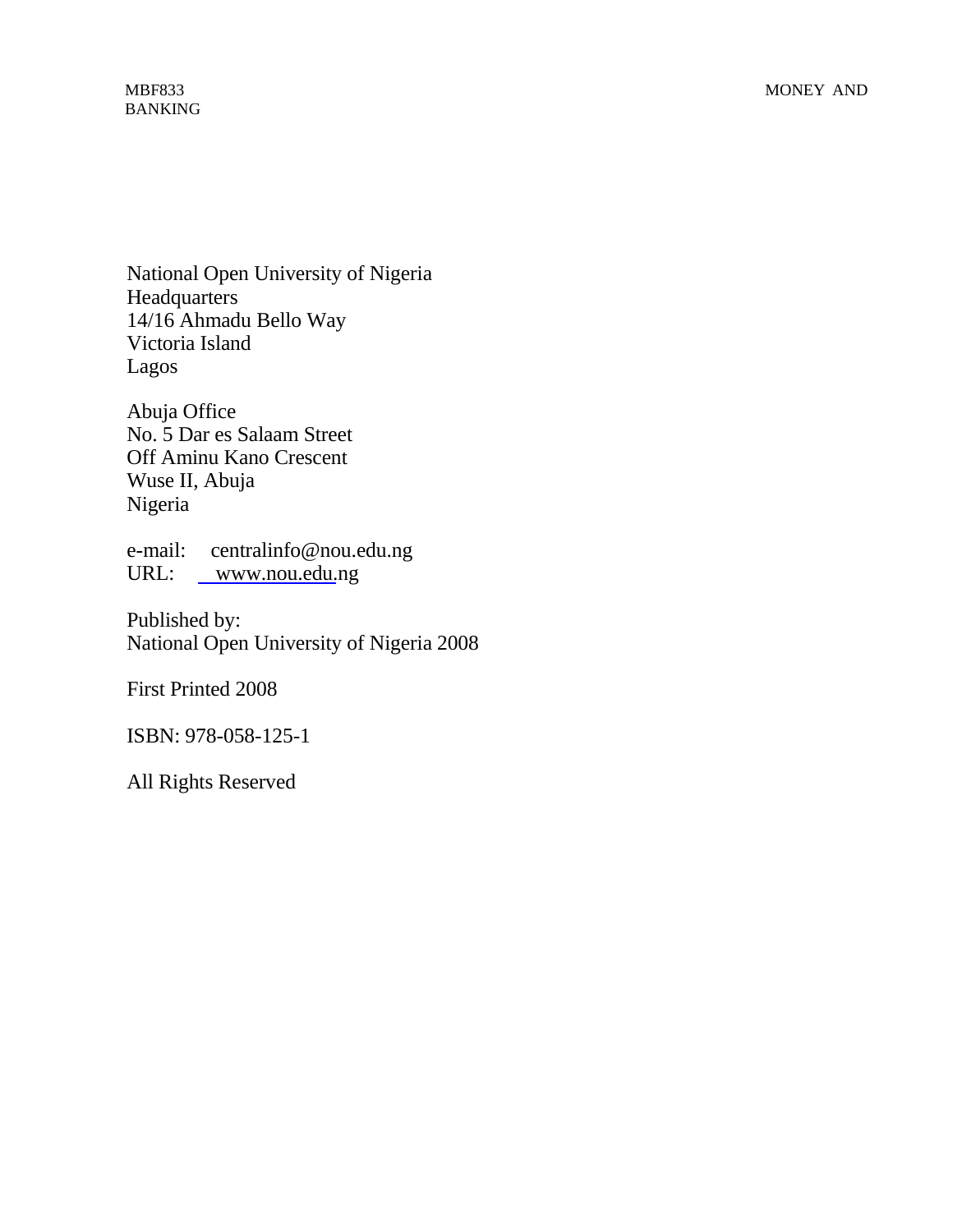National Open University of Nigeria
Headquarters
14/16 Ahmadu Bello Way
Victoria Island
Lagos

Abuja Office
No. 5 Dar es Salaam Street
Off Aminu Kano Crescent
Wuse II, Abuja
Nigeria

e-mail: centralinfo@nou.edu.ng
URL: www.nou.edu.ng

Published by:
National Open University of Nigeria 2008

First Printed 2008

ISBN: 978-058-125-1

All Rights Reserved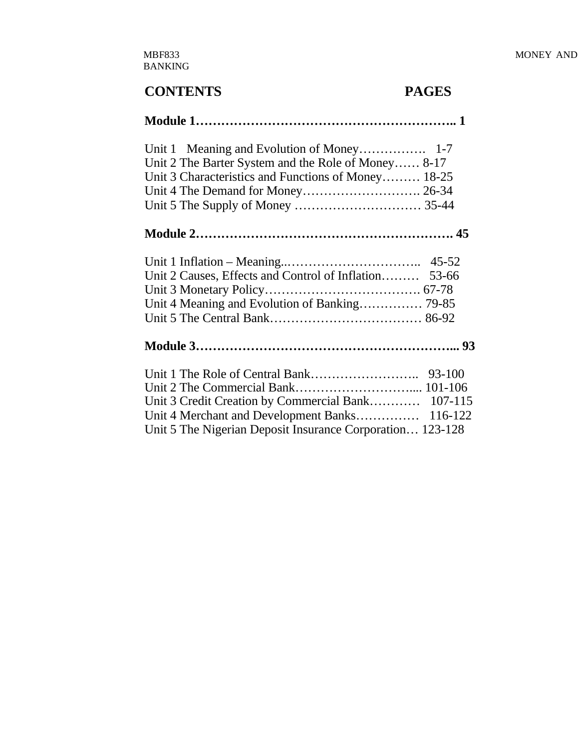**CONTENTS PAGES**

**Module 1………………………………………………….. 1**

Unit 1 Meaning and Evolution of Money……………. 1-7
Unit 2 The Barter System and the Role of Money…… 8-17
Unit 3 Characteristics and Functions of Money……… 18-25
Unit 4 The Demand for Money………………………. 26-34
Unit 5 The Supply of Money ………………………… 35-44

**Module 2……………………………………………………. 45**

Unit 1 Inflation – Meaning..………………………….. 45-52
Unit 2 Causes, Effects and Control of Inflation……… 53-66
Unit 3 Monetary Policy………………………………. 67-78
Unit 4 Meaning and Evolution of Banking…………… 79-85
Unit 5 The Central Bank……………………………… 86-92

**Module 3…………………………………………………... 93**

Unit 1 The Role of Central Bank…………………….. 93-100
Unit 2 The Commercial Bank………………………... 101-106
Unit 3 Credit Creation by Commercial Bank………… 107-115
Unit 4 Merchant and Development Banks…………… 116-122
Unit 5 The Nigerian Deposit Insurance Corporation… 123-128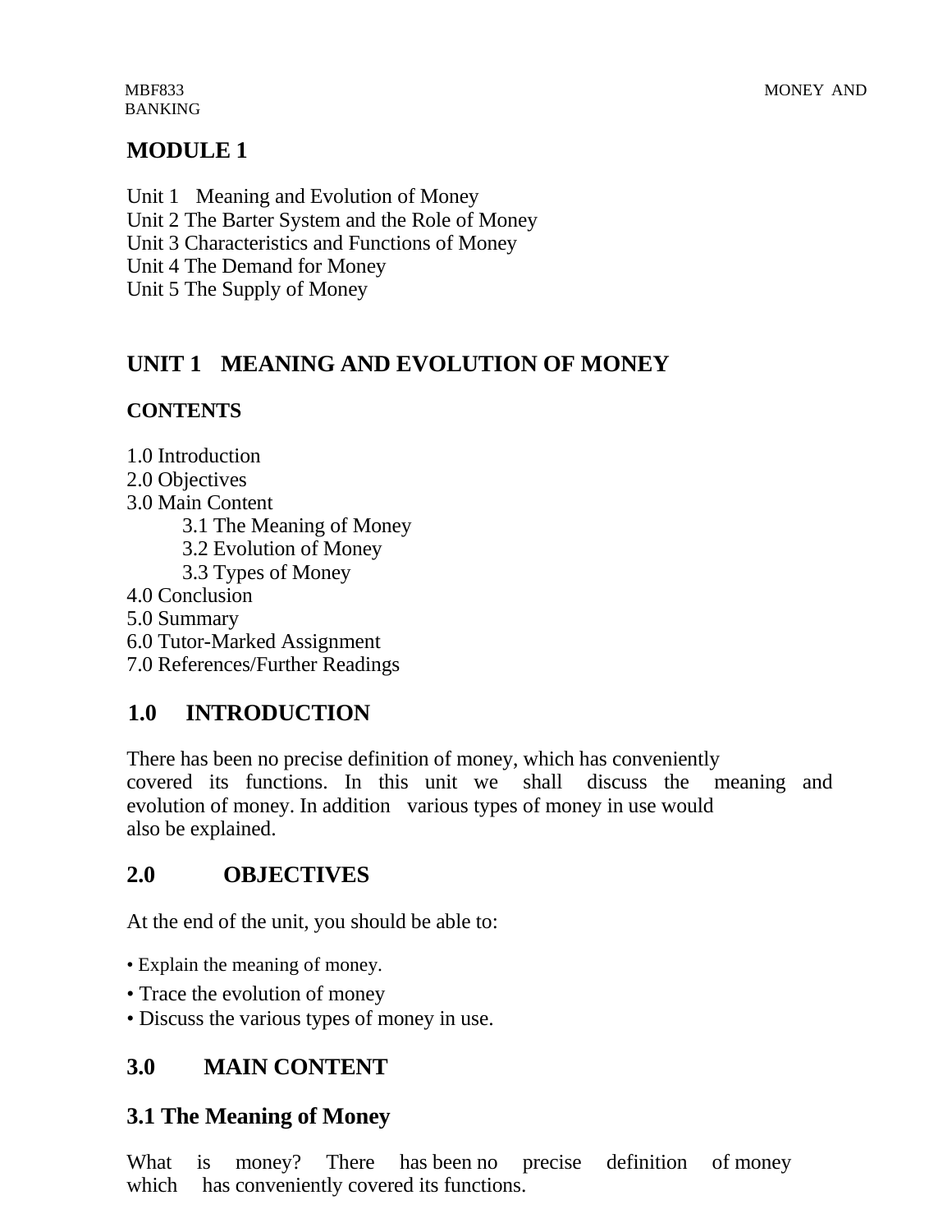# MODULE 1

Unit 1 Meaning and Evolution of Money
Unit 2 The Barter System and the Role of Money
Unit 3 Characteristics and Functions of Money
Unit 4 The Demand for Money
Unit 5 The Supply of Money

## UNIT 1 MEANING AND EVOLUTION OF MONEY

### CONTENTS

1.0 Introduction
2.0 Objectives
3.0 Main Content
- 3.1 The Meaning of Money
- 3.2 Evolution of Money
- 3.3 Types of Money

4.0 Conclusion
5.0 Summary
6.0 Tutor-Marked Assignment
7.0 References/Further Readings

## 1.0 INTRODUCTION

There has been no precise definition of money, which has conveniently covered its functions. In this unit we shall discuss the meaning and evolution of money. In addition various types of money in use would also be explained.

## 2.0 OBJECTIVES

At the end of the unit, you should be able to:

- Explain the meaning of money.
- Trace the evolution of money
- Discuss the various types of money in use.

## 3.0 MAIN CONTENT

### 3.1 The Meaning of Money

What is money? There has been no precise definition of money which has conveniently covered its functions.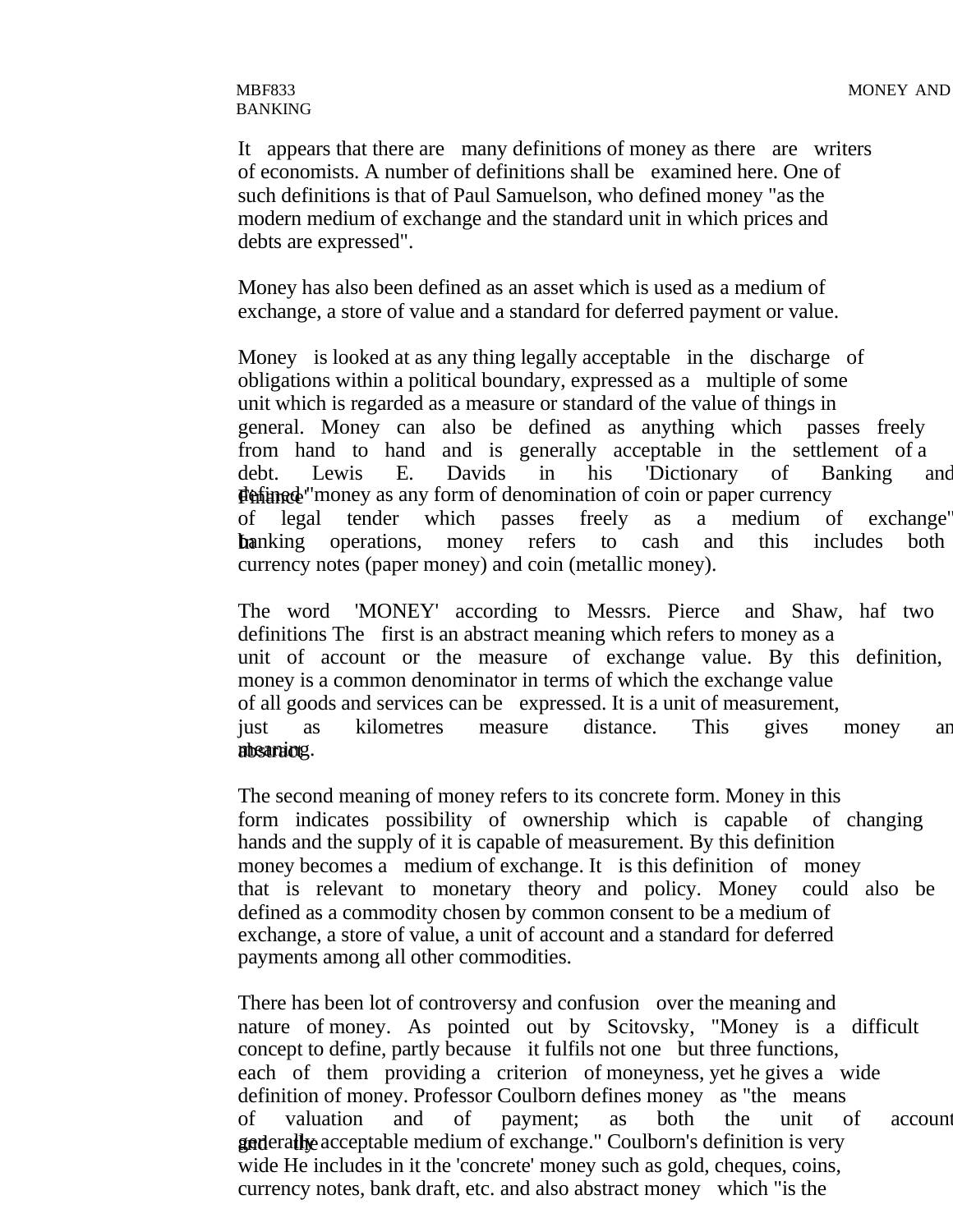It appears that there are many definitions of money as there are writers of economists. A number of definitions shall be examined here. One of such definitions is that of Paul Samuelson, who defined money "as the modern medium of exchange and the standard unit in which prices and debts are expressed".

Money has also been defined as an asset which is used as a medium of exchange, a store of value and a standard for deferred payment or value.

Money is looked at as any thing legally acceptable in the discharge of obligations within a political boundary, expressed as a multiple of some unit which is regarded as a measure or standard of the value of things in general. Money can also be defined as anything which passes freely from hand to hand and is generally acceptable in the settlement of a debt. Lewis E. Davids in his 'Dictionary of Banking and Finance' defined "money as any form of denomination of coin or paper currency of legal tender which passes freely as a medium of exchange" In banking operations, money refers to cash and this includes both currency notes (paper money) and coin (metallic money).

The word 'MONEY' according to Messrs. Pierce and Shaw, haf two definitions The first is an abstract meaning which refers to money as a unit of account or the measure of exchange value. By this definition, money is a common denominator in terms of which the exchange value of all goods and services can be expressed. It is a unit of measurement, just as kilometres measure distance. This gives money an abstract meaning.

The second meaning of money refers to its concrete form. Money in this form indicates possibility of ownership which is capable of changing hands and the supply of it is capable of measurement. By this definition money becomes a medium of exchange. It is this definition of money that is relevant to monetary theory and policy. Money could also be defined as a commodity chosen by common consent to be a medium of exchange, a store of value, a unit of account and a standard for deferred payments among all other commodities.

There has been lot of controversy and confusion over the meaning and nature of money. As pointed out by Scitovsky, "Money is a difficult concept to define, partly because it fulfils not one but three functions, each of them providing a criterion of moneyness, yet he gives a wide definition of money. Professor Coulborn defines money as "the means of valuation and of payment; as both the unit of account and the generally acceptable medium of exchange." Coulborn's definition is very wide He includes in it the 'concrete' money such as gold, cheques, coins, currency notes, bank draft, etc. and also abstract money which "is the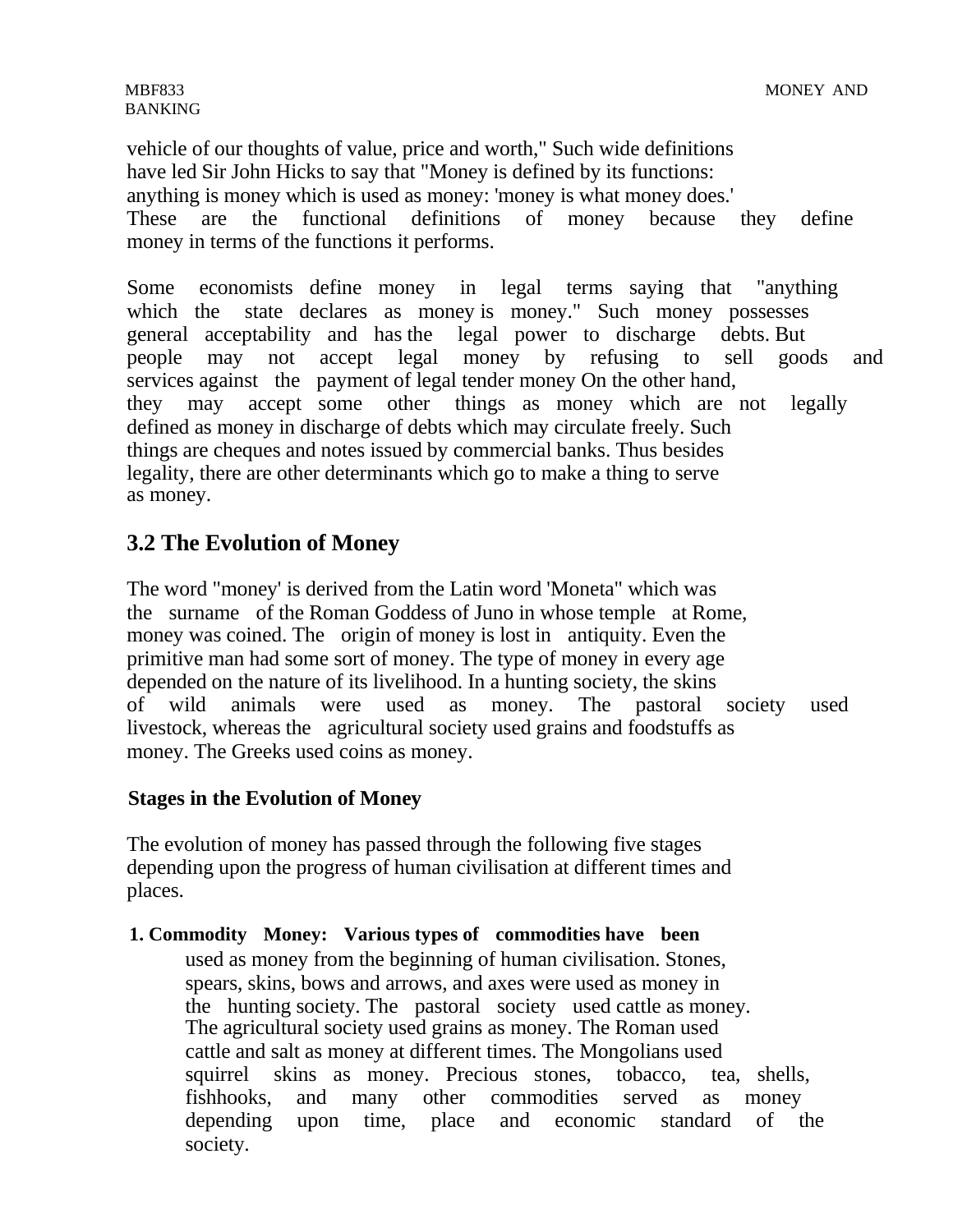vehicle of our thoughts of value, price and worth," Such wide definitions have led Sir John Hicks to say that "Money is defined by its functions: anything is money which is used as money: 'money is what money does.' These are the functional definitions of money because they define money in terms of the functions it performs.

Some economists define money in legal terms saying that "anything which the state declares as money is money." Such money possesses general acceptability and has the legal power to discharge debts. But people may not accept legal money by refusing to sell goods and services against the payment of legal tender money On the other hand, they may accept some other things as money which are not legally defined as money in discharge of debts which may circulate freely. Such things are cheques and notes issued by commercial banks. Thus besides legality, there are other determinants which go to make a thing to serve as money.

## 3.2 The Evolution of Money

The word "money' is derived from the Latin word 'Moneta" which was the surname of the Roman Goddess of Juno in whose temple at Rome, money was coined. The origin of money is lost in antiquity. Even the primitive man had some sort of money. The type of money in every age depended on the nature of its livelihood. In a hunting society, the skins of wild animals were used as money. The pastoral society used livestock, whereas the agricultural society used grains and foodstuffs as money. The Greeks used coins as money.

### Stages in the Evolution of Money

The evolution of money has passed through the following five stages depending upon the progress of human civilisation at different times and places.

1. **Commodity Money: Various types of commodities have been** used as money from the beginning of human civilisation. Stones, spears, skins, bows and arrows, and axes were used as money in the hunting society. The pastoral society used cattle as money. The agricultural society used grains as money. The Roman used cattle and salt as money at different times. The Mongolians used squirrel skins as money. Precious stones, tobacco, tea, shells, fishhooks, and many other commodities served as money depending upon time, place and economic standard of the society.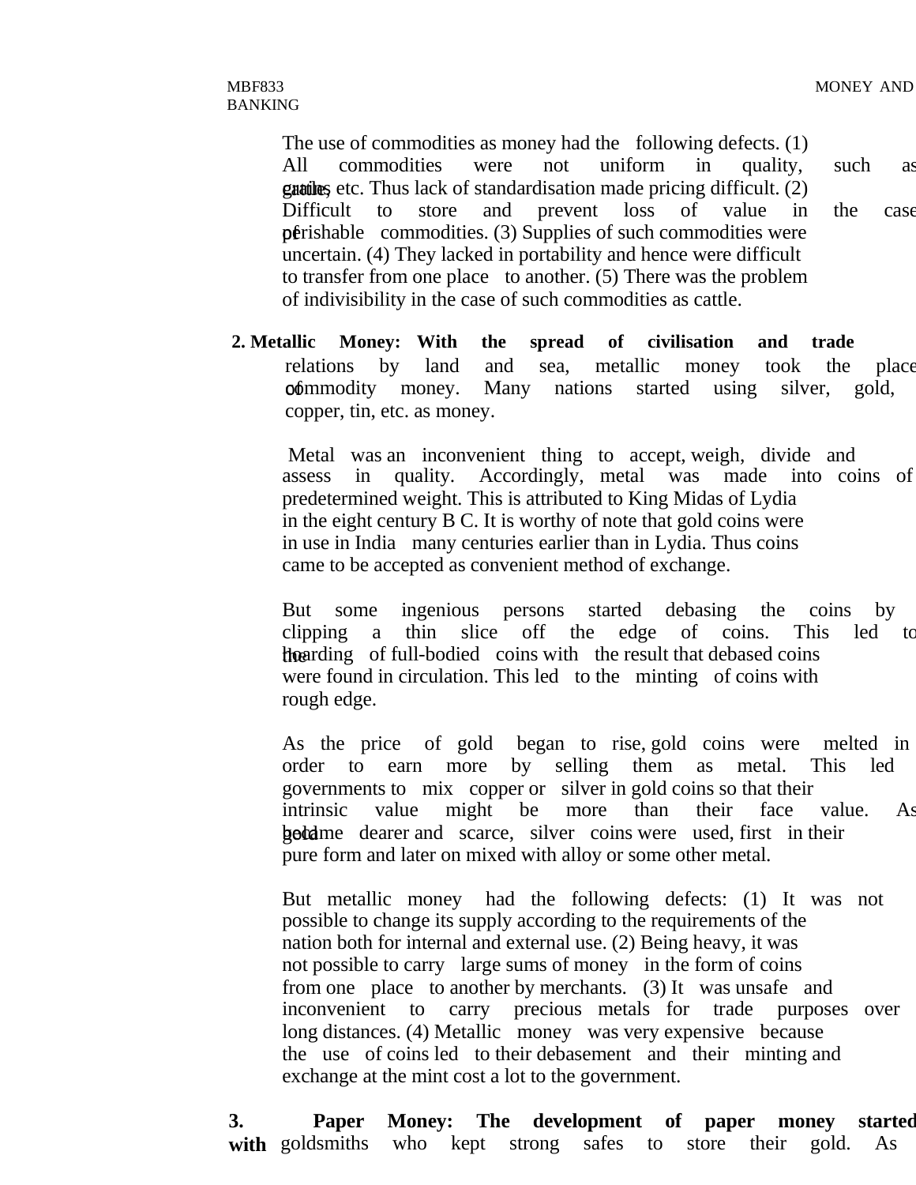The use of commodities as money had the following defects. (1) All commodities were not uniform in quality, such as cattle, grains, etc. Thus lack of standardisation made pricing difficult. (2) Difficult to store and prevent loss of value in the case of perishable commodities. (3) Supplies of such commodities were uncertain. (4) They lacked in portability and hence were difficult to transfer from one place to another. (5) There was the problem of indivisibility in the case of such commodities as cattle.

**2. Metallic Money: With the spread of civilisation and trade** relations by land and sea, metallic money took the place of commodity money. Many nations started using silver, gold, copper, tin, etc. as money.

Metal was an inconvenient thing to accept, weigh, divide and assess in quality. Accordingly, metal was made into coins of predetermined weight. This is attributed to King Midas of Lydia in the eight century B C. It is worthy of note that gold coins were in use in India many centuries earlier than in Lydia. Thus coins came to be accepted as convenient method of exchange.

But some ingenious persons started debasing the coins by clipping a thin slice off the edge of coins. This led to the hoarding of full-bodied coins with the result that debased coins were found in circulation. This led to the minting of coins with rough edge.

As the price of gold began to rise, gold coins were melted in order to earn more by selling them as metal. This led governments to mix copper or silver in gold coins so that their intrinsic value might be more than their face value. As gold became dearer and scarce, silver coins were used, first in their pure form and later on mixed with alloy or some other metal.

But metallic money had the following defects: (1) It was not possible to change its supply according to the requirements of the nation both for internal and external use. (2) Being heavy, it was not possible to carry large sums of money in the form of coins from one place to another by merchants. (3) It was unsafe and inconvenient to carry precious metals for trade purposes over long distances. (4) Metallic money was very expensive because the use of coins led to their debasement and their minting and exchange at the mint cost a lot to the government.

**3. Paper Money: The development of paper money started with** goldsmiths who kept strong safes to store their gold. As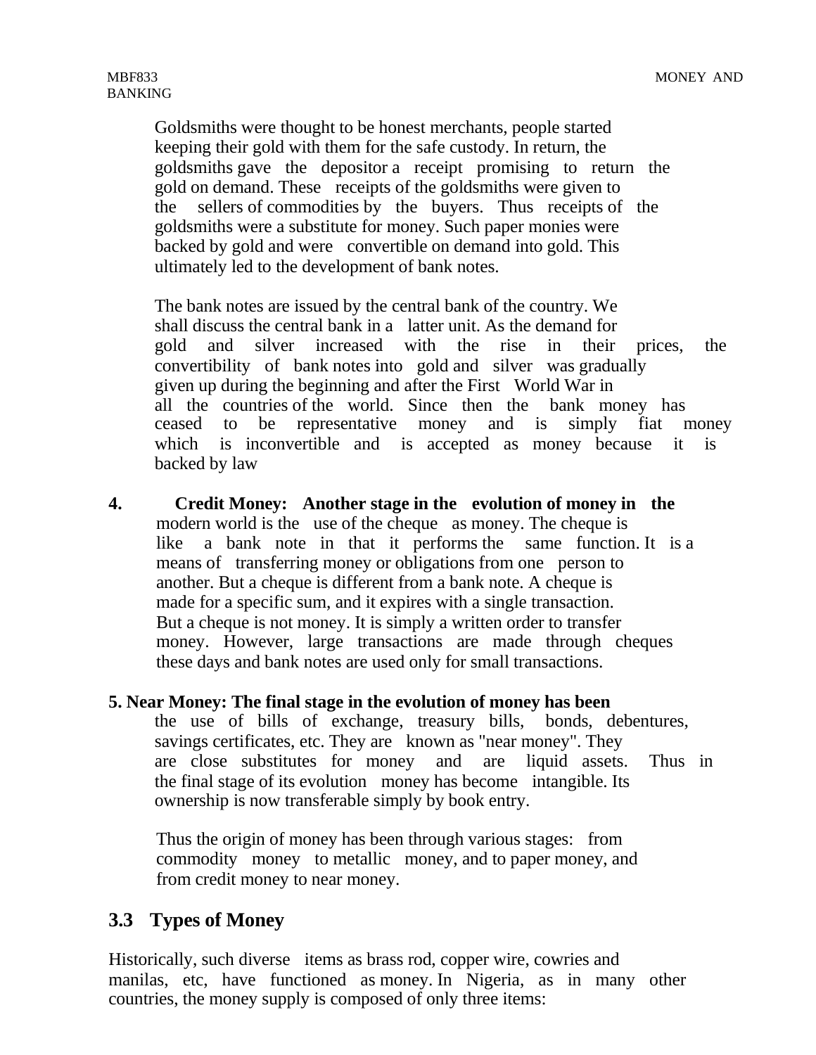Goldsmiths were thought to be honest merchants, people started keeping their gold with them for the safe custody. In return, the goldsmiths gave the depositor a receipt promising to return the gold on demand. These receipts of the goldsmiths were given to the sellers of commodities by the buyers. Thus receipts of the goldsmiths were a substitute for money. Such paper monies were backed by gold and were convertible on demand into gold. This ultimately led to the development of bank notes.

The bank notes are issued by the central bank of the country. We shall discuss the central bank in a latter unit. As the demand for gold and silver increased with the rise in their prices, the convertibility of bank notes into gold and silver was gradually given up during the beginning and after the First World War in all the countries of the world. Since then the bank money has ceased to be representative money and is simply fiat money which is inconvertible and is accepted as money because it is backed by law

4. **Credit Money: Another stage in the evolution of money in the** modern world is the use of the cheque as money. The cheque is like a bank note in that it performs the same function. It is a means of transferring money or obligations from one person to another. But a cheque is different from a bank note. A cheque is made for a specific sum, and it expires with a single transaction. But a cheque is not money. It is simply a written order to transfer money. However, large transactions are made through cheques these days and bank notes are used only for small transactions.

5. **Near Money: The final stage in the evolution of money has been** the use of bills of exchange, treasury bills, bonds, debentures, savings certificates, etc. They are known as "near money". They are close substitutes for money and are liquid assets. Thus in the final stage of its evolution money has become intangible. Its ownership is now transferable simply by book entry.

Thus the origin of money has been through various stages: from commodity money to metallic money, and to paper money, and from credit money to near money.

## 3.3 Types of Money

Historically, such diverse items as brass rod, copper wire, cowries and manilas, etc, have functioned as money. In Nigeria, as in many other countries, the money supply is composed of only three items: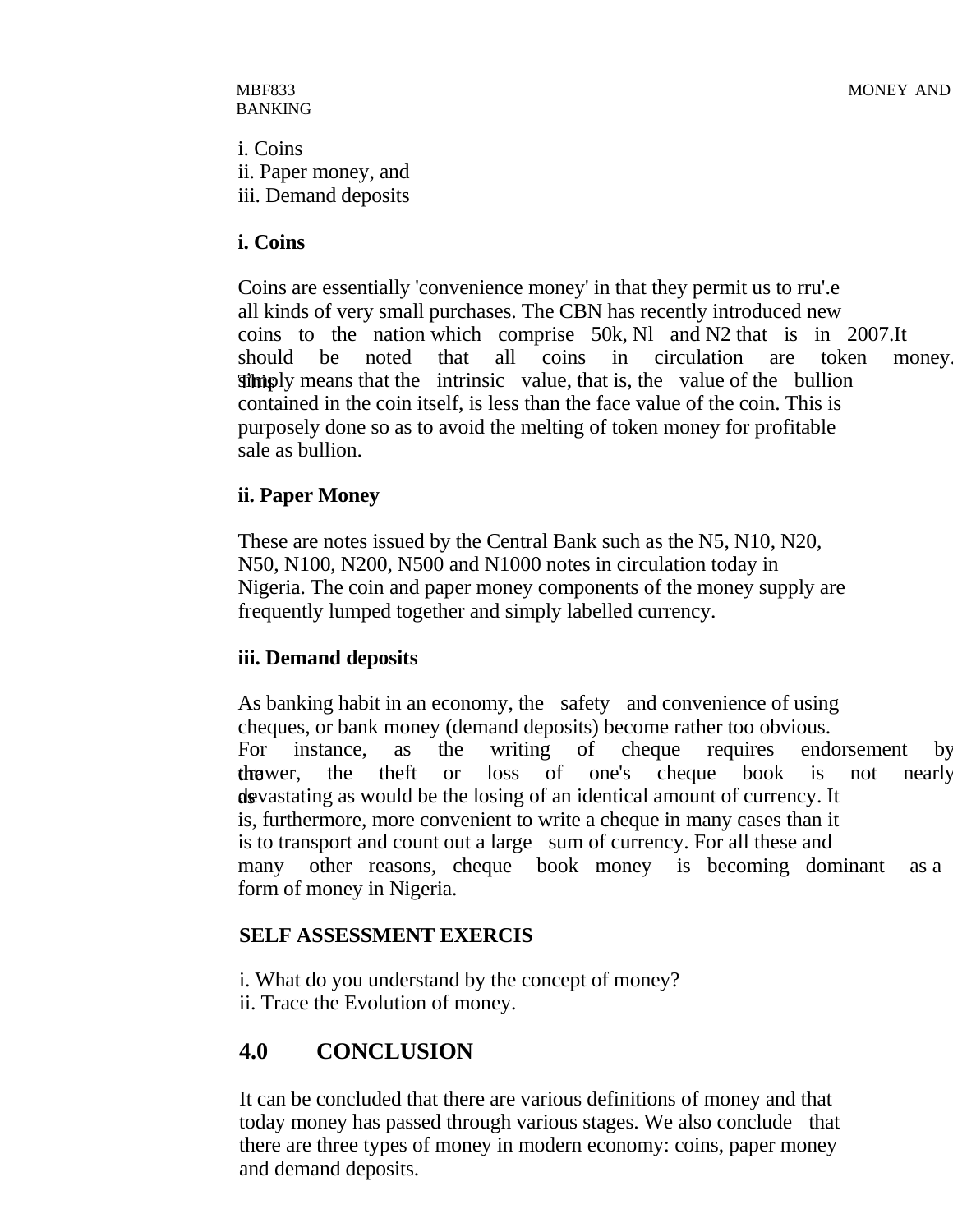i. Coins
ii. Paper money, and
iii. Demand deposits

**i. Coins**

Coins are essentially 'convenience money' in that they permit us to rru'.e all kinds of very small purchases. The CBN has recently introduced new coins to the nation which comprise 50k, Nl and N2 that is in 2007.It should be noted that all coins in circulation are token money. This simply means that the intrinsic value, that is, the value of the bullion contained in the coin itself, is less than the face value of the coin. This is purposely done so as to avoid the melting of token money for profitable sale as bullion.

**ii. Paper Money**

These are notes issued by the Central Bank such as the N5, N10, N20, N50, N100, N200, N500 and N1000 notes in circulation today in Nigeria. The coin and paper money components of the money supply are frequently lumped together and simply labelled currency.

**iii. Demand deposits**

As banking habit in an economy, the safety and convenience of using cheques, or bank money (demand deposits) become rather too obvious. For instance, as the writing of cheque requires endorsement by the drawer, the theft or loss of one's cheque book is not nearly as devastating as would be the losing of an identical amount of currency. It is, furthermore, more convenient to write a cheque in many cases than it is to transport and count out a large sum of currency. For all these and many other reasons, cheque book money is becoming dominant as a form of money in Nigeria.

**SELF ASSESSMENT EXERCIS**

i. What do you understand by the concept of money?
ii. Trace the Evolution of money.

## 4.0 CONCLUSION

It can be concluded that there are various definitions of money and that today money has passed through various stages. We also conclude that there are three types of money in modern economy: coins, paper money and demand deposits.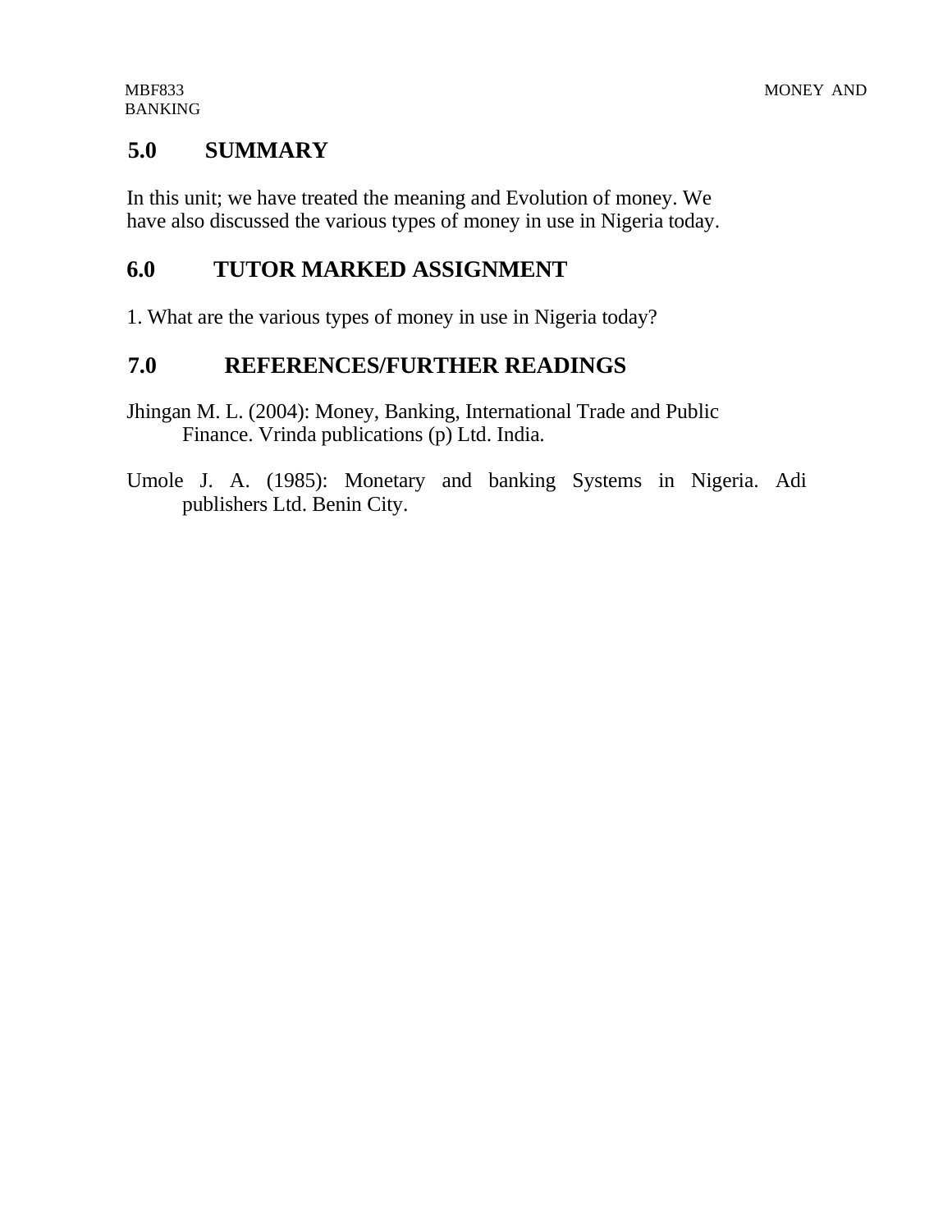## 5.0 SUMMARY

In this unit; we have treated the meaning and Evolution of money. We have also discussed the various types of money in use in Nigeria today.

## 6.0 TUTOR MARKED ASSIGNMENT

1. What are the various types of money in use in Nigeria today?

## 7.0 REFERENCES/FURTHER READINGS

Jhingan M. L. (2004): Money, Banking, International Trade and Public Finance. Vrinda publications (p) Ltd. India.

Umole J. A. (1985): Monetary and banking Systems in Nigeria. Adi publishers Ltd. Benin City.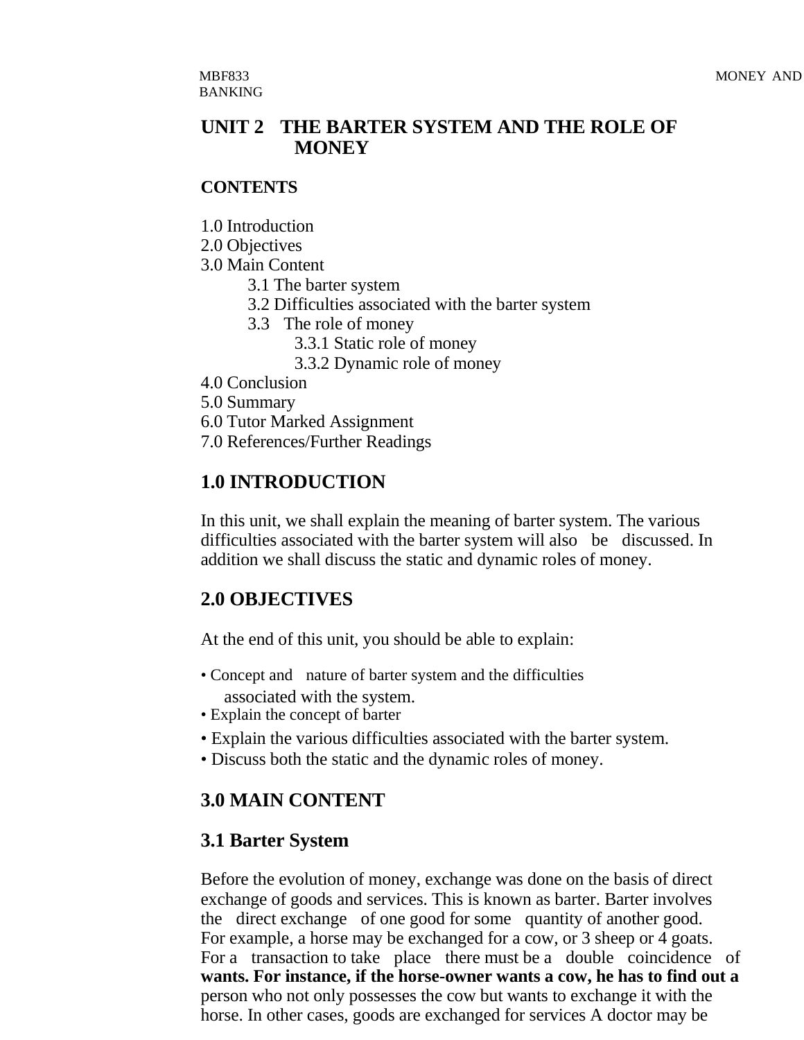# UNIT 2 THE BARTER SYSTEM AND THE ROLE OF MONEY

**CONTENTS**

1.0 Introduction
2.0 Objectives
3.0 Main Content
  3.1 The barter system
  3.2 Difficulties associated with the barter system
  3.3 The role of money
    3.3.1 Static role of money
    3.3.2 Dynamic role of money
4.0 Conclusion
5.0 Summary
6.0 Tutor Marked Assignment
7.0 References/Further Readings

## 1.0 INTRODUCTION

In this unit, we shall explain the meaning of barter system. The various difficulties associated with the barter system will also be discussed. In addition we shall discuss the static and dynamic roles of money.

## 2.0 OBJECTIVES

At the end of this unit, you should be able to explain:

- Concept and nature of barter system and the difficulties associated with the system.
- Explain the concept of barter
- Explain the various difficulties associated with the barter system.
- Discuss both the static and the dynamic roles of money.

## 3.0 MAIN CONTENT

### 3.1 Barter System

Before the evolution of money, exchange was done on the basis of direct exchange of goods and services. This is known as barter. Barter involves the direct exchange of one good for some quantity of another good. For example, a horse may be exchanged for a cow, or 3 sheep or 4 goats. For a transaction to take place there must be a double coincidence of **wants. For instance, if the horse-owner wants a cow, he has to find out a** person who not only possesses the cow but wants to exchange it with the horse. In other cases, goods are exchanged for services A doctor may be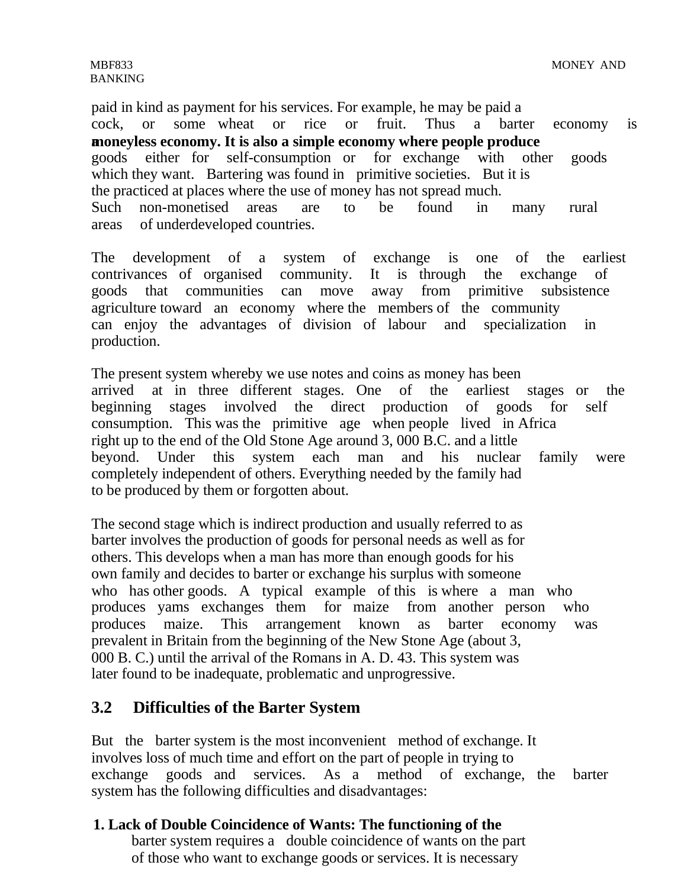paid in kind as payment for his services. For example, he may be paid a cock, or some wheat or rice or fruit. Thus a barter economy is a **moneyless economy. It is also a simple economy where people produce** goods either for self-consumption or for exchange with other goods which they want. Bartering was found in primitive societies. But it is the practiced at places where the use of money has not spread much. Such non-monetised areas are to be found in many rural areas of underdeveloped countries.

The development of a system of exchange is one of the earliest contrivances of organised community. It is through the exchange of goods that communities can move away from primitive subsistence agriculture toward an economy where the members of the community can enjoy the advantages of division of labour and specialization in production.

The present system whereby we use notes and coins as money has been arrived at in three different stages. One of the earliest stages or the beginning stages involved the direct production of goods for self consumption. This was the primitive age when people lived in Africa right up to the end of the Old Stone Age around 3, 000 B.C. and a little beyond. Under this system each man and his nuclear family were completely independent of others. Everything needed by the family had to be produced by them or forgotten about.

The second stage which is indirect production and usually referred to as barter involves the production of goods for personal needs as well as for others. This develops when a man has more than enough goods for his own family and decides to barter or exchange his surplus with someone who has other goods. A typical example of this is where a man who produces yams exchanges them for maize from another person who produces maize. This arrangement known as barter economy was prevalent in Britain from the beginning of the New Stone Age (about 3, 000 B. C.) until the arrival of the Romans in A. D. 43. This system was later found to be inadequate, problematic and unprogressive.

## 3.2 Difficulties of the Barter System

But the barter system is the most inconvenient method of exchange. It involves loss of much time and effort on the part of people in trying to exchange goods and services. As a method of exchange, the barter system has the following difficulties and disadvantages:

1. **Lack of Double Coincidence of Wants: The functioning of the** barter system requires a double coincidence of wants on the part of those who want to exchange goods or services. It is necessary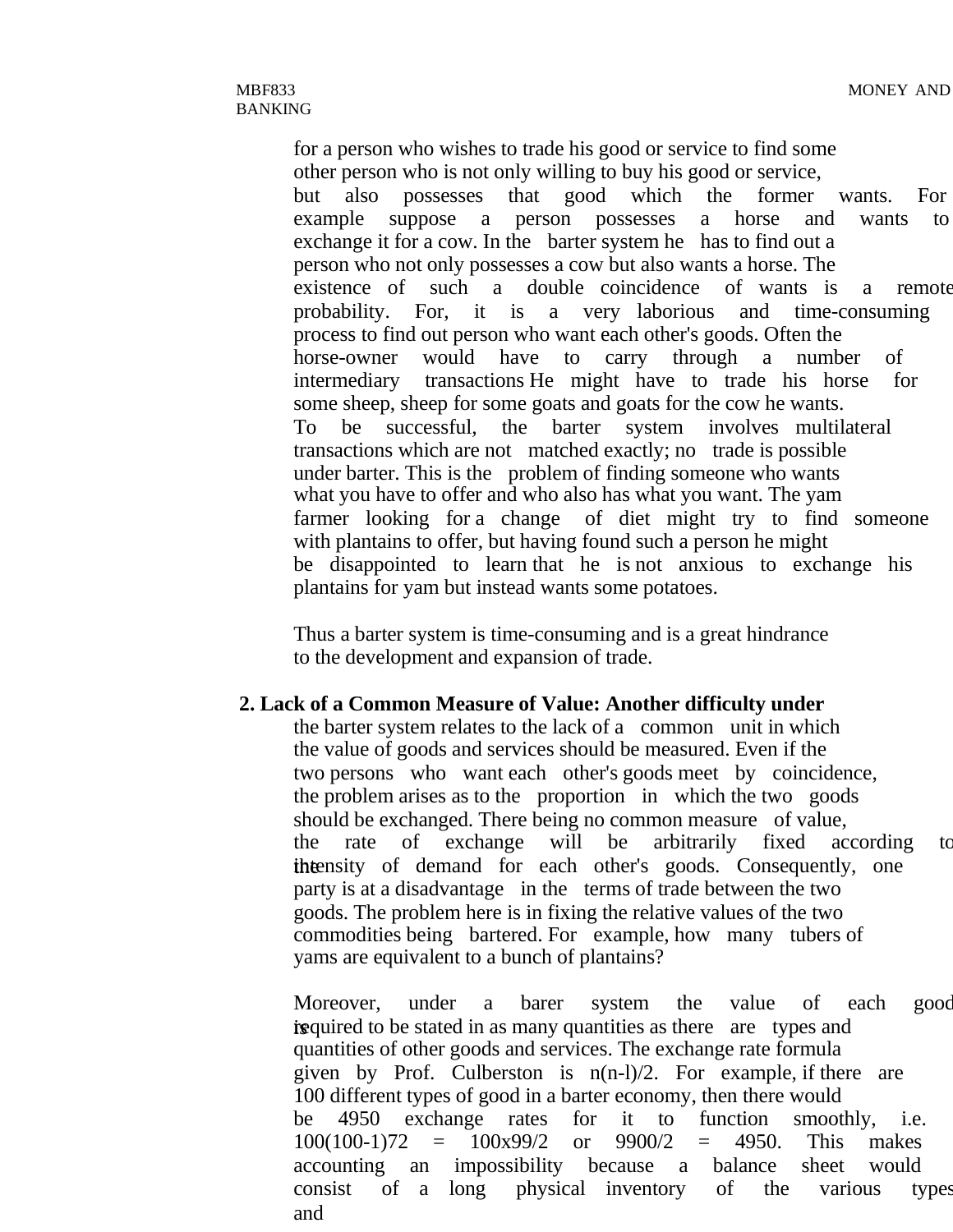for a person who wishes to trade his good or service to find some other person who is not only willing to buy his good or service, but also possesses that good which the former wants. For example suppose a person possesses a horse and wants to exchange it for a cow. In the barter system he has to find out a person who not only possesses a cow but also wants a horse. The existence of such a double coincidence of wants is a remote probability. For, it is a very laborious and time-consuming process to find out person who want each other's goods. Often the horse-owner would have to carry through a number of intermediary transactions He might have to trade his horse for some sheep, sheep for some goats and goats for the cow he wants. To be successful, the barter system involves multilateral transactions which are not matched exactly; no trade is possible under barter. This is the problem of finding someone who wants what you have to offer and who also has what you want. The yam farmer looking for a change of diet might try to find someone with plantains to offer, but having found such a person he might be disappointed to learn that he is not anxious to exchange his plantains for yam but instead wants some potatoes.

Thus a barter system is time-consuming and is a great hindrance to the development and expansion of trade.

**2. Lack of a Common Measure of Value: Another difficulty under** the barter system relates to the lack of a common unit in which the value of goods and services should be measured. Even if the two persons who want each other's goods meet by coincidence, the problem arises as to the proportion in which the two goods should be exchanged. There being no common measure of value, the rate of exchange will be arbitrarily fixed according to the intensity of demand for each other's goods. Consequently, one party is at a disadvantage in the terms of trade between the two goods. The problem here is in fixing the relative values of the two commodities being bartered. For example, how many tubers of yams are equivalent to a bunch of plantains?

Moreover, under a barer system the value of each good is required to be stated in as many quantities as there are types and quantities of other goods and services. The exchange rate formula given by Prof. Culberston is n(n-l)/2. For example, if there are 100 different types of good in a barter economy, then there would be 4950 exchange rates for it to function smoothly, i.e. 100(100-1)72 = 100x99/2 or 9900/2 = 4950. This makes accounting an impossibility because a balance sheet would consist of a long physical inventory of the various types and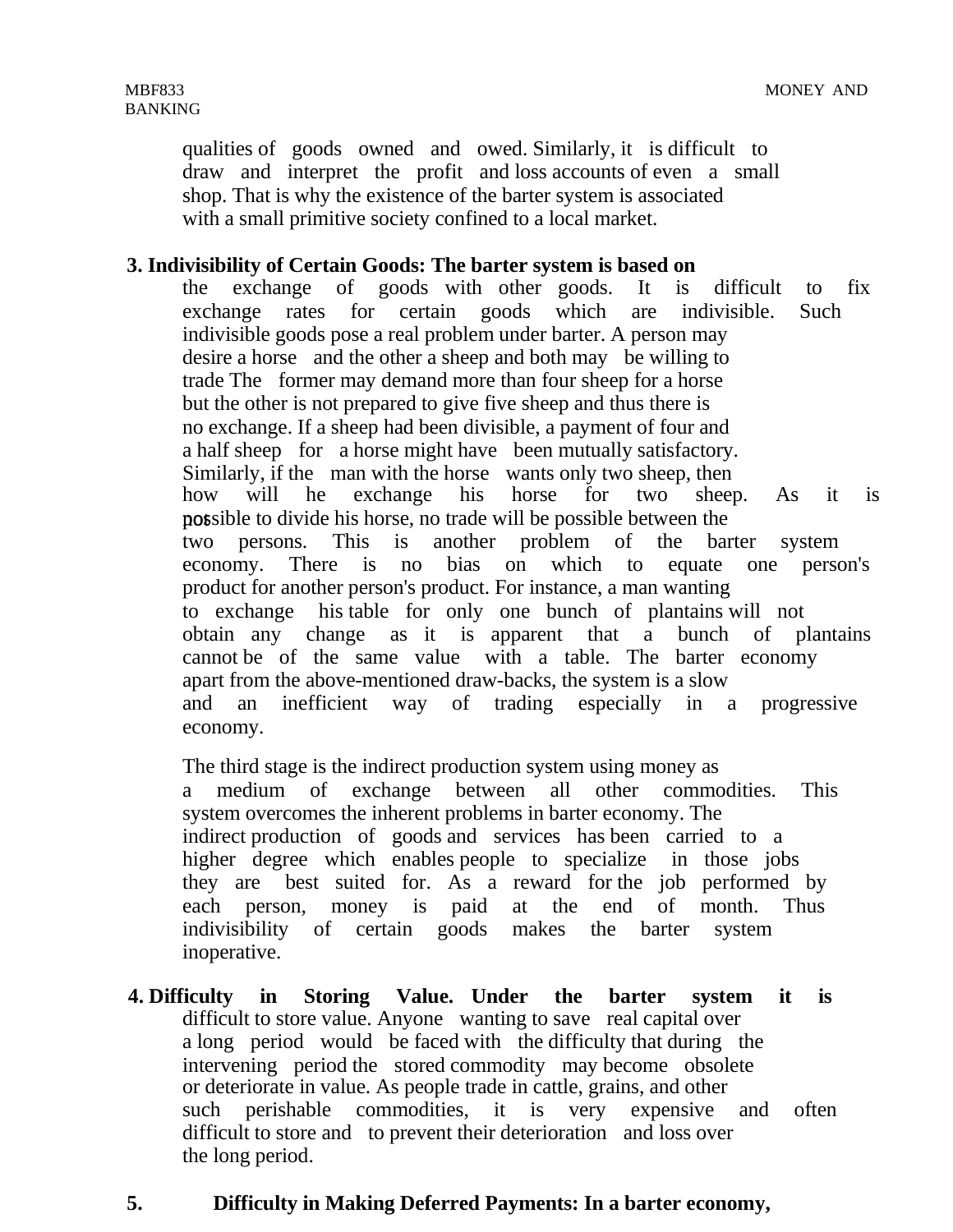qualities of goods owned and owed. Similarly, it is difficult to draw and interpret the profit and loss accounts of even a small shop. That is why the existence of the barter system is associated with a small primitive society confined to a local market.

**3. Indivisibility of Certain Goods: The barter system is based on** the exchange of goods with other goods. It is difficult to fix exchange rates for certain goods which are indivisible. Such indivisible goods pose a real problem under barter. A person may desire a horse and the other a sheep and both may be willing to trade The former may demand more than four sheep for a horse but the other is not prepared to give five sheep and thus there is no exchange. If a sheep had been divisible, a payment of four and a half sheep for a horse might have been mutually satisfactory. Similarly, if the man with the horse wants only two sheep, then how will he exchange his horse for two sheep. As it is not possible to divide his horse, no trade will be possible between the two persons. This is another problem of the barter system economy. There is no bias on which to equate one person's product for another person's product. For instance, a man wanting to exchange his table for only one bunch of plantains will not obtain any change as it is apparent that a bunch of plantains cannot be of the same value with a table. The barter economy apart from the above-mentioned draw-backs, the system is a slow and an inefficient way of trading especially in a progressive economy.

The third stage is the indirect production system using money as a medium of exchange between all other commodities. This system overcomes the inherent problems in barter economy. The indirect production of goods and services has been carried to a higher degree which enables people to specialize in those jobs they are best suited for. As a reward for the job performed by each person, money is paid at the end of month. Thus indivisibility of certain goods makes the barter system inoperative.

**4. Difficulty in Storing Value. Under the barter system it is** difficult to store value. Anyone wanting to save real capital over a long period would be faced with the difficulty that during the intervening period the stored commodity may become obsolete or deteriorate in value. As people trade in cattle, grains, and other such perishable commodities, it is very expensive and often difficult to store and to prevent their deterioration and loss over the long period.

**5. Difficulty in Making Deferred Payments: In a barter economy,**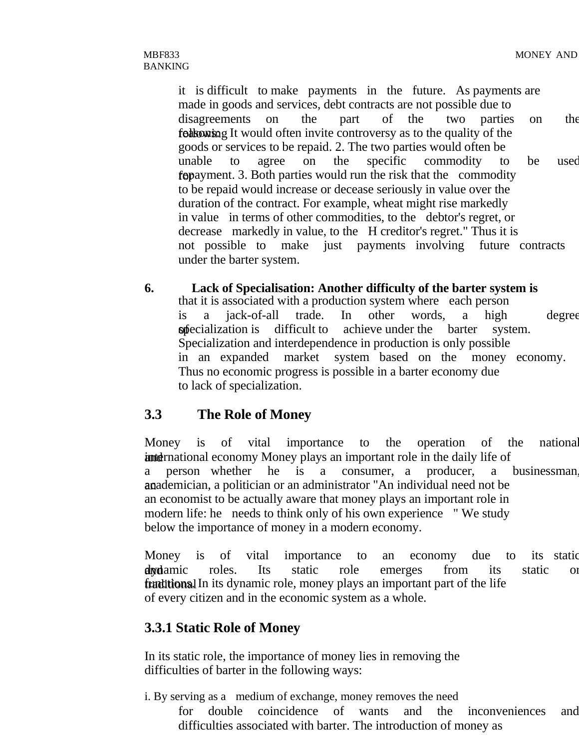it is difficult to make payments in the future. As payments are made in goods and services, debt contracts are not possible due to disagreements on the part of the two parties on the following: It would often invite controversy as to the quality of the goods or services to be repaid. 2. The two parties would often be unable to agree on the specific commodity to be used for repayment. 3. Both parties would run the risk that the commodity to be repaid would increase or decease seriously in value over the duration of the contract. For example, wheat might rise markedly in value in terms of other commodities, to the debtor's regret, or decrease markedly in value, to the H creditor's regret." Thus it is not possible to make just payments involving future contracts under the barter system.

6. **Lack of Specialisation: Another difficulty of the barter system is** that it is associated with a production system where each person is a jack-of-all trade. In other words, a high degree of specialization is difficult to achieve under the barter system. Specialization and interdependence in production is only possible in an expanded market system based on the money economy. Thus no economic progress is possible in a barter economy due to lack of specialization.

## 3.3 The Role of Money

Money is of vital importance to the operation of the national and international economy Money plays an important role in the daily life of a person whether he is a consumer, a producer, a businessman, an academician, a politician or an administrator "An individual need not be an economist to be actually aware that money plays an important role in modern life: he needs to think only of his own experience " We study below the importance of money in a modern economy.

Money is of vital importance to an economy due to its static and dynamic roles. Its static role emerges from its static or traditional. In its dynamic role, money plays an important part of the life of every citizen and in the economic system as a whole.

### 3.3.1 Static Role of Money

In its static role, the importance of money lies in removing the difficulties of barter in the following ways:

i. By serving as a medium of exchange, money removes the need for double coincidence of wants and the inconveniences and difficulties associated with barter. The introduction of money as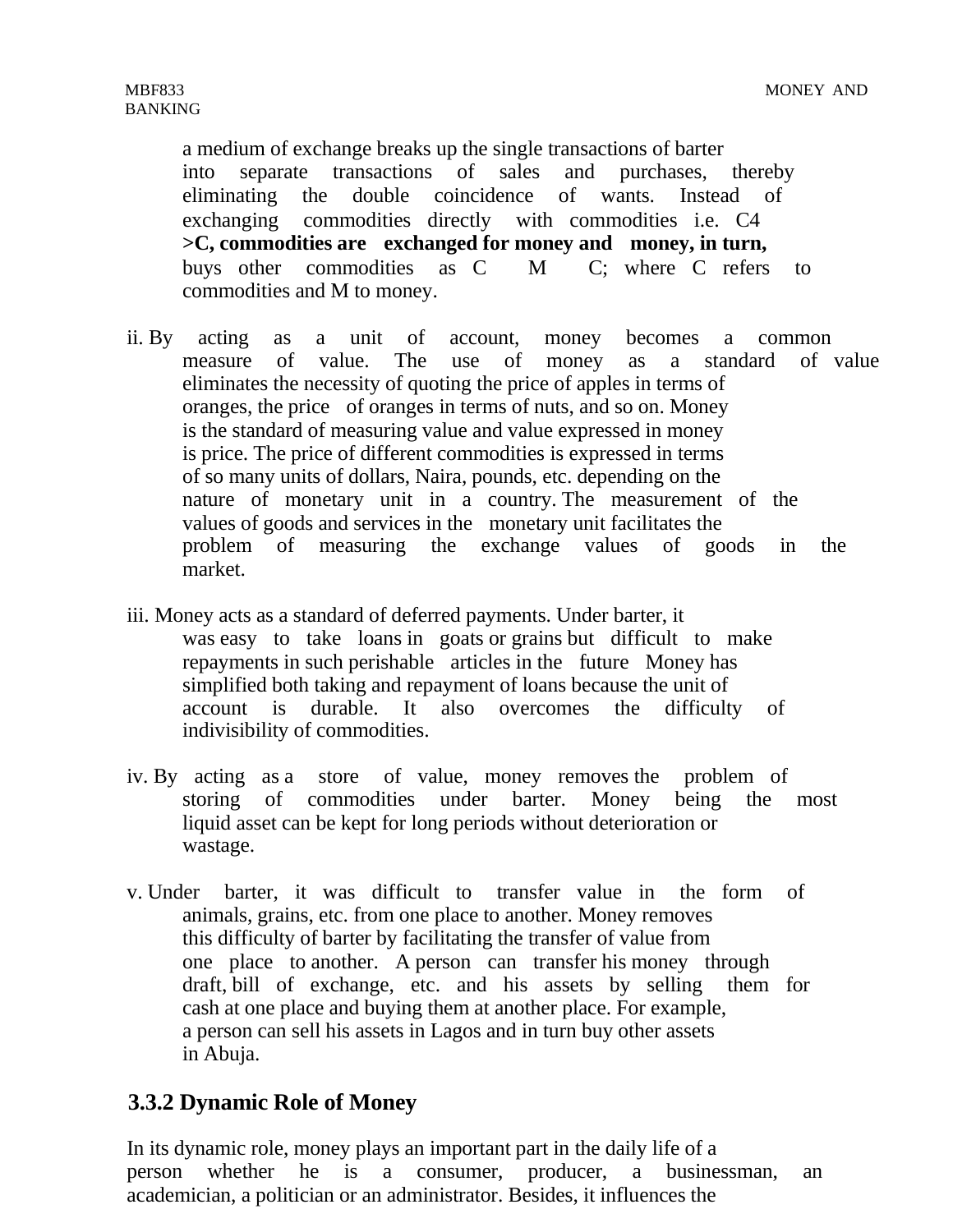a medium of exchange breaks up the single transactions of barter into separate transactions of sales and purchases, thereby eliminating the double coincidence of wants. Instead of exchanging commodities directly with commodities i.e. C4 **>C, commodities are exchanged for money and money, in turn,** buys other commodities as C M C; where C refers to commodities and M to money.

ii. By acting as a unit of account, money becomes a common measure of value. The use of money as a standard of value eliminates the necessity of quoting the price of apples in terms of oranges, the price of oranges in terms of nuts, and so on. Money is the standard of measuring value and value expressed in money is price. The price of different commodities is expressed in terms of so many units of dollars, Naira, pounds, etc. depending on the nature of monetary unit in a country. The measurement of the values of goods and services in the monetary unit facilitates the problem of measuring the exchange values of goods in the market.

iii. Money acts as a standard of deferred payments. Under barter, it was easy to take loans in goats or grains but difficult to make repayments in such perishable articles in the future Money has simplified both taking and repayment of loans because the unit of account is durable. It also overcomes the difficulty of indivisibility of commodities.

iv. By acting as a store of value, money removes the problem of storing of commodities under barter. Money being the most liquid asset can be kept for long periods without deterioration or wastage.

v. Under barter, it was difficult to transfer value in the form of animals, grains, etc. from one place to another. Money removes this difficulty of barter by facilitating the transfer of value from one place to another. A person can transfer his money through draft, bill of exchange, etc. and his assets by selling them for cash at one place and buying them at another place. For example, a person can sell his assets in Lagos and in turn buy other assets in Abuja.

### 3.3.2 Dynamic Role of Money

In its dynamic role, money plays an important part in the daily life of a person whether he is a consumer, producer, a businessman, an academician, a politician or an administrator. Besides, it influences the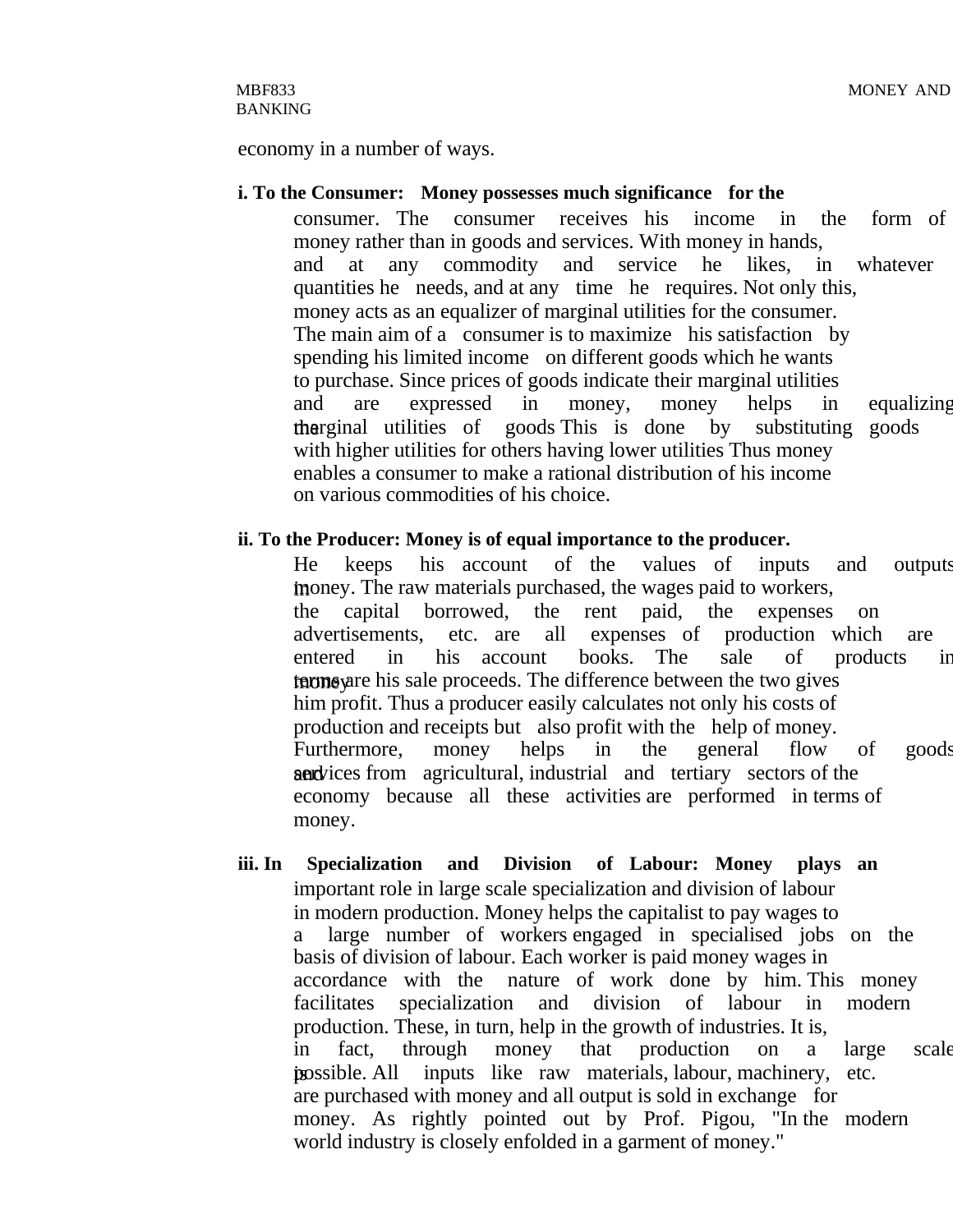economy in a number of ways.

**i. To the Consumer: Money possesses much significance for the** consumer. The consumer receives his income in the form of money rather than in goods and services. With money in hands, and at any commodity and service he likes, in whatever quantities he needs, and at any time he requires. Not only this, money acts as an equalizer of marginal utilities for the consumer. The main aim of a consumer is to maximize his satisfaction by spending his limited income on different goods which he wants to purchase. Since prices of goods indicate their marginal utilities and are expressed in money, money helps in equalizing the marginal utilities of goods This is done by substituting goods with higher utilities for others having lower utilities Thus money enables a consumer to make a rational distribution of his income on various commodities of his choice.

**ii. To the Producer: Money is of equal importance to the producer.** He keeps his account of the values of inputs and outputs in money. The raw materials purchased, the wages paid to workers, the capital borrowed, the rent paid, the expenses on advertisements, etc. are all expenses of production which are entered in his account books. The sale of products in money terms are his sale proceeds. The difference between the two gives him profit. Thus a producer easily calculates not only his costs of production and receipts but also profit with the help of money. Furthermore, money helps in the general flow of goods and services from agricultural, industrial and tertiary sectors of the economy because all these activities are performed in terms of money.

**iii. In Specialization and Division of Labour: Money plays an** important role in large scale specialization and division of labour in modern production. Money helps the capitalist to pay wages to a large number of workers engaged in specialised jobs on the basis of division of labour. Each worker is paid money wages in accordance with the nature of work done by him. This money facilitates specialization and division of labour in modern production. These, in turn, help in the growth of industries. It is, in fact, through money that production on a large scale is possible. All inputs like raw materials, labour, machinery, etc. are purchased with money and all output is sold in exchange for money. As rightly pointed out by Prof. Pigou, "In the modern world industry is closely enfolded in a garment of money."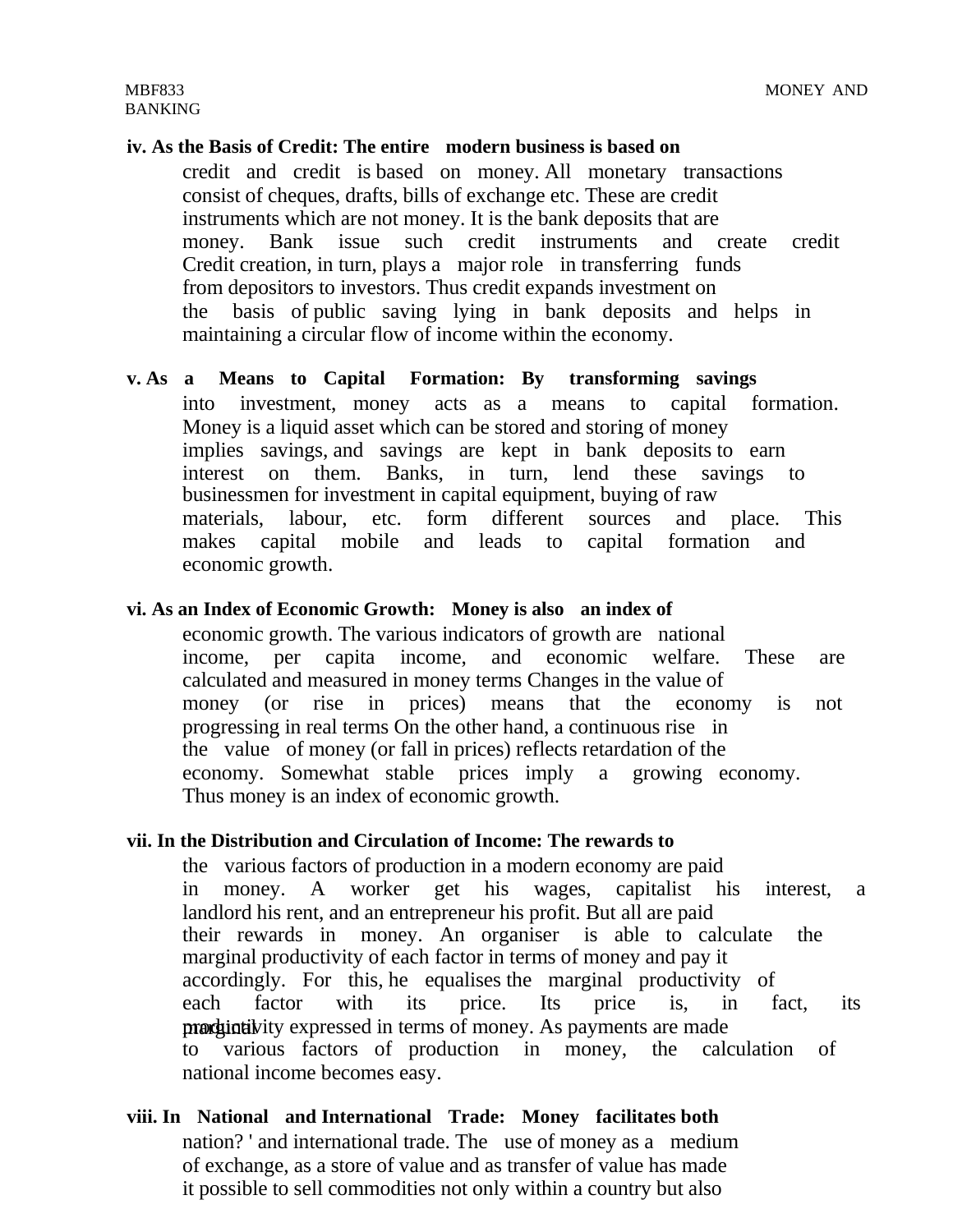**iv. As the Basis of Credit: The entire modern business is based on** credit and credit is based on money. All monetary transactions consist of cheques, drafts, bills of exchange etc. These are credit instruments which are not money. It is the bank deposits that are money. Bank issue such credit instruments and create credit Credit creation, in turn, plays a major role in transferring funds from depositors to investors. Thus credit expands investment on the basis of public saving lying in bank deposits and helps in maintaining a circular flow of income within the economy.

**v. As a Means to Capital Formation: By transforming savings** into investment, money acts as a means to capital formation. Money is a liquid asset which can be stored and storing of money implies savings, and savings are kept in bank deposits to earn interest on them. Banks, in turn, lend these savings to businessmen for investment in capital equipment, buying of raw materials, labour, etc. form different sources and place. This makes capital mobile and leads to capital formation and economic growth.

**vi. As an Index of Economic Growth: Money is also an index of** economic growth. The various indicators of growth are national income, per capita income, and economic welfare. These are calculated and measured in money terms Changes in the value of money (or rise in prices) means that the economy is not progressing in real terms On the other hand, a continuous rise in the value of money (or fall in prices) reflects retardation of the economy. Somewhat stable prices imply a growing economy. Thus money is an index of economic growth.

**vii. In the Distribution and Circulation of Income: The rewards to** the various factors of production in a modern economy are paid in money. A worker get his wages, capitalist his interest, a landlord his rent, and an entrepreneur his profit. But all are paid their rewards in money. An organiser is able to calculate the marginal productivity of each factor in terms of money and pay it accordingly. For this, he equalises the marginal productivity of each factor with its price. Its price is, in fact, its marginal productivity expressed in terms of money. As payments are made to various factors of production in money, the calculation of national income becomes easy.

**viii. In National and International Trade: Money facilitates both** nation? ' and international trade. The use of money as a medium of exchange, as a store of value and as transfer of value has made it possible to sell commodities not only within a country but also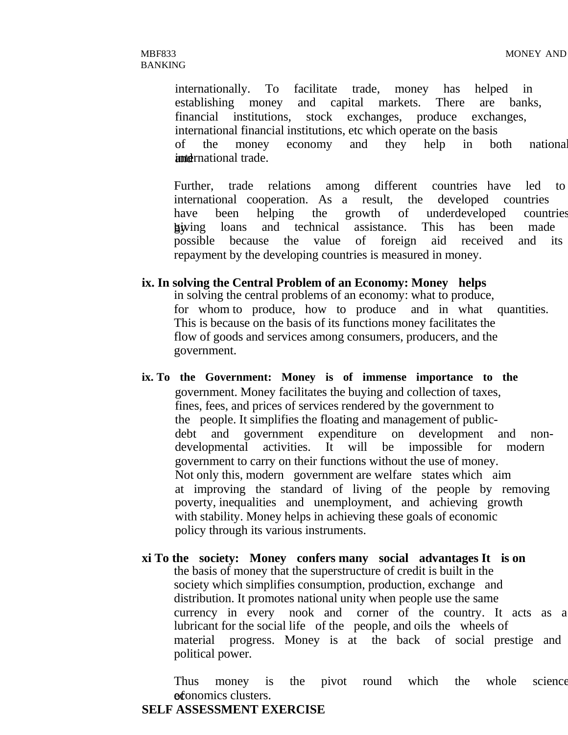internationally. To facilitate trade, money has helped in establishing money and capital markets. There are banks, financial institutions, stock exchanges, produce exchanges, international financial institutions, etc which operate on the basis of the money economy and they help in both national and international trade.

Further, trade relations among different countries have led to international cooperation. As a result, the developed countries have been helping the growth of underdeveloped countries by giving loans and technical assistance. This has been made possible because the value of foreign aid received and its repayment by the developing countries is measured in money.

**ix. In solving the Central Problem of an Economy: Money helps** in solving the central problems of an economy: what to produce, for whom to produce, how to produce and in what quantities. This is because on the basis of its functions money facilitates the flow of goods and services among consumers, producers, and the government.

**ix. To the Government: Money is of immense importance to the** government. Money facilitates the buying and collection of taxes, fines, fees, and prices of services rendered by the government to the people. It simplifies the floating and management of public-debt and government expenditure on development and non-developmental activities. It will be impossible for modern government to carry on their functions without the use of money. Not only this, modern government are welfare states which aim at improving the standard of living of the people by removing poverty, inequalities and unemployment, and achieving growth with stability. Money helps in achieving these goals of economic policy through its various instruments.

**xi To the society: Money confers many social advantages It is on** the basis of money that the superstructure of credit is built in the society which simplifies consumption, production, exchange and distribution. It promotes national unity when people use the same currency in every nook and corner of the country. It acts as a lubricant for the social life of the people, and oils the wheels of material progress. Money is at the back of social prestige and political power.

Thus money is the pivot round which the whole science of economics clusters.

**SELF ASSESSMENT EXERCISE**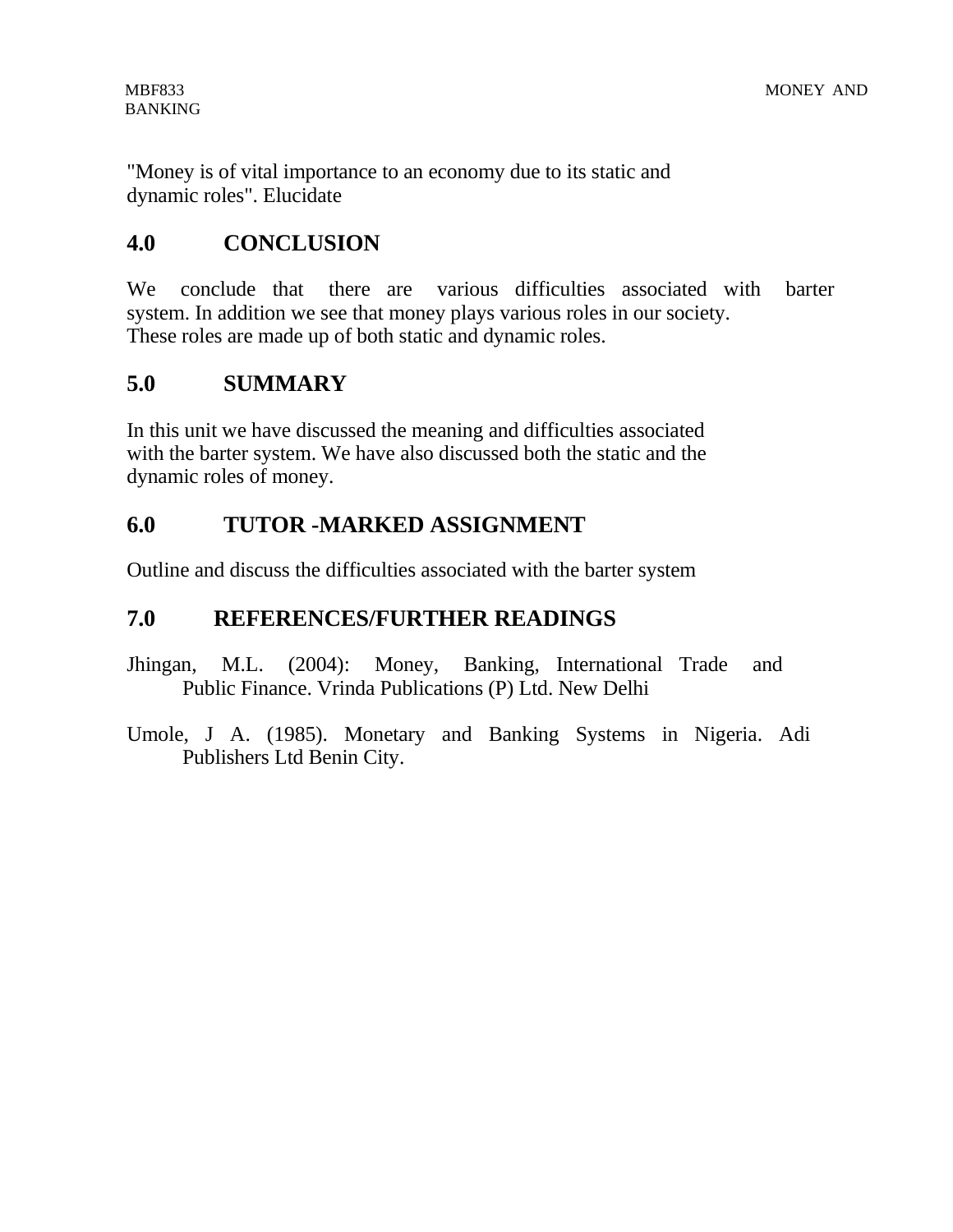"Money is of vital importance to an economy due to its static and dynamic roles". Elucidate

## 4.0 CONCLUSION

We conclude that there are various difficulties associated with barter system. In addition we see that money plays various roles in our society. These roles are made up of both static and dynamic roles.

## 5.0 SUMMARY

In this unit we have discussed the meaning and difficulties associated with the barter system. We have also discussed both the static and the dynamic roles of money.

## 6.0 TUTOR -MARKED ASSIGNMENT

Outline and discuss the difficulties associated with the barter system

## 7.0 REFERENCES/FURTHER READINGS

Jhingan, M.L. (2004): Money, Banking, International Trade and Public Finance. Vrinda Publications (P) Ltd. New Delhi

Umole, J A. (1985). Monetary and Banking Systems in Nigeria. Adi Publishers Ltd Benin City.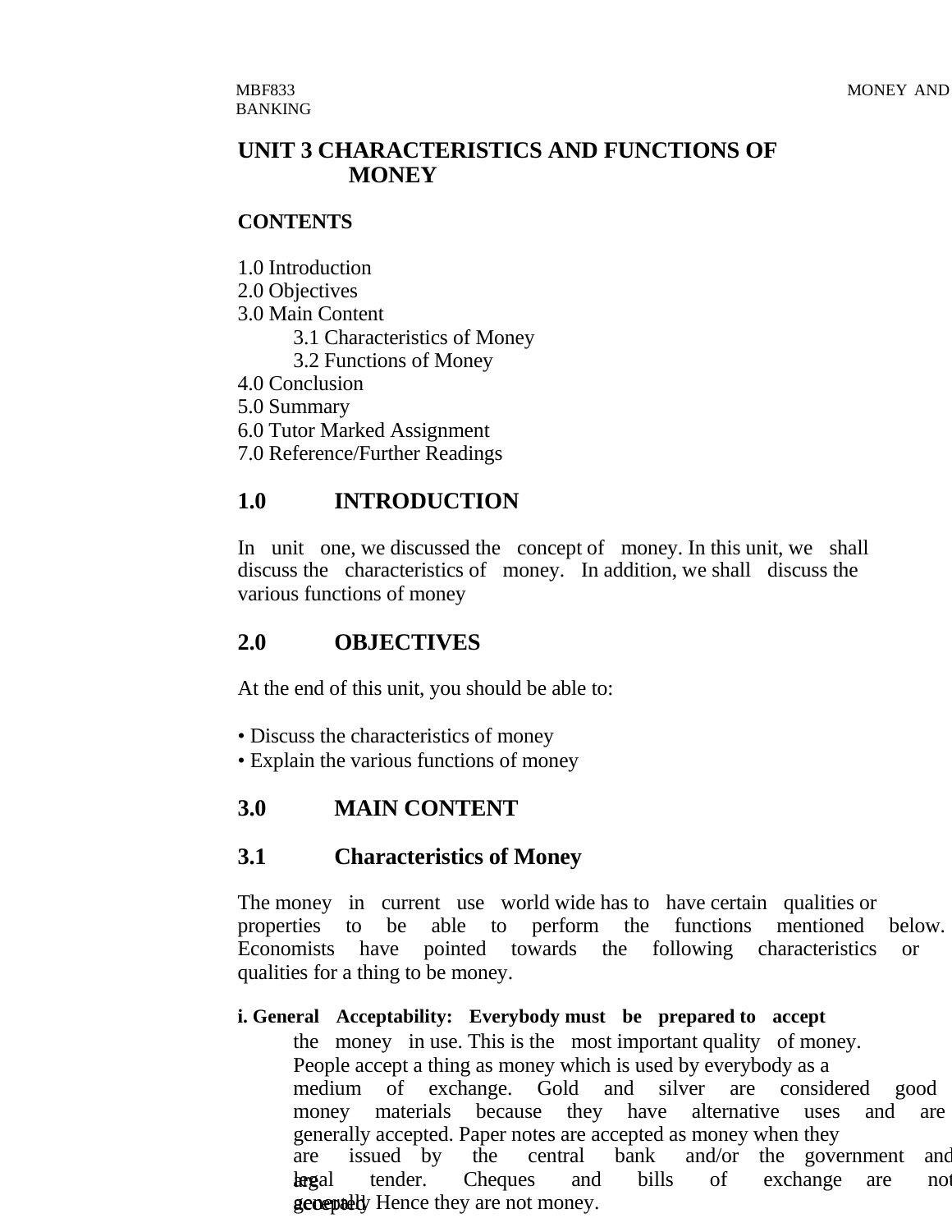# UNIT 3 CHARACTERISTICS AND FUNCTIONS OF MONEY

**CONTENTS**

1.0 Introduction
2.0 Objectives
3.0 Main Content
  3.1 Characteristics of Money
  3.2 Functions of Money
4.0 Conclusion
5.0 Summary
6.0 Tutor Marked Assignment
7.0 Reference/Further Readings

## 1.0 INTRODUCTION

In unit one, we discussed the concept of money. In this unit, we shall discuss the characteristics of money. In addition, we shall discuss the various functions of money

## 2.0 OBJECTIVES

At the end of this unit, you should be able to:

- Discuss the characteristics of money
- Explain the various functions of money

## 3.0 MAIN CONTENT

### 3.1 Characteristics of Money

The money in current use world wide has to have certain qualities or properties to be able to perform the functions mentioned below. Economists have pointed towards the following characteristics or qualities for a thing to be money.

**i. General Acceptability: Everybody must be prepared to accept** the money in use. This is the most important quality of money. People accept a thing as money which is used by everybody as a medium of exchange. Gold and silver are considered good money materials because they have alternative uses and are generally accepted. Paper notes are accepted as money when they are issued by the central bank and/or the government and are legal tender. Cheques and bills of exchange are not generally accepted. Hence they are not money.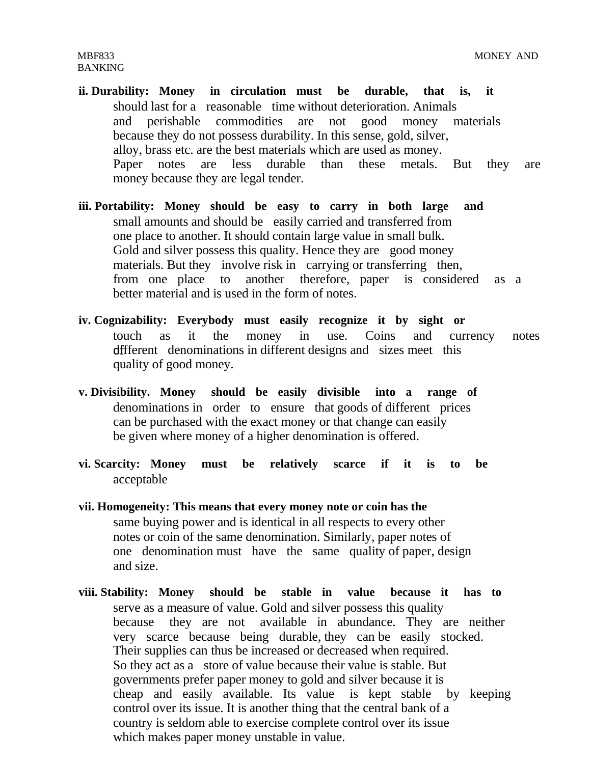ii. **Durability: Money in circulation must be durable, that is, it** should last for a reasonable time without deterioration. Animals and perishable commodities are not good money materials because they do not possess durability. In this sense, gold, silver, alloy, brass etc. are the best materials which are used as money. Paper notes are less durable than these metals. But they are money because they are legal tender.

iii. **Portability: Money should be easy to carry in both large and** small amounts and should be easily carried and transferred from one place to another. It should contain large value in small bulk. Gold and silver possess this quality. Hence they are good money materials. But they involve risk in carrying or transferring then, from one place to another therefore, paper is considered as a better material and is used in the form of notes.

iv. **Cognizability: Everybody must easily recognize it by sight or** touch as it the money in use. Coins and currency notes different denominations in different designs and sizes meet this quality of good money.

v. **Divisibility. Money should be easily divisible into a range of** denominations in order to ensure that goods of different prices can be purchased with the exact money or that change can easily be given where money of a higher denomination is offered.

vi. **Scarcity: Money must be relatively scarce if it is to be** acceptable

vii. **Homogeneity: This means that every money note or coin has the** same buying power and is identical in all respects to every other notes or coin of the same denomination. Similarly, paper notes of one denomination must have the same quality of paper, design and size.

viii. **Stability: Money should be stable in value because it has to** serve as a measure of value. Gold and silver possess this quality because they are not available in abundance. They are neither very scarce because being durable, they can be easily stocked. Their supplies can thus be increased or decreased when required. So they act as a store of value because their value is stable. But governments prefer paper money to gold and silver because it is cheap and easily available. Its value is kept stable by keeping control over its issue. It is another thing that the central bank of a country is seldom able to exercise complete control over its issue which makes paper money unstable in value.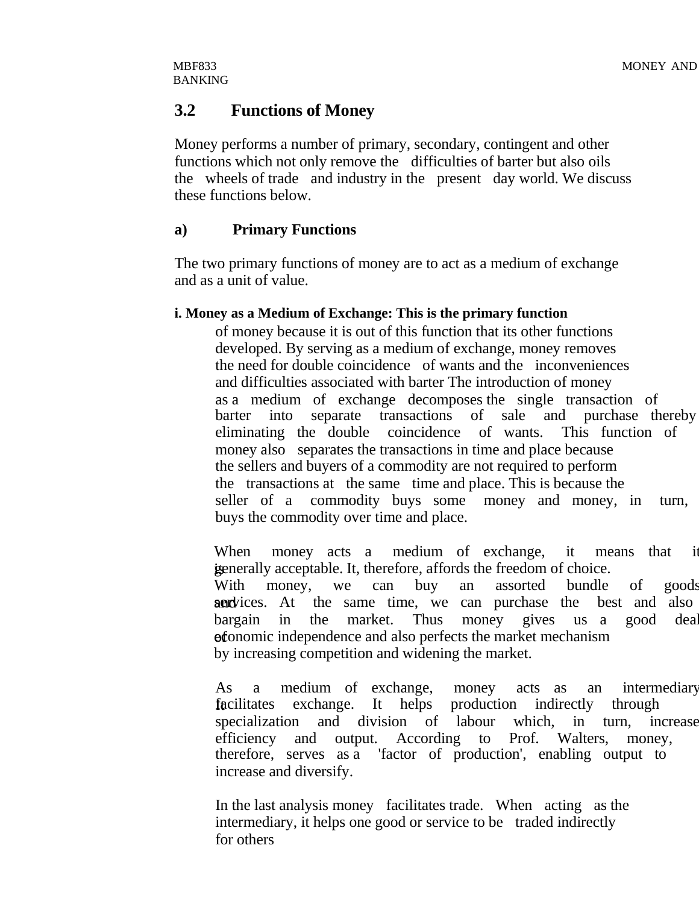## 3.2 Functions of Money

Money performs a number of primary, secondary, contingent and other functions which not only remove the difficulties of barter but also oils the wheels of trade and industry in the present day world. We discuss these functions below.

### a) Primary Functions

The two primary functions of money are to act as a medium of exchange and as a unit of value.

**i. Money as a Medium of Exchange: This is the primary function** of money because it is out of this function that its other functions developed. By serving as a medium of exchange, money removes the need for double coincidence of wants and the inconveniences and difficulties associated with barter The introduction of money as a medium of exchange decomposes the single transaction of barter into separate transactions of sale and purchase thereby eliminating the double coincidence of wants. This function of money also separates the transactions in time and place because the sellers and buyers of a commodity are not required to perform the transactions at the same time and place. This is because the seller of a commodity buys some money and money, in turn, buys the commodity over time and place.

When money acts a medium of exchange, it means that it is generally acceptable. It, therefore, affords the freedom of choice. With money, we can buy an assorted bundle of goods and services. At the same time, we can purchase the best and also bargain in the market. Thus money gives us a good deal of economic independence and also perfects the market mechanism by increasing competition and widening the market.

As a medium of exchange, money acts as an intermediary. It facilitates exchange. It helps production indirectly through specialization and division of labour which, in turn, increase efficiency and output. According to Prof. Walters, money, therefore, serves as a 'factor of production', enabling output to increase and diversify.

In the last analysis money facilitates trade. When acting as the intermediary, it helps one good or service to be traded indirectly for others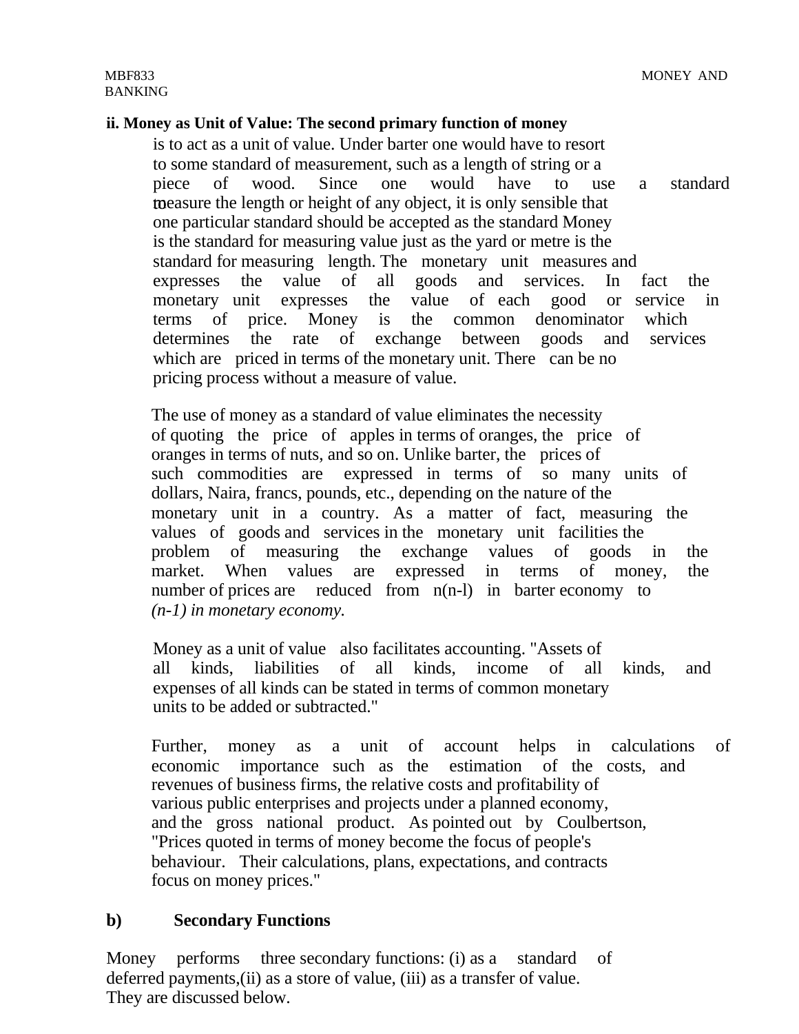**ii. Money as Unit of Value: The second primary function of money** is to act as a unit of value. Under barter one would have to resort to some standard of measurement, such as a length of string or a piece of wood. Since one would have to use a standard to measure the length or height of any object, it is only sensible that one particular standard should be accepted as the standard Money is the standard for measuring value just as the yard or metre is the standard for measuring length. The monetary unit measures and expresses the value of all goods and services. In fact the monetary unit expresses the value of each good or service in terms of price. Money is the common denominator which determines the rate of exchange between goods and services which are priced in terms of the monetary unit. There can be no pricing process without a measure of value.

The use of money as a standard of value eliminates the necessity of quoting the price of apples in terms of oranges, the price of oranges in terms of nuts, and so on. Unlike barter, the prices of such commodities are expressed in terms of so many units of dollars, Naira, francs, pounds, etc., depending on the nature of the monetary unit in a country. As a matter of fact, measuring the values of goods and services in the monetary unit facilities the problem of measuring the exchange values of goods in the market. When values are expressed in terms of money, the number of prices are reduced from n(n-l) in barter economy to *(n-1) in monetary economy.*

Money as a unit of value also facilitates accounting. "Assets of all kinds, liabilities of all kinds, income of all kinds, and expenses of all kinds can be stated in terms of common monetary units to be added or subtracted."

Further, money as a unit of account helps in calculations of economic importance such as the estimation of the costs, and revenues of business firms, the relative costs and profitability of various public enterprises and projects under a planned economy, and the gross national product. As pointed out by Coulbertson, "Prices quoted in terms of money become the focus of people's behaviour. Their calculations, plans, expectations, and contracts focus on money prices."

## b) Secondary Functions

Money performs three secondary functions: (i) as a standard of deferred payments,(ii) as a store of value, (iii) as a transfer of value. They are discussed below.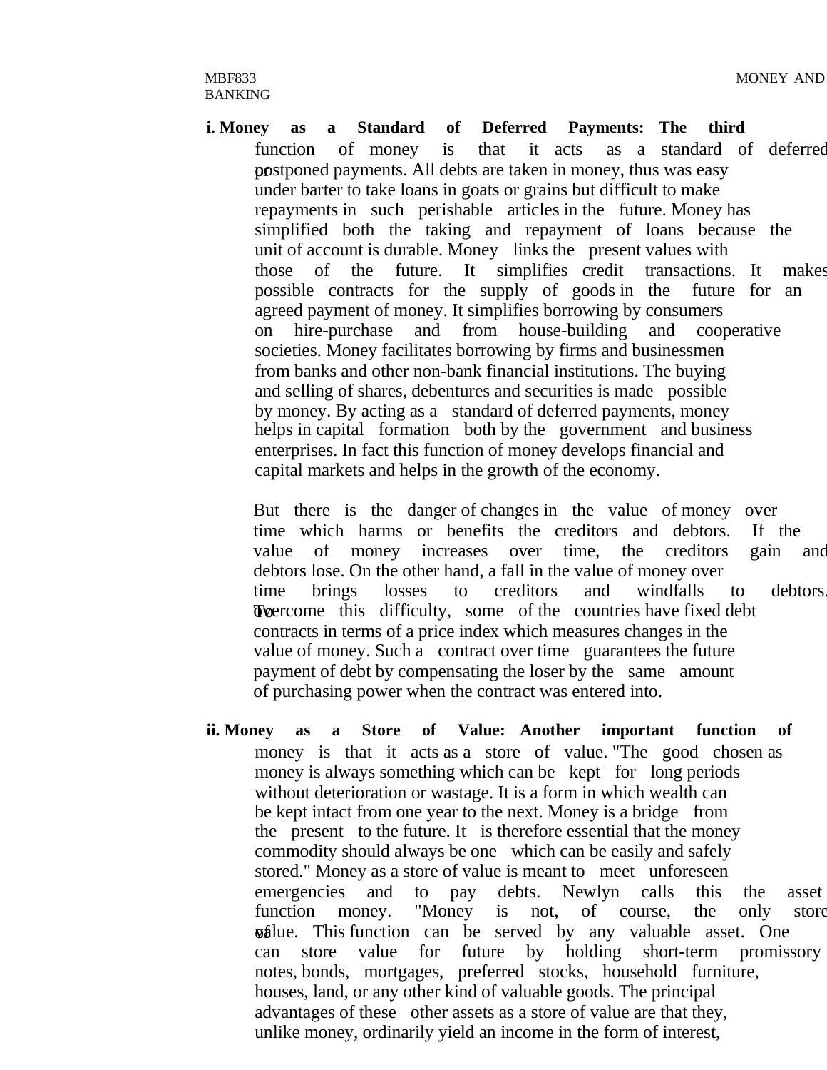**i. Money as a Standard of Deferred Payments:** **The third** function of money is that it acts as a standard of deferred or postponed payments. All debts are taken in money, thus was easy under barter to take loans in goats or grains but difficult to make repayments in such perishable articles in the future. Money has simplified both the taking and repayment of loans because the unit of account is durable. Money links the present values with those of the future. It simplifies credit transactions. It makes possible contracts for the supply of goods in the future for an agreed payment of money. It simplifies borrowing by consumers on hire-purchase and from house-building and cooperative societies. Money facilitates borrowing by firms and businessmen from banks and other non-bank financial institutions. The buying and selling of shares, debentures and securities is made possible by money. By acting as a standard of deferred payments, money helps in capital formation both by the government and business enterprises. In fact this function of money develops financial and capital markets and helps in the growth of the economy.

But there is the danger of changes in the value of money over time which harms or benefits the creditors and debtors. If the value of money increases over time, the creditors gain and debtors lose. On the other hand, a fall in the value of money over time brings losses to creditors and windfalls to debtors. To overcome this difficulty, some of the countries have fixed debt contracts in terms of a price index which measures changes in the value of money. Such a contract over time guarantees the future payment of debt by compensating the loser by the same amount of purchasing power when the contract was entered into.

**ii. Money as a Store of Value:** **Another important function of** money is that it acts as a store of value. "The good chosen as money is always something which can be kept for long periods without deterioration or wastage. It is a form in which wealth can be kept intact from one year to the next. Money is a bridge from the present to the future. It is therefore essential that the money commodity should always be one which can be easily and safely stored." Money as a store of value is meant to meet unforeseen emergencies and to pay debts. Newlyn calls this the asset function money. "Money is not, of course, the only store of value. This function can be served by any valuable asset. One can store value for future by holding short-term promissory notes, bonds, mortgages, preferred stocks, household furniture, houses, land, or any other kind of valuable goods. The principal advantages of these other assets as a store of value are that they, unlike money, ordinarily yield an income in the form of interest,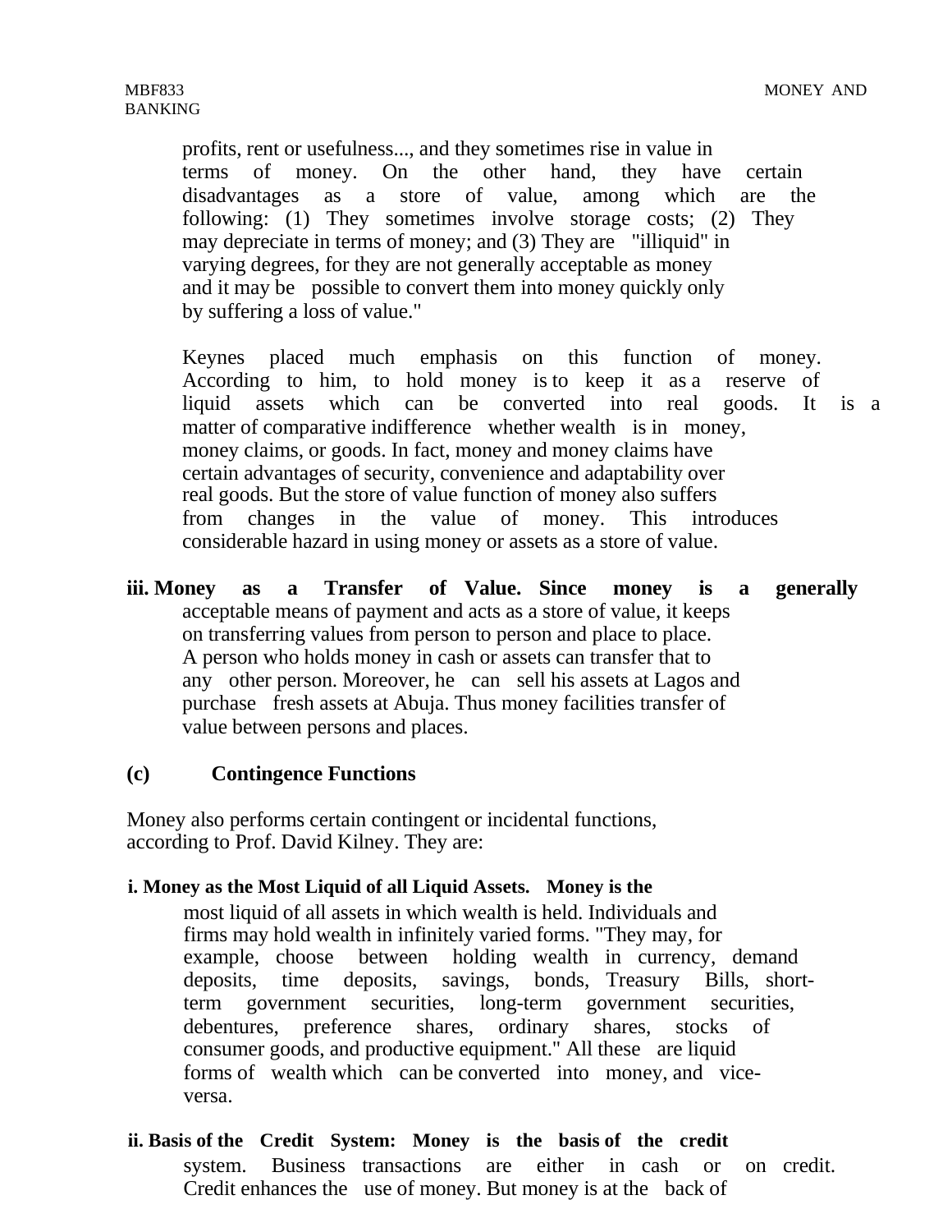profits, rent or usefulness..., and they sometimes rise in value in terms of money. On the other hand, they have certain disadvantages as a store of value, among which are the following: (1) They sometimes involve storage costs; (2) They may depreciate in terms of money; and (3) They are "illiquid" in varying degrees, for they are not generally acceptable as money and it may be possible to convert them into money quickly only by suffering a loss of value."

Keynes placed much emphasis on this function of money. According to him, to hold money is to keep it as a reserve of liquid assets which can be converted into real goods. It is a matter of comparative indifference whether wealth is in money, money claims, or goods. In fact, money and money claims have certain advantages of security, convenience and adaptability over real goods. But the store of value function of money also suffers from changes in the value of money. This introduces considerable hazard in using money or assets as a store of value.

**iii. Money as a Transfer of Value.** **Since money is a generally** acceptable means of payment and acts as a store of value, it keeps on transferring values from person to person and place to place. A person who holds money in cash or assets can transfer that to any other person. Moreover, he can sell his assets at Lagos and purchase fresh assets at Abuja. Thus money facilities transfer of value between persons and places.

**(c) Contingence Functions**

Money also performs certain contingent or incidental functions, according to Prof. David Kilney. They are:

**i. Money as the Most Liquid of all Liquid Assets.** **Money is the** most liquid of all assets in which wealth is held. Individuals and firms may hold wealth in infinitely varied forms. "They may, for example, choose between holding wealth in currency, demand deposits, time deposits, savings, bonds, Treasury Bills, short-term government securities, long-term government securities, debentures, preference shares, ordinary shares, stocks of consumer goods, and productive equipment." All these are liquid forms of wealth which can be converted into money, and vice-versa.

**ii. Basis of the Credit System: Money is the basis of the credit** system. Business transactions are either in cash or on credit. Credit enhances the use of money. But money is at the back of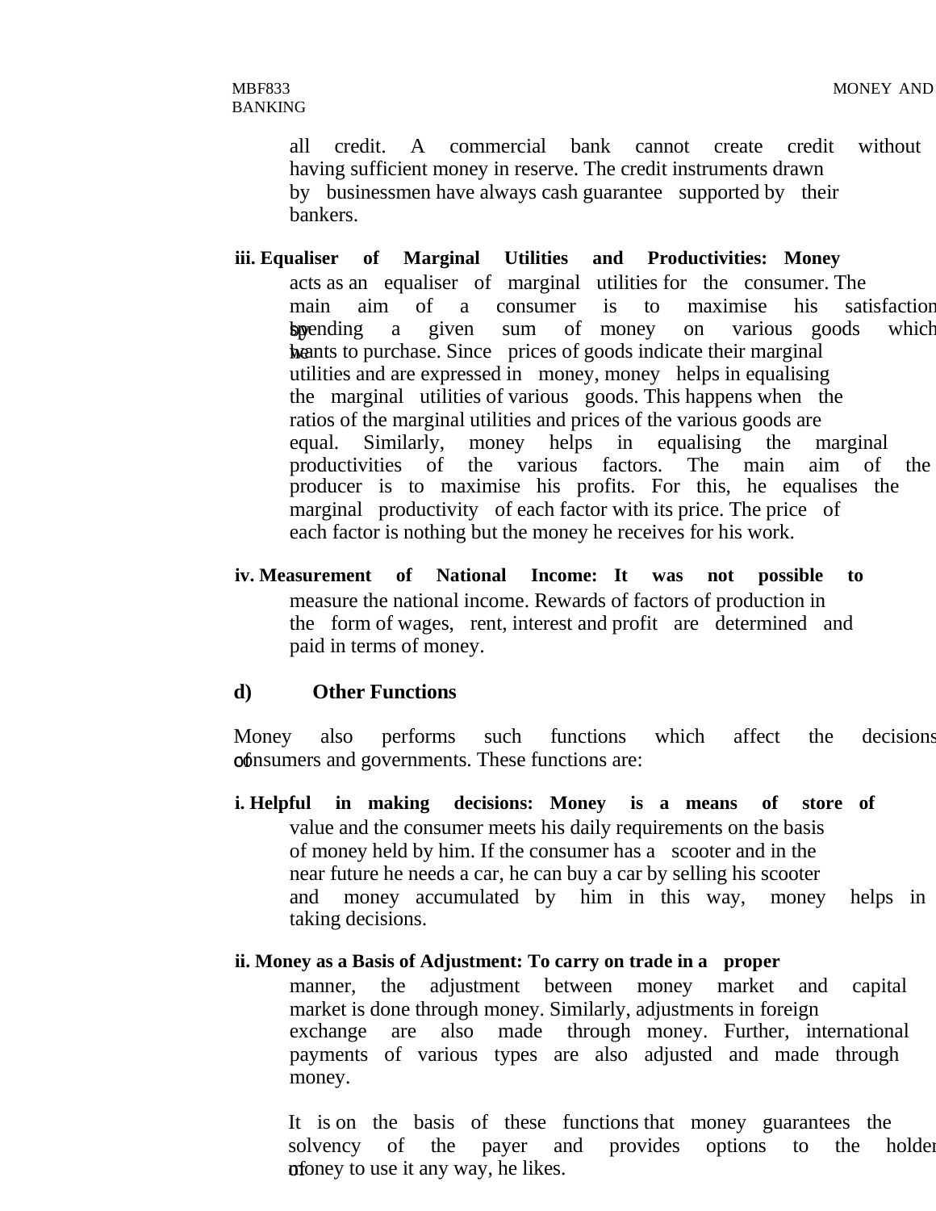all credit. A commercial bank cannot create credit without having sufficient money in reserve. The credit instruments drawn by businessmen have always cash guarantee supported by their bankers.

**iii. Equaliser of Marginal Utilities and Productivities: Money** acts as an equaliser of marginal utilities for the consumer. The main aim of a consumer is to maximise his satisfaction by spending a given sum of money on various goods which he wants to purchase. Since prices of goods indicate their marginal utilities and are expressed in money, money helps in equalising the marginal utilities of various goods. This happens when the ratios of the marginal utilities and prices of the various goods are equal. Similarly, money helps in equalising the marginal productivities of the various factors. The main aim of the producer is to maximise his profits. For this, he equalises the marginal productivity of each factor with its price. The price of each factor is nothing but the money he receives for his work.

**iv. Measurement of National Income: It was not possible to** measure the national income. Rewards of factors of production in the form of wages, rent, interest and profit are determined and paid in terms of money.

### d) Other Functions

Money also performs such functions which affect the decisions of consumers and governments. These functions are:

**i. Helpful in making decisions: Money is a means of store of** value and the consumer meets his daily requirements on the basis of money held by him. If the consumer has a scooter and in the near future he needs a car, he can buy a car by selling his scooter and money accumulated by him in this way, money helps in taking decisions.

**ii. Money as a Basis of Adjustment: To carry on trade in a proper** manner, the adjustment between money market and capital market is done through money. Similarly, adjustments in foreign exchange are also made through money. Further, international payments of various types are also adjusted and made through money.

It is on the basis of these functions that money guarantees the solvency of the payer and provides options to the holder of money to use it any way, he likes.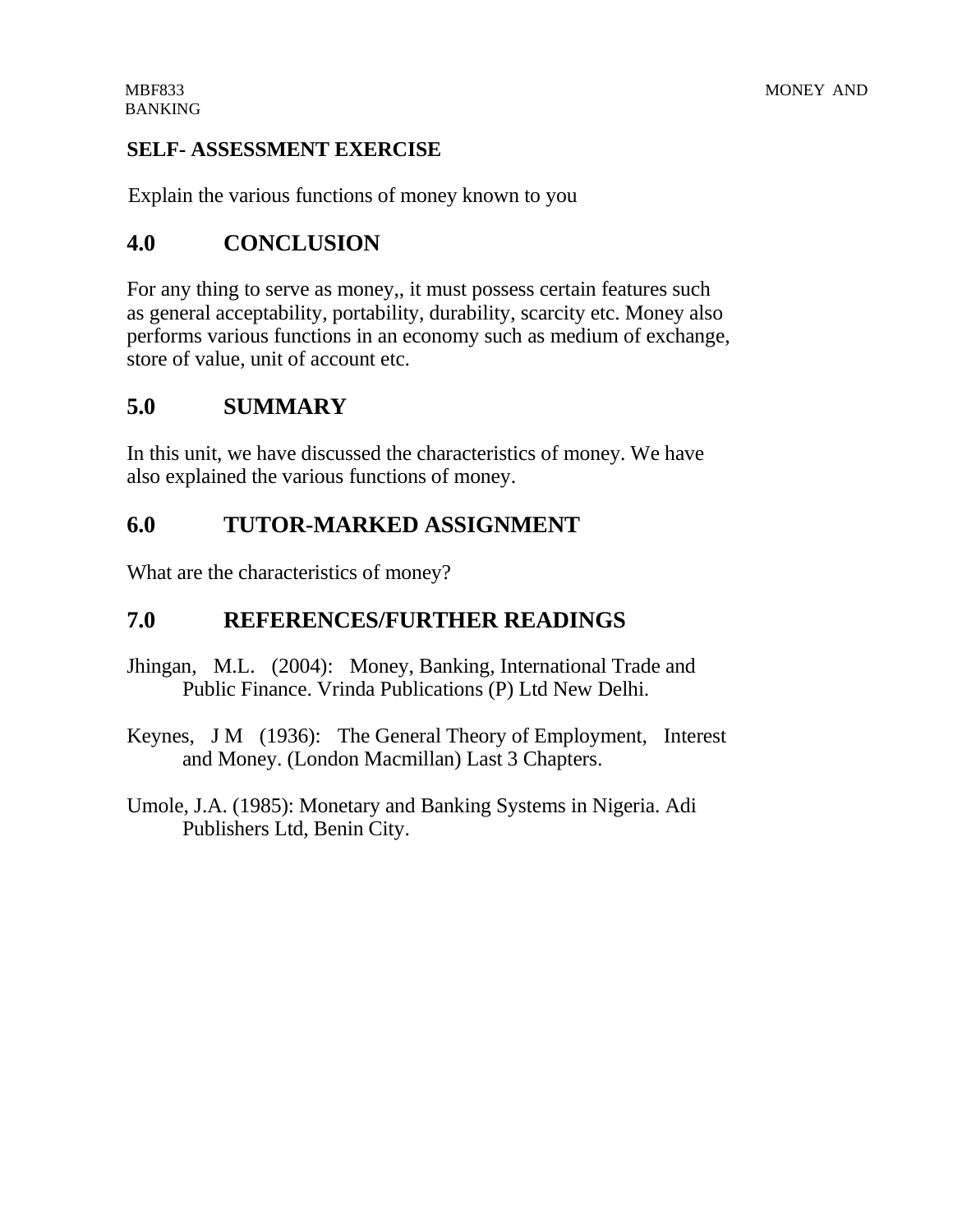**SELF- ASSESSMENT EXERCISE**

Explain the various functions of money known to you

## 4.0 CONCLUSION

For any thing to serve as money,, it must possess certain features such as general acceptability, portability, durability, scarcity etc. Money also performs various functions in an economy such as medium of exchange, store of value, unit of account etc.

## 5.0 SUMMARY

In this unit, we have discussed the characteristics of money. We have also explained the various functions of money.

## 6.0 TUTOR-MARKED ASSIGNMENT

What are the characteristics of money?

## 7.0 REFERENCES/FURTHER READINGS

Jhingan, M.L. (2004): Money, Banking, International Trade and Public Finance. Vrinda Publications (P) Ltd New Delhi.

Keynes, J M (1936): The General Theory of Employment, Interest and Money. (London Macmillan) Last 3 Chapters.

Umole, J.A. (1985): Monetary and Banking Systems in Nigeria. Adi Publishers Ltd, Benin City.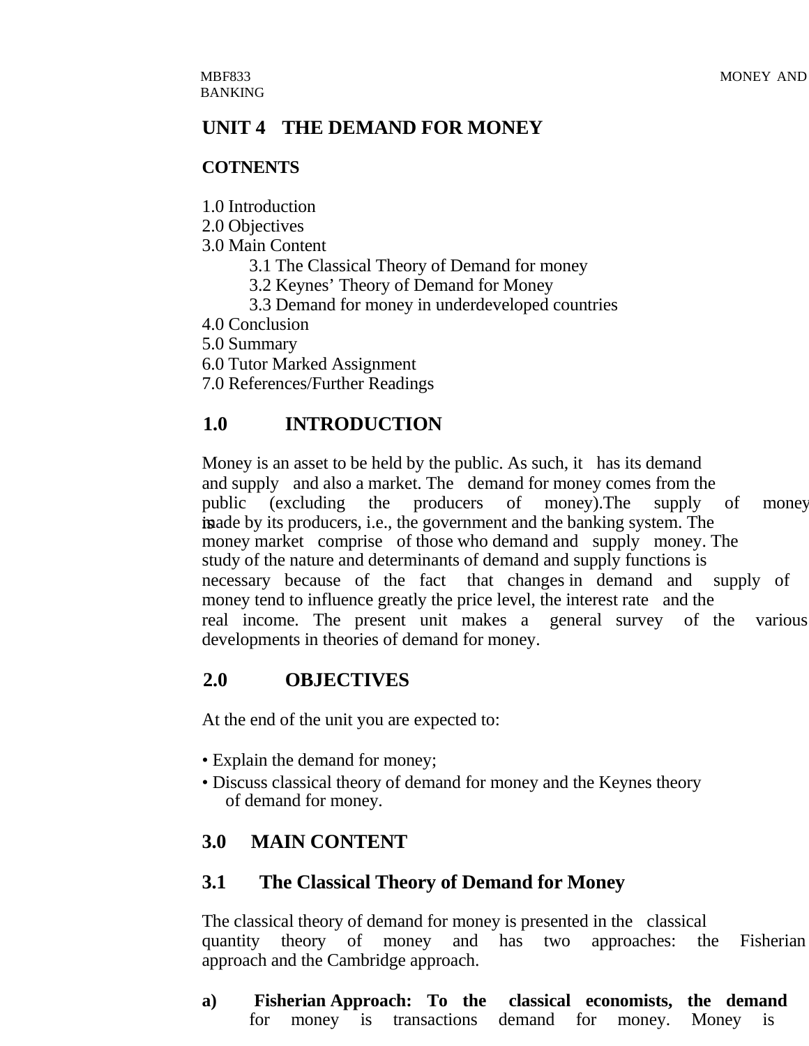# UNIT 4 THE DEMAND FOR MONEY

**COTNENTS**

1.0 Introduction
2.0 Objectives
3.0 Main Content
    3.1 The Classical Theory of Demand for money
    3.2 Keynes' Theory of Demand for Money
    3.3 Demand for money in underdeveloped countries
4.0 Conclusion
5.0 Summary
6.0 Tutor Marked Assignment
7.0 References/Further Readings

## 1.0 INTRODUCTION

Money is an asset to be held by the public. As such, it has its demand and supply and also a market. The demand for money comes from the public (excluding the producers of money).The supply of money is made by its producers, i.e., the government and the banking system. The money market comprise of those who demand and supply money. The study of the nature and determinants of demand and supply functions is necessary because of the fact that changes in demand and supply of money tend to influence greatly the price level, the interest rate and the real income. The present unit makes a general survey of the various developments in theories of demand for money.

## 2.0 OBJECTIVES

At the end of the unit you are expected to:

- Explain the demand for money;
- Discuss classical theory of demand for money and the Keynes theory of demand for money.

## 3.0 MAIN CONTENT

### 3.1 The Classical Theory of Demand for Money

The classical theory of demand for money is presented in the classical quantity theory of money and has two approaches: the Fisherian approach and the Cambridge approach.

a) **Fisherian Approach: To the classical economists, the demand** for money is transactions demand for money. Money is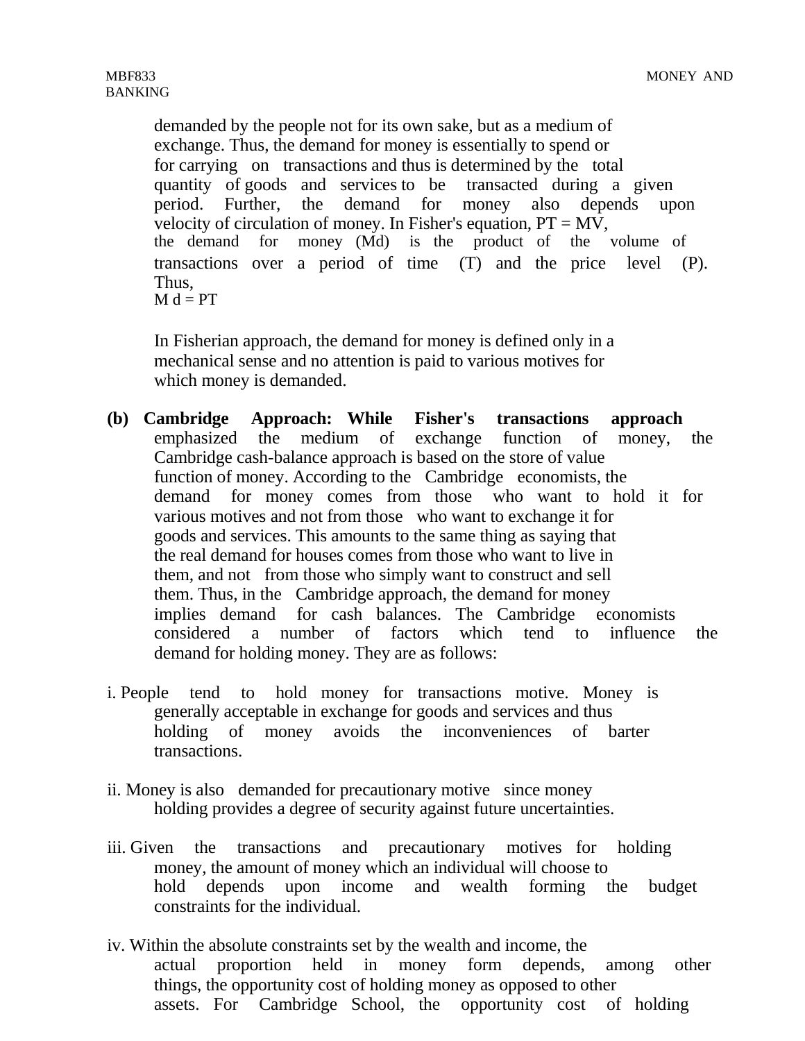demanded by the people not for its own sake, but as a medium of exchange. Thus, the demand for money is essentially to spend or for carrying on transactions and thus is determined by the total quantity of goods and services to be transacted during a given period. Further, the demand for money also depends upon velocity of circulation of money. In Fisher's equation, PT = MV, the demand for money (Md) is the product of the volume of transactions over a period of time (T) and the price level (P). Thus,

$M_d = PT$

In Fisherian approach, the demand for money is defined only in a mechanical sense and no attention is paid to various motives for which money is demanded.

**(b) Cambridge Approach: While Fisher's transactions approach** emphasized the medium of exchange function of money, the Cambridge cash-balance approach is based on the store of value function of money. According to the Cambridge economists, the demand for money comes from those who want to hold it for various motives and not from those who want to exchange it for goods and services. This amounts to the same thing as saying that the real demand for houses comes from those who want to live in them, and not from those who simply want to construct and sell them. Thus, in the Cambridge approach, the demand for money implies demand for cash balances. The Cambridge economists considered a number of factors which tend to influence the demand for holding money. They are as follows:

i. People tend to hold money for transactions motive. Money is generally acceptable in exchange for goods and services and thus holding of money avoids the inconveniences of barter transactions.

ii. Money is also demanded for precautionary motive since money holding provides a degree of security against future uncertainties.

iii. Given the transactions and precautionary motives for holding money, the amount of money which an individual will choose to hold depends upon income and wealth forming the budget constraints for the individual.

iv. Within the absolute constraints set by the wealth and income, the actual proportion held in money form depends, among other things, the opportunity cost of holding money as opposed to other assets. For Cambridge School, the opportunity cost of holding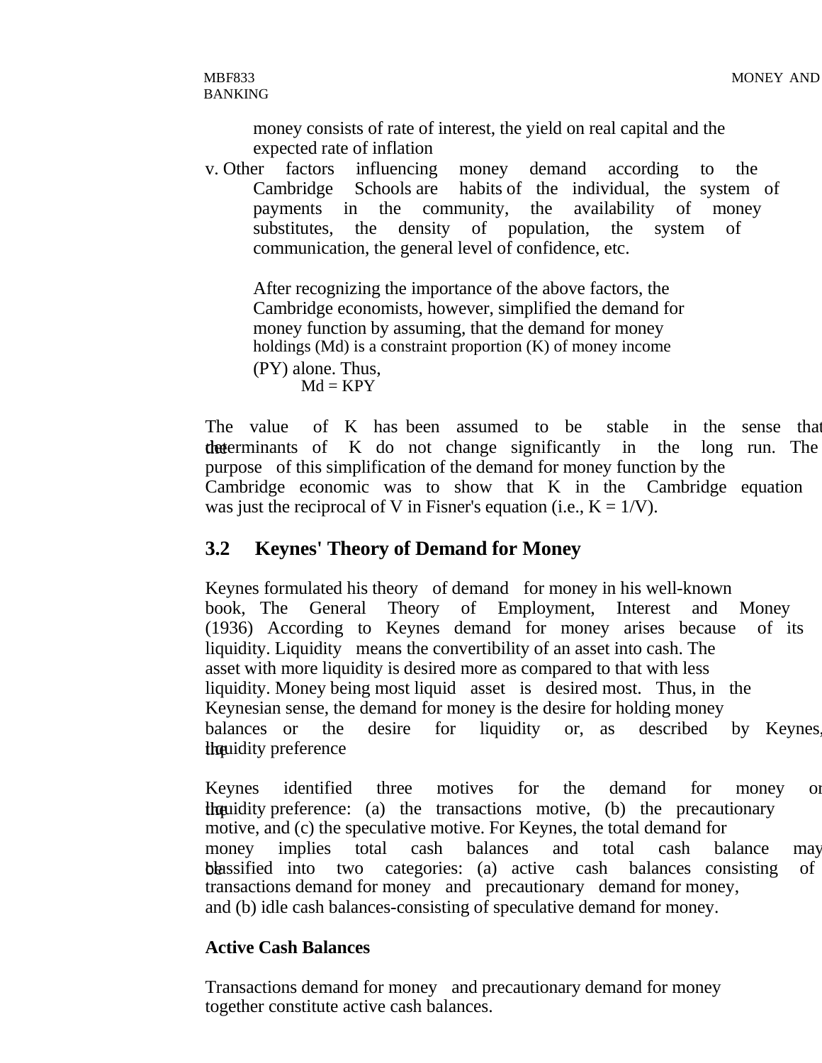money consists of rate of interest, the yield on real capital and the expected rate of inflation

v. Other factors influencing money demand according to the Cambridge Schools are habits of the individual, the system of payments in the community, the availability of money substitutes, the density of population, the system of communication, the general level of confidence, etc.

After recognizing the importance of the above factors, the Cambridge economists, however, simplified the demand for money function by assuming, that the demand for money holdings (Md) is a constraint proportion (K) of money income (PY) alone. Thus,

$$Md = KPY$$

The value of K has been assumed to be stable in the sense that the determinants of K do not change significantly in the long run. The purpose of this simplification of the demand for money function by the Cambridge economic was to show that K in the Cambridge equation was just the reciprocal of V in Fisner's equation (i.e., $K = 1/V$).

## 3.2 Keynes' Theory of Demand for Money

Keynes formulated his theory of demand for money in his well-known book, The General Theory of Employment, Interest and Money (1936) According to Keynes demand for money arises because of its liquidity. Liquidity means the convertibility of an asset into cash. The asset with more liquidity is desired more as compared to that with less liquidity. Money being most liquid asset is desired most. Thus, in the Keynesian sense, the demand for money is the desire for holding money balances or the desire for liquidity or, as described by Keynes, the liquidity preference

Keynes identified three motives for the demand for money or the liquidity preference: (a) the transactions motive, (b) the precautionary motive, and (c) the speculative motive. For Keynes, the total demand for money implies total cash balances and total cash balance may be classified into two categories: (a) active cash balances consisting of transactions demand for money and precautionary demand for money, and (b) idle cash balances-consisting of speculative demand for money.

**Active Cash Balances**

Transactions demand for money and precautionary demand for money together constitute active cash balances.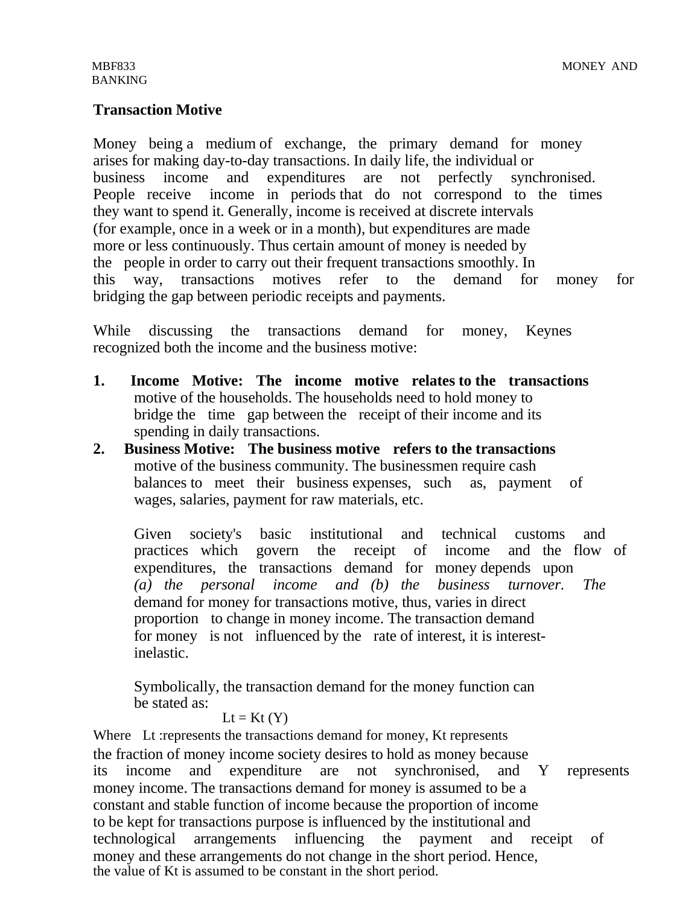### Transaction Motive

Money being a medium of exchange, the primary demand for money arises for making day-to-day transactions. In daily life, the individual or business income and expenditures are not perfectly synchronised. People receive income in periods that do not correspond to the times they want to spend it. Generally, income is received at discrete intervals (for example, once in a week or in a month), but expenditures are made more or less continuously. Thus certain amount of money is needed by the people in order to carry out their frequent transactions smoothly. In this way, transactions motives refer to the demand for money for bridging the gap between periodic receipts and payments.

While discussing the transactions demand for money, Keynes recognized both the income and the business motive:

1. **Income Motive: The income motive relates to the transactions** motive of the households. The households need to hold money to bridge the time gap between the receipt of their income and its spending in daily transactions.
2. **Business Motive: The business motive refers to the transactions** motive of the business community. The businessmen require cash balances to meet their business expenses, such as, payment of wages, salaries, payment for raw materials, etc.

   Given society's basic institutional and technical customs and practices which govern the receipt of income and the flow of expenditures, the transactions demand for money depends upon *(a) the personal income and (b) the business turnover. The* demand for money for transactions motive, thus, varies in direct proportion to change in money income. The transaction demand for money is not influenced by the rate of interest, it is interest-inelastic.

   Symbolically, the transaction demand for the money function can be stated as:

$$L_t = K_t (Y)$$

Where $L_t$ :represents the transactions demand for money, $K_t$ represents the fraction of money income society desires to hold as money because its income and expenditure are not synchronised, and Y represents money income. The transactions demand for money is assumed to be a constant and stable function of income because the proportion of income to be kept for transactions purpose is influenced by the institutional and technological arrangements influencing the payment and receipt of money and these arrangements do not change in the short period. Hence, the value of $K_t$ is assumed to be constant in the short period.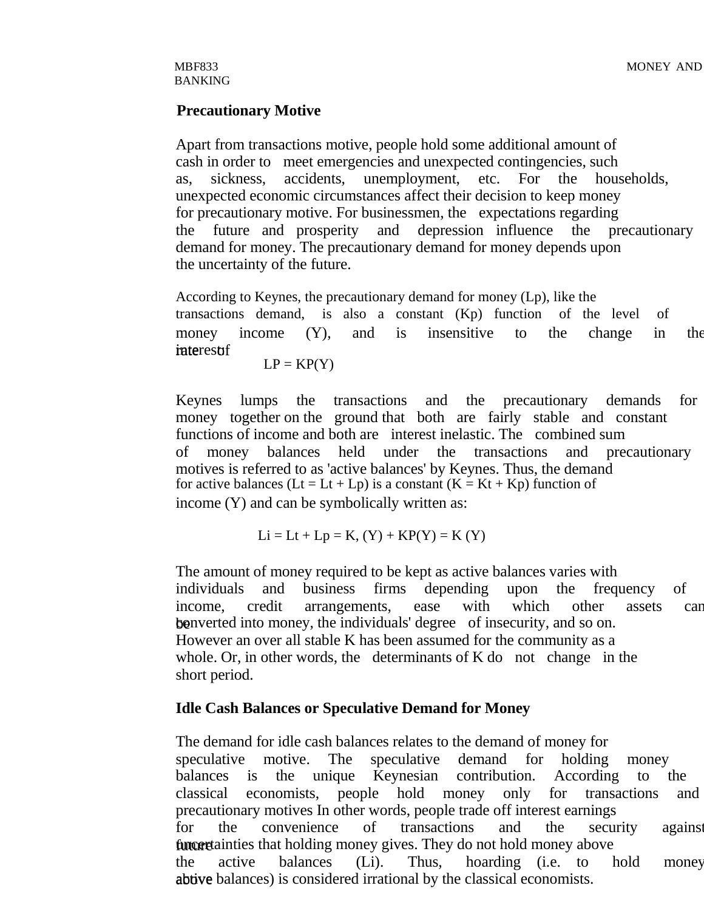### Precautionary Motive

Apart from transactions motive, people hold some additional amount of cash in order to meet emergencies and unexpected contingencies, such as, sickness, accidents, unemployment, etc. For the households, unexpected economic circumstances affect their decision to keep money for precautionary motive. For businessmen, the expectations regarding the future and prosperity and depression influence the precautionary demand for money. The precautionary demand for money depends upon the uncertainty of the future.

According to Keynes, the precautionary demand for money (Lp), like the transactions demand, is also a constant (Kp) function of the level of money income (Y), and is insensitive to the change in the rate of interest.

$$LP = KP(Y)$$

Keynes lumps the transactions and the precautionary demands for money together on the ground that both are fairly stable and constant functions of income and both are interest inelastic. The combined sum of money balances held under the transactions and precautionary motives is referred to as 'active balances' by Keynes. Thus, the demand for active balances (Lt = Lt + Lp) is a constant (K = Kt + Kp) function of income (Y) and can be symbolically written as:

$$Li = Lt + Lp = K, (Y) + KP(Y) = K (Y)$$

The amount of money required to be kept as active balances varies with individuals and business firms depending upon the frequency of income, credit arrangements, ease with which other assets can be converted into money, the individuals' degree of insecurity, and so on. However an over all stable K has been assumed for the community as a whole. Or, in other words, the determinants of K do not change in the short period.

### Idle Cash Balances or Speculative Demand for Money

The demand for idle cash balances relates to the demand of money for speculative motive. The speculative demand for holding money balances is the unique Keynesian contribution. According to the classical economists, people hold money only for transactions and precautionary motives In other words, people trade off interest earnings for the convenience of transactions and the security against future uncertainties that holding money gives. They do not hold money above the active balances (Li). Thus, hoarding (i.e. to hold money above active balances) is considered irrational by the classical economists.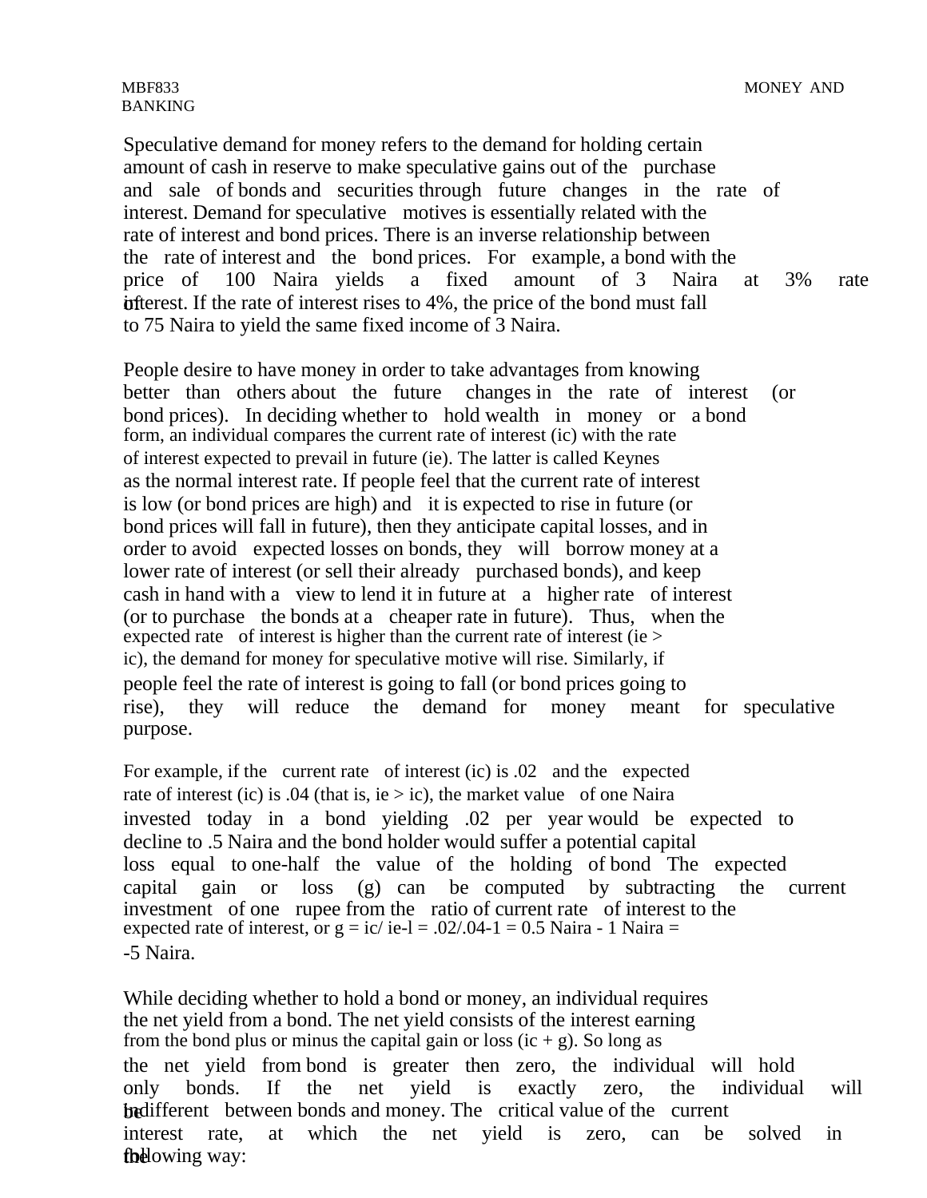Speculative demand for money refers to the demand for holding certain amount of cash in reserve to make speculative gains out of the purchase and sale of bonds and securities through future changes in the rate of interest. Demand for speculative motives is essentially related with the rate of interest and bond prices. There is an inverse relationship between the rate of interest and the bond prices. For example, a bond with the price of 100 Naira yields a fixed amount of 3 Naira at 3% rate of interest. If the rate of interest rises to 4%, the price of the bond must fall to 75 Naira to yield the same fixed income of 3 Naira.

People desire to have money in order to take advantages from knowing better than others about the future changes in the rate of interest (or bond prices). In deciding whether to hold wealth in money or a bond form, an individual compares the current rate of interest (ic) with the rate of interest expected to prevail in future (ie). The latter is called Keynes as the normal interest rate. If people feel that the current rate of interest is low (or bond prices are high) and it is expected to rise in future (or bond prices will fall in future), then they anticipate capital losses, and in order to avoid expected losses on bonds, they will borrow money at a lower rate of interest (or sell their already purchased bonds), and keep cash in hand with a view to lend it in future at a higher rate of interest (or to purchase the bonds at a cheaper rate in future). Thus, when the expected rate of interest is higher than the current rate of interest (ie > ic), the demand for money for speculative motive will rise. Similarly, if people feel the rate of interest is going to fall (or bond prices going to rise), they will reduce the demand for money meant for speculative purpose.

For example, if the current rate of interest (ic) is .02 and the expected rate of interest (ic) is .04 (that is, ie > ic), the market value of one Naira invested today in a bond yielding .02 per year would be expected to decline to .5 Naira and the bond holder would suffer a potential capital loss equal to one-half the value of the holding of bond The expected capital gain or loss (g) can be computed by subtracting the current investment of one rupee from the ratio of current rate of interest to the expected rate of interest, or g = ic/ ie-l = .02/.04-1 = 0.5 Naira - 1 Naira = -5 Naira.

While deciding whether to hold a bond or money, an individual requires the net yield from a bond. The net yield consists of the interest earning from the bond plus or minus the capital gain or loss (ic + g). So long as the net yield from bond is greater then zero, the individual will hold only bonds. If the net yield is exactly zero, the individual will be indifferent between bonds and money. The critical value of the current interest rate, at which the net yield is zero, can be solved in the following way: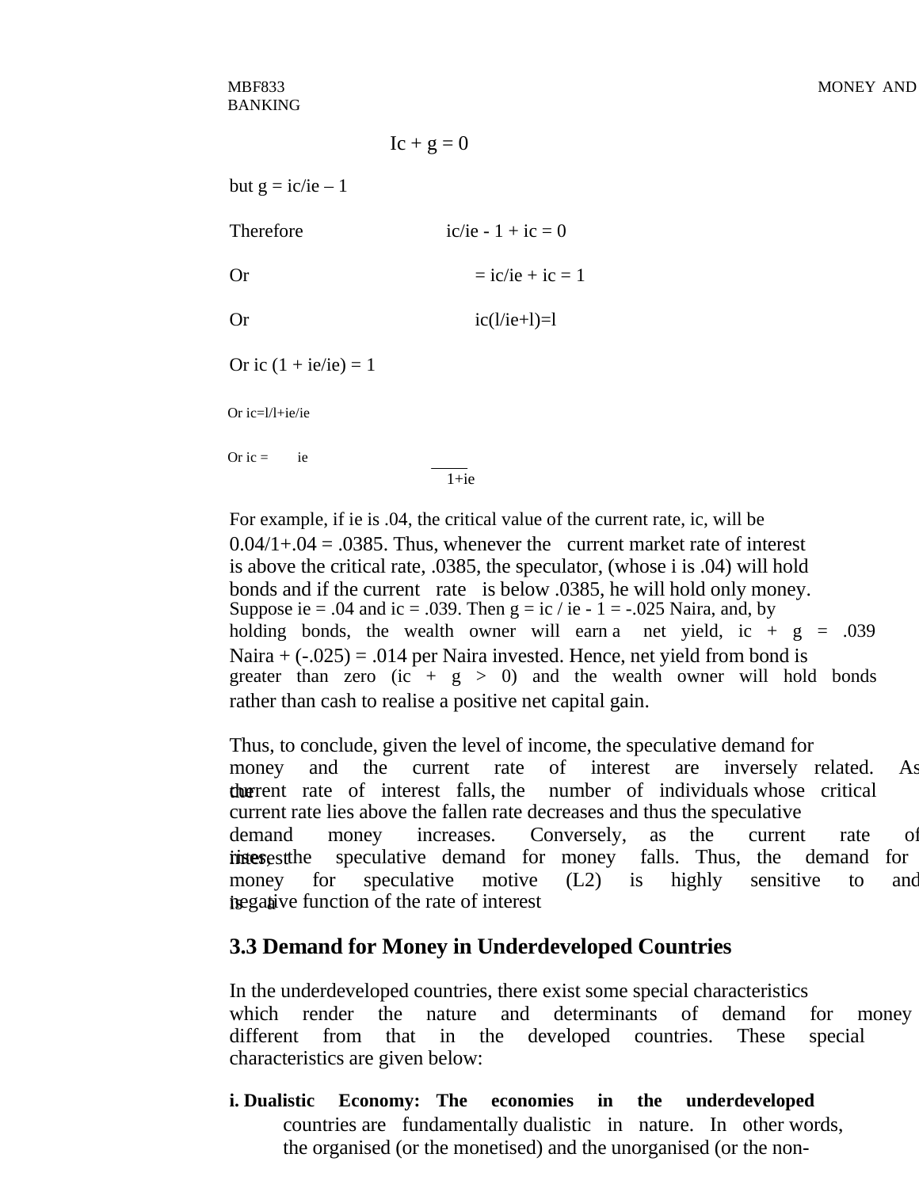$$Ic + g = 0$$

but $g = ic/ie - 1$

Therefore $\quad ic/ie - 1 + ic = 0$

Or $\quad = ic/ie + ic = 1$

Or $\quad ic(l/ie+l)=l$

Or $ic (1 + ie/ie) = 1$

Or $ic=l/l+ie/ie$

Or $ic = \dfrac{ie}{1+ie}$

For example, if ie is .04, the critical value of the current rate, ic, will be 0.04/1+.04 = .0385. Thus, whenever the current market rate of interest is above the critical rate, .0385, the speculator, (whose i is .04) will hold bonds and if the current rate is below .0385, he will hold only money. Suppose ie = .04 and ic = .039. Then g = ic / ie - 1 = -.025 Naira, and, by holding bonds, the wealth owner will earn a net yield, ic + g = .039 Naira + (-.025) = .014 per Naira invested. Hence, net yield from bond is greater than zero (ic + g > 0) and the wealth owner will hold bonds rather than cash to realise a positive net capital gain.

Thus, to conclude, given the level of income, the speculative demand for money and the current rate of interest are inversely related. As the current rate of interest falls, the number of individuals whose critical current rate lies above the fallen rate decreases and thus the speculative demand money increases. Conversely, as the current rate of interest rises, the speculative demand for money falls. Thus, the demand for money for speculative motive (L2) is highly sensitive to and is a negative function of the rate of interest

## 3.3 Demand for Money in Underdeveloped Countries

In the underdeveloped countries, there exist some special characteristics which render the nature and determinants of demand for money different from that in the developed countries. These special characteristics are given below:

**i. Dualistic Economy: The economies in the underdeveloped** countries are fundamentally dualistic in nature. In other words, the organised (or the monetised) and the unorganised (or the non-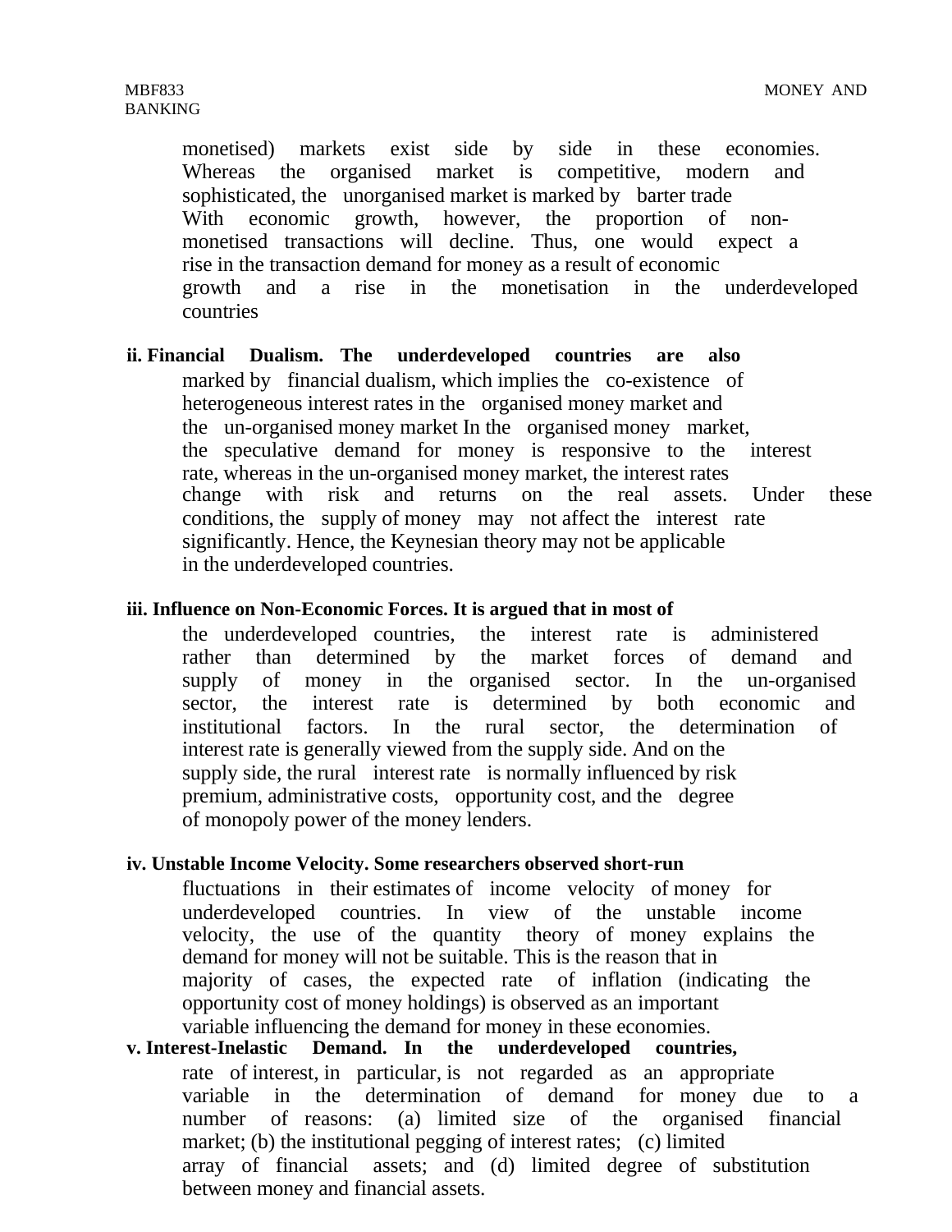monetised) markets exist side by side in these economies. Whereas the organised market is competitive, modern and sophisticated, the unorganised market is marked by barter trade With economic growth, however, the proportion of non-monetised transactions will decline. Thus, one would expect a rise in the transaction demand for money as a result of economic growth and a rise in the monetisation in the underdeveloped countries

**ii. Financial Dualism. The underdeveloped countries are also** marked by financial dualism, which implies the co-existence of heterogeneous interest rates in the organised money market and the un-organised money market In the organised money market, the speculative demand for money is responsive to the interest rate, whereas in the un-organised money market, the interest rates change with risk and returns on the real assets. Under these conditions, the supply of money may not affect the interest rate significantly. Hence, the Keynesian theory may not be applicable in the underdeveloped countries.

**iii. Influence on Non-Economic Forces. It is argued that in most of** the underdeveloped countries, the interest rate is administered rather than determined by the market forces of demand and supply of money in the organised sector. In the un-organised sector, the interest rate is determined by both economic and institutional factors. In the rural sector, the determination of interest rate is generally viewed from the supply side. And on the supply side, the rural interest rate is normally influenced by risk premium, administrative costs, opportunity cost, and the degree of monopoly power of the money lenders.

**iv. Unstable Income Velocity. Some researchers observed short-run** fluctuations in their estimates of income velocity of money for underdeveloped countries. In view of the unstable income velocity, the use of the quantity theory of money explains the demand for money will not be suitable. This is the reason that in majority of cases, the expected rate of inflation (indicating the opportunity cost of money holdings) is observed as an important variable influencing the demand for money in these economies.

**v. Interest-Inelastic Demand. In the underdeveloped countries,** rate of interest, in particular, is not regarded as an appropriate variable in the determination of demand for money due to a number of reasons: (a) limited size of the organised financial market; (b) the institutional pegging of interest rates; (c) limited array of financial assets; and (d) limited degree of substitution between money and financial assets.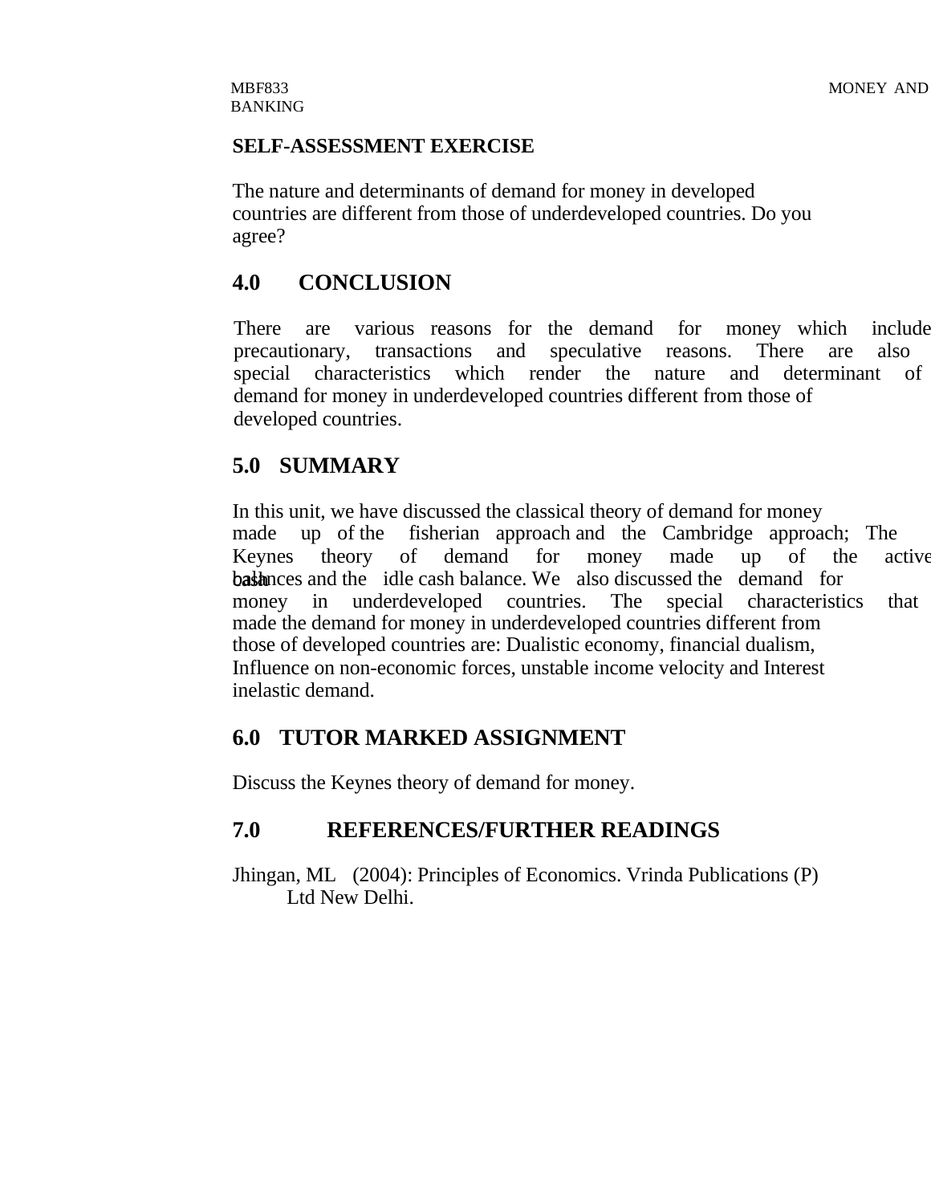**SELF-ASSESSMENT EXERCISE**

The nature and determinants of demand for money in developed countries are different from those of underdeveloped countries. Do you agree?

## 4.0 CONCLUSION

There are various reasons for the demand for money which include precautionary, transactions and speculative reasons. There are also special characteristics which render the nature and determinant of demand for money in underdeveloped countries different from those of developed countries.

## 5.0 SUMMARY

In this unit, we have discussed the classical theory of demand for money made up of the fisherian approach and the Cambridge approach; The Keynes theory of demand for money made up of the active cash balances and the idle cash balance. We also discussed the demand for money in underdeveloped countries. The special characteristics that made the demand for money in underdeveloped countries different from those of developed countries are: Dualistic economy, financial dualism, Influence on non-economic forces, unstable income velocity and Interest inelastic demand.

## 6.0 TUTOR MARKED ASSIGNMENT

Discuss the Keynes theory of demand for money.

## 7.0 REFERENCES/FURTHER READINGS

Jhingan, ML (2004): Principles of Economics. Vrinda Publications (P) Ltd New Delhi.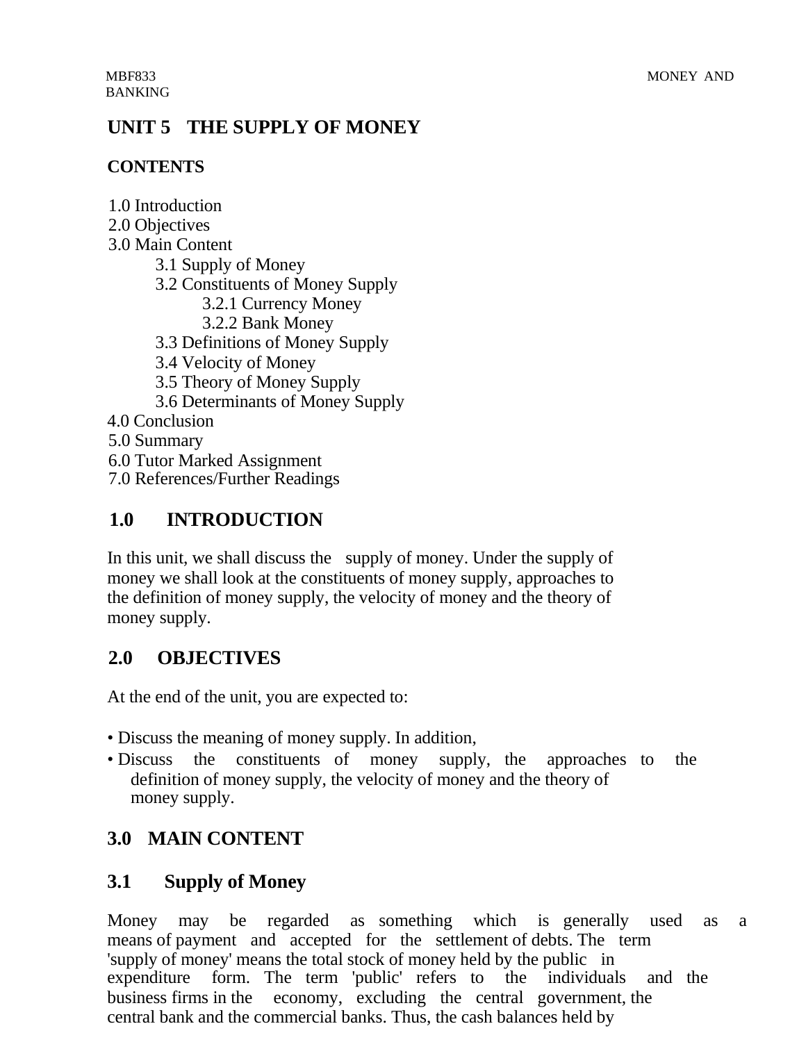# UNIT 5 THE SUPPLY OF MONEY

**CONTENTS**

1.0 Introduction
2.0 Objectives
3.0 Main Content
    3.1 Supply of Money
    3.2 Constituents of Money Supply
        3.2.1 Currency Money
        3.2.2 Bank Money
    3.3 Definitions of Money Supply
    3.4 Velocity of Money
    3.5 Theory of Money Supply
    3.6 Determinants of Money Supply
4.0 Conclusion
5.0 Summary
6.0 Tutor Marked Assignment
7.0 References/Further Readings

## 1.0 INTRODUCTION

In this unit, we shall discuss the supply of money. Under the supply of money we shall look at the constituents of money supply, approaches to the definition of money supply, the velocity of money and the theory of money supply.

## 2.0 OBJECTIVES

At the end of the unit, you are expected to:

- Discuss the meaning of money supply. In addition,
- Discuss the constituents of money supply, the approaches to the definition of money supply, the velocity of money and the theory of money supply.

## 3.0 MAIN CONTENT

### 3.1 Supply of Money

Money may be regarded as something which is generally used as a means of payment and accepted for the settlement of debts. The term 'supply of money' means the total stock of money held by the public in expenditure form. The term 'public' refers to the individuals and the business firms in the economy, excluding the central government, the central bank and the commercial banks. Thus, the cash balances held by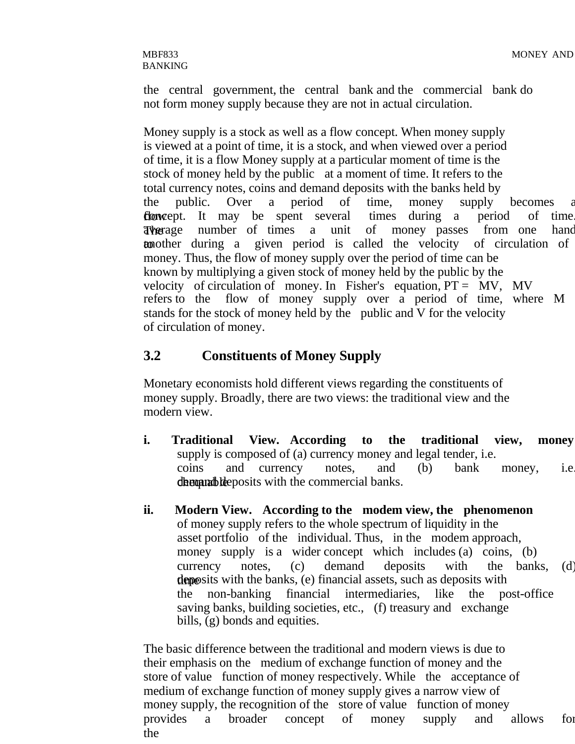the central government, the central bank and the commercial bank do not form money supply because they are not in actual circulation.

Money supply is a stock as well as a flow concept. When money supply is viewed at a point of time, it is a stock, and when viewed over a period of time, it is a flow Money supply at a particular moment of time is the stock of money held by the public at a moment of time. It refers to the total currency notes, coins and demand deposits with the banks held by the public. Over a period of time, money supply becomes a flow concept. It may be spent several times during a period of time. The average number of times a unit of money passes from one hand to another during a given period is called the velocity of circulation of money. Thus, the flow of money supply over the period of time can be known by multiplying a given stock of money held by the public by the velocity of circulation of money. In Fisher's equation, PT = MV, MV refers to the flow of money supply over a period of time, where M stands for the stock of money held by the public and V for the velocity of circulation of money.

## 3.2 Constituents of Money Supply

Monetary economists hold different views regarding the constituents of money supply. Broadly, there are two views: the traditional view and the modern view.

i. **Traditional View. According to the traditional view, money** supply is composed of (a) currency money and legal tender, i.e. coins and currency notes, and (b) bank money, i.e. chequable demand deposits with the commercial banks.

ii. **Modern View. According to the modem view, the phenomenon** of money supply refers to the whole spectrum of liquidity in the asset portfolio of the individual. Thus, in the modem approach, money supply is a wider concept which includes (a) coins, (b) currency notes, (c) demand deposits with the banks, (d) time deposits with the banks, (e) financial assets, such as deposits with the non-banking financial intermediaries, like the post-office saving banks, building societies, etc., (f) treasury and exchange bills, (g) bonds and equities.

The basic difference between the traditional and modern views is due to their emphasis on the medium of exchange function of money and the store of value function of money respectively. While the acceptance of medium of exchange function of money supply gives a narrow view of money supply, the recognition of the store of value function of money provides a broader concept of money supply and allows for the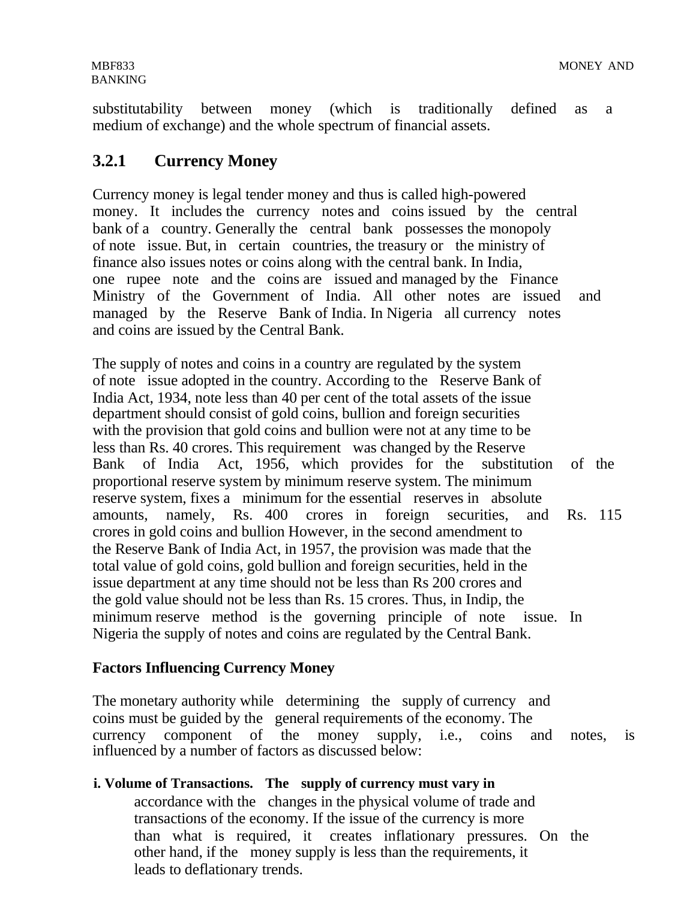substitutability between money (which is traditionally defined as a medium of exchange) and the whole spectrum of financial assets.

### 3.2.1 Currency Money

Currency money is legal tender money and thus is called high-powered money. It includes the currency notes and coins issued by the central bank of a country. Generally the central bank possesses the monopoly of note issue. But, in certain countries, the treasury or the ministry of finance also issues notes or coins along with the central bank. In India, one rupee note and the coins are issued and managed by the Finance Ministry of the Government of India. All other notes are issued and managed by the Reserve Bank of India. In Nigeria all currency notes and coins are issued by the Central Bank.

The supply of notes and coins in a country are regulated by the system of note issue adopted in the country. According to the Reserve Bank of India Act, 1934, note less than 40 per cent of the total assets of the issue department should consist of gold coins, bullion and foreign securities with the provision that gold coins and bullion were not at any time to be less than Rs. 40 crores. This requirement was changed by the Reserve Bank of India Act, 1956, which provides for the substitution of the proportional reserve system by minimum reserve system. The minimum reserve system, fixes a minimum for the essential reserves in absolute amounts, namely, Rs. 400 crores in foreign securities, and Rs. 115 crores in gold coins and bullion However, in the second amendment to the Reserve Bank of India Act, in 1957, the provision was made that the total value of gold coins, gold bullion and foreign securities, held in the issue department at any time should not be less than Rs 200 crores and the gold value should not be less than Rs. 15 crores. Thus, in Indip, the minimum reserve method is the governing principle of note issue. In Nigeria the supply of notes and coins are regulated by the Central Bank.

**Factors Influencing Currency Money**

The monetary authority while determining the supply of currency and coins must be guided by the general requirements of the economy. The currency component of the money supply, i.e., coins and notes, is influenced by a number of factors as discussed below:

i. **Volume of Transactions. The supply of currency must vary in** accordance with the changes in the physical volume of trade and transactions of the economy. If the issue of the currency is more than what is required, it creates inflationary pressures. On the other hand, if the money supply is less than the requirements, it leads to deflationary trends.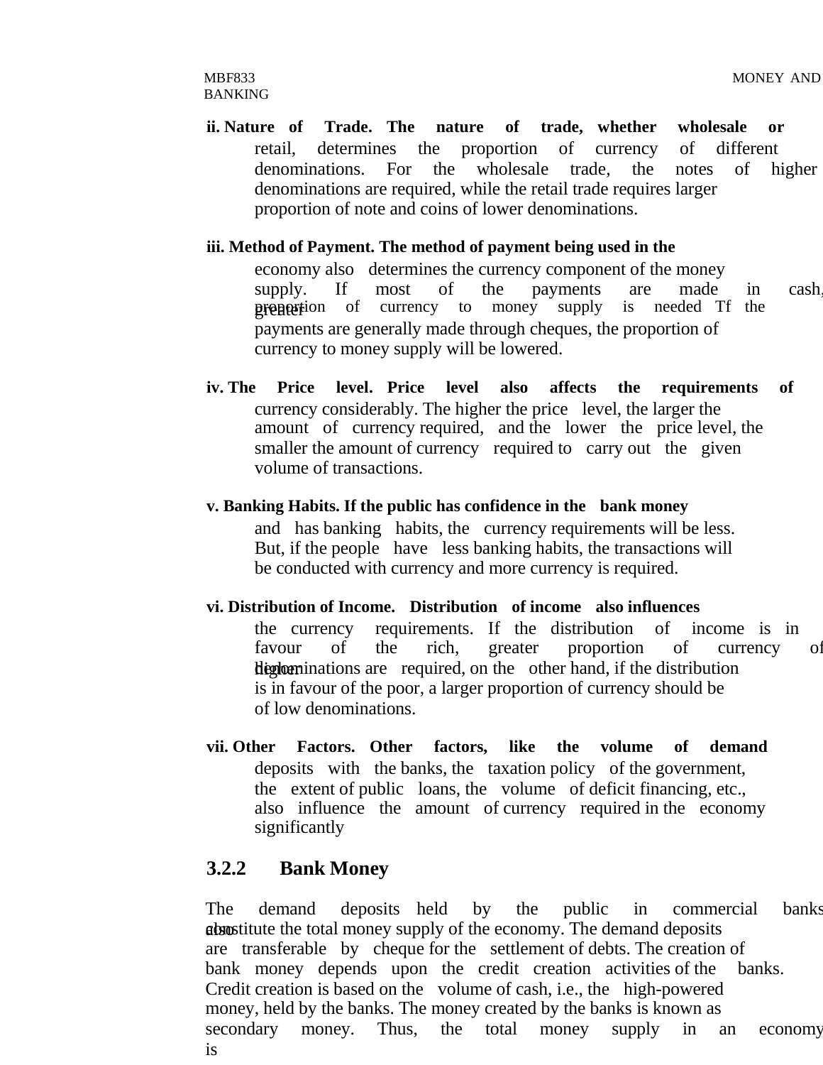**ii. Nature of Trade.** The nature of trade, whether wholesale or retail, determines the proportion of currency of different denominations. For the wholesale trade, the notes of higher denominations are required, while the retail trade requires larger proportion of note and coins of lower denominations.

**iii. Method of Payment.** The method of payment being used in the economy also determines the currency component of the money supply. If most of the payments are made in cash, greater proportion of currency to money supply is needed Tf the payments are generally made through cheques, the proportion of currency to money supply will be lowered.

**iv. The Price level.** Price level also affects the requirements of currency considerably. The higher the price level, the larger the amount of currency required, and the lower the price level, the smaller the amount of currency required to carry out the given volume of transactions.

**v. Banking Habits.** If the public has confidence in the bank money and has banking habits, the currency requirements will be less. But, if the people have less banking habits, the transactions will be conducted with currency and more currency is required.

**vi. Distribution of Income.** Distribution of income also influences the currency requirements. If the distribution of income is in favour of the rich, greater proportion of currency of higher denominations are required, on the other hand, if the distribution is in favour of the poor, a larger proportion of currency should be of low denominations.

**vii. Other Factors.** Other factors, like the volume of demand deposits with the banks, the taxation policy of the government, the extent of public loans, the volume of deficit financing, etc., also influence the amount of currency required in the economy significantly

### 3.2.2 Bank Money

The demand deposits held by the public in commercial banks also constitute the total money supply of the economy. The demand deposits are transferable by cheque for the settlement of debts. The creation of bank money depends upon the credit creation activities of the banks. Credit creation is based on the volume of cash, i.e., the high-powered money, held by the banks. The money created by the banks is known as secondary money. Thus, the total money supply in an economy is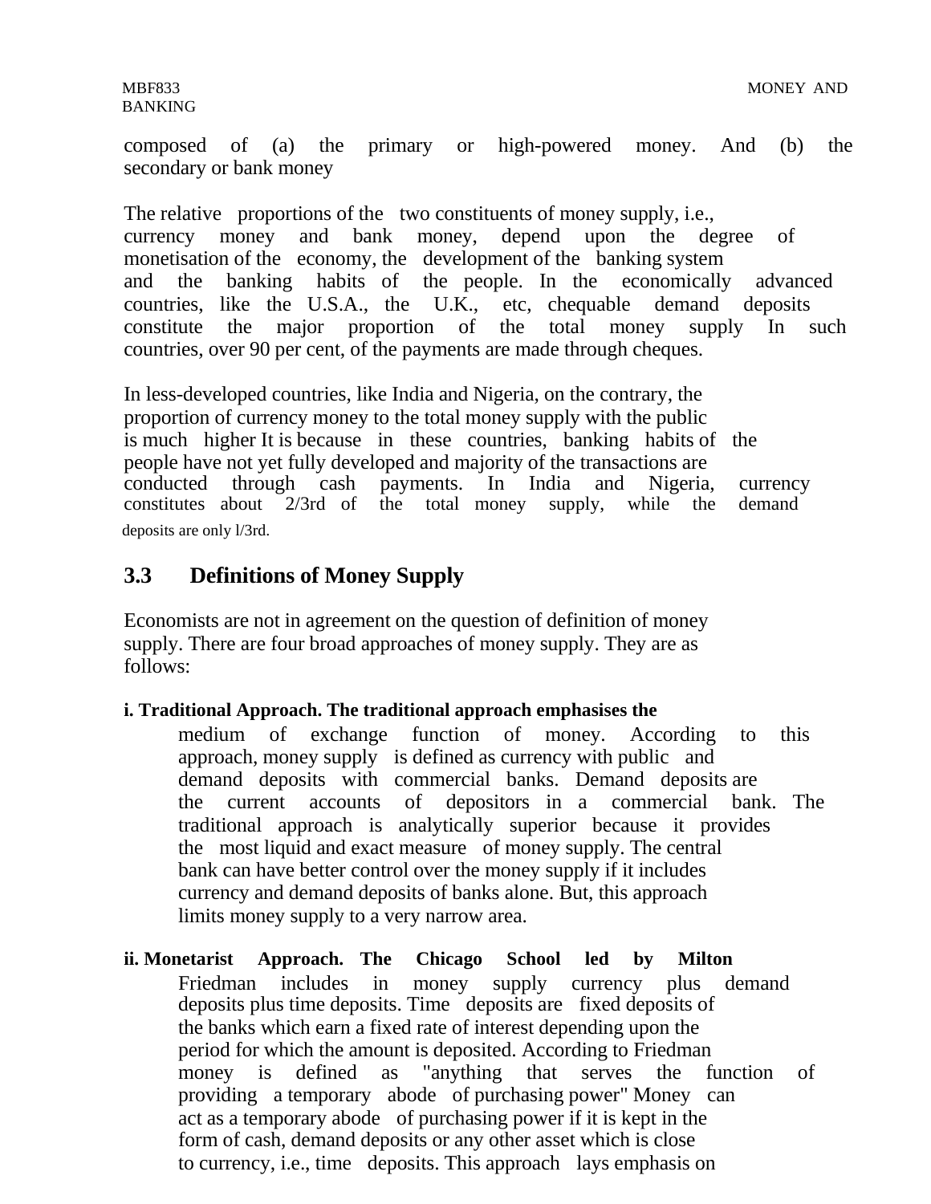composed of (a) the primary or high-powered money. And (b) the secondary or bank money

The relative proportions of the two constituents of money supply, i.e., currency money and bank money, depend upon the degree of monetisation of the economy, the development of the banking system and the banking habits of the people. In the economically advanced countries, like the U.S.A., the U.K., etc, chequable demand deposits constitute the major proportion of the total money supply In such countries, over 90 per cent, of the payments are made through cheques.

In less-developed countries, like India and Nigeria, on the contrary, the proportion of currency money to the total money supply with the public is much higher It is because in these countries, banking habits of the people have not yet fully developed and majority of the transactions are conducted through cash payments. In India and Nigeria, currency constitutes about 2/3rd of the total money supply, while the demand deposits are only l/3rd.

## 3.3 Definitions of Money Supply

Economists are not in agreement on the question of definition of money supply. There are four broad approaches of money supply. They are as follows:

**i. Traditional Approach. The traditional approach emphasises the** medium of exchange function of money. According to this approach, money supply is defined as currency with public and demand deposits with commercial banks. Demand deposits are the current accounts of depositors in a commercial bank. The traditional approach is analytically superior because it provides the most liquid and exact measure of money supply. The central bank can have better control over the money supply if it includes currency and demand deposits of banks alone. But, this approach limits money supply to a very narrow area.

**ii. Monetarist Approach. The Chicago School led by Milton** Friedman includes in money supply currency plus demand deposits plus time deposits. Time deposits are fixed deposits of the banks which earn a fixed rate of interest depending upon the period for which the amount is deposited. According to Friedman money is defined as "anything that serves the function of providing a temporary abode of purchasing power" Money can act as a temporary abode of purchasing power if it is kept in the form of cash, demand deposits or any other asset which is close to currency, i.e., time deposits. This approach lays emphasis on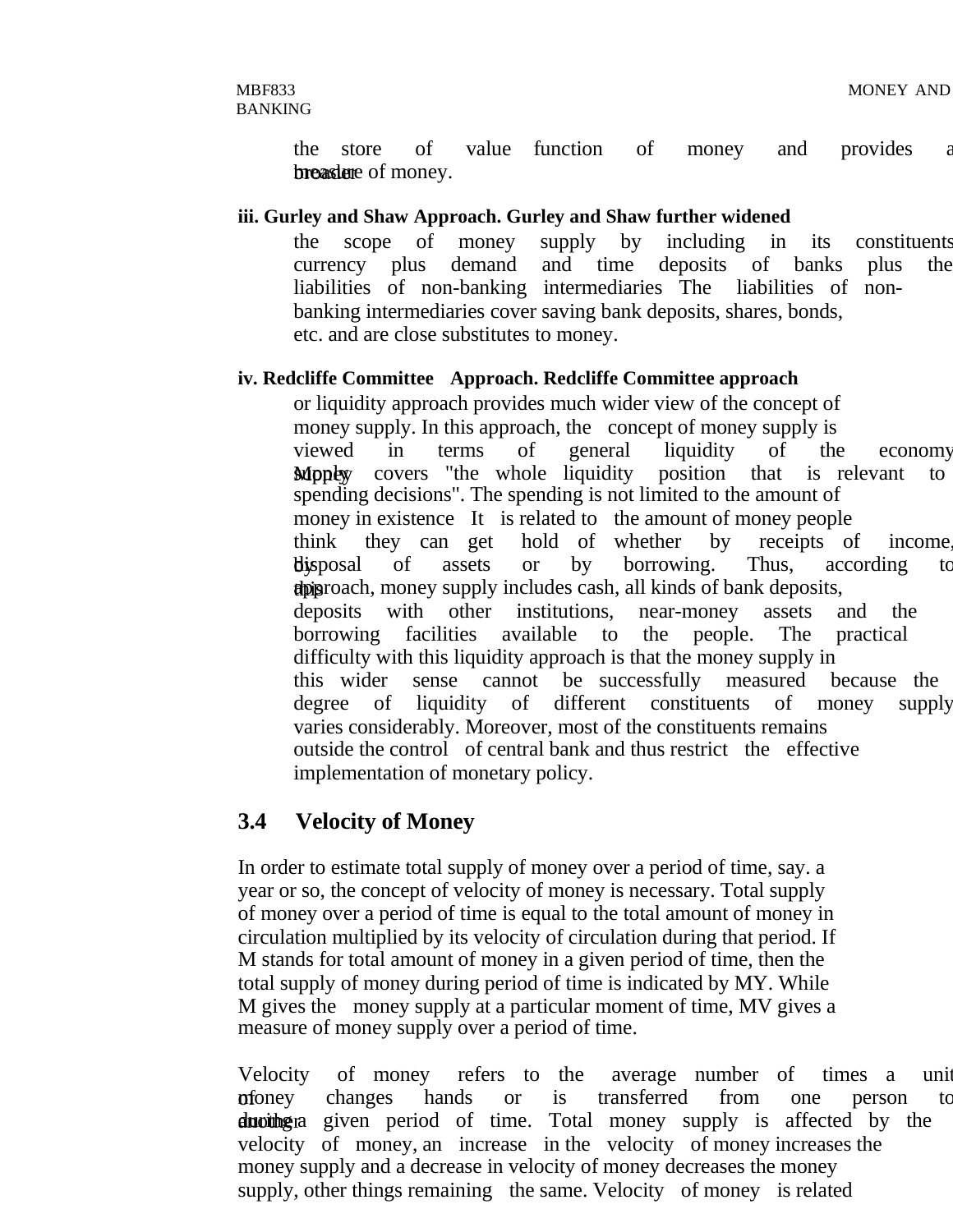the store of value function of money and provides a broader measure of money.

**iii. Gurley and Shaw Approach. Gurley and Shaw further widened** the scope of money supply by including in its constituents currency plus demand and time deposits of banks plus the liabilities of non-banking intermediaries The liabilities of non-banking intermediaries cover saving bank deposits, shares, bonds, etc. and are close substitutes to money.

**iv. Redcliffe Committee Approach. Redcliffe Committee approach** or liquidity approach provides much wider view of the concept of money supply. In this approach, the concept of money supply is viewed in terms of general liquidity of the economy. Money supply covers "the whole liquidity position that is relevant to spending decisions". The spending is not limited to the amount of money in existence It is related to the amount of money people think they can get hold of whether by receipts of income, by disposal of assets or by borrowing. Thus, according to this approach, money supply includes cash, all kinds of bank deposits, deposits with other institutions, near-money assets and the borrowing facilities available to the people. The practical difficulty with this liquidity approach is that the money supply in this wider sense cannot be successfully measured because the degree of liquidity of different constituents of money supply varies considerably. Moreover, most of the constituents remains outside the control of central bank and thus restrict the effective implementation of monetary policy.

## 3.4 Velocity of Money

In order to estimate total supply of money over a period of time, say. a year or so, the concept of velocity of money is necessary. Total supply of money over a period of time is equal to the total amount of money in circulation multiplied by its velocity of circulation during that period. If M stands for total amount of money in a given period of time, then the total supply of money during period of time is indicated by MY. While M gives the money supply at a particular moment of time, MV gives a measure of money supply over a period of time.

Velocity of money refers to the average number of times a unit of money changes hands or is transferred from one person to another during a given period of time. Total money supply is affected by the velocity of money, an increase in the velocity of money increases the money supply and a decrease in velocity of money decreases the money supply, other things remaining the same. Velocity of money is related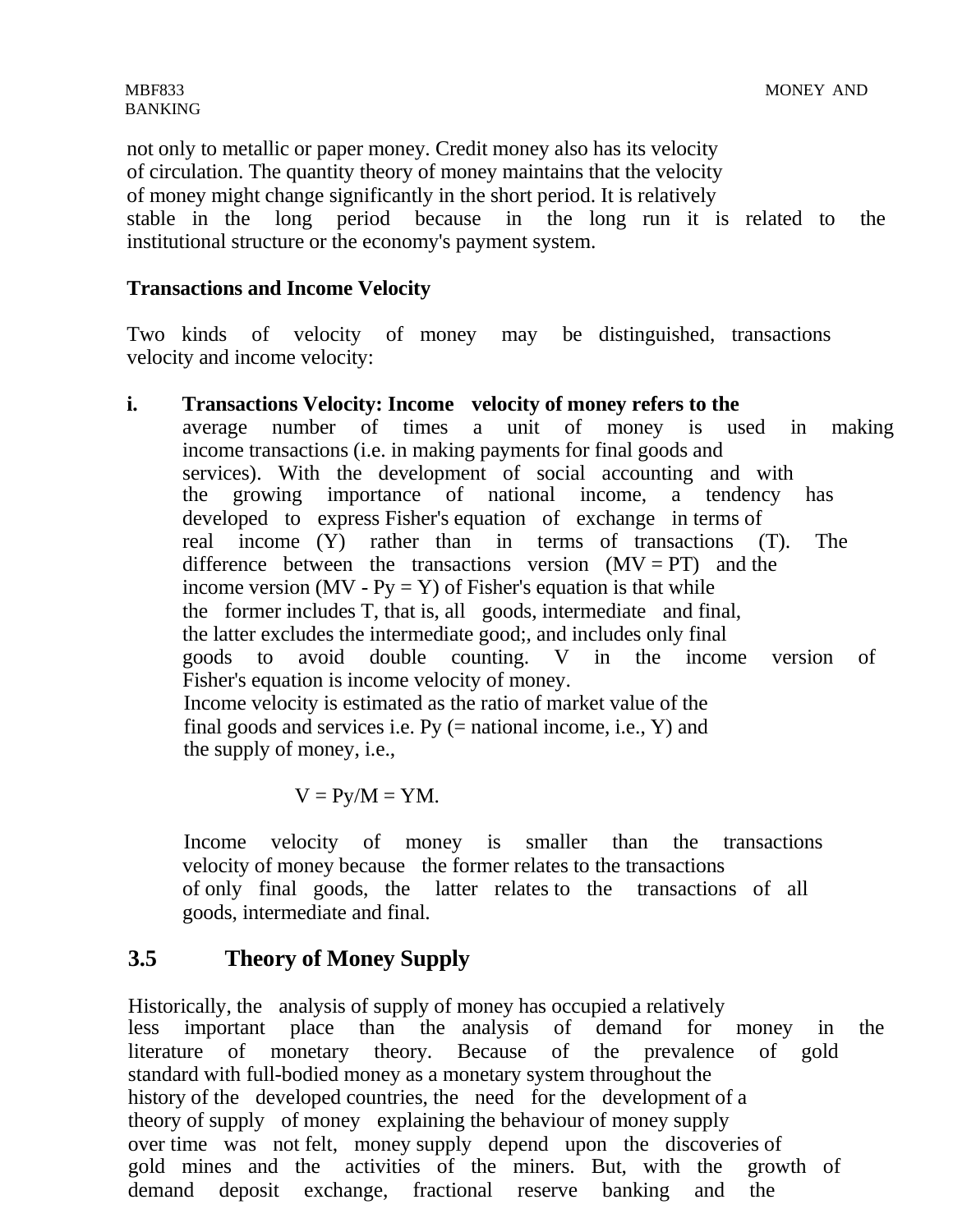not only to metallic or paper money. Credit money also has its velocity of circulation. The quantity theory of money maintains that the velocity of money might change significantly in the short period. It is relatively stable in the long period because in the long run it is related to the institutional structure or the economy's payment system.

**Transactions and Income Velocity**

Two kinds of velocity of money may be distinguished, transactions velocity and income velocity:

i. **Transactions Velocity: Income velocity of money refers to the** average number of times a unit of money is used in making income transactions (i.e. in making payments for final goods and services). With the development of social accounting and with the growing importance of national income, a tendency has developed to express Fisher's equation of exchange in terms of real income (Y) rather than in terms of transactions (T). The difference between the transactions version (MV = PT) and the income version (MV - Py = Y) of Fisher's equation is that while the former includes T, that is, all goods, intermediate and final, the latter excludes the intermediate good;, and includes only final goods to avoid double counting. V in the income version of Fisher's equation is income velocity of money.
   Income velocity is estimated as the ratio of market value of the final goods and services i.e. Py (= national income, i.e., Y) and the supply of money, i.e.,

   $$V = Py/M = YM.$$

   Income velocity of money is smaller than the transactions velocity of money because the former relates to the transactions of only final goods, the latter relates to the transactions of all goods, intermediate and final.

## 3.5 Theory of Money Supply

Historically, the analysis of supply of money has occupied a relatively less important place than the analysis of demand for money in the literature of monetary theory. Because of the prevalence of gold standard with full-bodied money as a monetary system throughout the history of the developed countries, the need for the development of a theory of supply of money explaining the behaviour of money supply over time was not felt, money supply depend upon the discoveries of gold mines and the activities of the miners. But, with the growth of demand deposit exchange, fractional reserve banking and the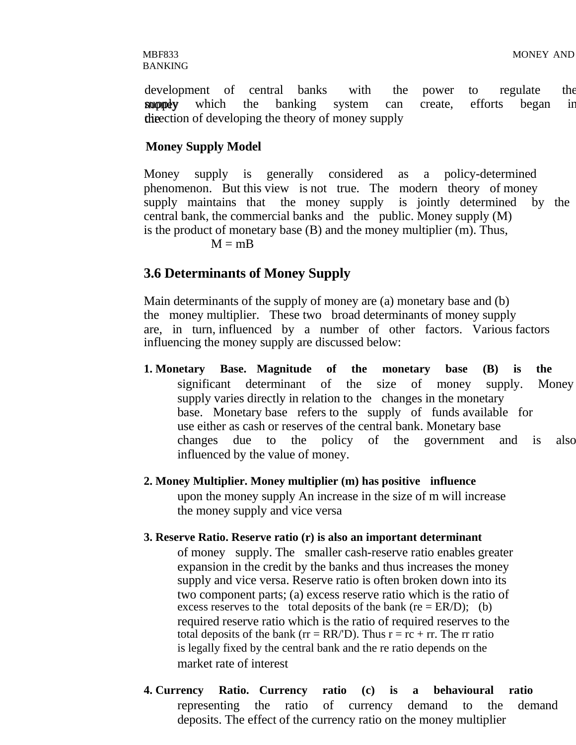development of central banks with the power to regulate the money supply which the banking system can create, efforts began in the direction of developing the theory of money supply

**Money Supply Model**

Money supply is generally considered as a policy-determined phenomenon. But this view is not true. The modern theory of money supply maintains that the money supply is jointly determined by the central bank, the commercial banks and the public. Money supply (M) is the product of monetary base (B) and the money multiplier (m). Thus,

$$M = mB$$

## 3.6 Determinants of Money Supply

Main determinants of the supply of money are (a) monetary base and (b) the money multiplier. These two broad determinants of money supply are, in turn, influenced by a number of other factors. Various factors influencing the money supply are discussed below:

1. **Monetary Base. Magnitude of the monetary base (B) is the** significant determinant of the size of money supply. Money supply varies directly in relation to the changes in the monetary base. Monetary base refers to the supply of funds available for use either as cash or reserves of the central bank. Monetary base changes due to the policy of the government and is also influenced by the value of money.

2. **Money Multiplier. Money multiplier (m) has positive influence** upon the money supply An increase in the size of m will increase the money supply and vice versa

3. **Reserve Ratio. Reserve ratio (r) is also an important determinant** of money supply. The smaller cash-reserve ratio enables greater expansion in the credit by the banks and thus increases the money supply and vice versa. Reserve ratio is often broken down into its two component parts; (a) excess reserve ratio which is the ratio of excess reserves to the total deposits of the bank ($re = ER/D$); (b) required reserve ratio which is the ratio of required reserves to the total deposits of the bank ($rr = RR/'D$). Thus $r = rc + rr$. The rr ratio is legally fixed by the central bank and the re ratio depends on the market rate of interest

4. **Currency Ratio. Currency ratio (c) is a behavioural ratio** representing the ratio of currency demand to the demand deposits. The effect of the currency ratio on the money multiplier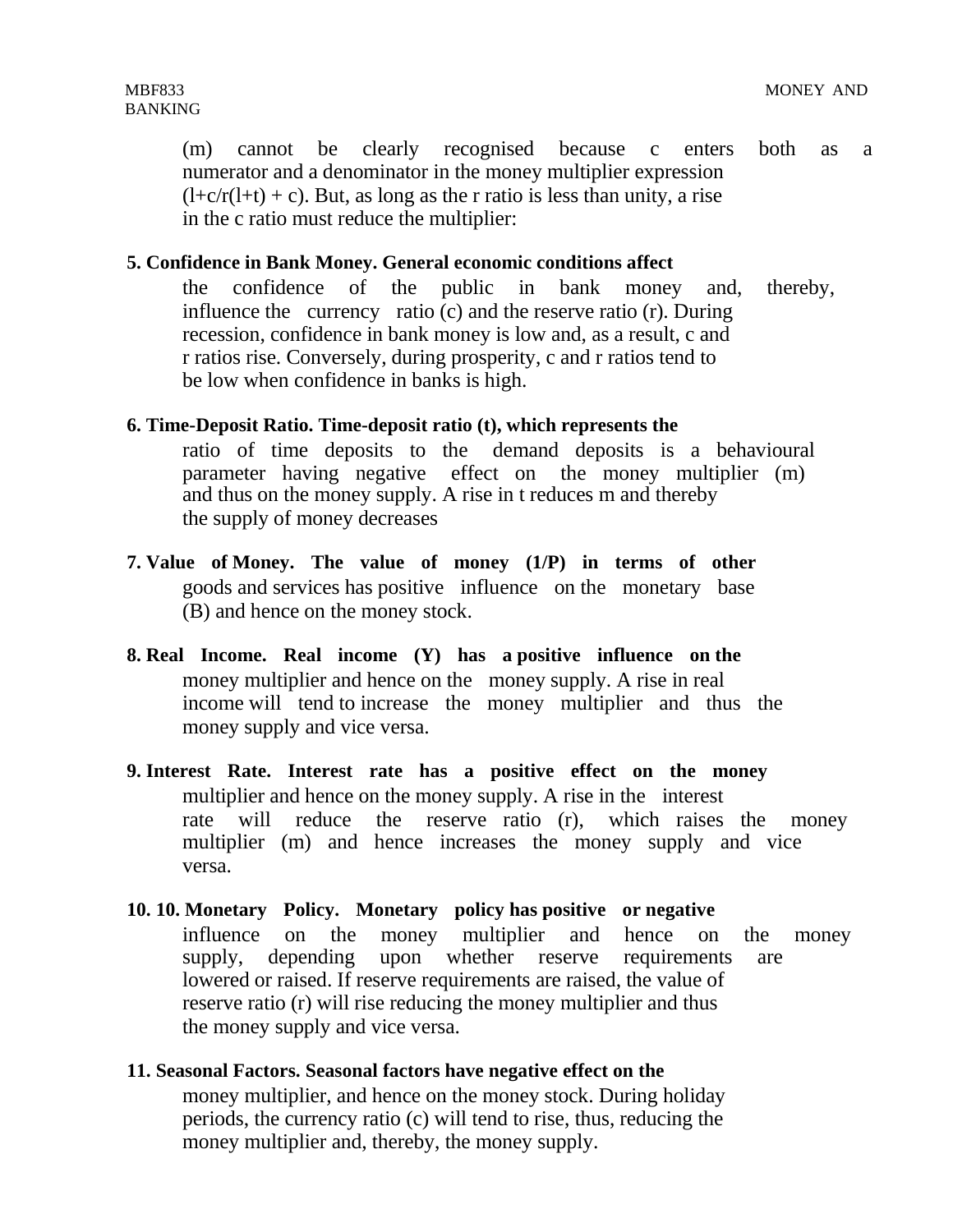(m) cannot be clearly recognised because c enters both as a numerator and a denominator in the money multiplier expression (l+c/r(l+t) + c). But, as long as the r ratio is less than unity, a rise in the c ratio must reduce the multiplier:

**5. Confidence in Bank Money. General economic conditions affect** the confidence of the public in bank money and, thereby, influence the currency ratio (c) and the reserve ratio (r). During recession, confidence in bank money is low and, as a result, c and r ratios rise. Conversely, during prosperity, c and r ratios tend to be low when confidence in banks is high.

**6. Time-Deposit Ratio. Time-deposit ratio (t), which represents the** ratio of time deposits to the demand deposits is a behavioural parameter having negative effect on the money multiplier (m) and thus on the money supply. A rise in t reduces m and thereby the supply of money decreases

**7. Value of Money. The value of money (1/P) in terms of other** goods and services has positive influence on the monetary base (B) and hence on the money stock.

**8. Real Income. Real income (Y) has a positive influence on the** money multiplier and hence on the money supply. A rise in real income will tend to increase the money multiplier and thus the money supply and vice versa.

**9. Interest Rate. Interest rate has a positive effect on the money** multiplier and hence on the money supply. A rise in the interest rate will reduce the reserve ratio (r), which raises the money multiplier (m) and hence increases the money supply and vice versa.

**10. 10. Monetary Policy. Monetary policy has positive or negative** influence on the money multiplier and hence on the money supply, depending upon whether reserve requirements are lowered or raised. If reserve requirements are raised, the value of reserve ratio (r) will rise reducing the money multiplier and thus the money supply and vice versa.

**11. Seasonal Factors. Seasonal factors have negative effect on the** money multiplier, and hence on the money stock. During holiday periods, the currency ratio (c) will tend to rise, thus, reducing the money multiplier and, thereby, the money supply.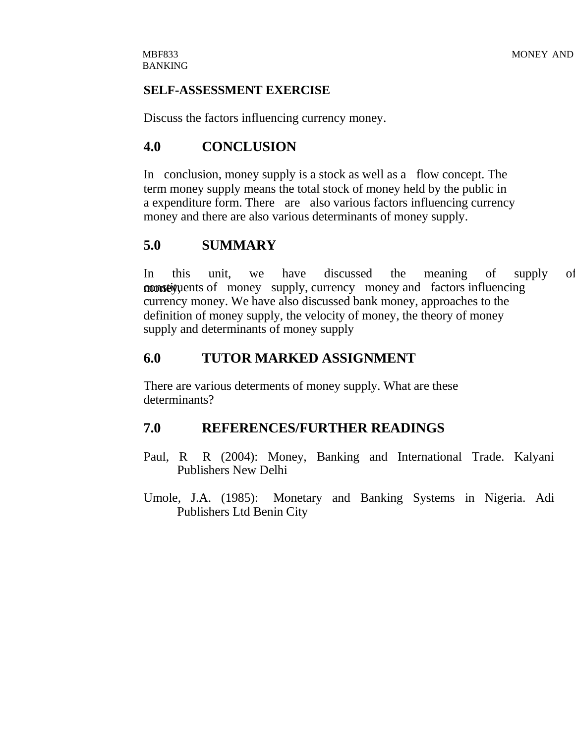**SELF-ASSESSMENT EXERCISE**

Discuss the factors influencing currency money.

## 4.0 CONCLUSION

In conclusion, money supply is a stock as well as a flow concept. The term money supply means the total stock of money held by the public in a expenditure form. There are also various factors influencing currency money and there are also various determinants of money supply.

## 5.0 SUMMARY

In this unit, we have discussed the meaning of supply of money, constituents of money supply, currency money and factors influencing currency money. We have also discussed bank money, approaches to the definition of money supply, the velocity of money, the theory of money supply and determinants of money supply

## 6.0 TUTOR MARKED ASSIGNMENT

There are various determents of money supply. What are these determinants?

## 7.0 REFERENCES/FURTHER READINGS

Paul, R R (2004): Money, Banking and International Trade. Kalyani Publishers New Delhi

Umole, J.A. (1985): Monetary and Banking Systems in Nigeria. Adi Publishers Ltd Benin City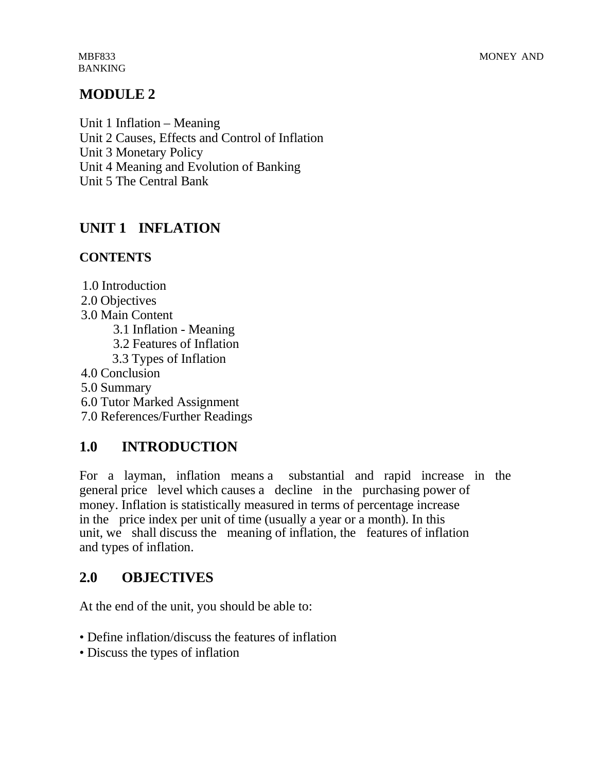# MODULE 2

Unit 1 Inflation – Meaning
Unit 2 Causes, Effects and Control of Inflation
Unit 3 Monetary Policy
Unit 4 Meaning and Evolution of Banking
Unit 5 The Central Bank

## UNIT 1 INFLATION

### CONTENTS

1.0 Introduction
2.0 Objectives
3.0 Main Content
  3.1 Inflation - Meaning
  3.2 Features of Inflation
  3.3 Types of Inflation
4.0 Conclusion
5.0 Summary
6.0 Tutor Marked Assignment
7.0 References/Further Readings

## 1.0 INTRODUCTION

For a layman, inflation means a substantial and rapid increase in the general price level which causes a decline in the purchasing power of money. Inflation is statistically measured in terms of percentage increase in the price index per unit of time (usually a year or a month). In this unit, we shall discuss the meaning of inflation, the features of inflation and types of inflation.

## 2.0 OBJECTIVES

At the end of the unit, you should be able to:

- Define inflation/discuss the features of inflation
- Discuss the types of inflation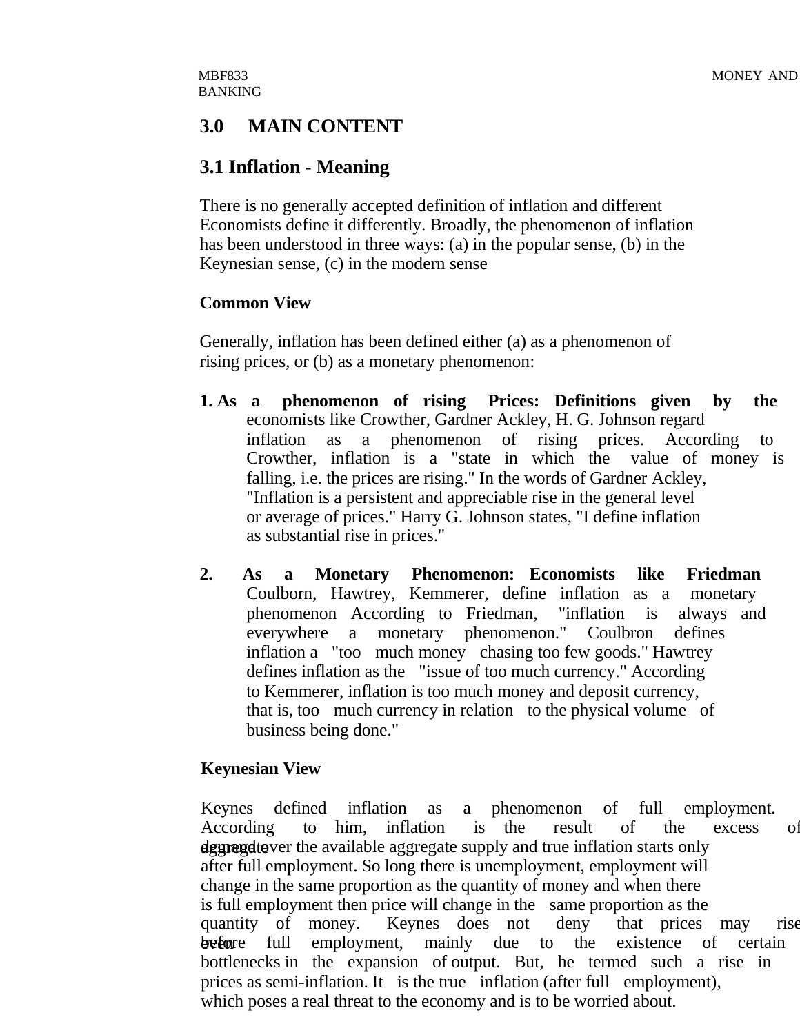## 3.0 MAIN CONTENT

### 3.1 Inflation - Meaning

There is no generally accepted definition of inflation and different Economists define it differently. Broadly, the phenomenon of inflation has been understood in three ways: (a) in the popular sense, (b) in the Keynesian sense, (c) in the modern sense

**Common View**

Generally, inflation has been defined either (a) as a phenomenon of rising prices, or (b) as a monetary phenomenon:

1. **As a phenomenon of rising Prices: Definitions given by the** economists like Crowther, Gardner Ackley, H. G. Johnson regard inflation as a phenomenon of rising prices. According to Crowther, inflation is a "state in which the value of money is falling, i.e. the prices are rising." In the words of Gardner Ackley, "Inflation is a persistent and appreciable rise in the general level or average of prices." Harry G. Johnson states, "I define inflation as substantial rise in prices."

2. **As a Monetary Phenomenon: Economists like Friedman** Coulborn, Hawtrey, Kemmerer, define inflation as a monetary phenomenon According to Friedman, "inflation is always and everywhere a monetary phenomenon." Coulbron defines inflation a "too much money chasing too few goods." Hawtrey defines inflation as the "issue of too much currency." According to Kemmerer, inflation is too much money and deposit currency, that is, too much currency in relation to the physical volume of business being done."

**Keynesian View**

Keynes defined inflation as a phenomenon of full employment. According to him, inflation is the result of the excess of aggregate demand over the available aggregate supply and true inflation starts only after full employment. So long there is unemployment, employment will change in the same proportion as the quantity of money and when there is full employment then price will change in the same proportion as the quantity of money. Keynes does not deny that prices may rise even before full employment, mainly due to the existence of certain bottlenecks in the expansion of output. But, he termed such a rise in prices as semi-inflation. It is the true inflation (after full employment), which poses a real threat to the economy and is to be worried about.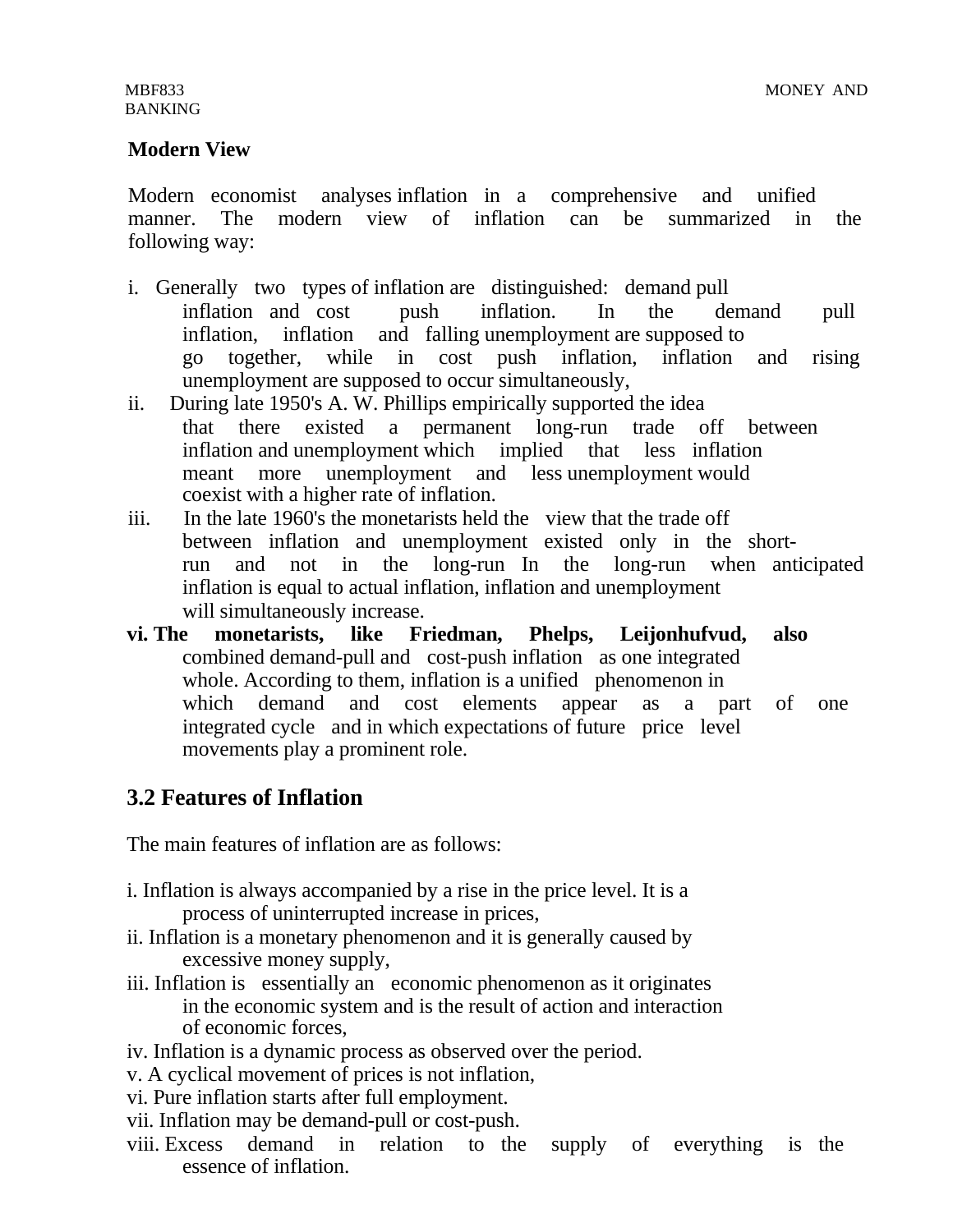**Modern View**

Modern economist analyses inflation in a comprehensive and unified manner. The modern view of inflation can be summarized in the following way:

i. Generally two types of inflation are distinguished: demand pull inflation and cost push inflation. In the demand pull inflation, inflation and falling unemployment are supposed to go together, while in cost push inflation, inflation and rising unemployment are supposed to occur simultaneously,

ii. During late 1950's A. W. Phillips empirically supported the idea that there existed a permanent long-run trade off between inflation and unemployment which implied that less inflation meant more unemployment and less unemployment would coexist with a higher rate of inflation.

iii. In the late 1960's the monetarists held the view that the trade off between inflation and unemployment existed only in the short-run and not in the long-run In the long-run when anticipated inflation is equal to actual inflation, inflation and unemployment will simultaneously increase.

**vi. The monetarists, like Friedman, Phelps, Leijonhufvud, also** combined demand-pull and cost-push inflation as one integrated whole. According to them, inflation is a unified phenomenon in which demand and cost elements appear as a part of one integrated cycle and in which expectations of future price level movements play a prominent role.

## 3.2 Features of Inflation

The main features of inflation are as follows:

i. Inflation is always accompanied by a rise in the price level. It is a process of uninterrupted increase in prices,

ii. Inflation is a monetary phenomenon and it is generally caused by excessive money supply,

iii. Inflation is essentially an economic phenomenon as it originates in the economic system and is the result of action and interaction of economic forces,

iv. Inflation is a dynamic process as observed over the period.

v. A cyclical movement of prices is not inflation,

vi. Pure inflation starts after full employment.

vii. Inflation may be demand-pull or cost-push.

viii. Excess demand in relation to the supply of everything is the essence of inflation.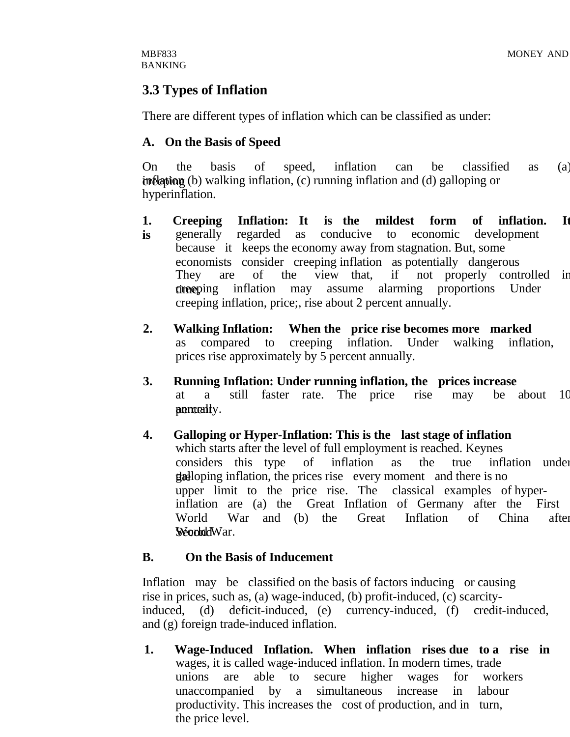## 3.3 Types of Inflation

There are different types of inflation which can be classified as under:

### A. On the Basis of Speed

On the basis of speed, inflation can be classified as (a) creeping inflation (b) walking inflation, (c) running inflation and (d) galloping or hyperinflation.

1. **Creeping Inflation: It is the mildest form of inflation. It is** generally regarded as conducive to economic development because it keeps the economy away from stagnation. But, some economists consider creeping inflation as potentially dangerous They are of the view that, if not properly controlled in time, creeping inflation may assume alarming proportions Under creeping inflation, price;, rise about 2 percent annually.

2. **Walking Inflation: When the price rise becomes more marked** as compared to creeping inflation. Under walking inflation, prices rise approximately by 5 percent annually.

3. **Running Inflation: Under running inflation, the prices increase** at a still faster rate. The price rise may be about 10 percent annually.

4. **Galloping or Hyper-Inflation: This is the last stage of inflation** which starts after the level of full employment is reached. Keynes considers this type of inflation as the true inflation under the galloping inflation, the prices rise every moment and there is no upper limit to the price rise. The classical examples of hyper-inflation are (a) the Great Inflation of Germany after the First World War and (b) the Great Inflation of China after the Second World War.

### B. On the Basis of Inducement

Inflation may be classified on the basis of factors inducing or causing rise in prices, such as, (a) wage-induced, (b) profit-induced, (c) scarcity-induced, (d) deficit-induced, (e) currency-induced, (f) credit-induced, and (g) foreign trade-induced inflation.

1. **Wage-Induced Inflation. When inflation rises due to a rise in** wages, it is called wage-induced inflation. In modern times, trade unions are able to secure higher wages for workers unaccompanied by a simultaneous increase in labour productivity. This increases the cost of production, and in turn, the price level.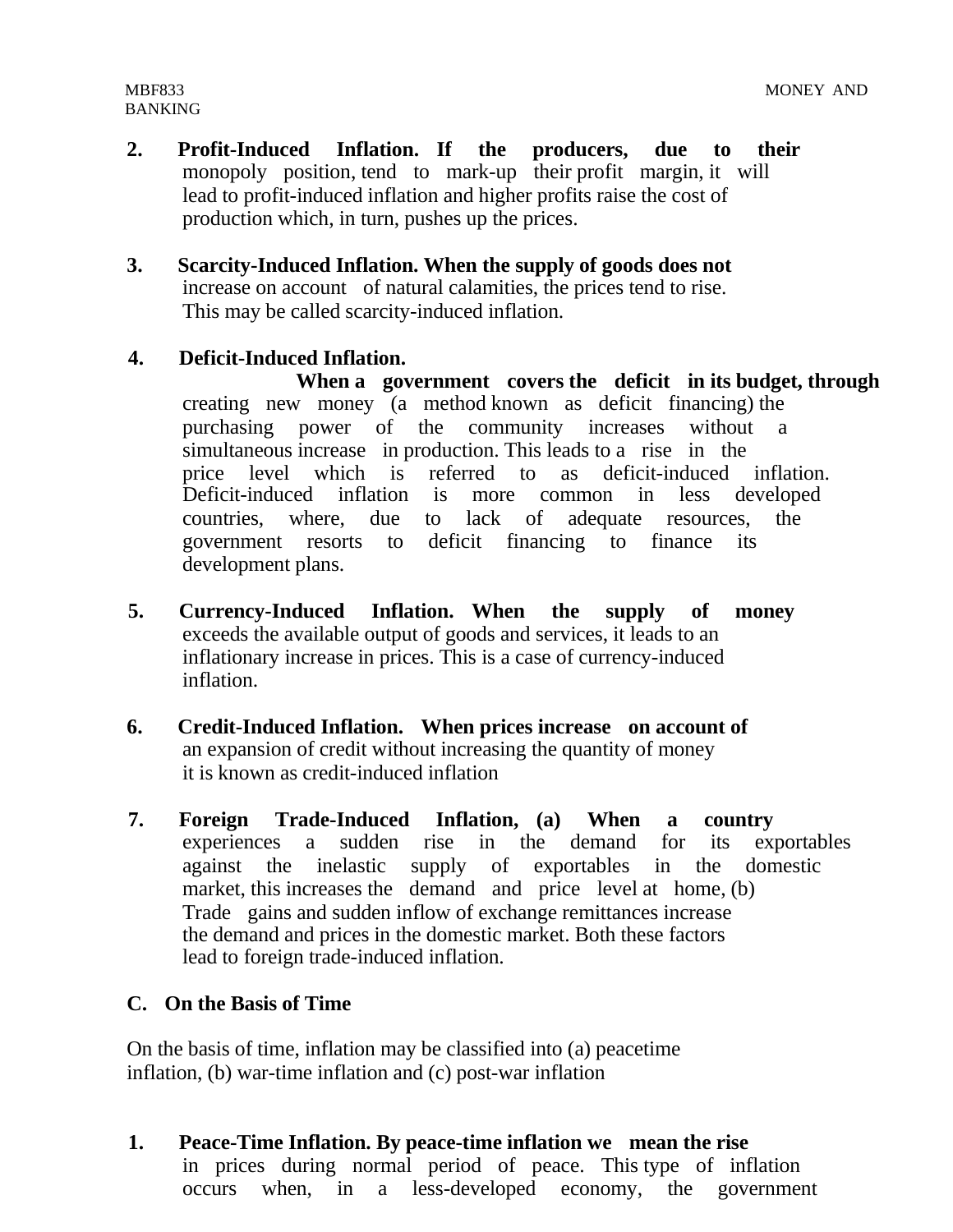2. **Profit-Induced Inflation. If the producers, due to their** monopoly position, tend to mark-up their profit margin, it will lead to profit-induced inflation and higher profits raise the cost of production which, in turn, pushes up the prices.

3. **Scarcity-Induced Inflation. When the supply of goods does not** increase on account of natural calamities, the prices tend to rise. This may be called scarcity-induced inflation.

4. **Deficit-Induced Inflation.**
   **When a government covers the deficit in its budget, through** creating new money (a method known as deficit financing) the purchasing power of the community increases without a simultaneous increase in production. This leads to a rise in the price level which is referred to as deficit-induced inflation. Deficit-induced inflation is more common in less developed countries, where, due to lack of adequate resources, the government resorts to deficit financing to finance its development plans.

5. **Currency-Induced Inflation. When the supply of money** exceeds the available output of goods and services, it leads to an inflationary increase in prices. This is a case of currency-induced inflation.

6. **Credit-Induced Inflation. When prices increase on account of** an expansion of credit without increasing the quantity of money it is known as credit-induced inflation

7. **Foreign Trade-Induced Inflation, (a) When a country** experiences a sudden rise in the demand for its exportables against the inelastic supply of exportables in the domestic market, this increases the demand and price level at home, (b) Trade gains and sudden inflow of exchange remittances increase the demand and prices in the domestic market. Both these factors lead to foreign trade-induced inflation.

**C. On the Basis of Time**

On the basis of time, inflation may be classified into (a) peacetime inflation, (b) war-time inflation and (c) post-war inflation

1. **Peace-Time Inflation. By peace-time inflation we mean the rise** in prices during normal period of peace. This type of inflation occurs when, in a less-developed economy, the government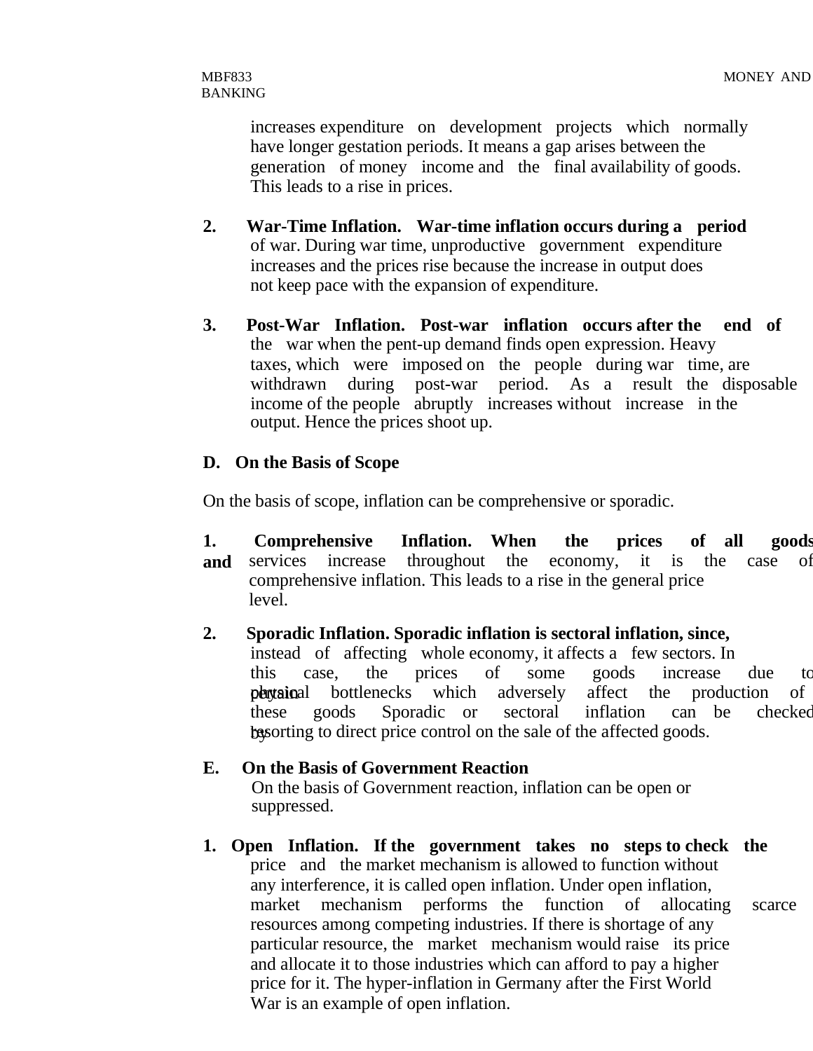increases expenditure on development projects which normally have longer gestation periods. It means a gap arises between the generation of money income and the final availability of goods. This leads to a rise in prices.

2. **War-Time Inflation. War-time inflation occurs during a period** of war. During war time, unproductive government expenditure increases and the prices rise because the increase in output does not keep pace with the expansion of expenditure.

3. **Post-War Inflation. Post-war inflation occurs after the end of** the war when the pent-up demand finds open expression. Heavy taxes, which were imposed on the people during war time, are withdrawn during post-war period. As a result the disposable income of the people abruptly increases without increase in the output. Hence the prices shoot up.

**D. On the Basis of Scope**

On the basis of scope, inflation can be comprehensive or sporadic.

1. **Comprehensive Inflation. When the prices of all goods and** services increase throughout the economy, it is the case of comprehensive inflation. This leads to a rise in the general price level.

2. **Sporadic Inflation. Sporadic inflation is sectoral inflation, since,** instead of affecting whole economy, it affects a few sectors. In this case, the prices of some goods increase due to certain physical bottlenecks which adversely affect the production of these goods Sporadic or sectoral inflation can be checked by resorting to direct price control on the sale of the affected goods.

**E. On the Basis of Government Reaction**

On the basis of Government reaction, inflation can be open or suppressed.

1. **Open Inflation. If the government takes no steps to check the** price and the market mechanism is allowed to function without any interference, it is called open inflation. Under open inflation, market mechanism performs the function of allocating scarce resources among competing industries. If there is shortage of any particular resource, the market mechanism would raise its price and allocate it to those industries which can afford to pay a higher price for it. The hyper-inflation in Germany after the First World War is an example of open inflation.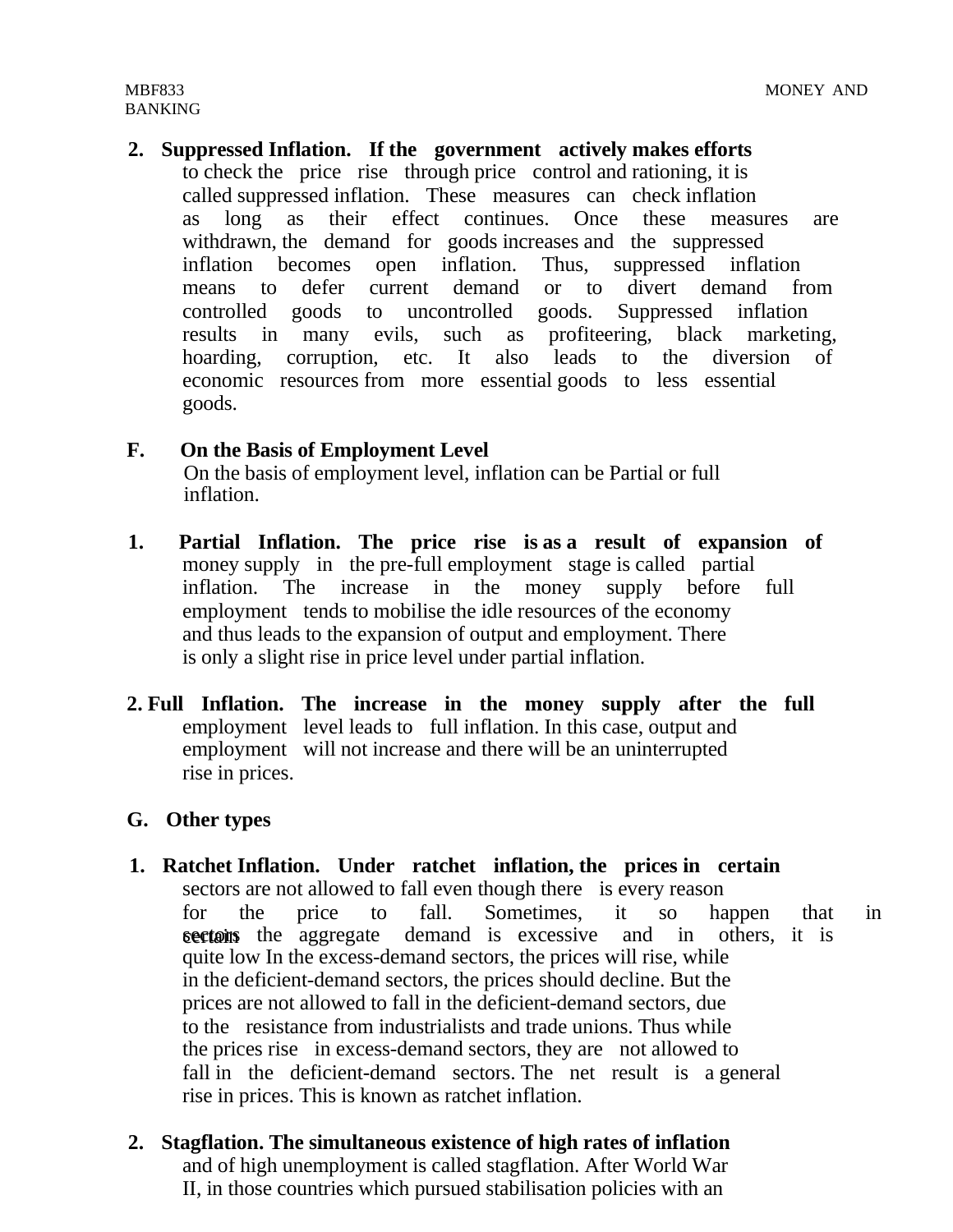2. **Suppressed Inflation. If the government actively makes efforts** to check the price rise through price control and rationing, it is called suppressed inflation. These measures can check inflation as long as their effect continues. Once these measures are withdrawn, the demand for goods increases and the suppressed inflation becomes open inflation. Thus, suppressed inflation means to defer current demand or to divert demand from controlled goods to uncontrolled goods. Suppressed inflation results in many evils, such as profiteering, black marketing, hoarding, corruption, etc. It also leads to the diversion of economic resources from more essential goods to less essential goods.

**F. On the Basis of Employment Level**

On the basis of employment level, inflation can be Partial or full inflation.

1. **Partial Inflation. The price rise is as a result of expansion of** money supply in the pre-full employment stage is called partial inflation. The increase in the money supply before full employment tends to mobilise the idle resources of the economy and thus leads to the expansion of output and employment. There is only a slight rise in price level under partial inflation.

2. **Full Inflation. The increase in the money supply after the full** employment level leads to full inflation. In this case, output and employment will not increase and there will be an uninterrupted rise in prices.

**G. Other types**

1. **Ratchet Inflation. Under ratchet inflation, the prices in certain** sectors are not allowed to fall even though there is every reason for the price to fall. Sometimes, it so happen that in certain sectors the aggregate demand is excessive and in others, it is quite low In the excess-demand sectors, the prices will rise, while in the deficient-demand sectors, the prices should decline. But the prices are not allowed to fall in the deficient-demand sectors, due to the resistance from industrialists and trade unions. Thus while the prices rise in excess-demand sectors, they are not allowed to fall in the deficient-demand sectors. The net result is a general rise in prices. This is known as ratchet inflation.

2. **Stagflation. The simultaneous existence of high rates of inflation** and of high unemployment is called stagflation. After World War II, in those countries which pursued stabilisation policies with an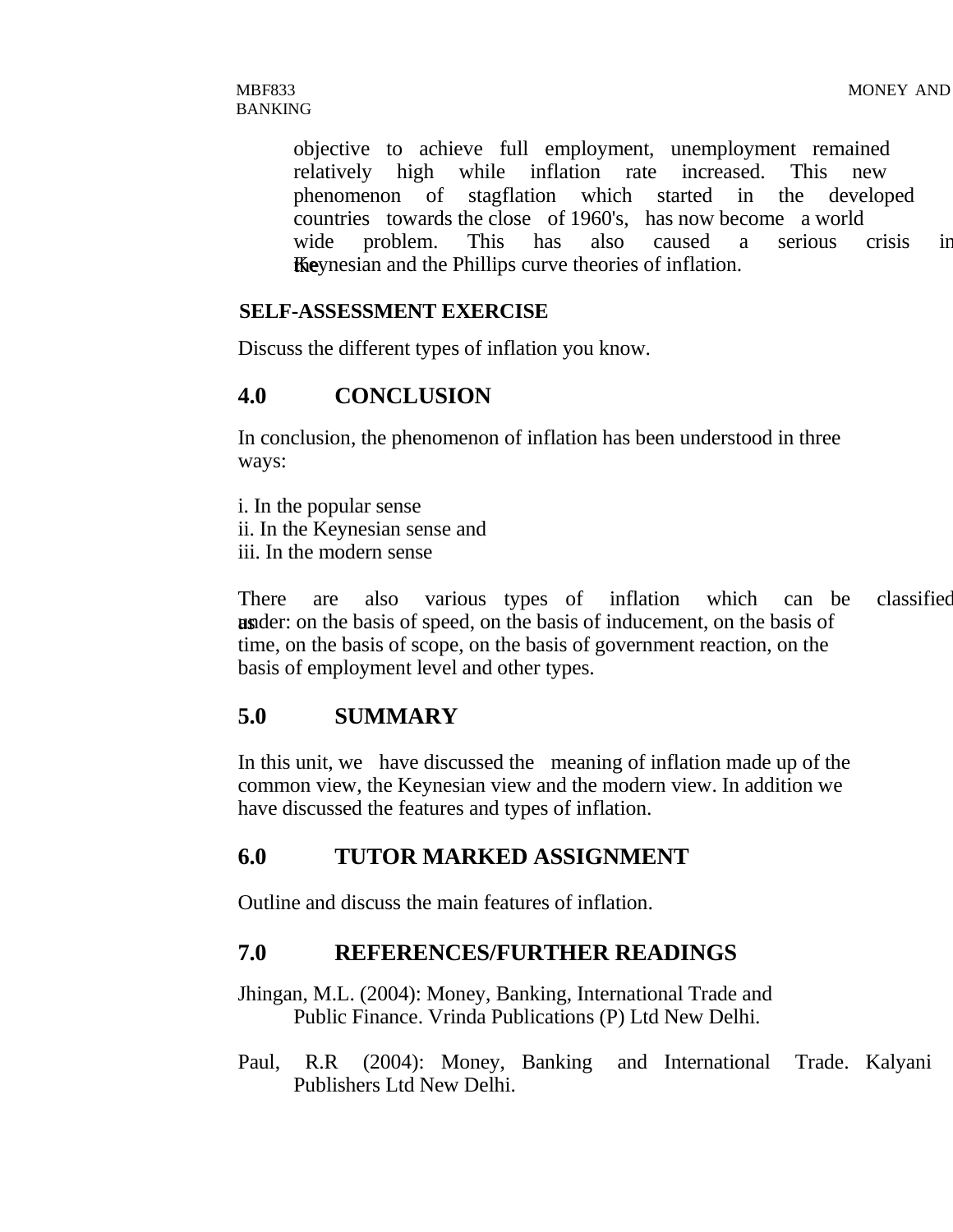objective to achieve full employment, unemployment remained relatively high while inflation rate increased. This new phenomenon of stagflation which started in the developed countries towards the close of 1960's, has now become a world wide problem. This has also caused a serious crisis in the Keynesian and the Phillips curve theories of inflation.

**SELF-ASSESSMENT EXERCISE**

Discuss the different types of inflation you know.

## 4.0 CONCLUSION

In conclusion, the phenomenon of inflation has been understood in three ways:

i. In the popular sense
ii. In the Keynesian sense and
iii. In the modern sense

There are also various types of inflation which can be classified as under: on the basis of speed, on the basis of inducement, on the basis of time, on the basis of scope, on the basis of government reaction, on the basis of employment level and other types.

## 5.0 SUMMARY

In this unit, we have discussed the meaning of inflation made up of the common view, the Keynesian view and the modern view. In addition we have discussed the features and types of inflation.

## 6.0 TUTOR MARKED ASSIGNMENT

Outline and discuss the main features of inflation.

## 7.0 REFERENCES/FURTHER READINGS

Jhingan, M.L. (2004): Money, Banking, International Trade and Public Finance. Vrinda Publications (P) Ltd New Delhi.

Paul, R.R (2004): Money, Banking and International Trade. Kalyani Publishers Ltd New Delhi.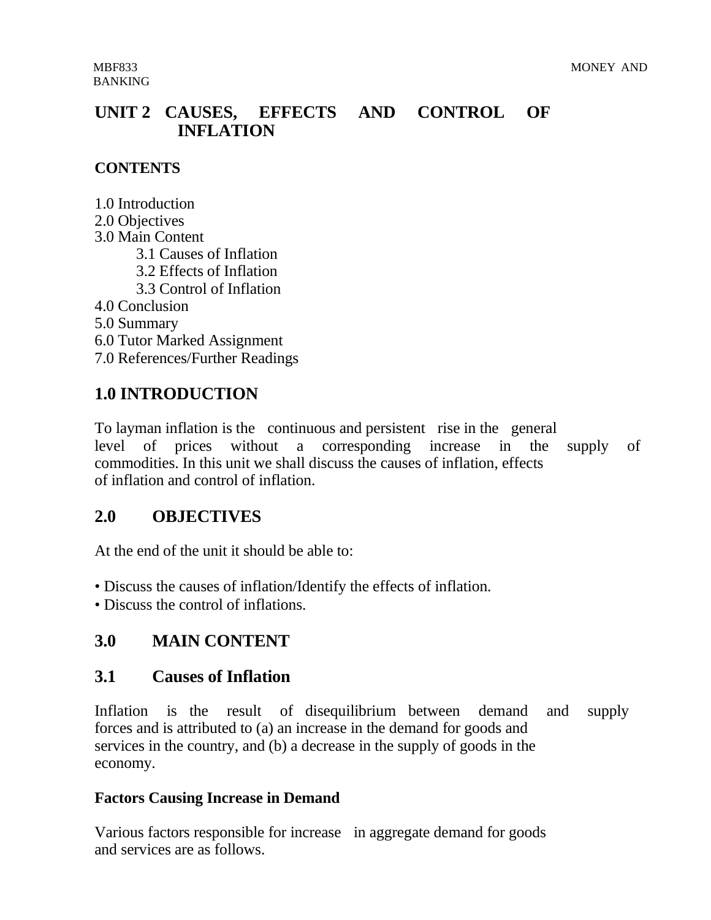# UNIT 2 CAUSES, EFFECTS AND CONTROL OF INFLATION

## CONTENTS

1.0 Introduction
2.0 Objectives
3.0 Main Content
  3.1 Causes of Inflation
  3.2 Effects of Inflation
  3.3 Control of Inflation
4.0 Conclusion
5.0 Summary
6.0 Tutor Marked Assignment
7.0 References/Further Readings

## 1.0 INTRODUCTION

To layman inflation is the continuous and persistent rise in the general level of prices without a corresponding increase in the supply of commodities. In this unit we shall discuss the causes of inflation, effects of inflation and control of inflation.

## 2.0 OBJECTIVES

At the end of the unit it should be able to:

- Discuss the causes of inflation/Identify the effects of inflation.
- Discuss the control of inflations.

## 3.0 MAIN CONTENT

## 3.1 Causes of Inflation

Inflation is the result of disequilibrium between demand and supply forces and is attributed to (a) an increase in the demand for goods and services in the country, and (b) a decrease in the supply of goods in the economy.

### Factors Causing Increase in Demand

Various factors responsible for increase in aggregate demand for goods and services are as follows.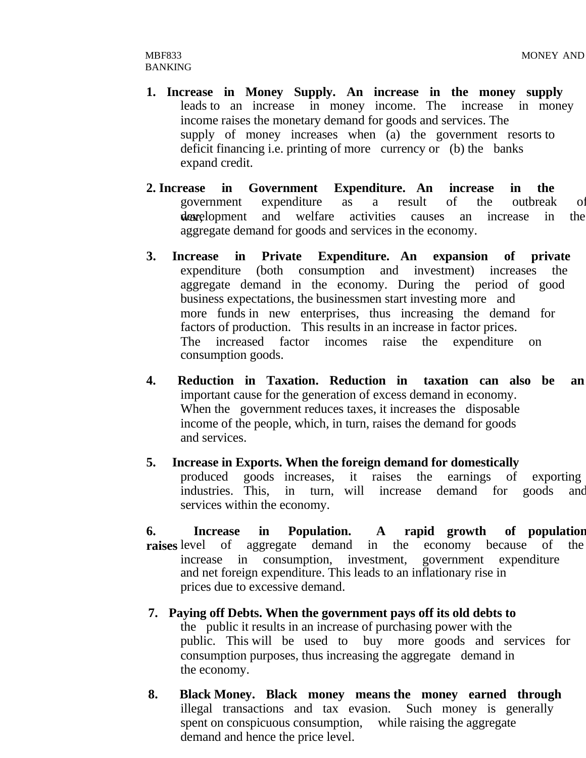1. **Increase in Money Supply. An increase in the money supply** leads to an increase in money income. The increase in money income raises the monetary demand for goods and services. The supply of money increases when (a) the government resorts to deficit financing i.e. printing of more currency or (b) the banks expand credit.

2. **Increase in Government Expenditure. An increase in the** government expenditure as a result of the outbreak of war, development and welfare activities causes an increase in the aggregate demand for goods and services in the economy.

3. **Increase in Private Expenditure. An expansion of private** expenditure (both consumption and investment) increases the aggregate demand in the economy. During the period of good business expectations, the businessmen start investing more and more funds in new enterprises, thus increasing the demand for factors of production. This results in an increase in factor prices. The increased factor incomes raise the expenditure on consumption goods.

4. **Reduction in Taxation. Reduction in taxation can also be an** important cause for the generation of excess demand in economy. When the government reduces taxes, it increases the disposable income of the people, which, in turn, raises the demand for goods and services.

5. **Increase in Exports. When the foreign demand for domestically** produced goods increases, it raises the earnings of exporting industries. This, in turn, will increase demand for goods and services within the economy.

6. **Increase in Population. A rapid growth of population raises** level of aggregate demand in the economy because of the increase in consumption, investment, government expenditure and net foreign expenditure. This leads to an inflationary rise in prices due to excessive demand.

7. **Paying off Debts. When the government pays off its old debts to** the public it results in an increase of purchasing power with the public. This will be used to buy more goods and services for consumption purposes, thus increasing the aggregate demand in the economy.

8. **Black Money. Black money means the money earned through** illegal transactions and tax evasion. Such money is generally spent on conspicuous consumption, while raising the aggregate demand and hence the price level.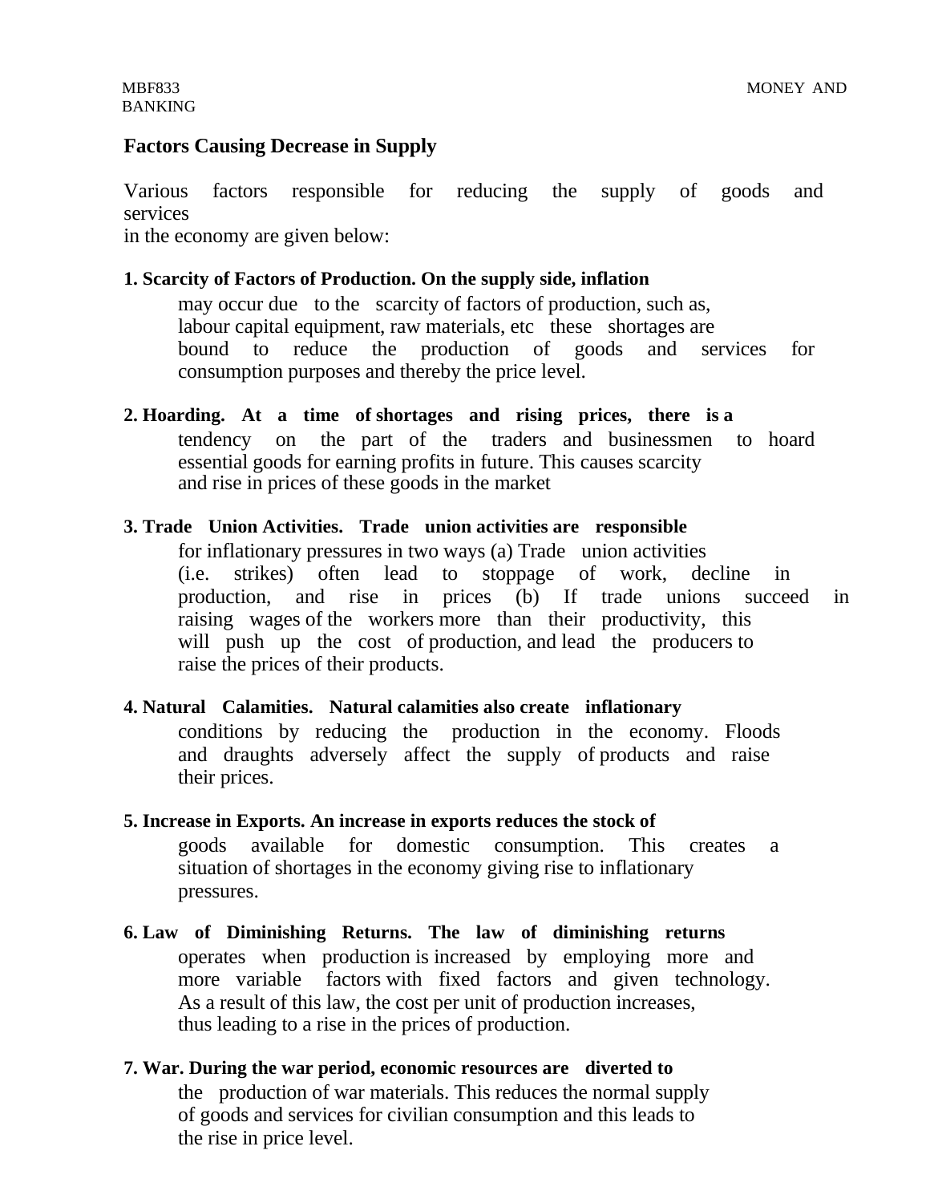## Factors Causing Decrease in Supply

Various factors responsible for reducing the supply of goods and services in the economy are given below:

**1. Scarcity of Factors of Production. On the supply side, inflation** may occur due to the scarcity of factors of production, such as, labour capital equipment, raw materials, etc these shortages are bound to reduce the production of goods and services for consumption purposes and thereby the price level.

**2. Hoarding. At a time of shortages and rising prices, there is a** tendency on the part of the traders and businessmen to hoard essential goods for earning profits in future. This causes scarcity and rise in prices of these goods in the market

**3. Trade Union Activities. Trade union activities are responsible** for inflationary pressures in two ways (a) Trade union activities (i.e. strikes) often lead to stoppage of work, decline in production, and rise in prices (b) If trade unions succeed in raising wages of the workers more than their productivity, this will push up the cost of production, and lead the producers to raise the prices of their products.

**4. Natural Calamities. Natural calamities also create inflationary** conditions by reducing the production in the economy. Floods and draughts adversely affect the supply of products and raise their prices.

**5. Increase in Exports. An increase in exports reduces the stock of** goods available for domestic consumption. This creates a situation of shortages in the economy giving rise to inflationary pressures.

**6. Law of Diminishing Returns. The law of diminishing returns** operates when production is increased by employing more and more variable factors with fixed factors and given technology. As a result of this law, the cost per unit of production increases, thus leading to a rise in the prices of production.

**7. War. During the war period, economic resources are diverted to** the production of war materials. This reduces the normal supply of goods and services for civilian consumption and this leads to the rise in price level.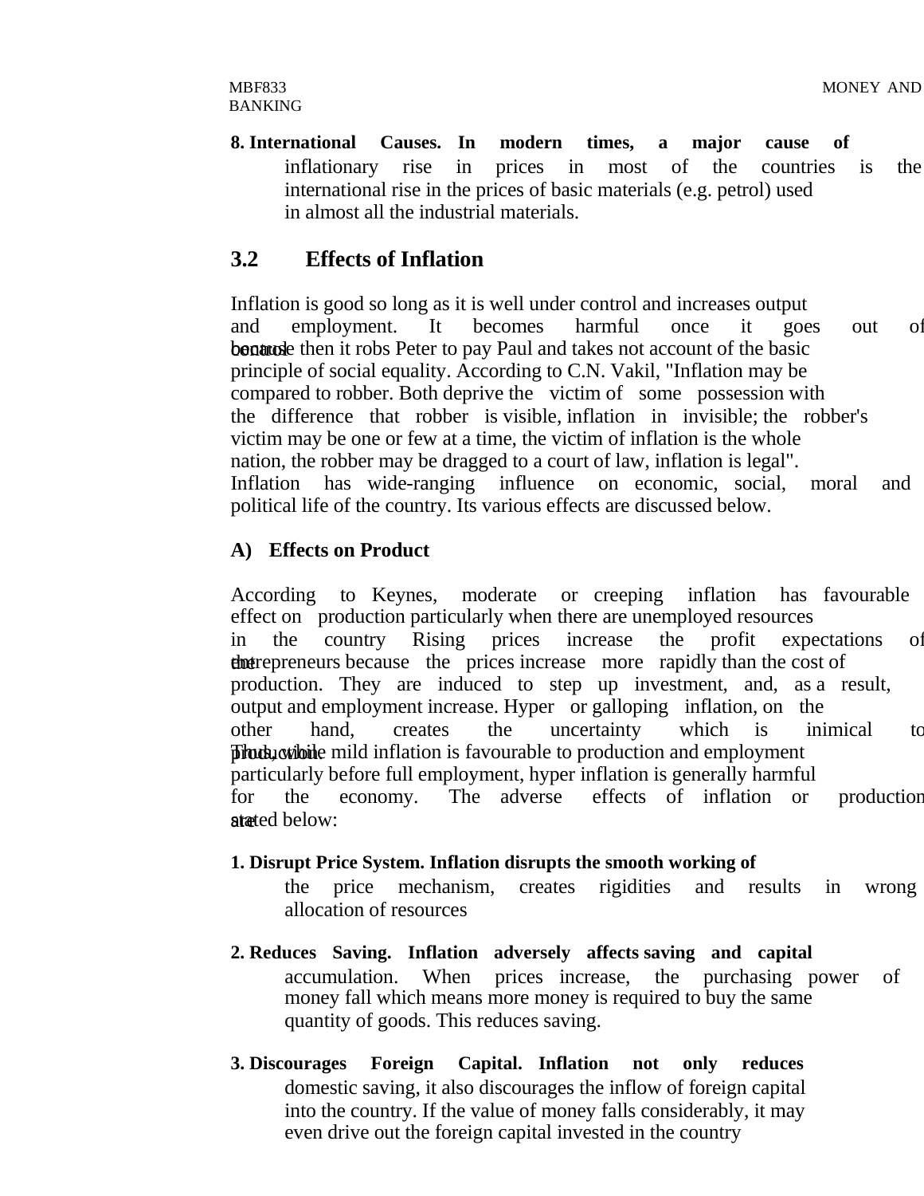**8. International Causes.** In modern times, a major cause of inflationary rise in prices in most of the countries is the international rise in the prices of basic materials (e.g. petrol) used in almost all the industrial materials.

## 3.2 Effects of Inflation

Inflation is good so long as it is well under control and increases output and employment. It becomes harmful once it goes out of control because then it robs Peter to pay Paul and takes not account of the basic principle of social equality. According to C.N. Vakil, "Inflation may be compared to robber. Both deprive the victim of some possession with the difference that robber is visible, inflation in invisible; the robber's victim may be one or few at a time, the victim of inflation is the whole nation, the robber may be dragged to a court of law, inflation is legal". Inflation has wide-ranging influence on economic, social, moral and political life of the country. Its various effects are discussed below.

### A) Effects on Product

According to Keynes, moderate or creeping inflation has favourable effect on production particularly when there are unemployed resources in the country Rising prices increase the profit expectations of the entrepreneurs because the prices increase more rapidly than the cost of production. They are induced to step up investment, and, as a result, output and employment increase. Hyper or galloping inflation, on the other hand, creates the uncertainty which is inimical to production. Thus, while mild inflation is favourable to production and employment particularly before full employment, hyper inflation is generally harmful for the economy. The adverse effects of inflation or production are stated below:

**1. Disrupt Price System. Inflation disrupts the smooth working of** the price mechanism, creates rigidities and results in wrong allocation of resources

**2. Reduces Saving. Inflation adversely affects saving and capital** accumulation. When prices increase, the purchasing power of money fall which means more money is required to buy the same quantity of goods. This reduces saving.

**3. Discourages Foreign Capital. Inflation not only reduces** domestic saving, it also discourages the inflow of foreign capital into the country. If the value of money falls considerably, it may even drive out the foreign capital invested in the country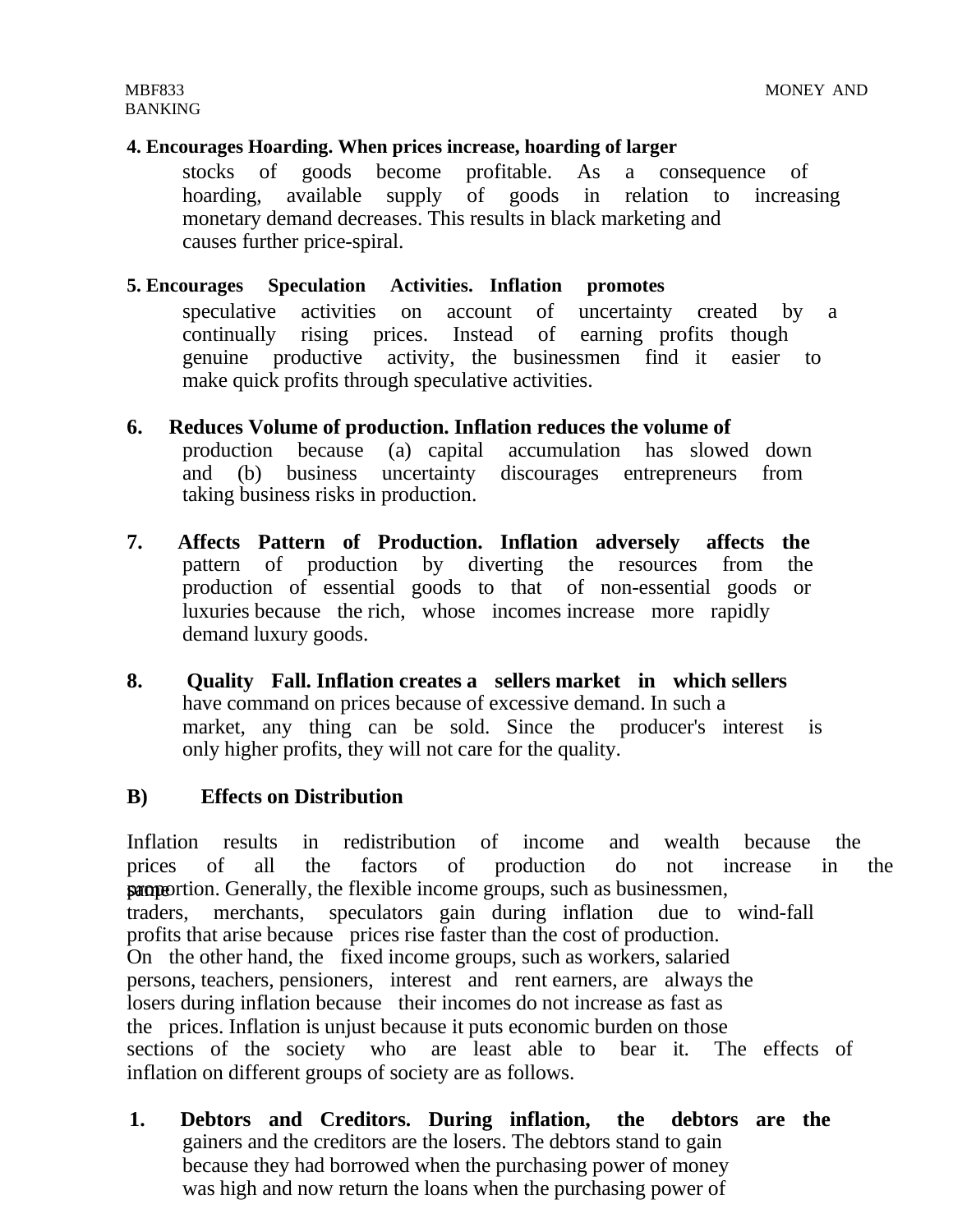**4. Encourages Hoarding. When prices increase, hoarding of larger** stocks of goods become profitable. As a consequence of hoarding, available supply of goods in relation to increasing monetary demand decreases. This results in black marketing and causes further price-spiral.

**5. Encourages Speculation Activities. Inflation promotes** speculative activities on account of uncertainty created by a continually rising prices. Instead of earning profits though genuine productive activity, the businessmen find it easier to make quick profits through speculative activities.

**6. Reduces Volume of production. Inflation reduces the volume of** production because (a) capital accumulation has slowed down and (b) business uncertainty discourages entrepreneurs from taking business risks in production.

**7. Affects Pattern of Production. Inflation adversely affects the** pattern of production by diverting the resources from the production of essential goods to that of non-essential goods or luxuries because the rich, whose incomes increase more rapidly demand luxury goods.

**8. Quality Fall. Inflation creates a sellers market in which sellers** have command on prices because of excessive demand. In such a market, any thing can be sold. Since the producer's interest is only higher profits, they will not care for the quality.

**B) Effects on Distribution**

Inflation results in redistribution of income and wealth because the prices of all the factors of production do not increase in the same proportion. Generally, the flexible income groups, such as businessmen, traders, merchants, speculators gain during inflation due to wind-fall profits that arise because prices rise faster than the cost of production. On the other hand, the fixed income groups, such as workers, salaried persons, teachers, pensioners, interest and rent earners, are always the losers during inflation because their incomes do not increase as fast as the prices. Inflation is unjust because it puts economic burden on those sections of the society who are least able to bear it. The effects of inflation on different groups of society are as follows.

**1. Debtors and Creditors. During inflation, the debtors are the** gainers and the creditors are the losers. The debtors stand to gain because they had borrowed when the purchasing power of money was high and now return the loans when the purchasing power of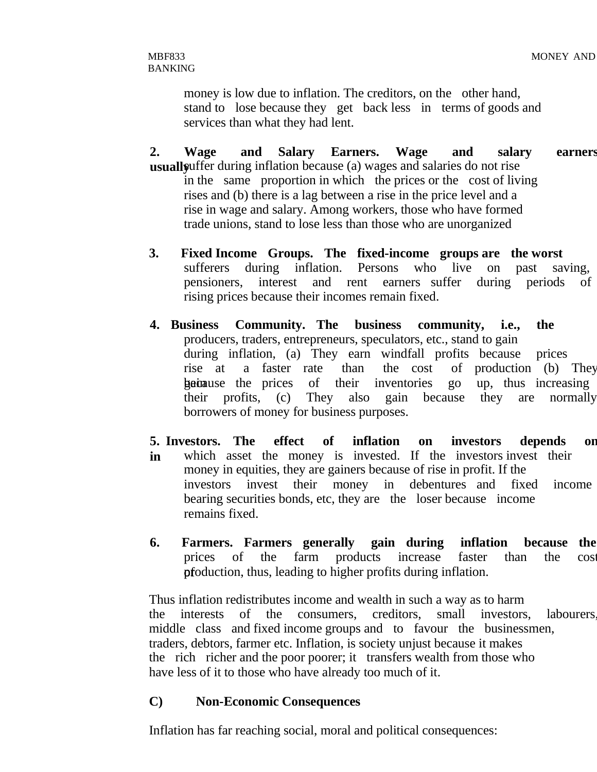money is low due to inflation. The creditors, on the other hand, stand to lose because they get back less in terms of goods and services than what they had lent.

2. **Wage and Salary Earners.** Wage and salary earners usually suffer during inflation because (a) wages and salaries do not rise in the same proportion in which the prices or the cost of living rises and (b) there is a lag between a rise in the price level and a rise in wage and salary. Among workers, those who have formed trade unions, stand to lose less than those who are unorganized

3. **Fixed Income Groups. The fixed-income groups are the worst** sufferers during inflation. Persons who live on past saving, pensioners, interest and rent earners suffer during periods of rising prices because their incomes remain fixed.

4. **Business Community. The business community, i.e., the** producers, traders, entrepreneurs, speculators, etc., stand to gain during inflation, (a) They earn windfall profits because prices rise at a faster rate than the cost of production (b) They gain because the prices of their inventories go up, thus increasing their profits, (c) They also gain because they are normally borrowers of money for business purposes.

5. **Investors. The effect of inflation on investors depends on in** which asset the money is invested. If the investors invest their money in equities, they are gainers because of rise in profit. If the investors invest their money in debentures and fixed income bearing securities bonds, etc, they are the loser because income remains fixed.

6. **Farmers. Farmers generally gain during inflation because the** prices of the farm products increase faster than the cost of production, thus, leading to higher profits during inflation.

Thus inflation redistributes income and wealth in such a way as to harm the interests of the consumers, creditors, small investors, labourers, middle class and fixed income groups and to favour the businessmen, traders, debtors, farmer etc. Inflation, is society unjust because it makes the rich richer and the poor poorer; it transfers wealth from those who have less of it to those who have already too much of it.

**C) Non-Economic Consequences**

Inflation has far reaching social, moral and political consequences: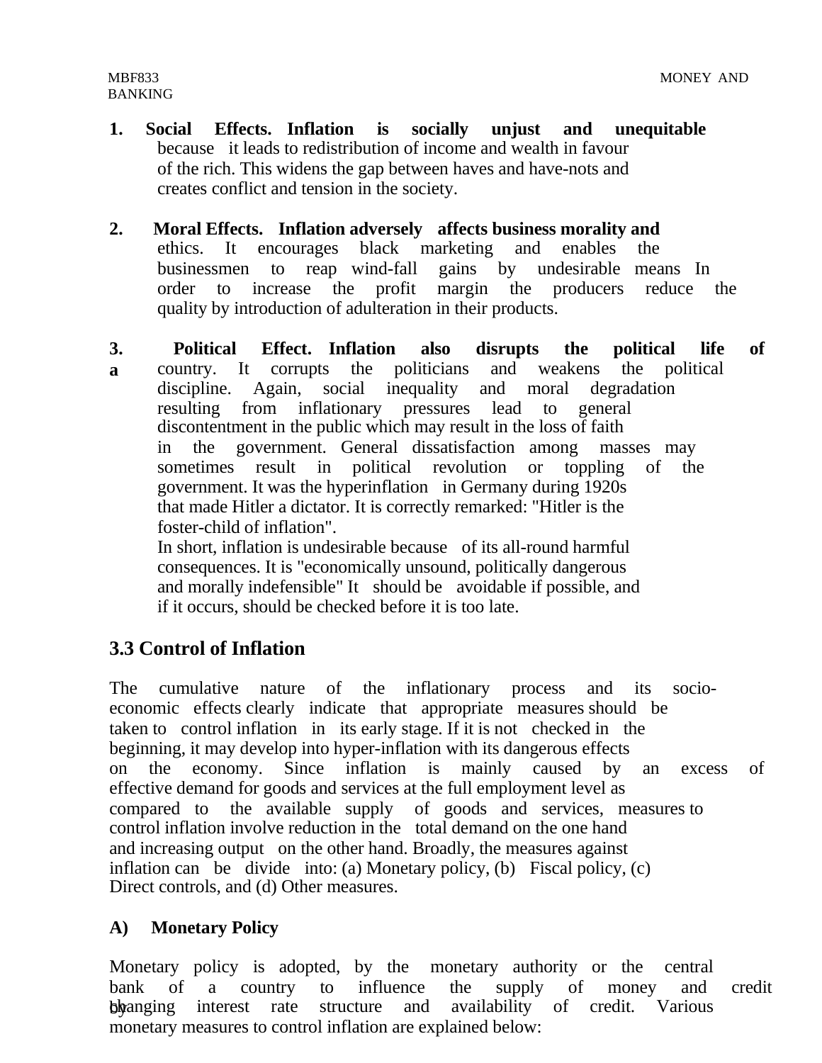1. **Social Effects. Inflation is socially unjust and unequitable** because it leads to redistribution of income and wealth in favour of the rich. This widens the gap between haves and have-nots and creates conflict and tension in the society.

2. **Moral Effects. Inflation adversely affects business morality and** ethics. It encourages black marketing and enables the businessmen to reap wind-fall gains by undesirable means In order to increase the profit margin the producers reduce the quality by introduction of adulteration in their products.

3. **Political Effect. Inflation also disrupts the political life of a** country. It corrupts the politicians and weakens the political discipline. Again, social inequality and moral degradation resulting from inflationary pressures lead to general discontentment in the public which may result in the loss of faith in the government. General dissatisfaction among masses may sometimes result in political revolution or toppling of the government. It was the hyperinflation in Germany during 1920s that made Hitler a dictator. It is correctly remarked: "Hitler is the foster-child of inflation".

   In short, inflation is undesirable because of its all-round harmful consequences. It is "economically unsound, politically dangerous and morally indefensible" It should be avoidable if possible, and if it occurs, should be checked before it is too late.

## 3.3 Control of Inflation

The cumulative nature of the inflationary process and its socio-economic effects clearly indicate that appropriate measures should be taken to control inflation in its early stage. If it is not checked in the beginning, it may develop into hyper-inflation with its dangerous effects on the economy. Since inflation is mainly caused by an excess of effective demand for goods and services at the full employment level as compared to the available supply of goods and services, measures to control inflation involve reduction in the total demand on the one hand and increasing output on the other hand. Broadly, the measures against inflation can be divide into: (a) Monetary policy, (b) Fiscal policy, (c) Direct controls, and (d) Other measures.

### A) Monetary Policy

Monetary policy is adopted, by the monetary authority or the central bank of a country to influence the supply of money and credit by changing interest rate structure and availability of credit. Various monetary measures to control inflation are explained below: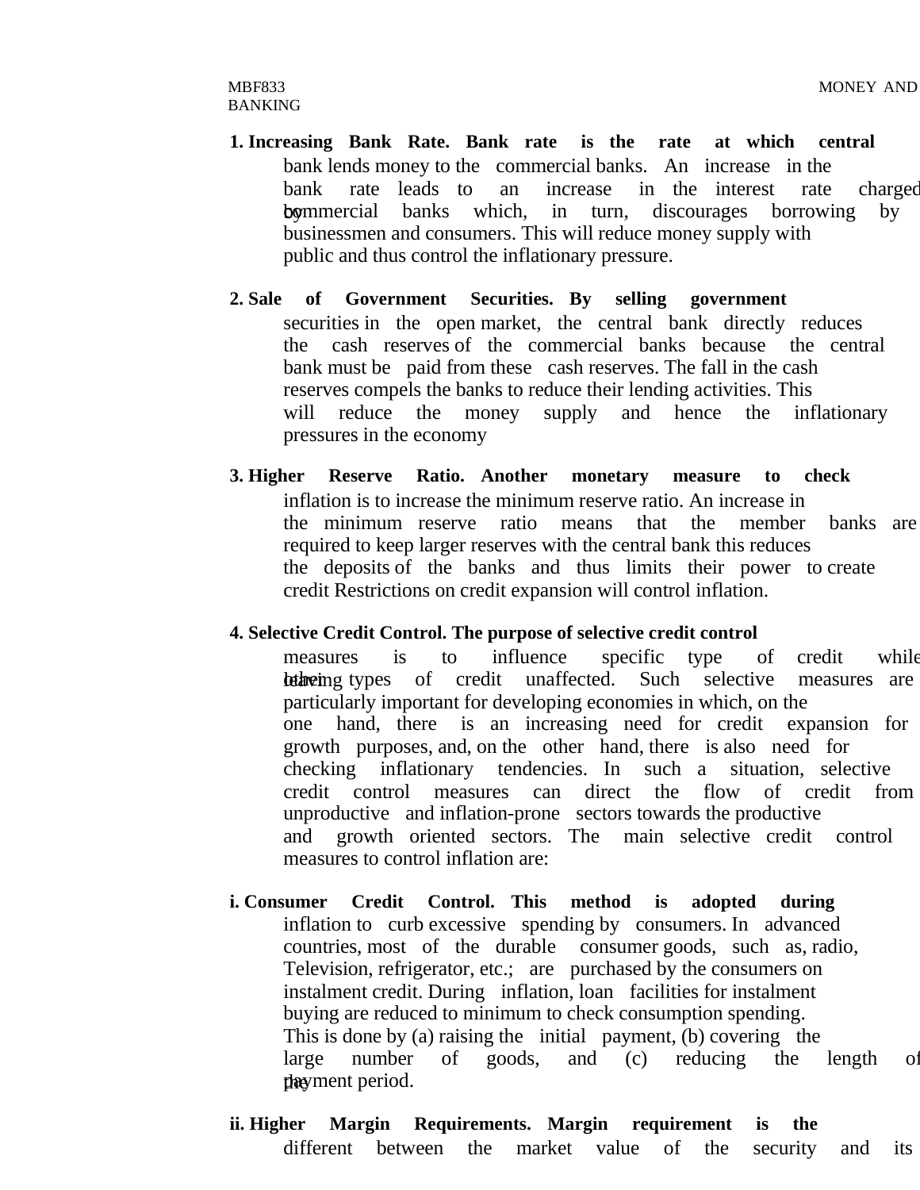1. **Increasing Bank Rate. Bank rate is the rate at which central** bank lends money to the commercial banks. An increase in the bank rate leads to an increase in the interest rate charged by commercial banks which, in turn, discourages borrowing by businessmen and consumers. This will reduce money supply with public and thus control the inflationary pressure.

2. **Sale of Government Securities. By selling government** securities in the open market, the central bank directly reduces the cash reserves of the commercial banks because the central bank must be paid from these cash reserves. The fall in the cash reserves compels the banks to reduce their lending activities. This will reduce the money supply and hence the inflationary pressures in the economy

3. **Higher Reserve Ratio. Another monetary measure to check** inflation is to increase the minimum reserve ratio. An increase in the minimum reserve ratio means that the member banks are required to keep larger reserves with the central bank this reduces the deposits of the banks and thus limits their power to create credit Restrictions on credit expansion will control inflation.

4. **Selective Credit Control. The purpose of selective credit control** measures is to influence specific type of credit while leaving other types of credit unaffected. Such selective measures are particularly important for developing economies in which, on the one hand, there is an increasing need for credit expansion for growth purposes, and, on the other hand, there is also need for checking inflationary tendencies. In such a situation, selective credit control measures can direct the flow of credit from unproductive and inflation-prone sectors towards the productive and growth oriented sectors. The main selective credit control measures to control inflation are:

i. **Consumer Credit Control. This method is adopted during** inflation to curb excessive spending by consumers. In advanced countries, most of the durable consumer goods, such as, radio, Television, refrigerator, etc.; are purchased by the consumers on instalment credit. During inflation, loan facilities for instalment buying are reduced to minimum to check consumption spending. This is done by (a) raising the initial payment, (b) covering the large number of goods, and (c) reducing the length of the payment period.

ii. **Higher Margin Requirements. Margin requirement is the** different between the market value of the security and its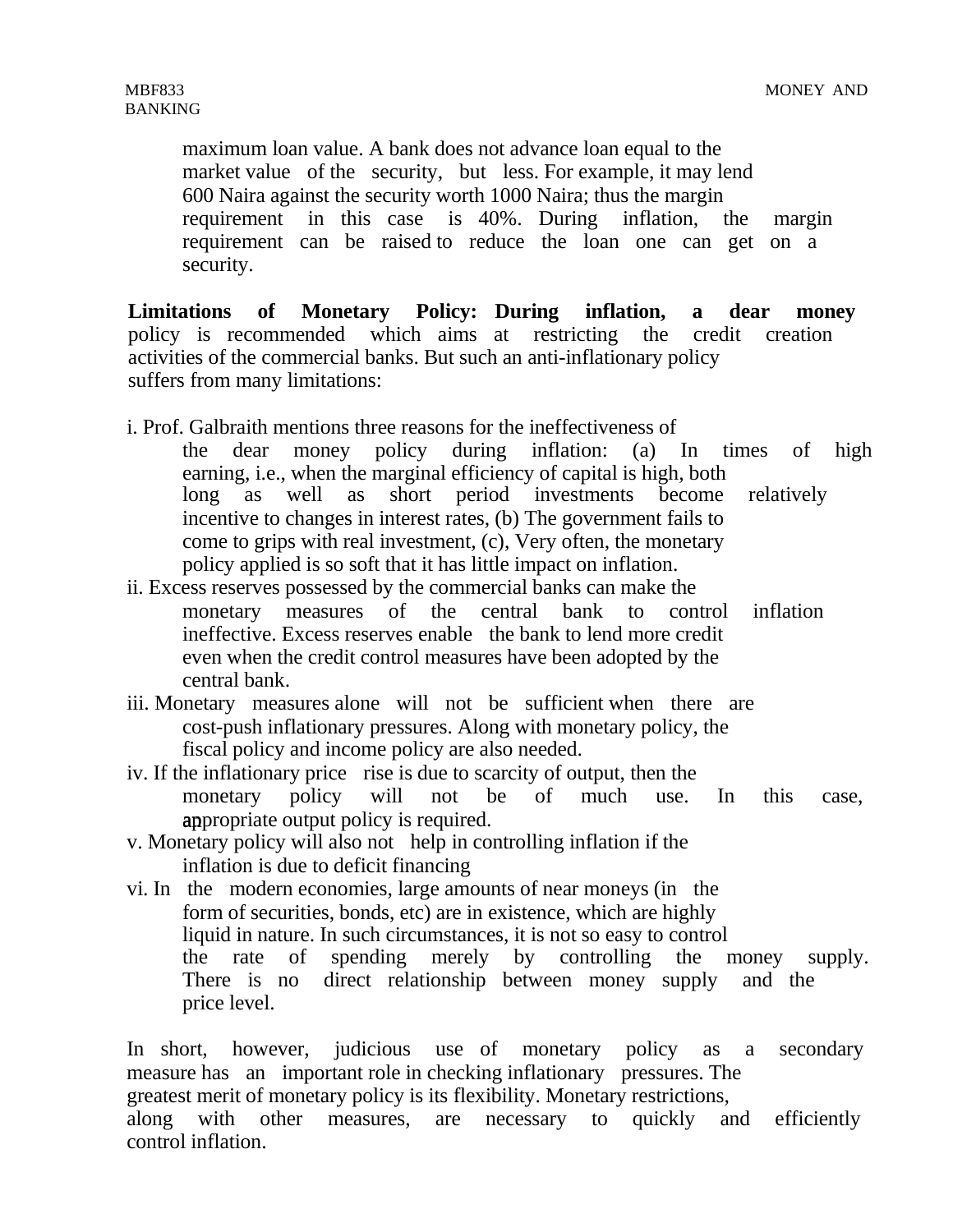maximum loan value. A bank does not advance loan equal to the market value of the security, but less. For example, it may lend 600 Naira against the security worth 1000 Naira; thus the margin requirement in this case is 40%. During inflation, the margin requirement can be raised to reduce the loan one can get on a security.

**Limitations of Monetary Policy: During inflation, a dear money** policy is recommended which aims at restricting the credit creation activities of the commercial banks. But such an anti-inflationary policy suffers from many limitations:

i. Prof. Galbraith mentions three reasons for the ineffectiveness of the dear money policy during inflation: (a) In times of high earning, i.e., when the marginal efficiency of capital is high, both long as well as short period investments become relatively incentive to changes in interest rates, (b) The government fails to come to grips with real investment, (c), Very often, the monetary policy applied is so soft that it has little impact on inflation.

ii. Excess reserves possessed by the commercial banks can make the monetary measures of the central bank to control inflation ineffective. Excess reserves enable the bank to lend more credit even when the credit control measures have been adopted by the central bank.

iii. Monetary measures alone will not be sufficient when there are cost-push inflationary pressures. Along with monetary policy, the fiscal policy and income policy are also needed.

iv. If the inflationary price rise is due to scarcity of output, then the monetary policy will not be of much use. In this case, appropriate output policy is required.

v. Monetary policy will also not help in controlling inflation if the inflation is due to deficit financing

vi. In the modern economies, large amounts of near moneys (in the form of securities, bonds, etc) are in existence, which are highly liquid in nature. In such circumstances, it is not so easy to control the rate of spending merely by controlling the money supply. There is no direct relationship between money supply and the price level.

In short, however, judicious use of monetary policy as a secondary measure has an important role in checking inflationary pressures. The greatest merit of monetary policy is its flexibility. Monetary restrictions, along with other measures, are necessary to quickly and efficiently control inflation.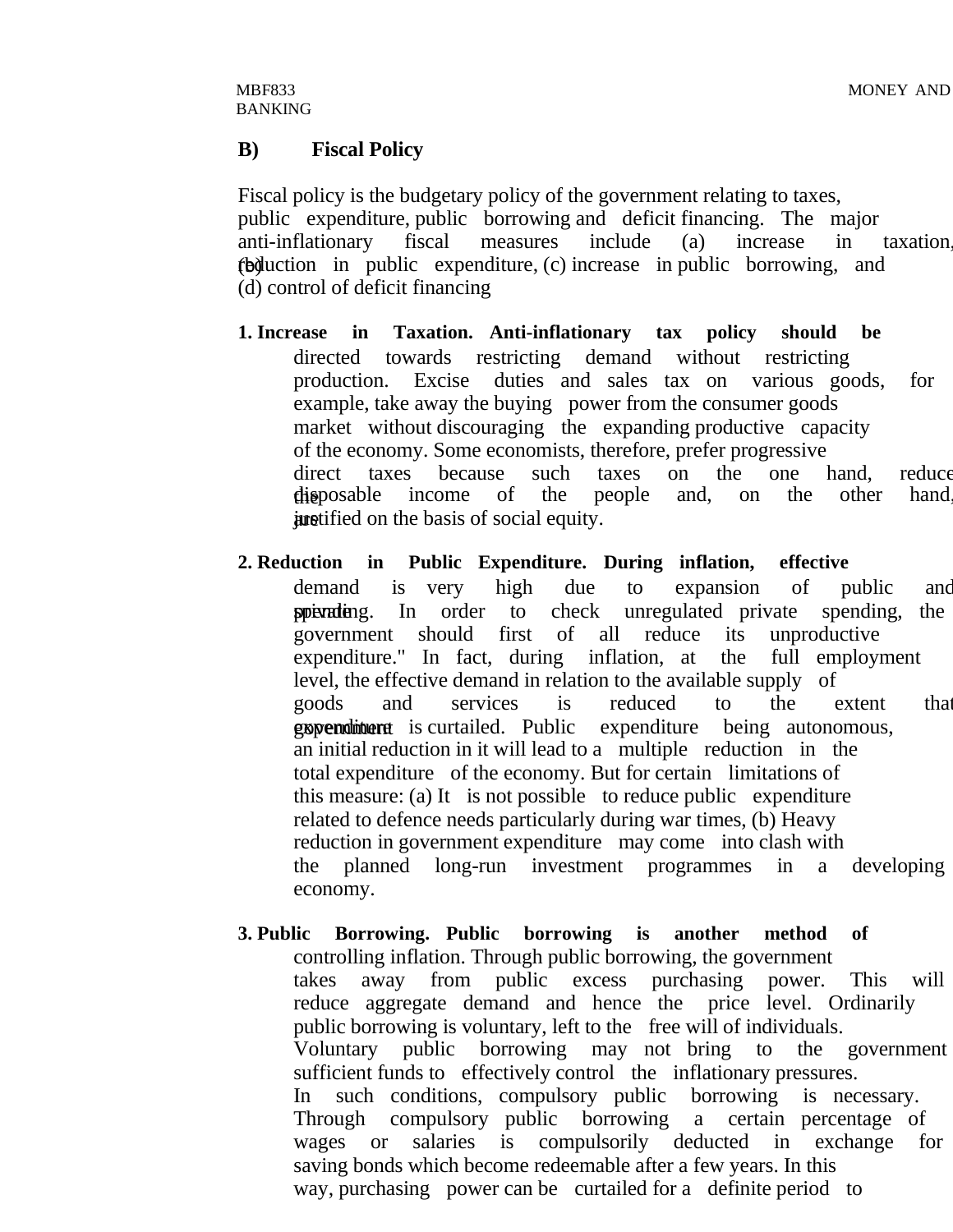## B) Fiscal Policy

Fiscal policy is the budgetary policy of the government relating to taxes, public expenditure, public borrowing and deficit financing. The major anti-inflationary fiscal measures include (a) increase in taxation, (b) reduction in public expenditure, (c) increase in public borrowing, and (d) control of deficit financing

1. **Increase in Taxation. Anti-inflationary tax policy should be** directed towards restricting demand without restricting production. Excise duties and sales tax on various goods, for example, take away the buying power from the consumer goods market without discouraging the expanding productive capacity of the economy. Some economists, therefore, prefer progressive direct taxes because such taxes on the one hand, reduce the disposable income of the people and, on the other hand, are justified on the basis of social equity.

2. **Reduction in Public Expenditure. During inflation, effective** demand is very high due to expansion of public and private spending. In order to check unregulated private spending, the government should first of all reduce its unproductive expenditure." In fact, during inflation, at the full employment level, the effective demand in relation to the available supply of goods and services is reduced to the extent that government expenditure is curtailed. Public expenditure being autonomous, an initial reduction in it will lead to a multiple reduction in the total expenditure of the economy. But for certain limitations of this measure: (a) It is not possible to reduce public expenditure related to defence needs particularly during war times, (b) Heavy reduction in government expenditure may come into clash with the planned long-run investment programmes in a developing economy.

3. **Public Borrowing. Public borrowing is another method of** controlling inflation. Through public borrowing, the government takes away from public excess purchasing power. This will reduce aggregate demand and hence the price level. Ordinarily public borrowing is voluntary, left to the free will of individuals. Voluntary public borrowing may not bring to the government sufficient funds to effectively control the inflationary pressures. In such conditions, compulsory public borrowing is necessary. Through compulsory public borrowing a certain percentage of wages or salaries is compulsorily deducted in exchange for saving bonds which become redeemable after a few years. In this way, purchasing power can be curtailed for a definite period to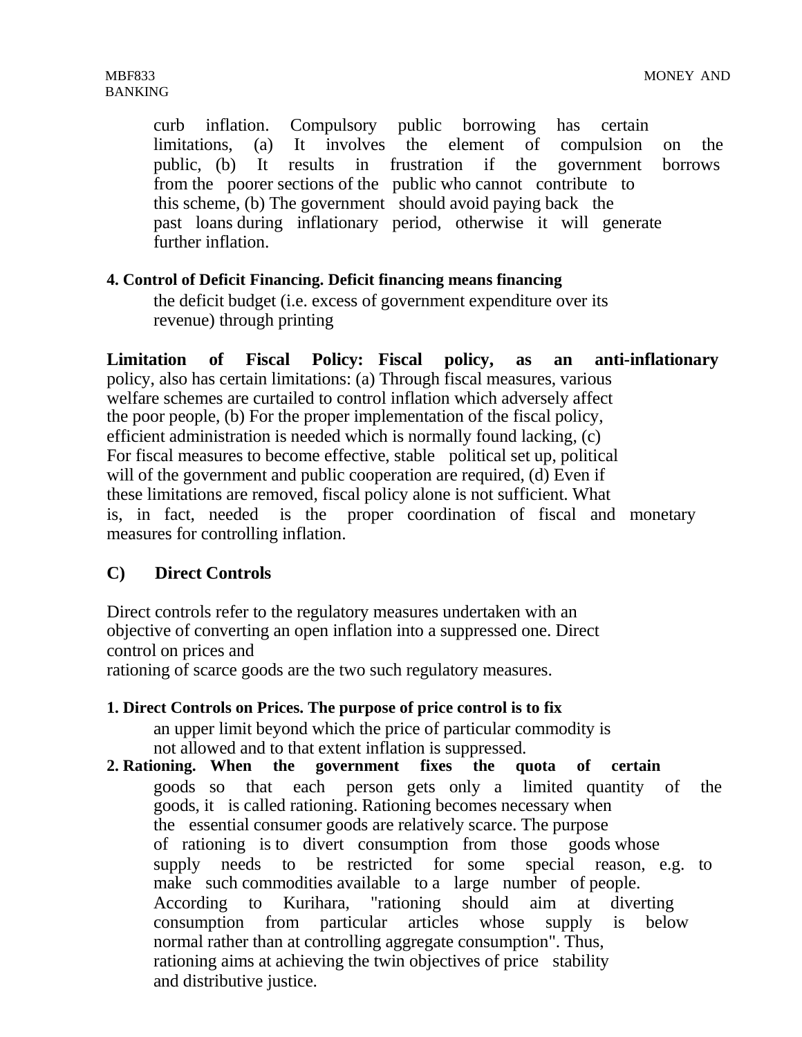curb inflation. Compulsory public borrowing has certain limitations, (a) It involves the element of compulsion on the public, (b) It results in frustration if the government borrows from the poorer sections of the public who cannot contribute to this scheme, (b) The government should avoid paying back the past loans during inflationary period, otherwise it will generate further inflation.

**4. Control of Deficit Financing. Deficit financing means financing** the deficit budget (i.e. excess of government expenditure over its revenue) through printing

**Limitation of Fiscal Policy: Fiscal policy, as an anti-inflationary** policy, also has certain limitations: (a) Through fiscal measures, various welfare schemes are curtailed to control inflation which adversely affect the poor people, (b) For the proper implementation of the fiscal policy, efficient administration is needed which is normally found lacking, (c) For fiscal measures to become effective, stable political set up, political will of the government and public cooperation are required, (d) Even if these limitations are removed, fiscal policy alone is not sufficient. What is, in fact, needed is the proper coordination of fiscal and monetary measures for controlling inflation.

## C) Direct Controls

Direct controls refer to the regulatory measures undertaken with an objective of converting an open inflation into a suppressed one. Direct control on prices and rationing of scarce goods are the two such regulatory measures.

**1. Direct Controls on Prices. The purpose of price control is to fix** an upper limit beyond which the price of particular commodity is not allowed and to that extent inflation is suppressed.

**2. Rationing. When the government fixes the quota of certain** goods so that each person gets only a limited quantity of the goods, it is called rationing. Rationing becomes necessary when the essential consumer goods are relatively scarce. The purpose of rationing is to divert consumption from those goods whose supply needs to be restricted for some special reason, e.g. to make such commodities available to a large number of people. According to Kurihara, "rationing should aim at diverting consumption from particular articles whose supply is below normal rather than at controlling aggregate consumption". Thus, rationing aims at achieving the twin objectives of price stability and distributive justice.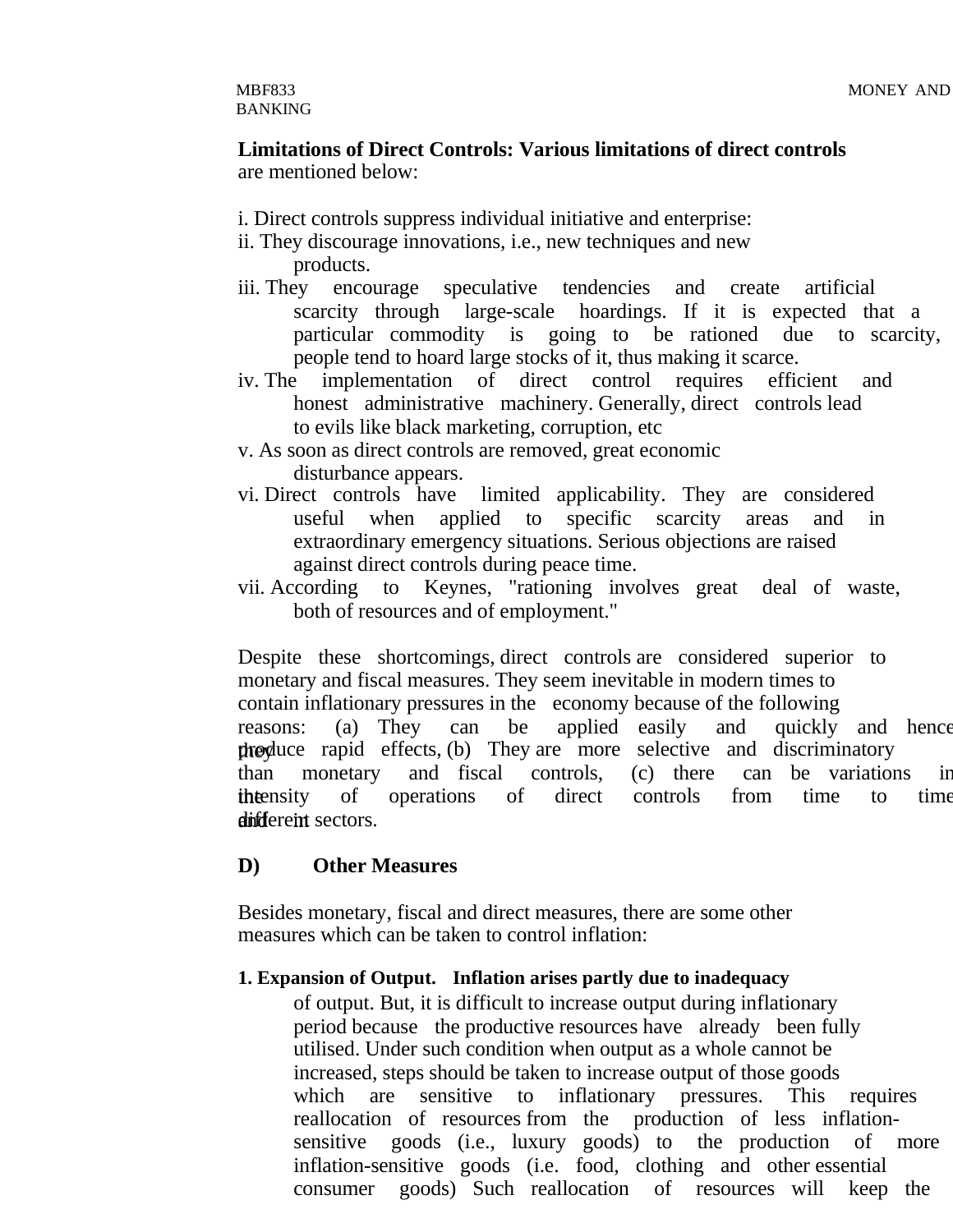**Limitations of Direct Controls: Various limitations of direct controls** are mentioned below:

i. Direct controls suppress individual initiative and enterprise:
ii. They discourage innovations, i.e., new techniques and new products.
iii. They encourage speculative tendencies and create artificial scarcity through large-scale hoardings. If it is expected that a particular commodity is going to be rationed due to scarcity, people tend to hoard large stocks of it, thus making it scarce.
iv. The implementation of direct control requires efficient and honest administrative machinery. Generally, direct controls lead to evils like black marketing, corruption, etc
v. As soon as direct controls are removed, great economic disturbance appears.
vi. Direct controls have limited applicability. They are considered useful when applied to specific scarcity areas and in extraordinary emergency situations. Serious objections are raised against direct controls during peace time.
vii. According to Keynes, "rationing involves great deal of waste, both of resources and of employment."

Despite these shortcomings, direct controls are considered superior to monetary and fiscal measures. They seem inevitable in modern times to contain inflationary pressures in the economy because of the following reasons: (a) They can be applied easily and quickly and hence they produce rapid effects, (b) They are more selective and discriminatory than monetary and fiscal controls, (c) there can be variations in the intensity of operations of direct controls from time to time and in different sectors.

## D) Other Measures

Besides monetary, fiscal and direct measures, there are some other measures which can be taken to control inflation:

**1. Expansion of Output. Inflation arises partly due to inadequacy** of output. But, it is difficult to increase output during inflationary period because the productive resources have already been fully utilised. Under such condition when output as a whole cannot be increased, steps should be taken to increase output of those goods which are sensitive to inflationary pressures. This requires reallocation of resources from the production of less inflation-sensitive goods (i.e., luxury goods) to the production of more inflation-sensitive goods (i.e. food, clothing and other essential consumer goods) Such reallocation of resources will keep the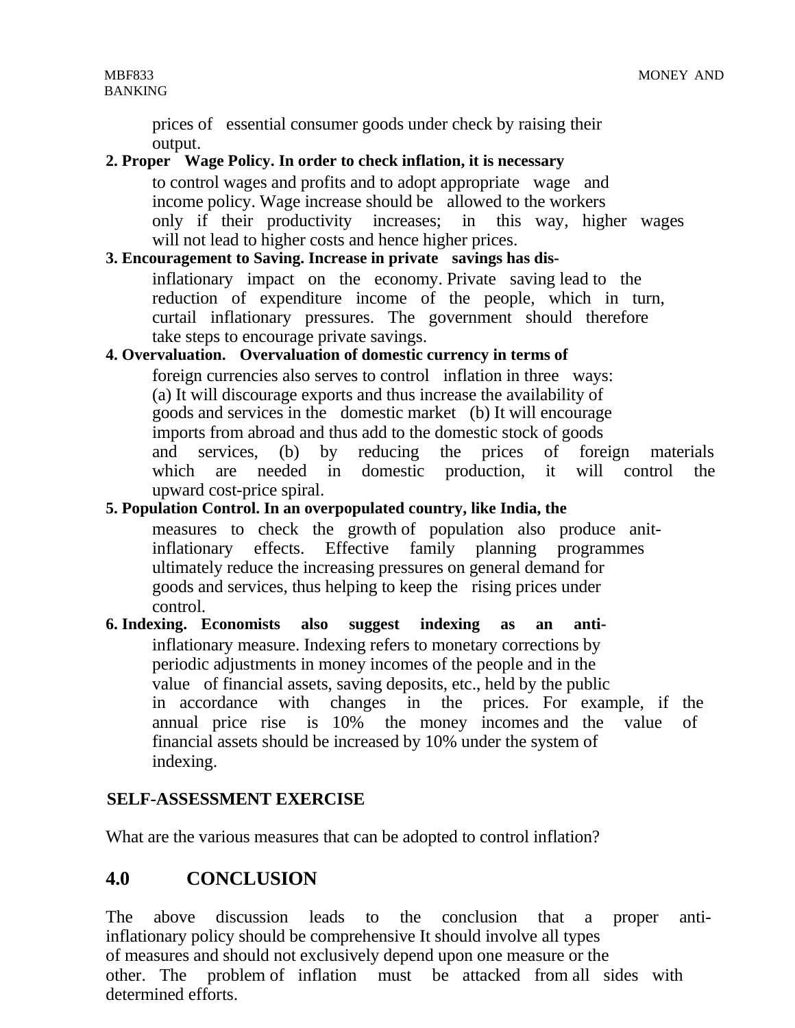prices of essential consumer goods under check by raising their output.

**2. Proper Wage Policy. In order to check inflation, it is necessary** to control wages and profits and to adopt appropriate wage and income policy. Wage increase should be allowed to the workers only if their productivity increases; in this way, higher wages will not lead to higher costs and hence higher prices.

**3. Encouragement to Saving. Increase in private savings has dis-**inflationary impact on the economy. Private saving lead to the reduction of expenditure income of the people, which in turn, curtail inflationary pressures. The government should therefore take steps to encourage private savings.

**4. Overvaluation. Overvaluation of domestic currency in terms of** foreign currencies also serves to control inflation in three ways: (a) It will discourage exports and thus increase the availability of goods and services in the domestic market (b) It will encourage imports from abroad and thus add to the domestic stock of goods and services, (b) by reducing the prices of foreign materials which are needed in domestic production, it will control the upward cost-price spiral.

**5. Population Control. In an overpopulated country, like India, the** measures to check the growth of population also produce anit-inflationary effects. Effective family planning programmes ultimately reduce the increasing pressures on general demand for goods and services, thus helping to keep the rising prices under control.

**6. Indexing. Economists also suggest indexing as an anti-**inflationary measure. Indexing refers to monetary corrections by periodic adjustments in money incomes of the people and in the value of financial assets, saving deposits, etc., held by the public in accordance with changes in the prices. For example, if the annual price rise is 10% the money incomes and the value of financial assets should be increased by 10% under the system of indexing.

**SELF-ASSESSMENT EXERCISE**

What are the various measures that can be adopted to control inflation?

## 4.0 CONCLUSION

The above discussion leads to the conclusion that a proper anti-inflationary policy should be comprehensive It should involve all types of measures and should not exclusively depend upon one measure or the other. The problem of inflation must be attacked from all sides with determined efforts.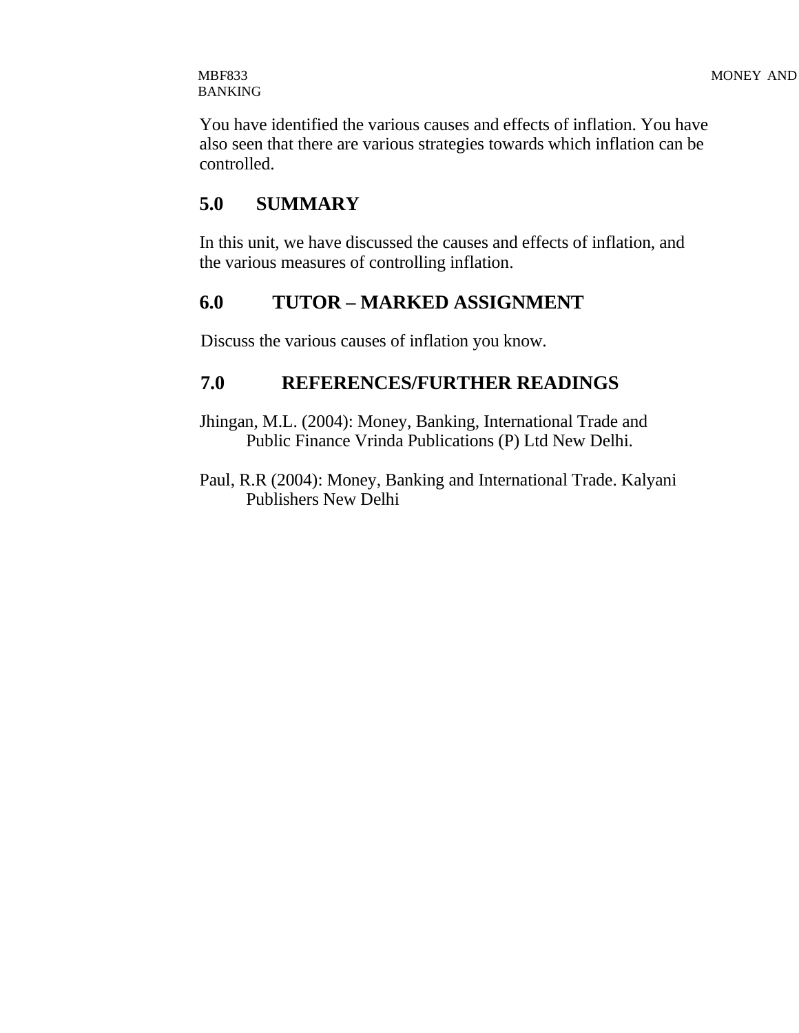You have identified the various causes and effects of inflation. You have also seen that there are various strategies towards which inflation can be controlled.

## 5.0 SUMMARY

In this unit, we have discussed the causes and effects of inflation, and the various measures of controlling inflation.

## 6.0 TUTOR – MARKED ASSIGNMENT

Discuss the various causes of inflation you know.

## 7.0 REFERENCES/FURTHER READINGS

Jhingan, M.L. (2004): Money, Banking, International Trade and Public Finance Vrinda Publications (P) Ltd New Delhi.

Paul, R.R (2004): Money, Banking and International Trade. Kalyani Publishers New Delhi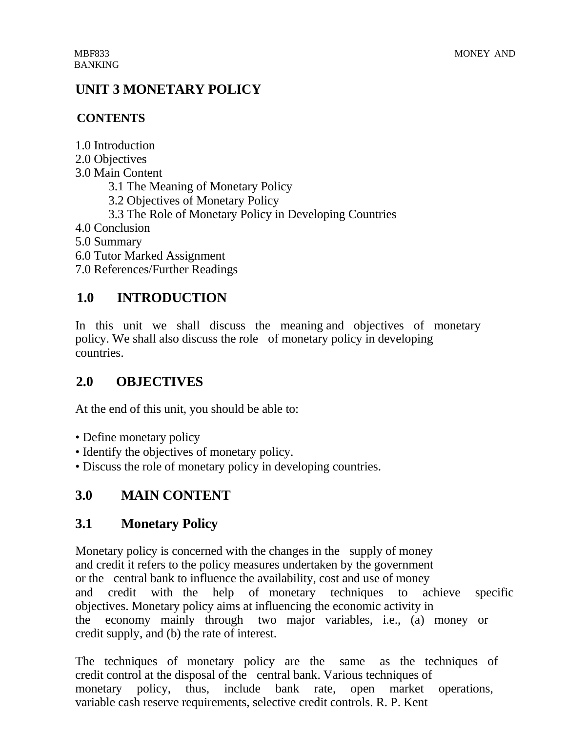# UNIT 3 MONETARY POLICY

## CONTENTS

1.0 Introduction
2.0 Objectives
3.0 Main Content
 3.1 The Meaning of Monetary Policy
 3.2 Objectives of Monetary Policy
 3.3 The Role of Monetary Policy in Developing Countries
4.0 Conclusion
5.0 Summary
6.0 Tutor Marked Assignment
7.0 References/Further Readings

## 1.0 INTRODUCTION

In this unit we shall discuss the meaning and objectives of monetary policy. We shall also discuss the role of monetary policy in developing countries.

## 2.0 OBJECTIVES

At the end of this unit, you should be able to:

- Define monetary policy
- Identify the objectives of monetary policy.
- Discuss the role of monetary policy in developing countries.

## 3.0 MAIN CONTENT

## 3.1 Monetary Policy

Monetary policy is concerned with the changes in the supply of money and credit it refers to the policy measures undertaken by the government or the central bank to influence the availability, cost and use of money and credit with the help of monetary techniques to achieve specific objectives. Monetary policy aims at influencing the economic activity in the economy mainly through two major variables, i.e., (a) money or credit supply, and (b) the rate of interest.

The techniques of monetary policy are the same as the techniques of credit control at the disposal of the central bank. Various techniques of monetary policy, thus, include bank rate, open market operations, variable cash reserve requirements, selective credit controls. R. P. Kent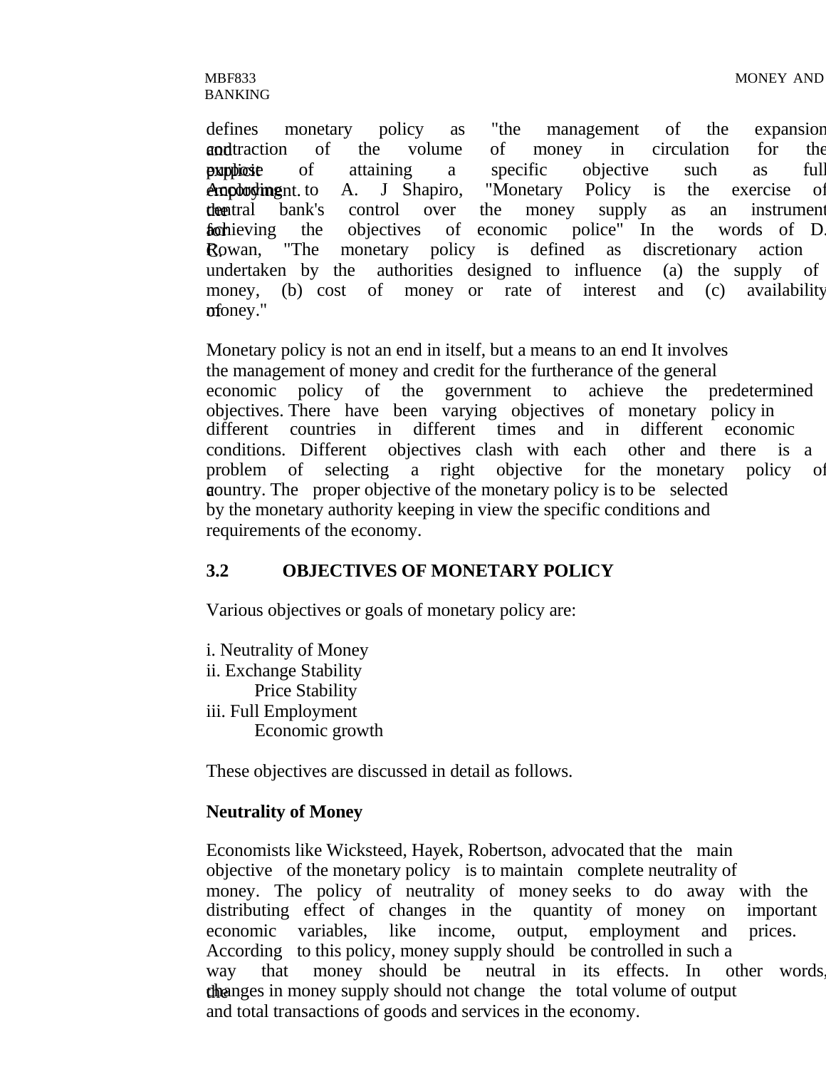defines monetary policy as "the management of the expansion and contraction of the volume of money in circulation for the explicit purpose of attaining a specific objective such as full employment. According to A. J Shapiro, "Monetary Policy is the exercise of the central bank's control over the money supply as an instrument for achieving the objectives of economic police" In the words of D. C. Rowan, "The monetary policy is defined as discretionary action undertaken by the authorities designed to influence (a) the supply of money, (b) cost of money or rate of interest and (c) availability of money."

Monetary policy is not an end in itself, but a means to an end It involves the management of money and credit for the furtherance of the general economic policy of the government to achieve the predetermined objectives. There have been varying objectives of monetary policy in different countries in different times and in different economic conditions. Different objectives clash with each other and there is a problem of selecting a right objective for the monetary policy of a country. The proper objective of the monetary policy is to be selected by the monetary authority keeping in view the specific conditions and requirements of the economy.

## 3.2 OBJECTIVES OF MONETARY POLICY

Various objectives or goals of monetary policy are:

i. Neutrality of Money
ii. Exchange Stability
    Price Stability
iii. Full Employment
    Economic growth

These objectives are discussed in detail as follows.

**Neutrality of Money**

Economists like Wicksteed, Hayek, Robertson, advocated that the main objective of the monetary policy is to maintain complete neutrality of money. The policy of neutrality of money seeks to do away with the distributing effect of changes in the quantity of money on important economic variables, like income, output, employment and prices. According to this policy, money supply should be controlled in such a way that money should be neutral in its effects. In other words, the changes in money supply should not change the total volume of output and total transactions of goods and services in the economy.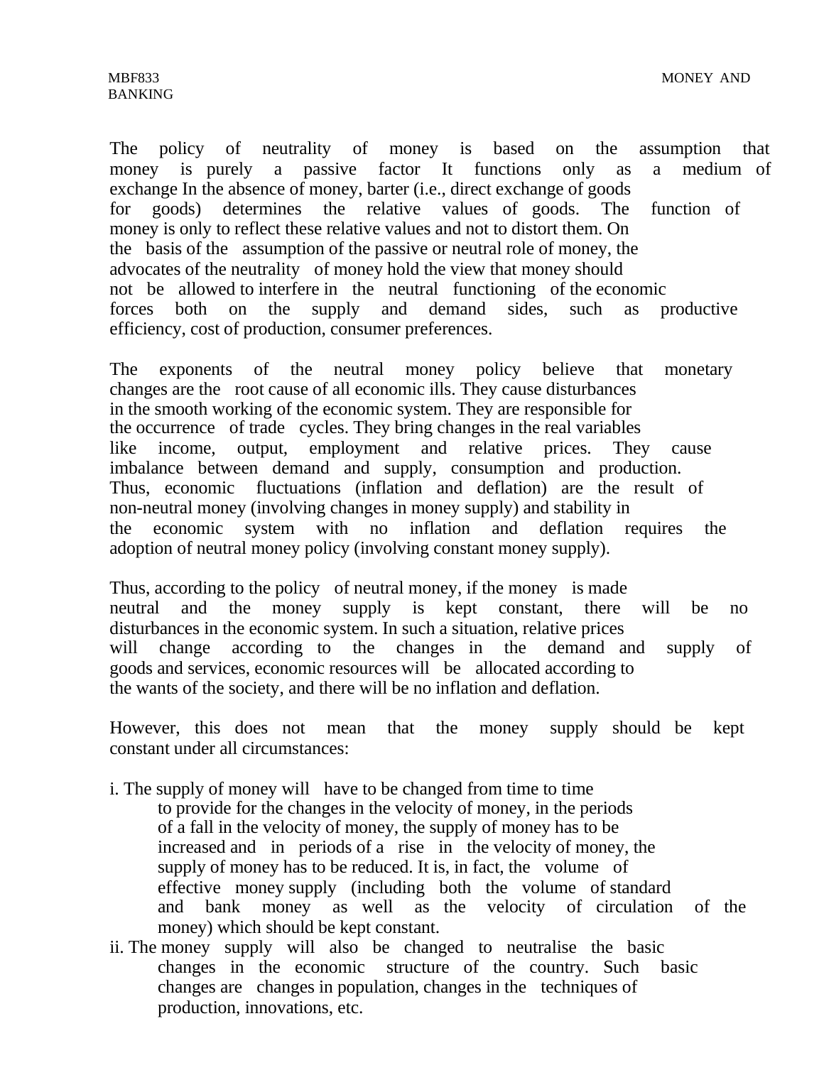The policy of neutrality of money is based on the assumption that money is purely a passive factor It functions only as a medium of exchange In the absence of money, barter (i.e., direct exchange of goods for goods) determines the relative values of goods. The function of money is only to reflect these relative values and not to distort them. On the basis of the assumption of the passive or neutral role of money, the advocates of the neutrality of money hold the view that money should not be allowed to interfere in the neutral functioning of the economic forces both on the supply and demand sides, such as productive efficiency, cost of production, consumer preferences.

The exponents of the neutral money policy believe that monetary changes are the root cause of all economic ills. They cause disturbances in the smooth working of the economic system. They are responsible for the occurrence of trade cycles. They bring changes in the real variables like income, output, employment and relative prices. They cause imbalance between demand and supply, consumption and production. Thus, economic fluctuations (inflation and deflation) are the result of non-neutral money (involving changes in money supply) and stability in the economic system with no inflation and deflation requires the adoption of neutral money policy (involving constant money supply).

Thus, according to the policy of neutral money, if the money is made neutral and the money supply is kept constant, there will be no disturbances in the economic system. In such a situation, relative prices will change according to the changes in the demand and supply of goods and services, economic resources will be allocated according to the wants of the society, and there will be no inflation and deflation.

However, this does not mean that the money supply should be kept constant under all circumstances:

i. The supply of money will have to be changed from time to time to provide for the changes in the velocity of money, in the periods of a fall in the velocity of money, the supply of money has to be increased and in periods of a rise in the velocity of money, the supply of money has to be reduced. It is, in fact, the volume of effective money supply (including both the volume of standard and bank money as well as the velocity of circulation of the money) which should be kept constant.

ii. The money supply will also be changed to neutralise the basic changes in the economic structure of the country. Such basic changes are changes in population, changes in the techniques of production, innovations, etc.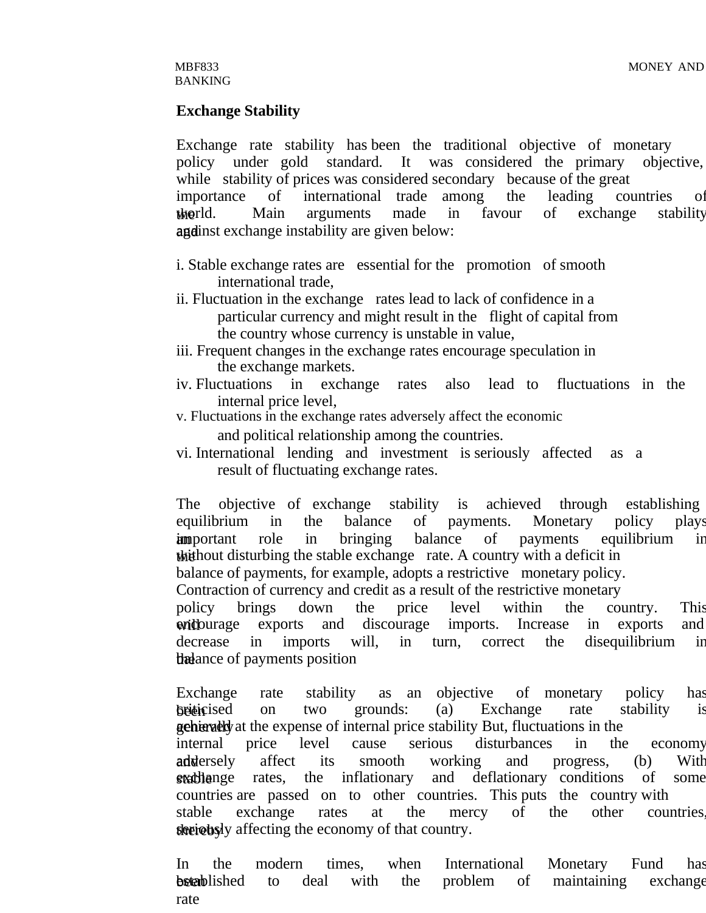### Exchange Stability

Exchange rate stability has been the traditional objective of monetary policy under gold standard. It was considered the primary objective, while stability of prices was considered secondary because of the great importance of international trade among the leading countries of the world. Main arguments made in favour of exchange stability and against exchange instability are given below:

i. Stable exchange rates are essential for the promotion of smooth international trade,

ii. Fluctuation in the exchange rates lead to lack of confidence in a particular currency and might result in the flight of capital from the country whose currency is unstable in value,

iii. Frequent changes in the exchange rates encourage speculation in the exchange markets.

iv. Fluctuations in exchange rates also lead to fluctuations in the internal price level,

v. Fluctuations in the exchange rates adversely affect the economic and political relationship among the countries.

vi. International lending and investment is seriously affected as a result of fluctuating exchange rates.

The objective of exchange stability is achieved through establishing equilibrium in the balance of payments. Monetary policy plays an important role in bringing balance of payments equilibrium in the without disturbing the stable exchange rate. A country with a deficit in balance of payments, for example, adopts a restrictive monetary policy. Contraction of currency and credit as a result of the restrictive monetary policy brings down the price level within the country. This will encourage exports and discourage imports. Increase in exports and decrease in imports will, in turn, correct the disequilibrium in the balance of payments position

Exchange rate stability as an objective of monetary policy has been criticised on two grounds: (a) Exchange rate stability is generally at the expense of internal price stability But, fluctuations in the internal price level cause serious disturbances in the economy and adversely affect its smooth working and progress, (b) With stable exchange rates, the inflationary and deflationary conditions of some countries are passed on to other countries. This puts the country with stable exchange rates at the mercy of the other countries, thereby seriously affecting the economy of that country.

In the modern times, when International Monetary Fund has been established to deal with the problem of maintaining exchange rate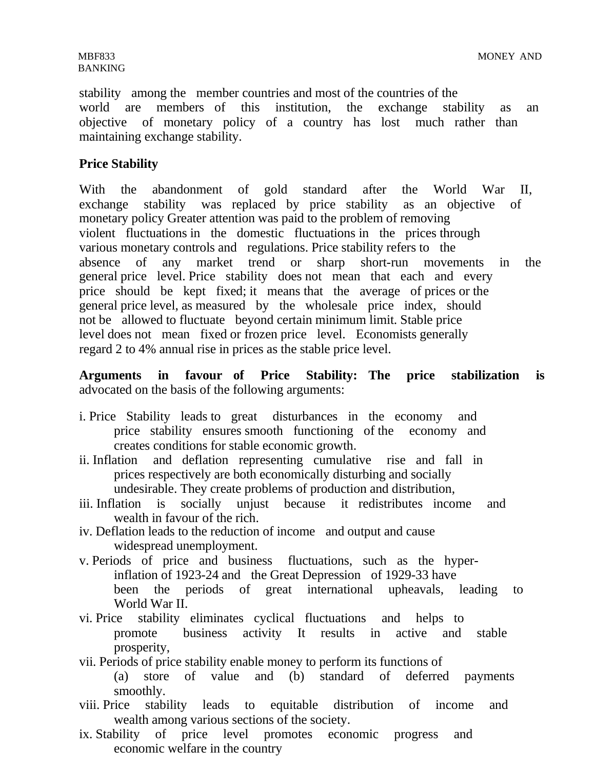stability among the member countries and most of the countries of the world are members of this institution, the exchange stability as an objective of monetary policy of a country has lost much rather than maintaining exchange stability.

**Price Stability**

With the abandonment of gold standard after the World War II, exchange stability was replaced by price stability as an objective of monetary policy Greater attention was paid to the problem of removing violent fluctuations in the domestic fluctuations in the prices through various monetary controls and regulations. Price stability refers to the absence of any market trend or sharp short-run movements in the general price level. Price stability does not mean that each and every price should be kept fixed; it means that the average of prices or the general price level, as measured by the wholesale price index, should not be allowed to fluctuate beyond certain minimum limit. Stable price level does not mean fixed or frozen price level. Economists generally regard 2 to 4% annual rise in prices as the stable price level.

**Arguments in favour of Price Stability: The price stabilization is** advocated on the basis of the following arguments:

i. Price Stability leads to great disturbances in the economy and price stability ensures smooth functioning of the economy and creates conditions for stable economic growth.
ii. Inflation and deflation representing cumulative rise and fall in prices respectively are both economically disturbing and socially undesirable. They create problems of production and distribution,
iii. Inflation is socially unjust because it redistributes income and wealth in favour of the rich.
iv. Deflation leads to the reduction of income and output and cause widespread unemployment.
v. Periods of price and business fluctuations, such as the hyper-inflation of 1923-24 and the Great Depression of 1929-33 have been the periods of great international upheavals, leading to World War II.
vi. Price stability eliminates cyclical fluctuations and helps to promote business activity It results in active and stable prosperity,
vii. Periods of price stability enable money to perform its functions of (a) store of value and (b) standard of deferred payments smoothly.
viii. Price stability leads to equitable distribution of income and wealth among various sections of the society.
ix. Stability of price level promotes economic progress and economic welfare in the country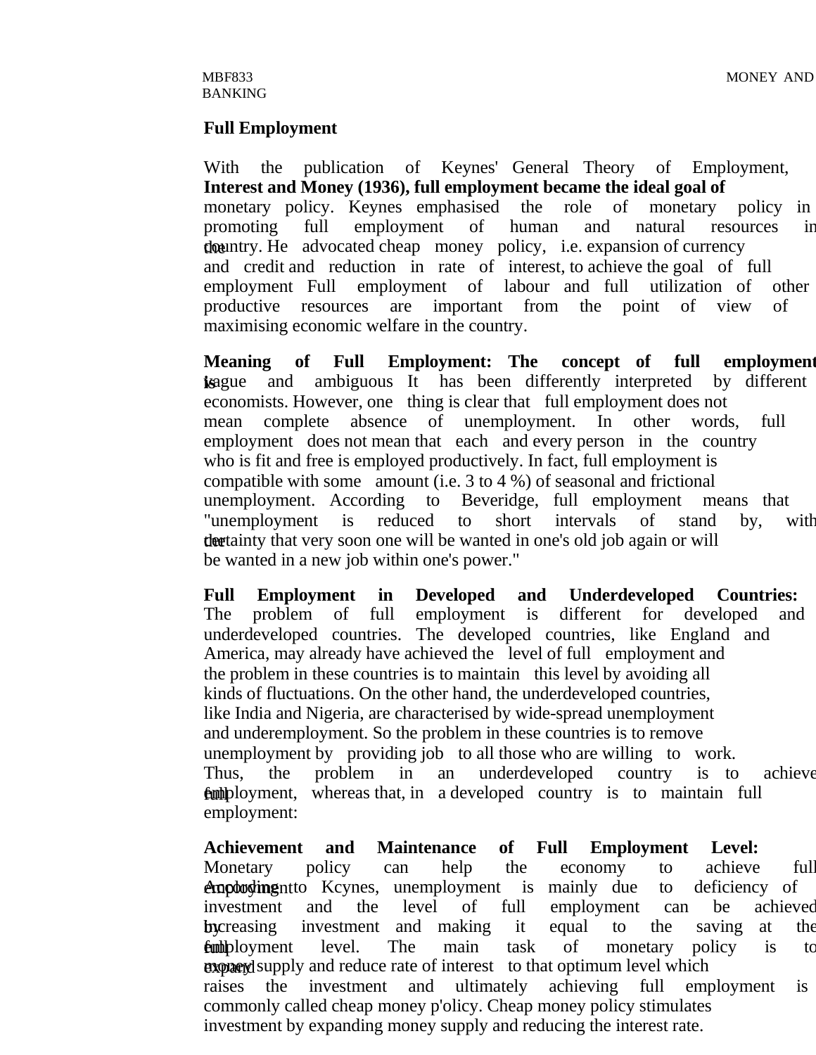## Full Employment

With the publication of Keynes' General Theory of Employment, **Interest and Money (1936), full employment became the ideal goal of** monetary policy. Keynes emphasised the role of monetary policy in promoting full employment of human and natural resources in the country. He advocated cheap money policy, i.e. expansion of currency and credit and reduction in rate of interest, to achieve the goal of full employment Full employment of labour and full utilization of other productive resources are important from the point of view of maximising economic welfare in the country.

**Meaning of Full Employment: The concept of full employment is** vague and ambiguous It has been differently interpreted by different economists. However, one thing is clear that full employment does not mean complete absence of unemployment. In other words, full employment does not mean that each and every person in the country who is fit and free is employed productively. In fact, full employment is compatible with some amount (i.e. 3 to 4 %) of seasonal and frictional unemployment. According to Beveridge, full employment means that "unemployment is reduced to short intervals of stand by, with the certainty that very soon one will be wanted in one's old job again or will be wanted in a new job within one's power."

**Full Employment in Developed and Underdeveloped Countries:** The problem of full employment is different for developed and underdeveloped countries. The developed countries, like England and America, may already have achieved the level of full employment and the problem in these countries is to maintain this level by avoiding all kinds of fluctuations. On the other hand, the underdeveloped countries, like India and Nigeria, are characterised by wide-spread unemployment and underemployment. So the problem in these countries is to remove unemployment by providing job to all those who are willing to work. Thus, the problem in an underdeveloped country is to achieve full employment, whereas that, in a developed country is to maintain full employment:

**Achievement and Maintenance of Full Employment Level:** Monetary policy can help the economy to achieve full employment. According to Kcynes, unemployment is mainly due to deficiency of investment and the level of full employment can be achieved by increasing investment and making it equal to the saving at the full employment level. The main task of monetary policy is to expand money supply and reduce rate of interest to that optimum level which raises the investment and ultimately achieving full employment is commonly called cheap money p'olicy. Cheap money policy stimulates investment by expanding money supply and reducing the interest rate.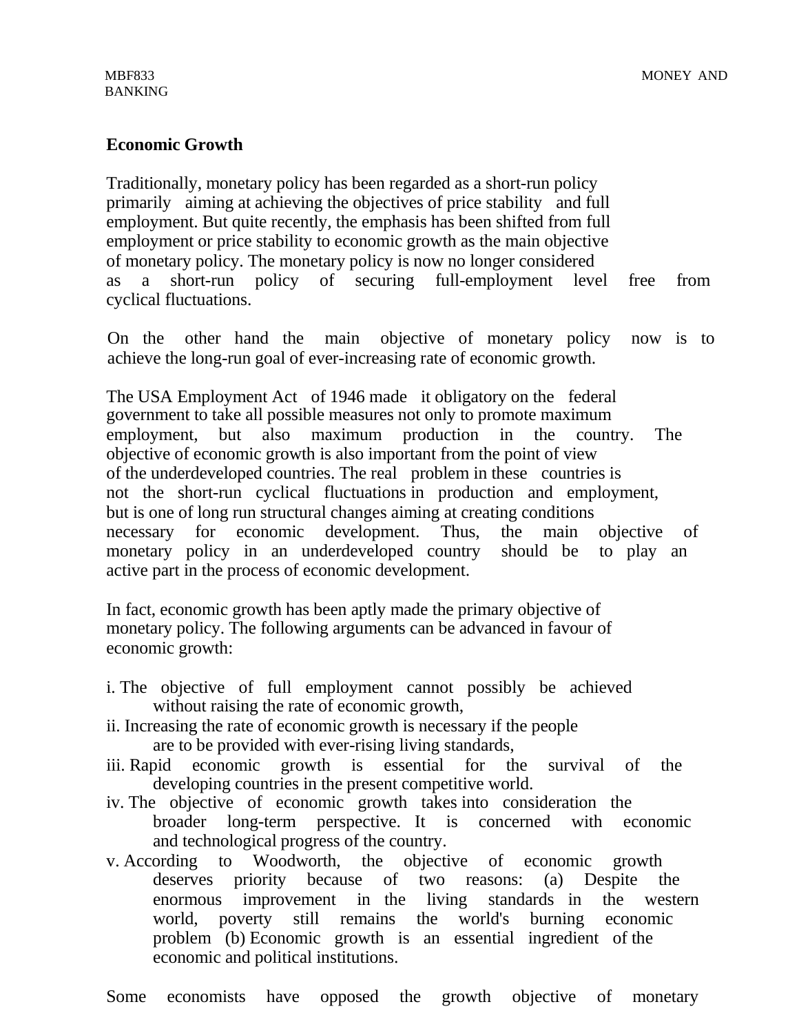## Economic Growth

Traditionally, monetary policy has been regarded as a short-run policy primarily aiming at achieving the objectives of price stability and full employment. But quite recently, the emphasis has been shifted from full employment or price stability to economic growth as the main objective of monetary policy. The monetary policy is now no longer considered as a short-run policy of securing full-employment level free from cyclical fluctuations.

On the other hand the main objective of monetary policy now is to achieve the long-run goal of ever-increasing rate of economic growth.

The USA Employment Act of 1946 made it obligatory on the federal government to take all possible measures not only to promote maximum employment, but also maximum production in the country. The objective of economic growth is also important from the point of view of the underdeveloped countries. The real problem in these countries is not the short-run cyclical fluctuations in production and employment, but is one of long run structural changes aiming at creating conditions necessary for economic development. Thus, the main objective of monetary policy in an underdeveloped country should be to play an active part in the process of economic development.

In fact, economic growth has been aptly made the primary objective of monetary policy. The following arguments can be advanced in favour of economic growth:

i. The objective of full employment cannot possibly be achieved without raising the rate of economic growth,
ii. Increasing the rate of economic growth is necessary if the people are to be provided with ever-rising living standards,
iii. Rapid economic growth is essential for the survival of the developing countries in the present competitive world.
iv. The objective of economic growth takes into consideration the broader long-term perspective. It is concerned with economic and technological progress of the country.
v. According to Woodworth, the objective of economic growth deserves priority because of two reasons: (a) Despite the enormous improvement in the living standards in the western world, poverty still remains the world's burning economic problem (b) Economic growth is an essential ingredient of the economic and political institutions.

Some economists have opposed the growth objective of monetary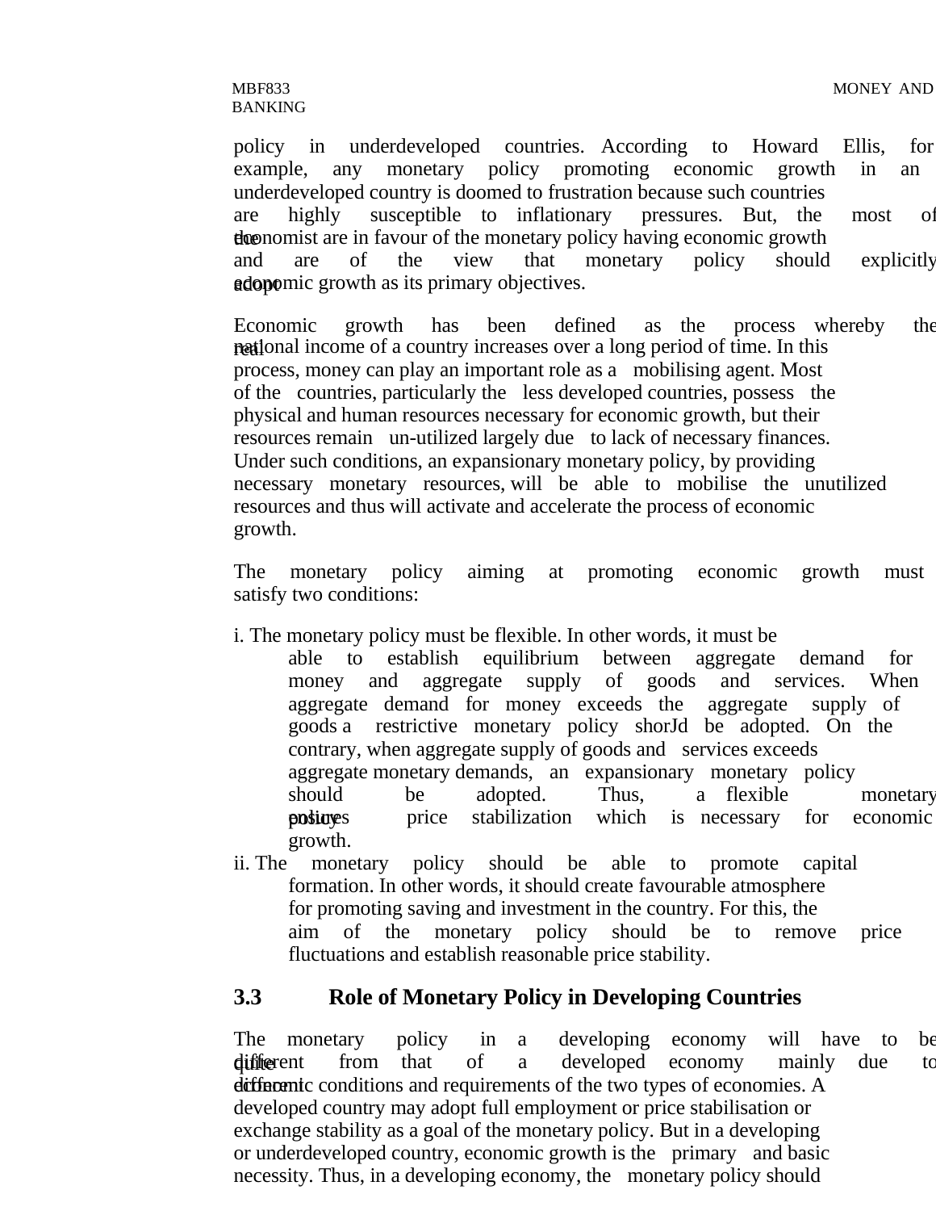policy in underdeveloped countries. According to Howard Ellis, for example, any monetary policy promoting economic growth in an underdeveloped country is doomed to frustration because such countries are highly susceptible to inflationary pressures. But, the most of the economist are in favour of the monetary policy having economic growth and are of the view that monetary policy should explicitly adopt economic growth as its primary objectives.

Economic growth has been defined as the process whereby the real national income of a country increases over a long period of time. In this process, money can play an important role as a mobilising agent. Most of the countries, particularly the less developed countries, possess the physical and human resources necessary for economic growth, but their resources remain un-utilized largely due to lack of necessary finances. Under such conditions, an expansionary monetary policy, by providing necessary monetary resources, will be able to mobilise the unutilized resources and thus will activate and accelerate the process of economic growth.

The monetary policy aiming at promoting economic growth must satisfy two conditions:

i. The monetary policy must be flexible. In other words, it must be able to establish equilibrium between aggregate demand for money and aggregate supply of goods and services. When aggregate demand for money exceeds the aggregate supply of goods a restrictive monetary policy shorJd be adopted. On the contrary, when aggregate supply of goods and services exceeds aggregate monetary demands, an expansionary monetary policy should be adopted. Thus, a flexible monetary policy ensures price stabilization which is necessary for economic growth.

ii. The monetary policy should be able to promote capital formation. In other words, it should create favourable atmosphere for promoting saving and investment in the country. For this, the aim of the monetary policy should be to remove price fluctuations and establish reasonable price stability.

## 3.3 Role of Monetary Policy in Developing Countries

The monetary policy in a developing economy will have to be quite different from that of a developed economy mainly due to different economic conditions and requirements of the two types of economies. A developed country may adopt full employment or price stabilisation or exchange stability as a goal of the monetary policy. But in a developing or underdeveloped country, economic growth is the primary and basic necessity. Thus, in a developing economy, the monetary policy should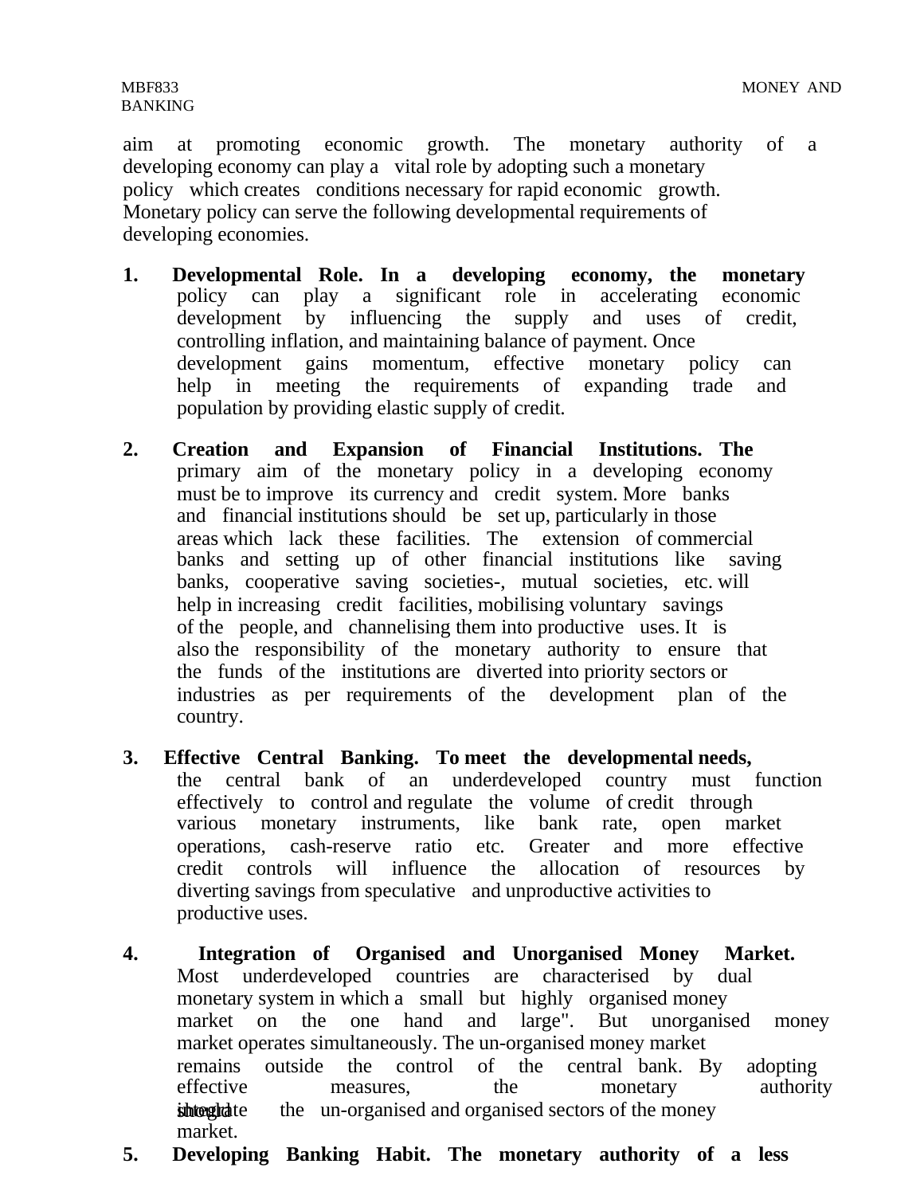aim at promoting economic growth. The monetary authority of a developing economy can play a vital role by adopting such a monetary policy which creates conditions necessary for rapid economic growth. Monetary policy can serve the following developmental requirements of developing economies.

1. **Developmental Role. In a developing economy, the monetary** policy can play a significant role in accelerating economic development by influencing the supply and uses of credit, controlling inflation, and maintaining balance of payment. Once development gains momentum, effective monetary policy can help in meeting the requirements of expanding trade and population by providing elastic supply of credit.

2. **Creation and Expansion of Financial Institutions. The** primary aim of the monetary policy in a developing economy must be to improve its currency and credit system. More banks and financial institutions should be set up, particularly in those areas which lack these facilities. The extension of commercial banks and setting up of other financial institutions like saving banks, cooperative saving societies-, mutual societies, etc. will help in increasing credit facilities, mobilising voluntary savings of the people, and channelising them into productive uses. It is also the responsibility of the monetary authority to ensure that the funds of the institutions are diverted into priority sectors or industries as per requirements of the development plan of the country.

3. **Effective Central Banking. To meet the developmental needs,** the central bank of an underdeveloped country must function effectively to control and regulate the volume of credit through various monetary instruments, like bank rate, open market operations, cash-reserve ratio etc. Greater and more effective credit controls will influence the allocation of resources by diverting savings from speculative and unproductive activities to productive uses.

4. **Integration of Organised and Unorganised Money Market.** Most underdeveloped countries are characterised by dual monetary system in which a small but highly organised money market on the one hand and large". But unorganised money market operates simultaneously. The un-organised money market remains outside the control of the central bank. By adopting effective measures, the monetary authority should integrate the un-organised and organised sectors of the money market.

5. **Developing Banking Habit. The monetary authority of a less**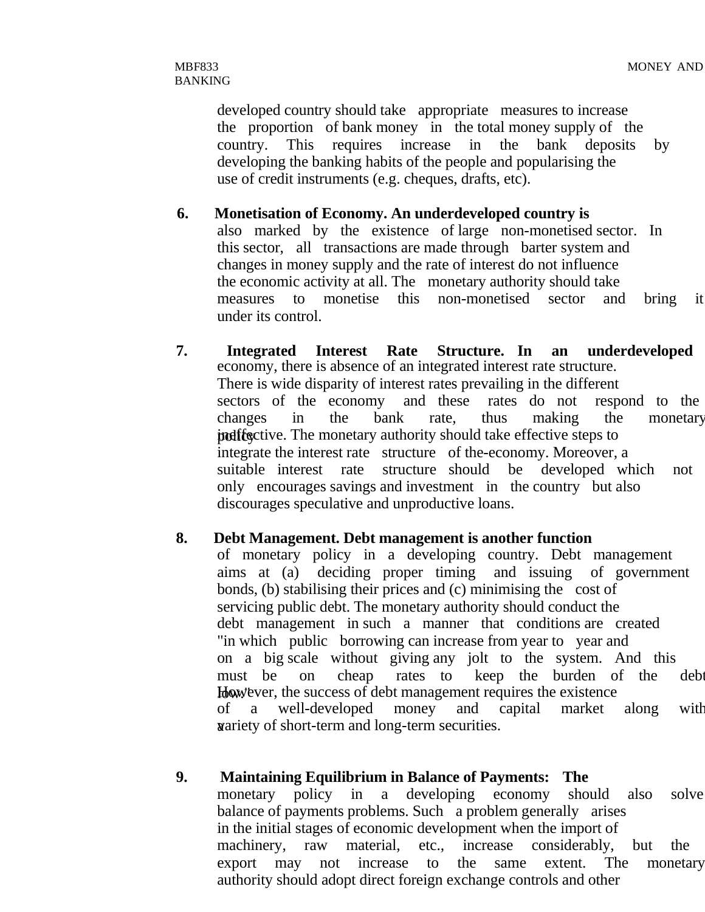developed country should take appropriate measures to increase the proportion of bank money in the total money supply of the country. This requires increase in the bank deposits by developing the banking habits of the people and popularising the use of credit instruments (e.g. cheques, drafts, etc).

6. **Monetisation of Economy. An underdeveloped country is** also marked by the existence of large non-monetised sector. In this sector, all transactions are made through barter system and changes in money supply and the rate of interest do not influence the economic activity at all. The monetary authority should take measures to monetise this non-monetised sector and bring it under its control.

7. **Integrated Interest Rate Structure. In an underdeveloped** economy, there is absence of an integrated interest rate structure. There is wide disparity of interest rates prevailing in the different sectors of the economy and these rates do not respond to the changes in the bank rate, thus making the monetary policy ineffective. The monetary authority should take effective steps to integrate the interest rate structure of the-economy. Moreover, a suitable interest rate structure should be developed which not only encourages savings and investment in the country but also discourages speculative and unproductive loans.

8. **Debt Management. Debt management is another function** of monetary policy in a developing country. Debt management aims at (a) deciding proper timing and issuing of government bonds, (b) stabilising their prices and (c) minimising the cost of servicing public debt. The monetary authority should conduct the debt management in such a manner that conditions are created "in which public borrowing can increase from year to year and on a big scale without giving any jolt to the system. And this must be on cheap rates to keep the burden of the debt low." However, the success of debt management requires the existence of a well-developed money and capital market along with a variety of short-term and long-term securities.

9. **Maintaining Equilibrium in Balance of Payments: The** monetary policy in a developing economy should also solve balance of payments problems. Such a problem generally arises in the initial stages of economic development when the import of machinery, raw material, etc., increase considerably, but the export may not increase to the same extent. The monetary authority should adopt direct foreign exchange controls and other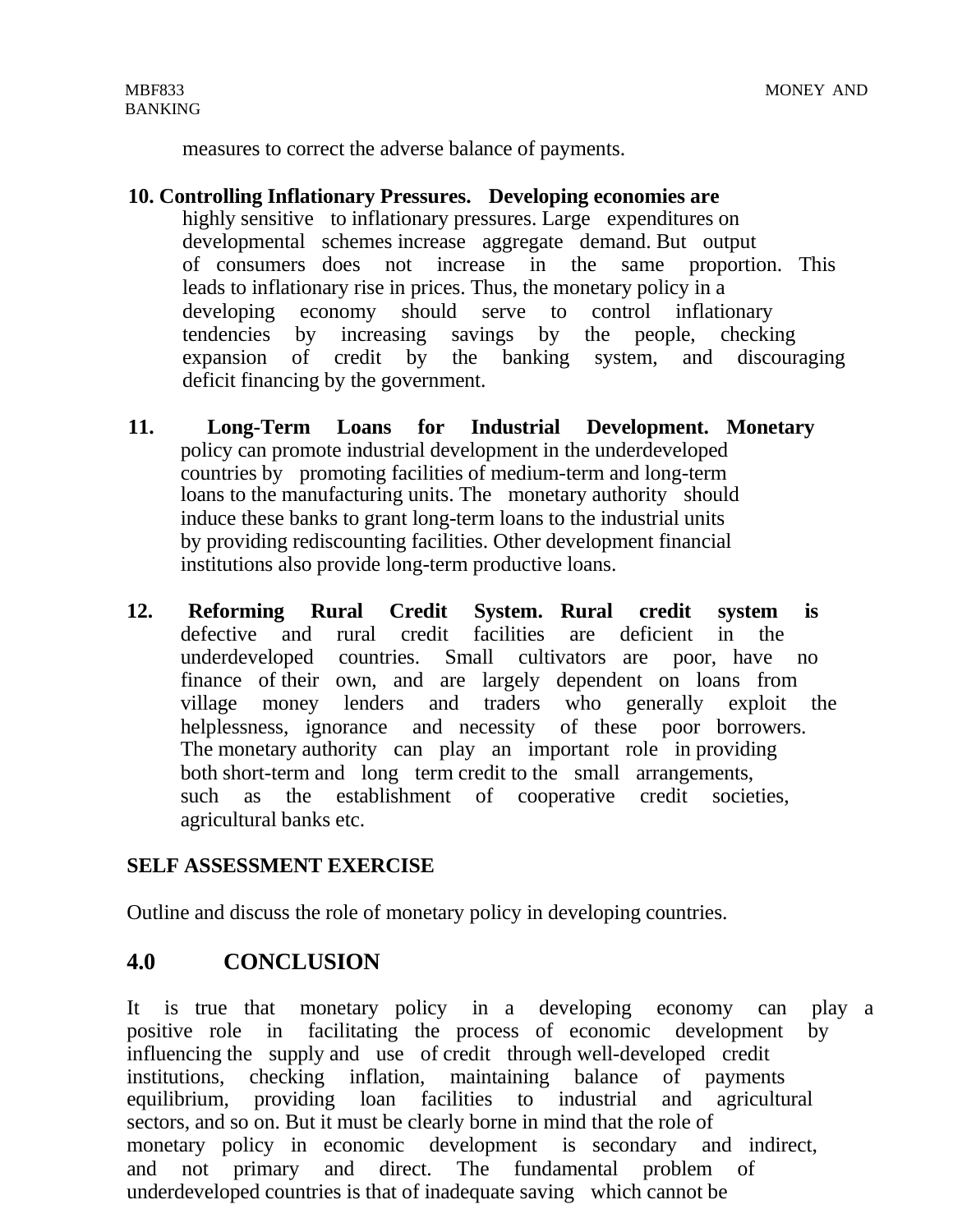measures to correct the adverse balance of payments.

**10. Controlling Inflationary Pressures. Developing economies are** highly sensitive to inflationary pressures. Large expenditures on developmental schemes increase aggregate demand. But output of consumers does not increase in the same proportion. This leads to inflationary rise in prices. Thus, the monetary policy in a developing economy should serve to control inflationary tendencies by increasing savings by the people, checking expansion of credit by the banking system, and discouraging deficit financing by the government.

**11. Long-Term Loans for Industrial Development. Monetary** policy can promote industrial development in the underdeveloped countries by promoting facilities of medium-term and long-term loans to the manufacturing units. The monetary authority should induce these banks to grant long-term loans to the industrial units by providing rediscounting facilities. Other development financial institutions also provide long-term productive loans.

**12. Reforming Rural Credit System. Rural credit system is** defective and rural credit facilities are deficient in the underdeveloped countries. Small cultivators are poor, have no finance of their own, and are largely dependent on loans from village money lenders and traders who generally exploit the helplessness, ignorance and necessity of these poor borrowers. The monetary authority can play an important role in providing both short-term and long term credit to the small arrangements, such as the establishment of cooperative credit societies, agricultural banks etc.

**SELF ASSESSMENT EXERCISE**

Outline and discuss the role of monetary policy in developing countries.

## 4.0 CONCLUSION

It is true that monetary policy in a developing economy can play a positive role in facilitating the process of economic development by influencing the supply and use of credit through well-developed credit institutions, checking inflation, maintaining balance of payments equilibrium, providing loan facilities to industrial and agricultural sectors, and so on. But it must be clearly borne in mind that the role of monetary policy in economic development is secondary and indirect, and not primary and direct. The fundamental problem of underdeveloped countries is that of inadequate saving which cannot be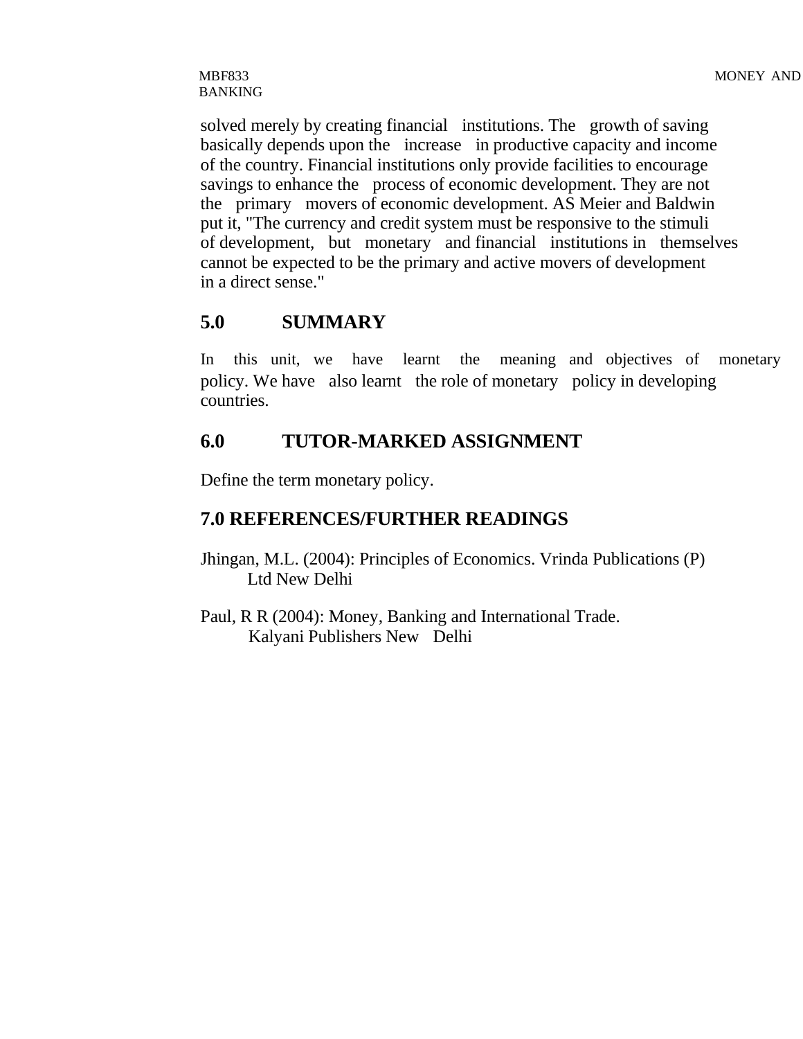solved merely by creating financial institutions. The growth of saving basically depends upon the increase in productive capacity and income of the country. Financial institutions only provide facilities to encourage savings to enhance the process of economic development. They are not the primary movers of economic development. AS Meier and Baldwin put it, "The currency and credit system must be responsive to the stimuli of development, but monetary and financial institutions in themselves cannot be expected to be the primary and active movers of development in a direct sense."

## 5.0 SUMMARY

In this unit, we have learnt the meaning and objectives of monetary policy. We have also learnt the role of monetary policy in developing countries.

## 6.0 TUTOR-MARKED ASSIGNMENT

Define the term monetary policy.

## 7.0 REFERENCES/FURTHER READINGS

Jhingan, M.L. (2004): Principles of Economics. Vrinda Publications (P) Ltd New Delhi

Paul, R R (2004): Money, Banking and International Trade. Kalyani Publishers New Delhi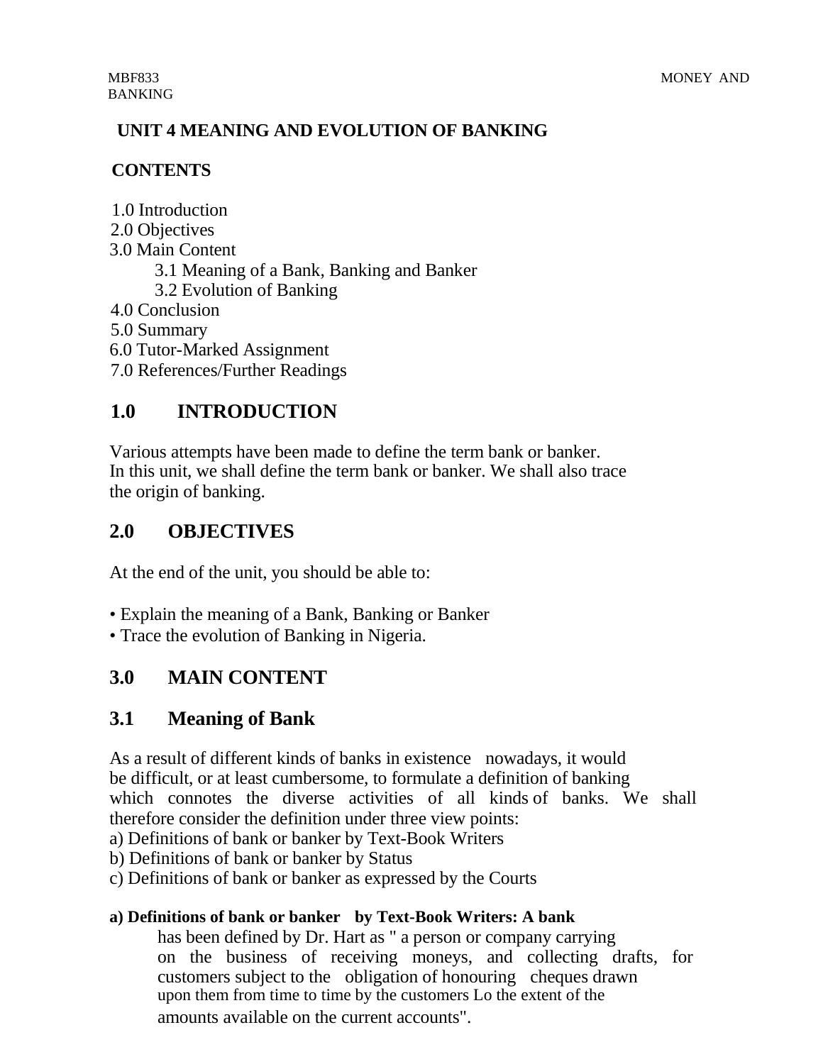# UNIT 4 MEANING AND EVOLUTION OF BANKING

## CONTENTS

1.0 Introduction
2.0 Objectives
3.0 Main Content
    3.1 Meaning of a Bank, Banking and Banker
    3.2 Evolution of Banking
4.0 Conclusion
5.0 Summary
6.0 Tutor-Marked Assignment
7.0 References/Further Readings

## 1.0 INTRODUCTION

Various attempts have been made to define the term bank or banker. In this unit, we shall define the term bank or banker. We shall also trace the origin of banking.

## 2.0 OBJECTIVES

At the end of the unit, you should be able to:

- Explain the meaning of a Bank, Banking or Banker
- Trace the evolution of Banking in Nigeria.

## 3.0 MAIN CONTENT

## 3.1 Meaning of Bank

As a result of different kinds of banks in existence nowadays, it would be difficult, or at least cumbersome, to formulate a definition of banking which connotes the diverse activities of all kinds of banks. We shall therefore consider the definition under three view points:

a) Definitions of bank or banker by Text-Book Writers
b) Definitions of bank or banker by Status
c) Definitions of bank or banker as expressed by the Courts

**a) Definitions of bank or banker by Text-Book Writers: A bank** has been defined by Dr. Hart as " a person or company carrying on the business of receiving moneys, and collecting drafts, for customers subject to the obligation of honouring cheques drawn upon them from time to time by the customers Lo the extent of the amounts available on the current accounts".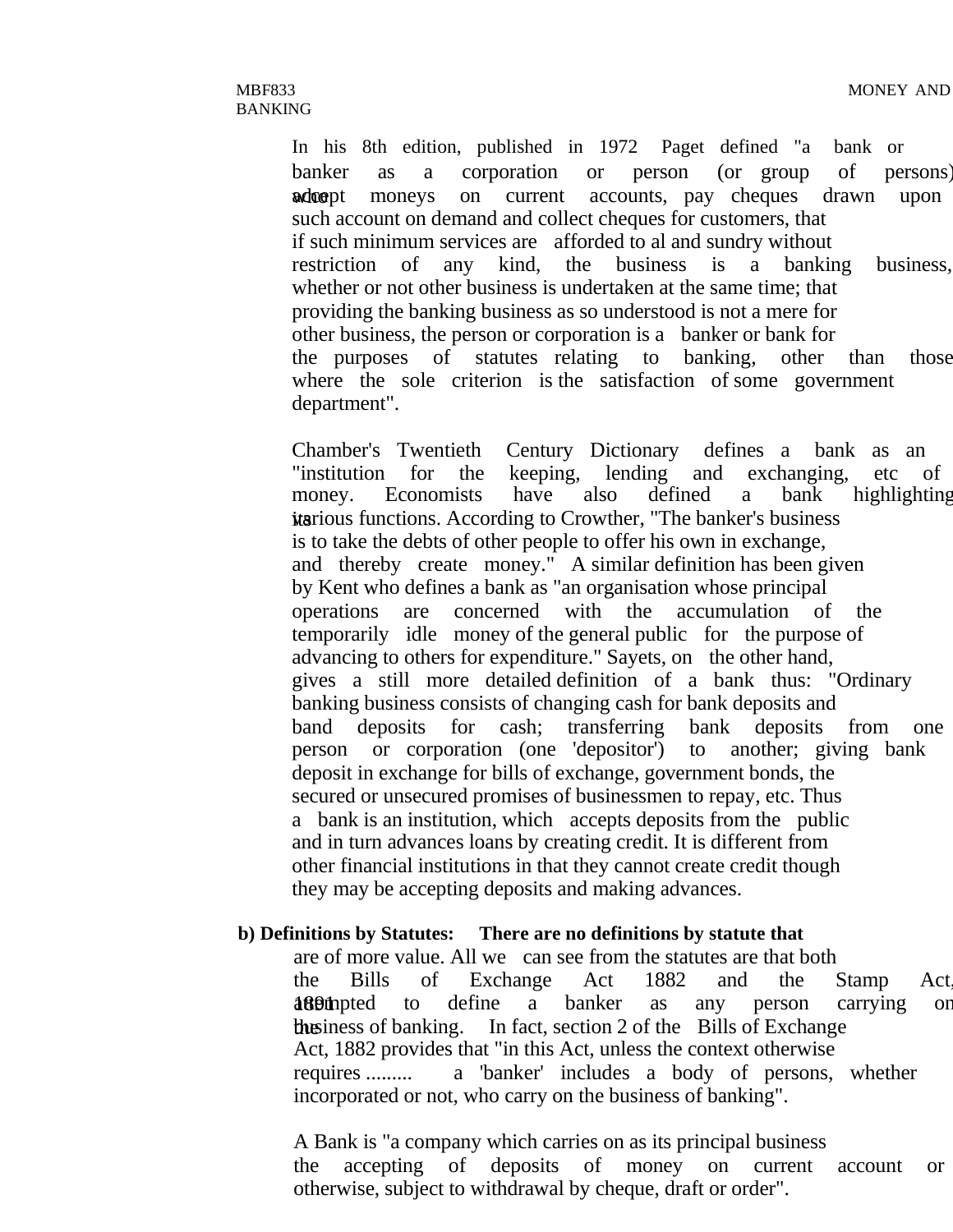In his 8th edition, published in 1972 Paget defined "a bank or banker as a corporation or person (or group of persons) who accept moneys on current accounts, pay cheques drawn upon such account on demand and collect cheques for customers, that if such minimum services are afforded to al and sundry without restriction of any kind, the business is a banking business, whether or not other business is undertaken at the same time; that providing the banking business as so understood is not a mere for other business, the person or corporation is a banker or bank for the purposes of statutes relating to banking, other than those where the sole criterion is the satisfaction of some government department".

Chamber's Twentieth Century Dictionary defines a bank as an "institution for the keeping, lending and exchanging, etc of money. Economists have also defined a bank highlighting its various functions. According to Crowther, "The banker's business is to take the debts of other people to offer his own in exchange, and thereby create money." A similar definition has been given by Kent who defines a bank as "an organisation whose principal operations are concerned with the accumulation of the temporarily idle money of the general public for the purpose of advancing to others for expenditure." Sayets, on the other hand, gives a still more detailed definition of a bank thus: "Ordinary banking business consists of changing cash for bank deposits and band deposits for cash; transferring bank deposits from one person or corporation (one 'depositor') to another; giving bank deposit in exchange for bills of exchange, government bonds, the secured or unsecured promises of businessmen to repay, etc. Thus a bank is an institution, which accepts deposits from the public and in turn advances loans by creating credit. It is different from other financial institutions in that they cannot create credit though they may be accepting deposits and making advances.

**b) Definitions by Statutes: There are no definitions by statute that** are of more value. All we can see from the statutes are that both the Bills of Exchange Act 1882 and the Stamp Act, 1891 attempted to define a banker as any person carrying on the business of banking. In fact, section 2 of the Bills of Exchange Act, 1882 provides that "in this Act, unless the context otherwise requires ......... a 'banker' includes a body of persons, whether incorporated or not, who carry on the business of banking".

A Bank is "a company which carries on as its principal business the accepting of deposits of money on current account or otherwise, subject to withdrawal by cheque, draft or order".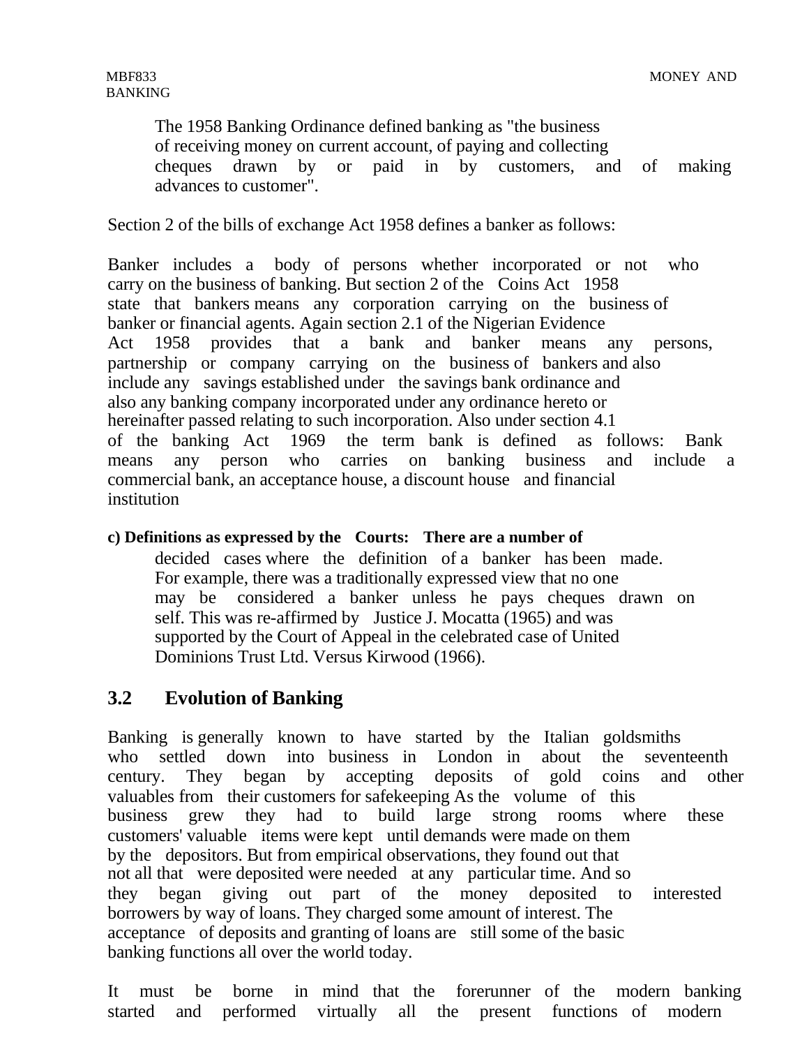The 1958 Banking Ordinance defined banking as "the business of receiving money on current account, of paying and collecting cheques drawn by or paid in by customers, and of making advances to customer".

Section 2 of the bills of exchange Act 1958 defines a banker as follows:

Banker includes a body of persons whether incorporated or not who carry on the business of banking. But section 2 of the Coins Act 1958 state that bankers means any corporation carrying on the business of banker or financial agents. Again section 2.1 of the Nigerian Evidence Act 1958 provides that a bank and banker means any persons, partnership or company carrying on the business of bankers and also include any savings established under the savings bank ordinance and also any banking company incorporated under any ordinance hereto or hereinafter passed relating to such incorporation. Also under section 4.1 of the banking Act 1969 the term bank is defined as follows: Bank means any person who carries on banking business and include a commercial bank, an acceptance house, a discount house and financial institution

**c) Definitions as expressed by the Courts: There are a number of** decided cases where the definition of a banker has been made. For example, there was a traditionally expressed view that no one may be considered a banker unless he pays cheques drawn on self. This was re-affirmed by Justice J. Mocatta (1965) and was supported by the Court of Appeal in the celebrated case of United Dominions Trust Ltd. Versus Kirwood (1966).

## 3.2 Evolution of Banking

Banking is generally known to have started by the Italian goldsmiths who settled down into business in London in about the seventeenth century. They began by accepting deposits of gold coins and other valuables from their customers for safekeeping As the volume of this business grew they had to build large strong rooms where these customers' valuable items were kept until demands were made on them by the depositors. But from empirical observations, they found out that not all that were deposited were needed at any particular time. And so they began giving out part of the money deposited to interested borrowers by way of loans. They charged some amount of interest. The acceptance of deposits and granting of loans are still some of the basic banking functions all over the world today.

It must be borne in mind that the forerunner of the modern banking started and performed virtually all the present functions of modern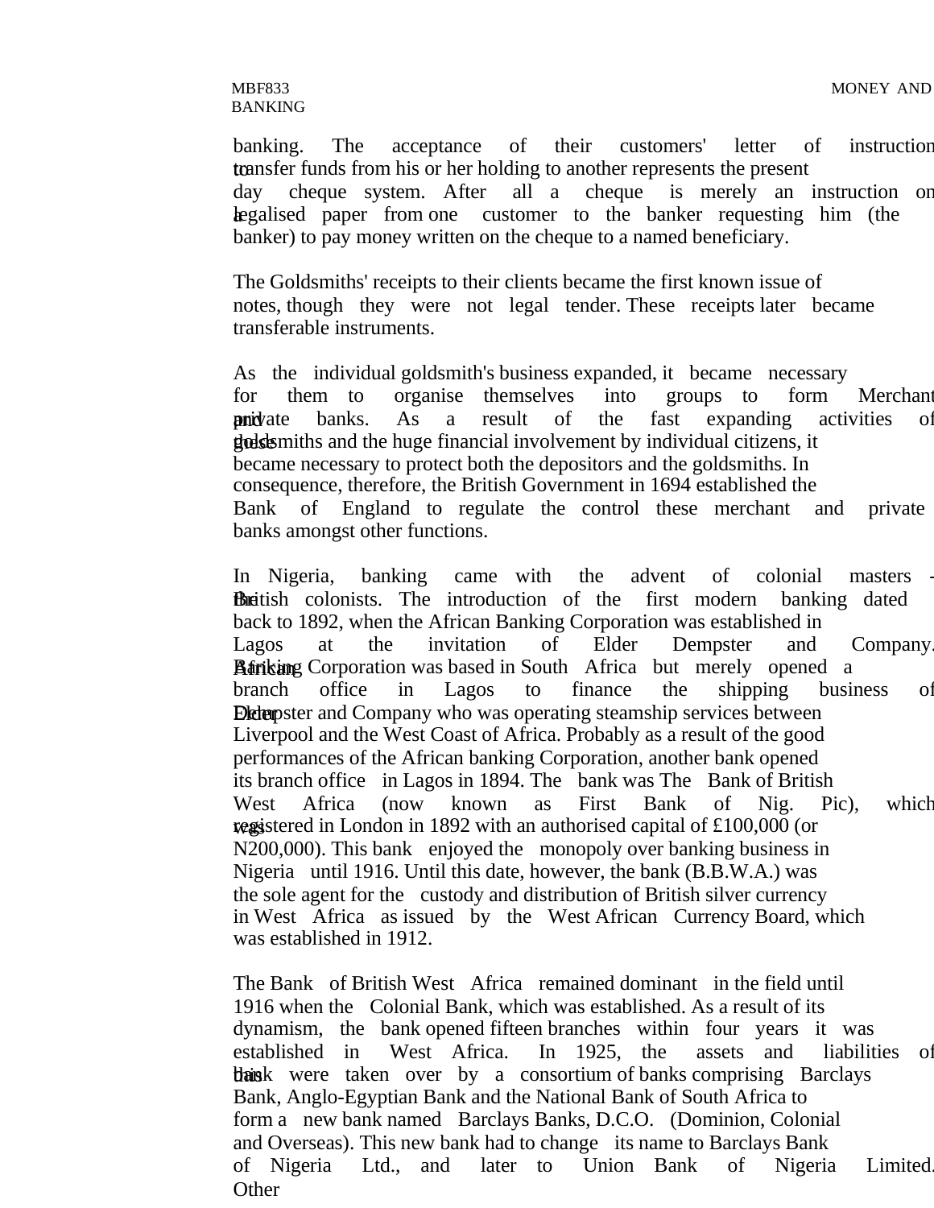banking. The acceptance of their customers' letter of instruction to transfer funds from his or her holding to another represents the present day cheque system. After all a cheque is merely an instruction on a legalised paper from one customer to the banker requesting him (the banker) to pay money written on the cheque to a named beneficiary.

The Goldsmiths' receipts to their clients became the first known issue of notes, though they were not legal tender. These receipts later became transferable instruments.

As the individual goldsmith's business expanded, it became necessary for them to organise themselves into groups to form Merchant and private banks. As a result of the fast expanding activities of these goldsmiths and the huge financial involvement by individual citizens, it became necessary to protect both the depositors and the goldsmiths. In consequence, therefore, the British Government in 1694 established the Bank of England to regulate the control these merchant and private banks amongst other functions.

In Nigeria, banking came with the advent of colonial masters - the British colonists. The introduction of the first modern banking dated back to 1892, when the African Banking Corporation was established in Lagos at the invitation of Elder Dempster and Company. African Banking Corporation was based in South Africa but merely opened a branch office in Lagos to finance the shipping business of Elder Dempster and Company who was operating steamship services between Liverpool and the West Coast of Africa. Probably as a result of the good performances of the African banking Corporation, another bank opened its branch office in Lagos in 1894. The bank was The Bank of British West Africa (now known as First Bank of Nig. Pic), which was registered in London in 1892 with an authorised capital of £100,000 (or N200,000). This bank enjoyed the monopoly over banking business in Nigeria until 1916. Until this date, however, the bank (B.B.W.A.) was the sole agent for the custody and distribution of British silver currency in West Africa as issued by the West African Currency Board, which was established in 1912.

The Bank of British West Africa remained dominant in the field until 1916 when the Colonial Bank, which was established. As a result of its dynamism, the bank opened fifteen branches within four years it was established in West Africa. In 1925, the assets and liabilities of this bank were taken over by a consortium of banks comprising Barclays Bank, Anglo-Egyptian Bank and the National Bank of South Africa to form a new bank named Barclays Banks, D.C.O. (Dominion, Colonial and Overseas). This new bank had to change its name to Barclays Bank of Nigeria Ltd., and later to Union Bank of Nigeria Limited. Other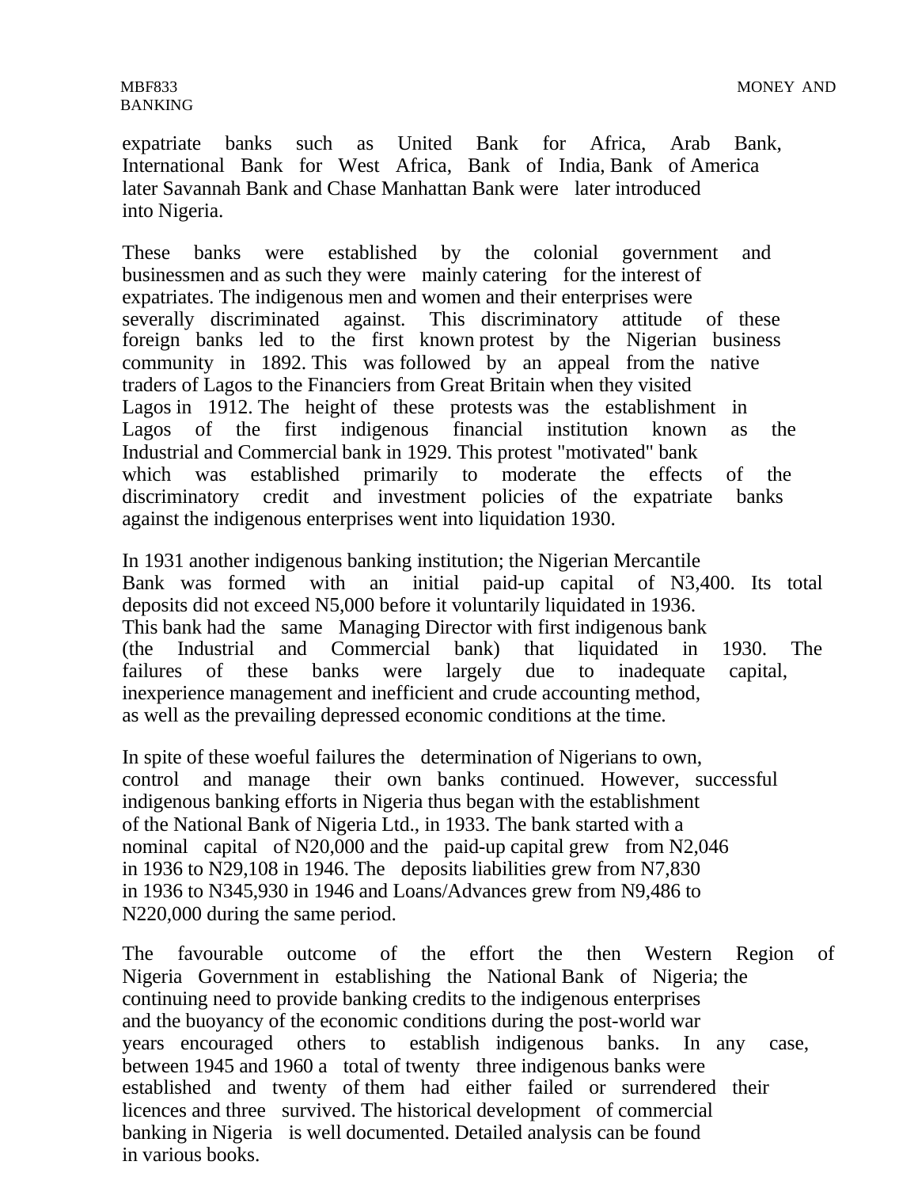expatriate banks such as United Bank for Africa, Arab Bank, International Bank for West Africa, Bank of India, Bank of America later Savannah Bank and Chase Manhattan Bank were later introduced into Nigeria.

These banks were established by the colonial government and businessmen and as such they were mainly catering for the interest of expatriates. The indigenous men and women and their enterprises were severally discriminated against. This discriminatory attitude of these foreign banks led to the first known protest by the Nigerian business community in 1892. This was followed by an appeal from the native traders of Lagos to the Financiers from Great Britain when they visited Lagos in 1912. The height of these protests was the establishment in Lagos of the first indigenous financial institution known as the Industrial and Commercial bank in 1929. This protest "motivated" bank which was established primarily to moderate the effects of the discriminatory credit and investment policies of the expatriate banks against the indigenous enterprises went into liquidation 1930.

In 1931 another indigenous banking institution; the Nigerian Mercantile Bank was formed with an initial paid-up capital of N3,400. Its total deposits did not exceed N5,000 before it voluntarily liquidated in 1936. This bank had the same Managing Director with first indigenous bank (the Industrial and Commercial bank) that liquidated in 1930. The failures of these banks were largely due to inadequate capital, inexperience management and inefficient and crude accounting method, as well as the prevailing depressed economic conditions at the time.

In spite of these woeful failures the determination of Nigerians to own, control and manage their own banks continued. However, successful indigenous banking efforts in Nigeria thus began with the establishment of the National Bank of Nigeria Ltd., in 1933. The bank started with a nominal capital of N20,000 and the paid-up capital grew from N2,046 in 1936 to N29,108 in 1946. The deposits liabilities grew from N7,830 in 1936 to N345,930 in 1946 and Loans/Advances grew from N9,486 to N220,000 during the same period.

The favourable outcome of the effort the then Western Region of Nigeria Government in establishing the National Bank of Nigeria; the continuing need to provide banking credits to the indigenous enterprises and the buoyancy of the economic conditions during the post-world war years encouraged others to establish indigenous banks. In any case, between 1945 and 1960 a total of twenty three indigenous banks were established and twenty of them had either failed or surrendered their licences and three survived. The historical development of commercial banking in Nigeria is well documented. Detailed analysis can be found in various books.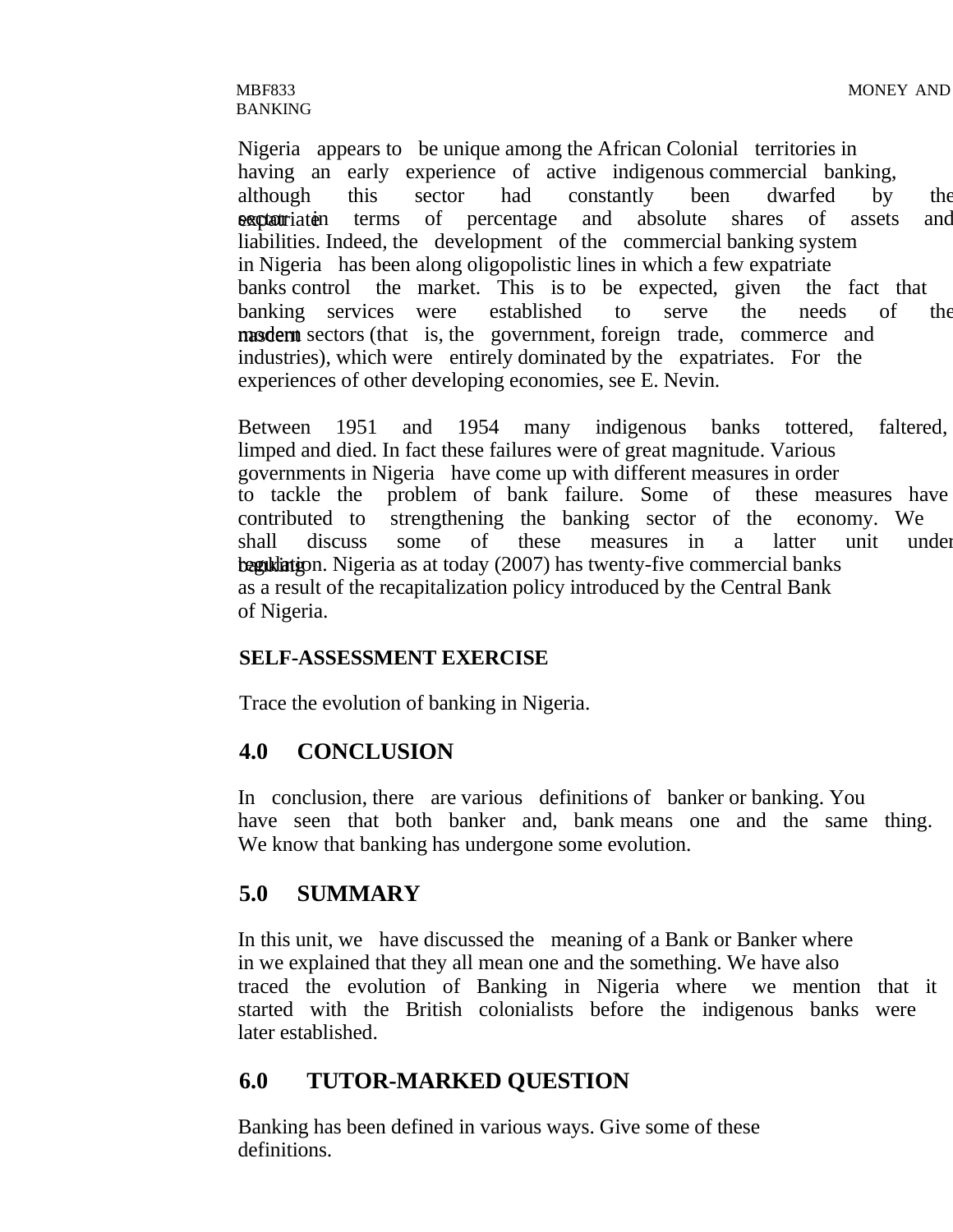Nigeria appears to be unique among the African Colonial territories in having an early experience of active indigenous commercial banking, although this sector had constantly been dwarfed by the expatriate sector in terms of percentage and absolute shares of assets and liabilities. Indeed, the development of the commercial banking system in Nigeria has been along oligopolistic lines in which a few expatriate banks control the market. This is to be expected, given the fact that banking services were established to serve the needs of the modern sectors (that is, the government, foreign trade, commerce and industries), which were entirely dominated by the expatriates. For the experiences of other developing economies, see E. Nevin.

Between 1951 and 1954 many indigenous banks tottered, faltered, limped and died. In fact these failures were of great magnitude. Various governments in Nigeria have come up with different measures in order to tackle the problem of bank failure. Some of these measures have contributed to strengthening the banking sector of the economy. We shall discuss some of these measures in a latter unit under banking regulation. Nigeria as at today (2007) has twenty-five commercial banks as a result of the recapitalization policy introduced by the Central Bank of Nigeria.

**SELF-ASSESSMENT EXERCISE**

Trace the evolution of banking in Nigeria.

## 4.0 CONCLUSION

In conclusion, there are various definitions of banker or banking. You have seen that both banker and, bank means one and the same thing. We know that banking has undergone some evolution.

## 5.0 SUMMARY

In this unit, we have discussed the meaning of a Bank or Banker where in we explained that they all mean one and the something. We have also traced the evolution of Banking in Nigeria where we mention that it started with the British colonialists before the indigenous banks were later established.

## 6.0 TUTOR-MARKED QUESTION

Banking has been defined in various ways. Give some of these definitions.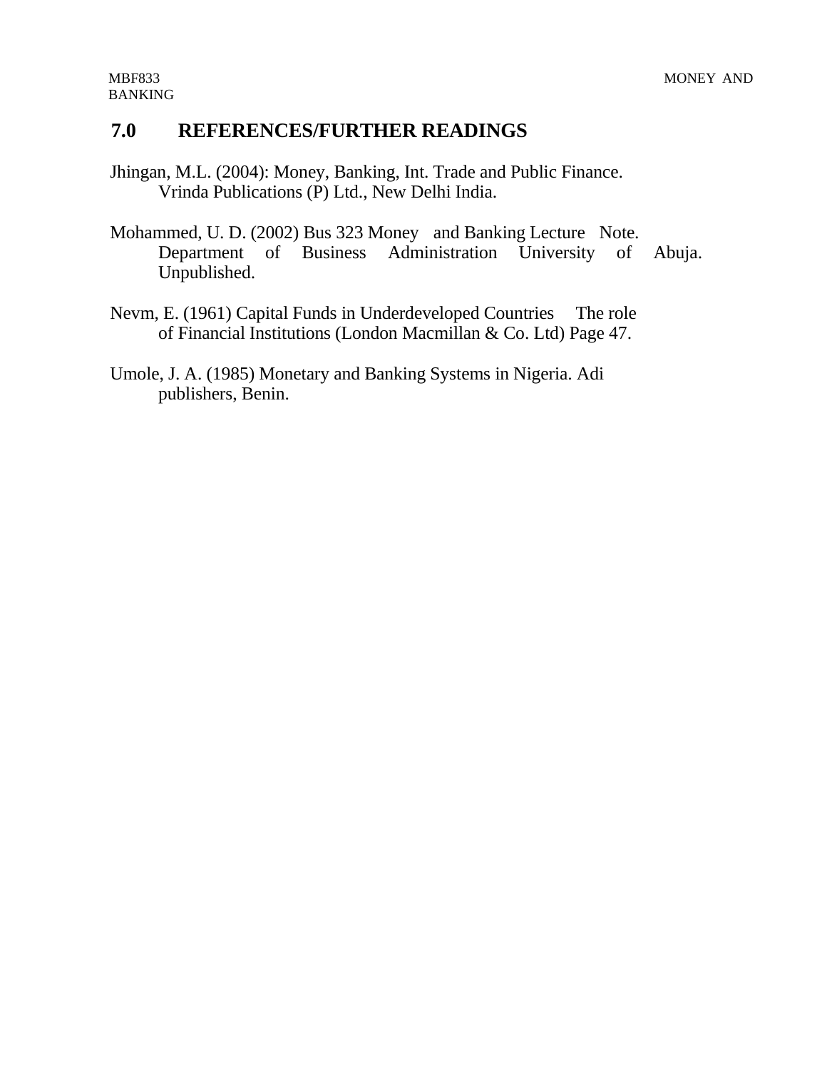## 7.0 REFERENCES/FURTHER READINGS

Jhingan, M.L. (2004): Money, Banking, Int. Trade and Public Finance. Vrinda Publications (P) Ltd., New Delhi India.

Mohammed, U. D. (2002) Bus 323 Money and Banking Lecture Note. Department of Business Administration University of Abuja. Unpublished.

Nevm, E. (1961) Capital Funds in Underdeveloped Countries The role of Financial Institutions (London Macmillan & Co. Ltd) Page 47.

Umole, J. A. (1985) Monetary and Banking Systems in Nigeria. Adi publishers, Benin.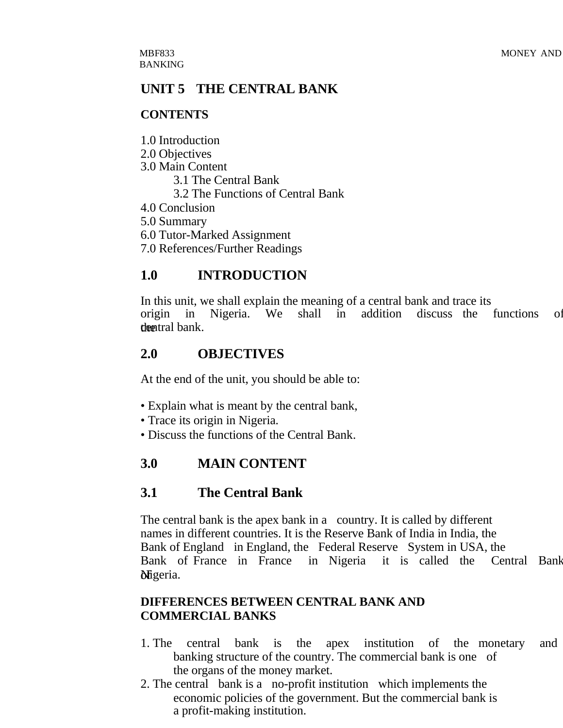# UNIT 5 THE CENTRAL BANK

**CONTENTS**

1.0 Introduction
2.0 Objectives
3.0 Main Content
  3.1 The Central Bank
  3.2 The Functions of Central Bank
4.0 Conclusion
5.0 Summary
6.0 Tutor-Marked Assignment
7.0 References/Further Readings

## 1.0 INTRODUCTION

In this unit, we shall explain the meaning of a central bank and trace its origin in Nigeria. We shall in addition discuss the functions of the central bank.

## 2.0 OBJECTIVES

At the end of the unit, you should be able to:

- Explain what is meant by the central bank,
- Trace its origin in Nigeria.
- Discuss the functions of the Central Bank.

## 3.0 MAIN CONTENT

### 3.1 The Central Bank

The central bank is the apex bank in a country. It is called by different names in different countries. It is the Reserve Bank of India in India, the Bank of England in England, the Federal Reserve System in USA, the Bank of France in France in Nigeria it is called the Central Bank of Nigeria.

**DIFFERENCES BETWEEN CENTRAL BANK AND COMMERCIAL BANKS**

1. The central bank is the apex institution of the monetary and banking structure of the country. The commercial bank is one of the organs of the money market.
2. The central bank is a no-profit institution which implements the economic policies of the government. But the commercial bank is a profit-making institution.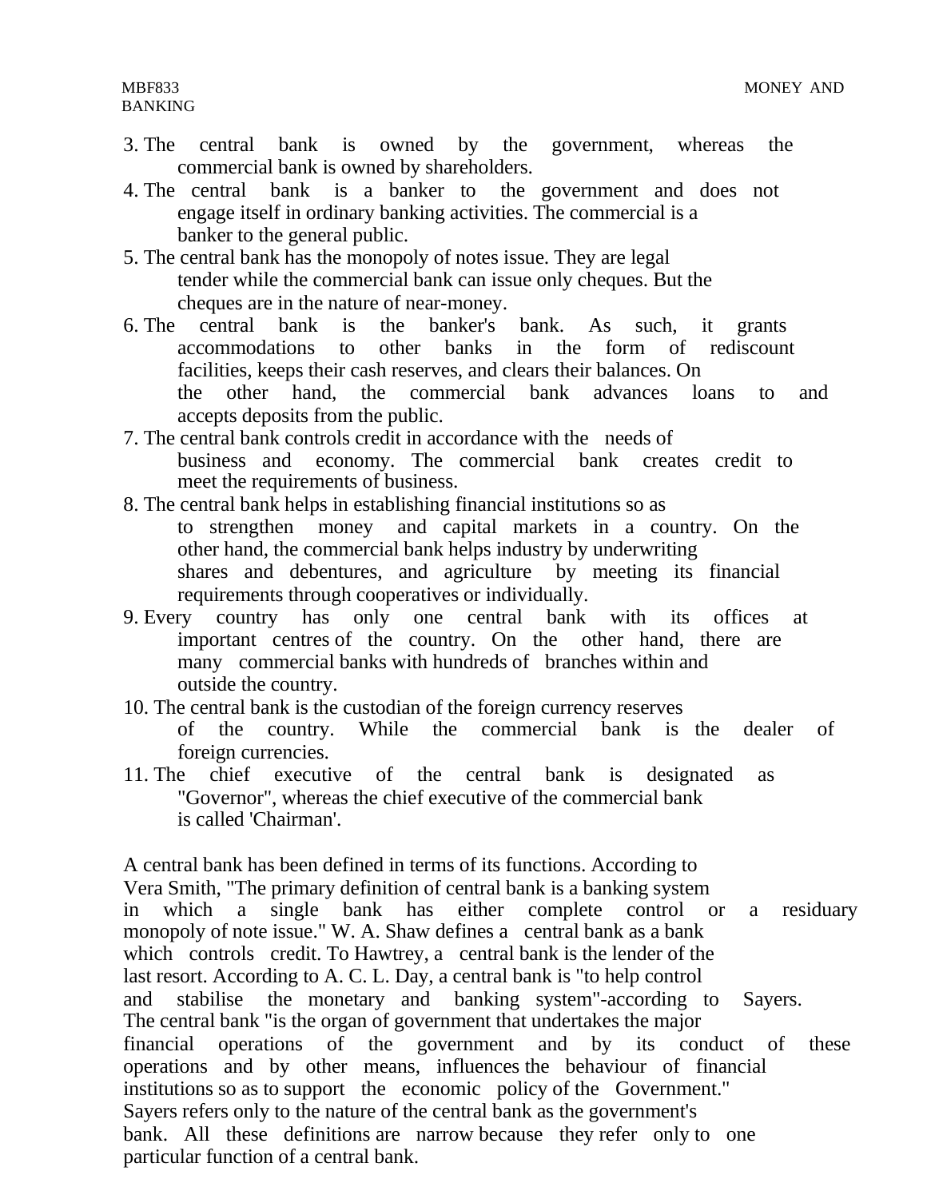3. The central bank is owned by the government, whereas the commercial bank is owned by shareholders.
4. The central bank is a banker to the government and does not engage itself in ordinary banking activities. The commercial is a banker to the general public.
5. The central bank has the monopoly of notes issue. They are legal tender while the commercial bank can issue only cheques. But the cheques are in the nature of near-money.
6. The central bank is the banker's bank. As such, it grants accommodations to other banks in the form of rediscount facilities, keeps their cash reserves, and clears their balances. On the other hand, the commercial bank advances loans to and accepts deposits from the public.
7. The central bank controls credit in accordance with the needs of business and economy. The commercial bank creates credit to meet the requirements of business.
8. The central bank helps in establishing financial institutions so as to strengthen money and capital markets in a country. On the other hand, the commercial bank helps industry by underwriting shares and debentures, and agriculture by meeting its financial requirements through cooperatives or individually.
9. Every country has only one central bank with its offices at important centres of the country. On the other hand, there are many commercial banks with hundreds of branches within and outside the country.
10. The central bank is the custodian of the foreign currency reserves of the country. While the commercial bank is the dealer of foreign currencies.
11. The chief executive of the central bank is designated as "Governor", whereas the chief executive of the commercial bank is called 'Chairman'.

A central bank has been defined in terms of its functions. According to Vera Smith, "The primary definition of central bank is a banking system in which a single bank has either complete control or a residuary monopoly of note issue." W. A. Shaw defines a central bank as a bank which controls credit. To Hawtrey, a central bank is the lender of the last resort. According to A. C. L. Day, a central bank is "to help control and stabilise the monetary and banking system"-according to Sayers. The central bank "is the organ of government that undertakes the major financial operations of the government and by its conduct of these operations and by other means, influences the behaviour of financial institutions so as to support the economic policy of the Government." Sayers refers only to the nature of the central bank as the government's bank. All these definitions are narrow because they refer only to one particular function of a central bank.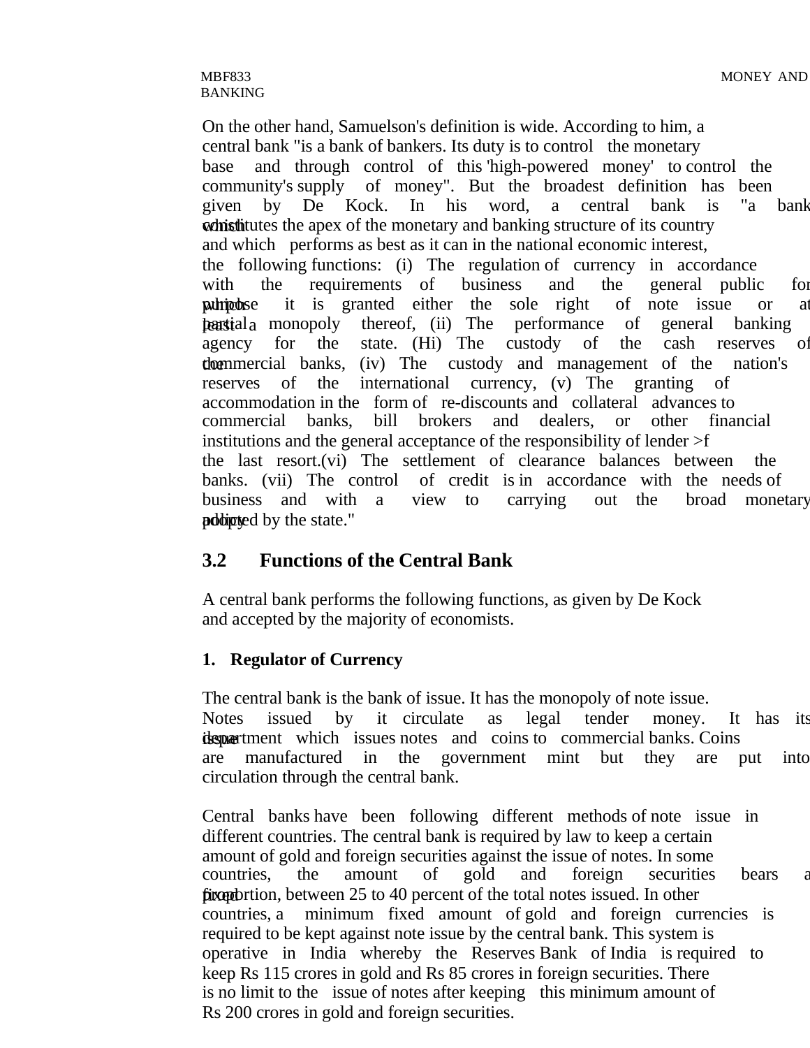On the other hand, Samuelson's definition is wide. According to him, a central bank "is a bank of bankers. Its duty is to control the monetary base and through control of this 'high-powered money' to control the community's supply of money". But the broadest definition has been given by De Kock. In his word, a central bank is "a bank which constitutes the apex of the monetary and banking structure of its country and which performs as best as it can in the national economic interest, the following functions: (i) The regulation of currency in accordance with the requirements of business and the general public for which purpose it is granted either the sole right of note issue or at least a partial monopoly thereof, (ii) The performance of general banking agency for the state. (Hi) The custody of the cash reserves of the commercial banks, (iv) The custody and management of the nation's reserves of the international currency, (v) The granting of accommodation in the form of re-discounts and collateral advances to commercial banks, bill brokers and dealers, or other financial institutions and the general acceptance of the responsibility of lender >f the last resort.(vi) The settlement of clearance balances between the banks. (vii) The control of credit is in accordance with the needs of business and with a view to carrying out the broad monetary policy adopted by the state."

## 3.2 Functions of the Central Bank

A central bank performs the following functions, as given by De Kock and accepted by the majority of economists.

### 1. Regulator of Currency

The central bank is the bank of issue. It has the monopoly of note issue. Notes issued by it circulate as legal tender money. It has its issue department which issues notes and coins to commercial banks. Coins are manufactured in the government mint but they are put into circulation through the central bank.

Central banks have been following different methods of note issue in different countries. The central bank is required by law to keep a certain amount of gold and foreign securities against the issue of notes. In some countries, the amount of gold and foreign securities bears a fixed proportion, between 25 to 40 percent of the total notes issued. In other countries, a minimum fixed amount of gold and foreign currencies is required to be kept against note issue by the central bank. This system is operative in India whereby the Reserves Bank of India is required to keep Rs 115 crores in gold and Rs 85 crores in foreign securities. There is no limit to the issue of notes after keeping this minimum amount of Rs 200 crores in gold and foreign securities.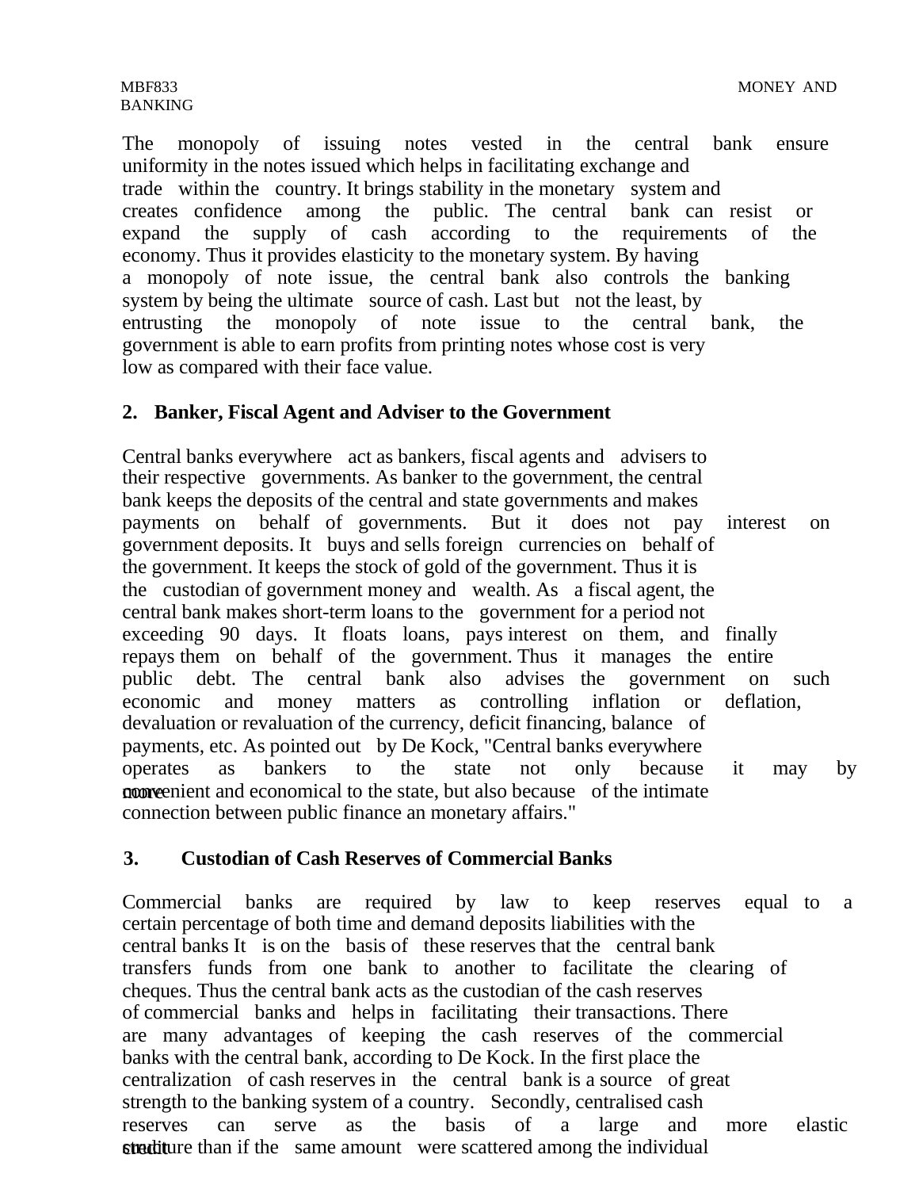The monopoly of issuing notes vested in the central bank ensure uniformity in the notes issued which helps in facilitating exchange and trade within the country. It brings stability in the monetary system and creates confidence among the public. The central bank can resist or expand the supply of cash according to the requirements of the economy. Thus it provides elasticity to the monetary system. By having a monopoly of note issue, the central bank also controls the banking system by being the ultimate source of cash. Last but not the least, by entrusting the monopoly of note issue to the central bank, the government is able to earn profits from printing notes whose cost is very low as compared with their face value.

**2. Banker, Fiscal Agent and Adviser to the Government**

Central banks everywhere act as bankers, fiscal agents and advisers to their respective governments. As banker to the government, the central bank keeps the deposits of the central and state governments and makes payments on behalf of governments. But it does not pay interest on government deposits. It buys and sells foreign currencies on behalf of the government. It keeps the stock of gold of the government. Thus it is the custodian of government money and wealth. As a fiscal agent, the central bank makes short-term loans to the government for a period not exceeding 90 days. It floats loans, pays interest on them, and finally repays them on behalf of the government. Thus it manages the entire public debt. The central bank also advises the government on such economic and money matters as controlling inflation or deflation, devaluation or revaluation of the currency, deficit financing, balance of payments, etc. As pointed out by De Kock, "Central banks everywhere operates as bankers to the state not only because it may by more convenient and economical to the state, but also because of the intimate connection between public finance an monetary affairs."

**3. Custodian of Cash Reserves of Commercial Banks**

Commercial banks are required by law to keep reserves equal to a certain percentage of both time and demand deposits liabilities with the central banks It is on the basis of these reserves that the central bank transfers funds from one bank to another to facilitate the clearing of cheques. Thus the central bank acts as the custodian of the cash reserves of commercial banks and helps in facilitating their transactions. There are many advantages of keeping the cash reserves of the commercial banks with the central bank, according to De Kock. In the first place the centralization of cash reserves in the central bank is a source of great strength to the banking system of a country. Secondly, centralised cash reserves can serve as the basis of a large and more elastic credit structure than if the same amount were scattered among the individual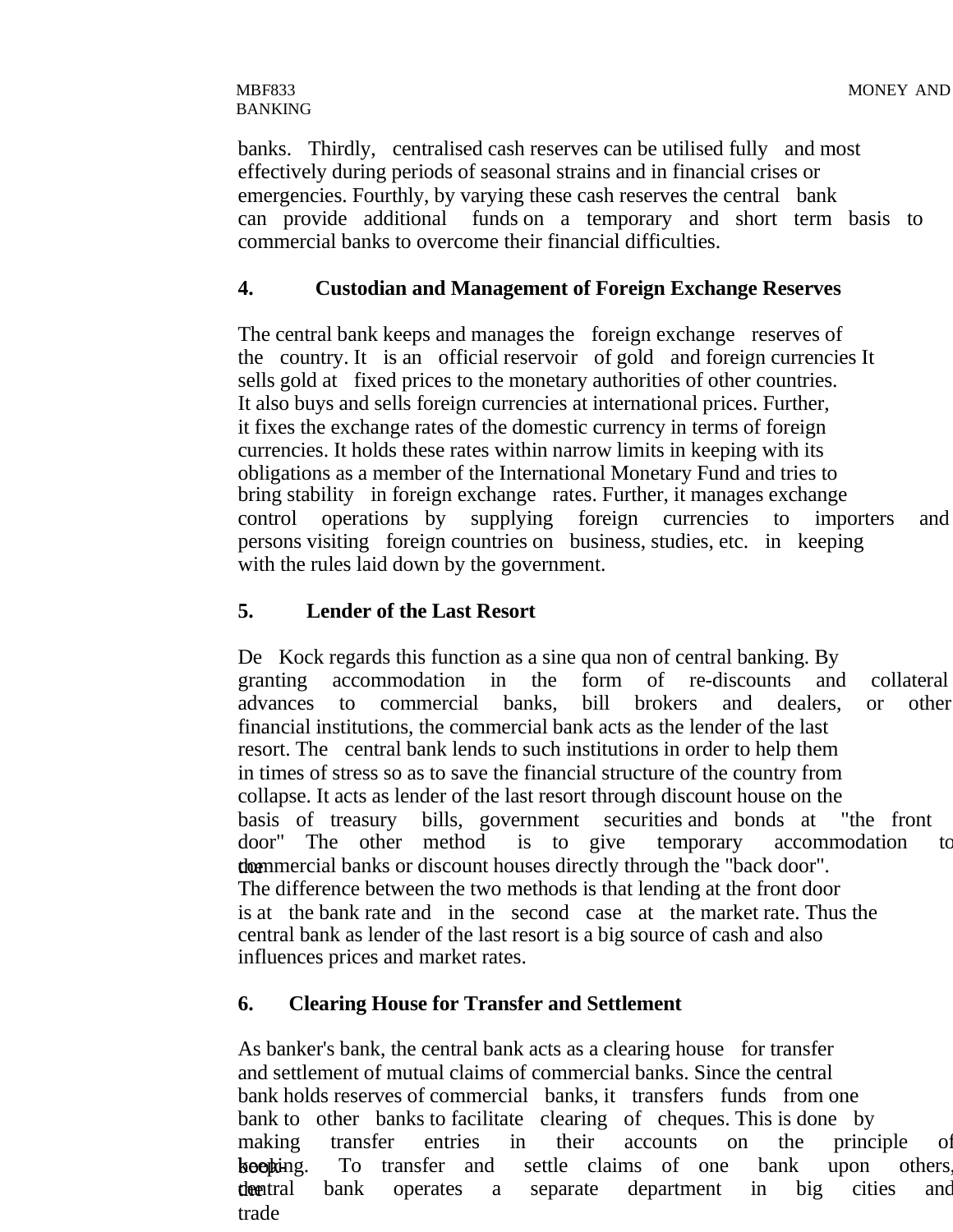banks. Thirdly, centralised cash reserves can be utilised fully and most effectively during periods of seasonal strains and in financial crises or emergencies. Fourthly, by varying these cash reserves the central bank can provide additional funds on a temporary and short term basis to commercial banks to overcome their financial difficulties.

**4. Custodian and Management of Foreign Exchange Reserves**

The central bank keeps and manages the foreign exchange reserves of the country. It is an official reservoir of gold and foreign currencies It sells gold at fixed prices to the monetary authorities of other countries. It also buys and sells foreign currencies at international prices. Further, it fixes the exchange rates of the domestic currency in terms of foreign currencies. It holds these rates within narrow limits in keeping with its obligations as a member of the International Monetary Fund and tries to bring stability in foreign exchange rates. Further, it manages exchange control operations by supplying foreign currencies to importers and persons visiting foreign countries on business, studies, etc. in keeping with the rules laid down by the government.

**5. Lender of the Last Resort**

De Kock regards this function as a sine qua non of central banking. By granting accommodation in the form of re-discounts and collateral advances to commercial banks, bill brokers and dealers, or other financial institutions, the commercial bank acts as the lender of the last resort. The central bank lends to such institutions in order to help them in times of stress so as to save the financial structure of the country from collapse. It acts as lender of the last resort through discount house on the basis of treasury bills, government securities and bonds at "the front door" The other method is to give temporary accommodation to the commercial banks or discount houses directly through the "back door". The difference between the two methods is that lending at the front door is at the bank rate and in the second case at the market rate. Thus the central bank as lender of the last resort is a big source of cash and also influences prices and market rates.

**6. Clearing House for Transfer and Settlement**

As banker's bank, the central bank acts as a clearing house for transfer and settlement of mutual claims of commercial banks. Since the central bank holds reserves of commercial banks, it transfers funds from one bank to other banks to facilitate clearing of cheques. This is done by making transfer entries in their accounts on the principle of book-keeping. To transfer and settle claims of one bank upon others, the central bank operates a separate department in big cities and trade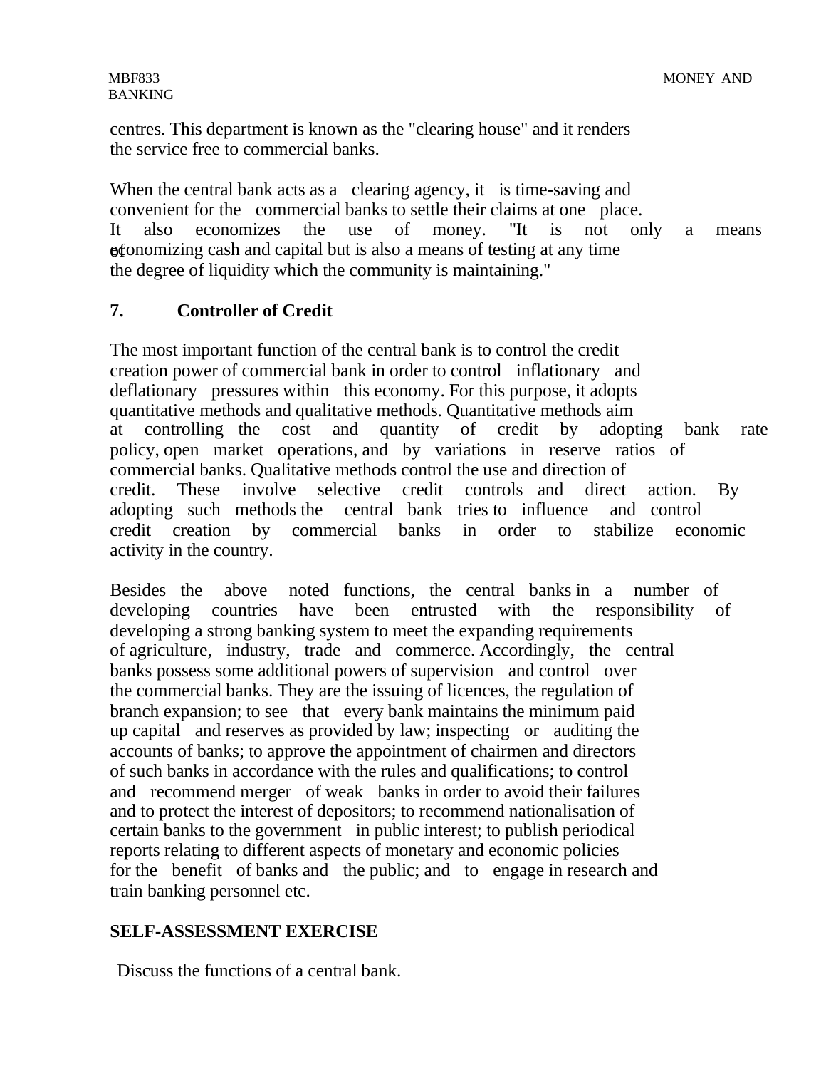centres. This department is known as the "clearing house" and it renders the service free to commercial banks.

When the central bank acts as a clearing agency, it is time-saving and convenient for the commercial banks to settle their claims at one place. It also economizes the use of money. "It is not only a means of economizing cash and capital but is also a means of testing at any time the degree of liquidity which the community is maintaining."

## 7. Controller of Credit

The most important function of the central bank is to control the credit creation power of commercial bank in order to control inflationary and deflationary pressures within this economy. For this purpose, it adopts quantitative methods and qualitative methods. Quantitative methods aim at controlling the cost and quantity of credit by adopting bank rate policy, open market operations, and by variations in reserve ratios of commercial banks. Qualitative methods control the use and direction of credit. These involve selective credit controls and direct action. By adopting such methods the central bank tries to influence and control credit creation by commercial banks in order to stabilize economic activity in the country.

Besides the above noted functions, the central banks in a number of developing countries have been entrusted with the responsibility of developing a strong banking system to meet the expanding requirements of agriculture, industry, trade and commerce. Accordingly, the central banks possess some additional powers of supervision and control over the commercial banks. They are the issuing of licences, the regulation of branch expansion; to see that every bank maintains the minimum paid up capital and reserves as provided by law; inspecting or auditing the accounts of banks; to approve the appointment of chairmen and directors of such banks in accordance with the rules and qualifications; to control and recommend merger of weak banks in order to avoid their failures and to protect the interest of depositors; to recommend nationalisation of certain banks to the government in public interest; to publish periodical reports relating to different aspects of monetary and economic policies for the benefit of banks and the public; and to engage in research and train banking personnel etc.

## SELF-ASSESSMENT EXERCISE

Discuss the functions of a central bank.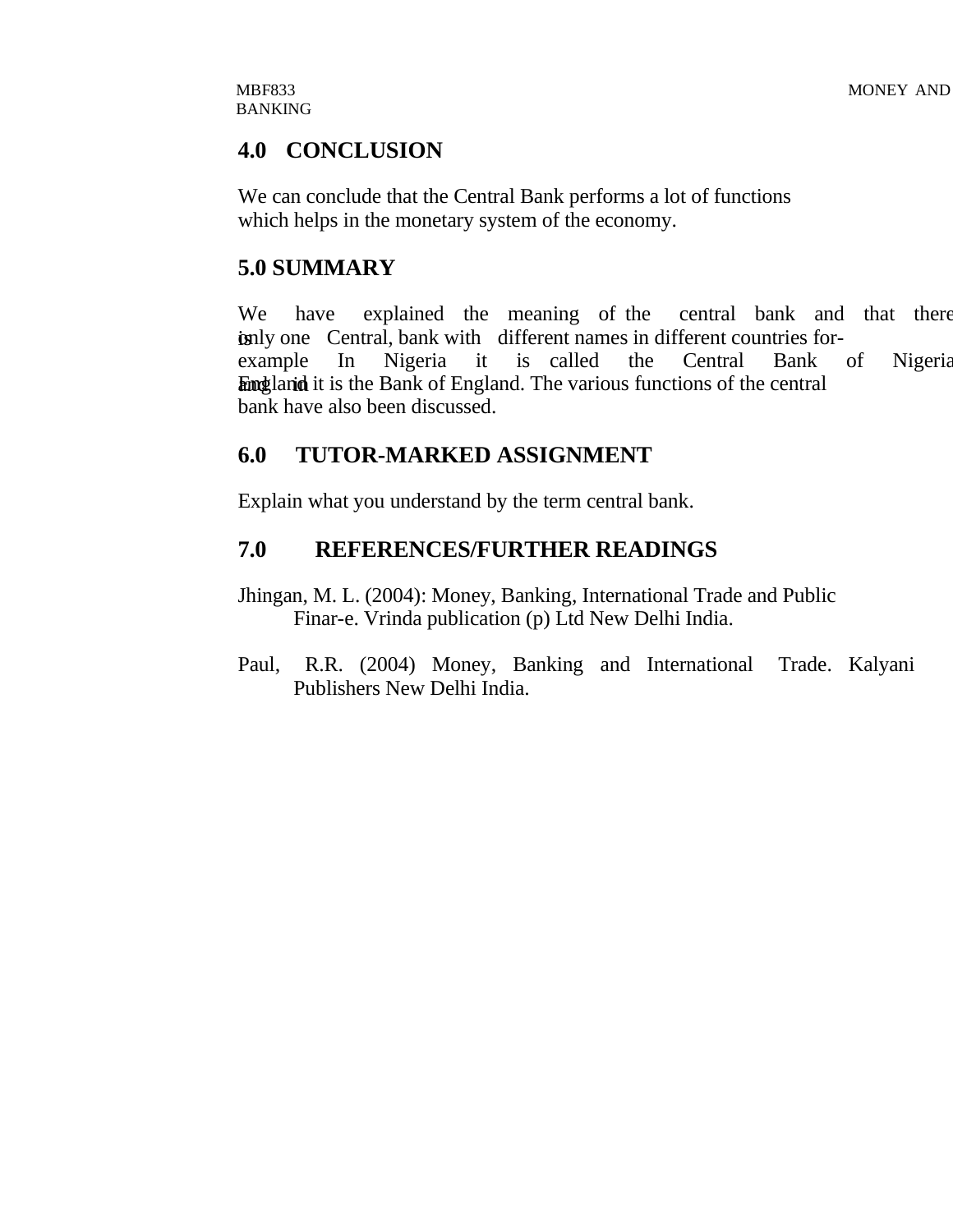## 4.0 CONCLUSION

We can conclude that the Central Bank performs a lot of functions which helps in the monetary system of the economy.

## 5.0 SUMMARY

We have explained the meaning of the central bank and that there is only one Central, bank with different names in different countries for-example In Nigeria it is called the Central Bank of Nigeria and in England it is the Bank of England. The various functions of the central bank have also been discussed.

## 6.0 TUTOR-MARKED ASSIGNMENT

Explain what you understand by the term central bank.

## 7.0 REFERENCES/FURTHER READINGS

Jhingan, M. L. (2004): Money, Banking, International Trade and Public Finar-e. Vrinda publication (p) Ltd New Delhi India.

Paul, R.R. (2004) Money, Banking and International Trade. Kalyani Publishers New Delhi India.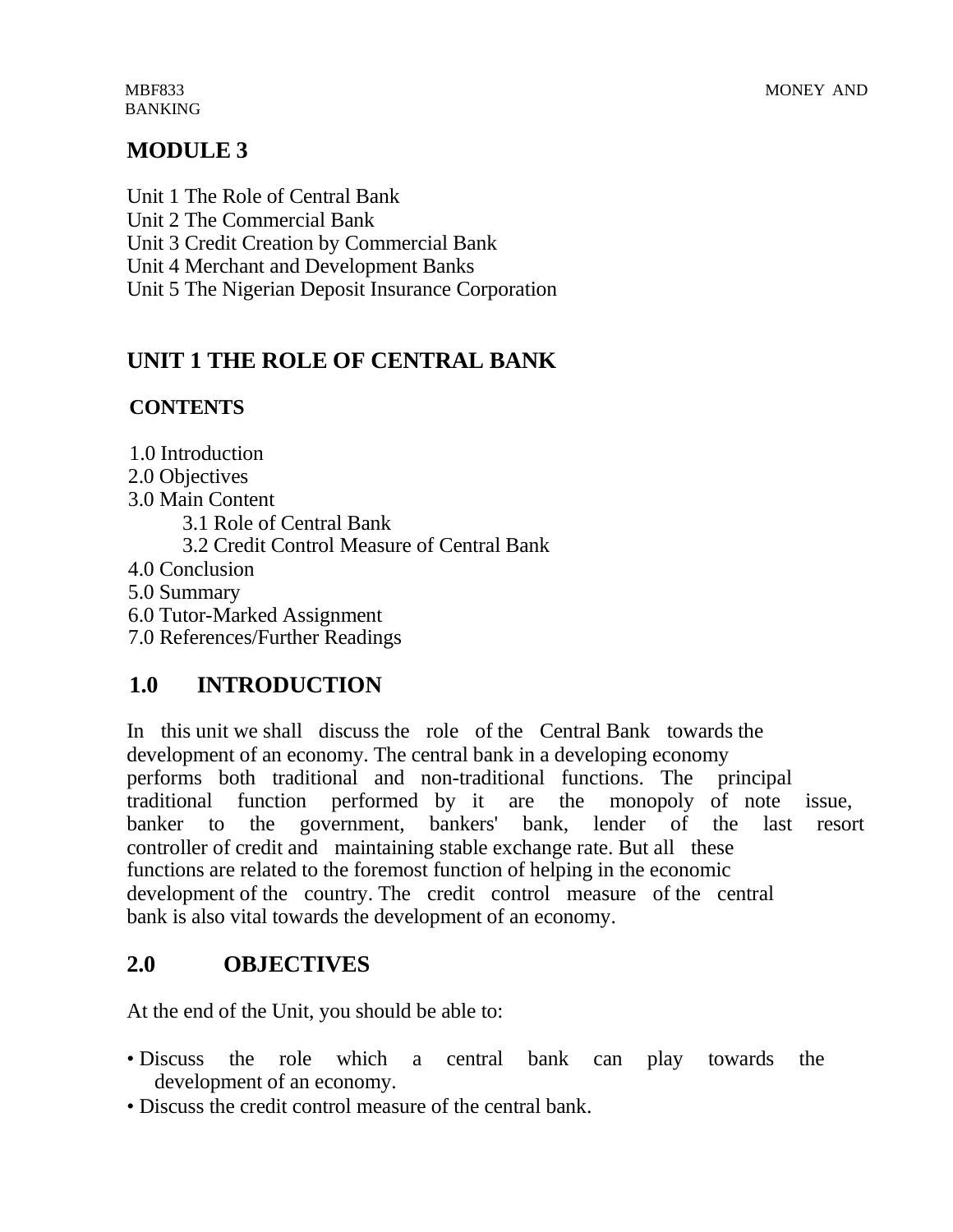# MODULE 3

Unit 1 The Role of Central Bank
Unit 2 The Commercial Bank
Unit 3 Credit Creation by Commercial Bank
Unit 4 Merchant and Development Banks
Unit 5 The Nigerian Deposit Insurance Corporation

## UNIT 1 THE ROLE OF CENTRAL BANK

### CONTENTS

1.0 Introduction
2.0 Objectives
3.0 Main Content
  3.1 Role of Central Bank
  3.2 Credit Control Measure of Central Bank
4.0 Conclusion
5.0 Summary
6.0 Tutor-Marked Assignment
7.0 References/Further Readings

## 1.0 INTRODUCTION

In this unit we shall discuss the role of the Central Bank towards the development of an economy. The central bank in a developing economy performs both traditional and non-traditional functions. The principal traditional function performed by it are the monopoly of note issue, banker to the government, bankers' bank, lender of the last resort controller of credit and maintaining stable exchange rate. But all these functions are related to the foremost function of helping in the economic development of the country. The credit control measure of the central bank is also vital towards the development of an economy.

## 2.0 OBJECTIVES

At the end of the Unit, you should be able to:

- Discuss the role which a central bank can play towards the development of an economy.
- Discuss the credit control measure of the central bank.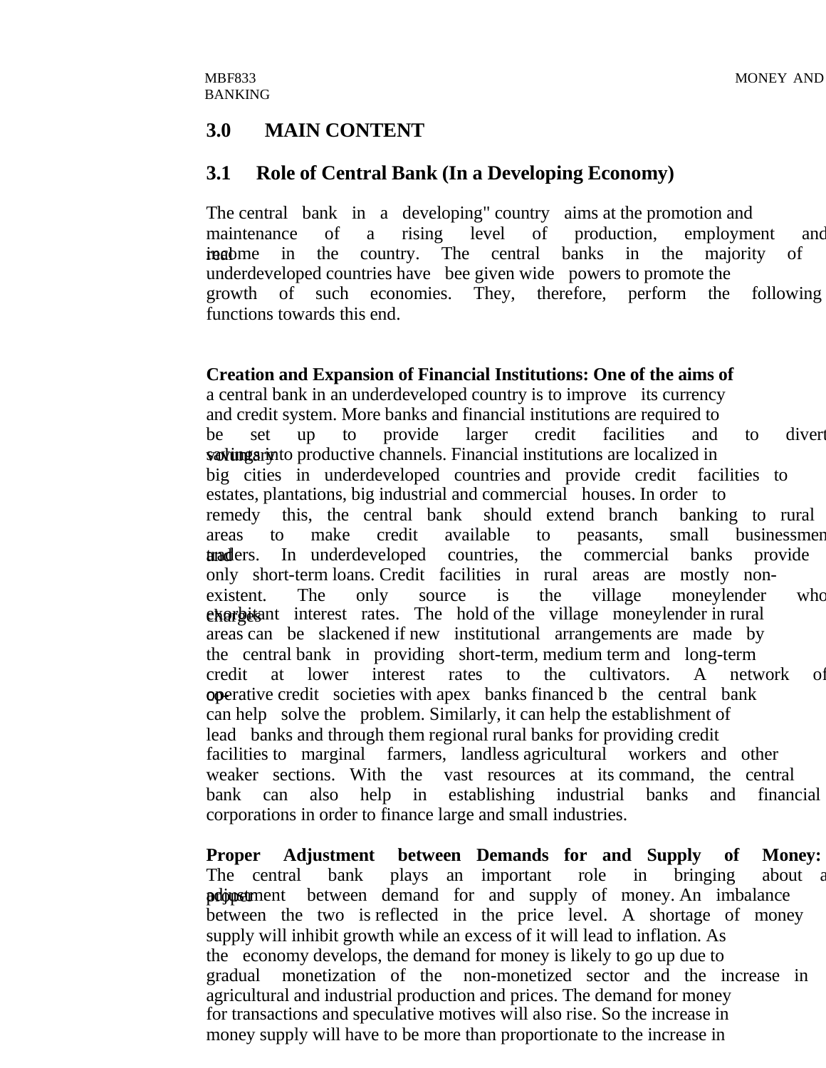## 3.0 MAIN CONTENT

### 3.1 Role of Central Bank (In a Developing Economy)

The central bank in a developing" country aims at the promotion and maintenance of a rising level of production, employment and real income in the country. The central banks in the majority of underdeveloped countries have bee given wide powers to promote the growth of such economies. They, therefore, perform the following functions towards this end.

**Creation and Expansion of Financial Institutions: One of the aims of** a central bank in an underdeveloped country is to improve its currency and credit system. More banks and financial institutions are required to be set up to provide larger credit facilities and to divert voluntary savings into productive channels. Financial institutions are localized in big cities in underdeveloped countries and provide credit facilities to estates, plantations, big industrial and commercial houses. In order to remedy this, the central bank should extend branch banking to rural areas to make credit available to peasants, small businessmen and traders. In underdeveloped countries, the commercial banks provide only short-term loans. Credit facilities in rural areas are mostly non-existent. The only source is the village moneylender who charges exorbitant interest rates. The hold of the village moneylender in rural areas can be slackened if new institutional arrangements are made by the central bank in providing short-term, medium term and long-term credit at lower interest rates to the cultivators. A network of co-operative credit societies with apex banks financed b the central bank can help solve the problem. Similarly, it can help the establishment of lead banks and through them regional rural banks for providing credit facilities to marginal farmers, landless agricultural workers and other weaker sections. With the vast resources at its command, the central bank can also help in establishing industrial banks and financial corporations in order to finance large and small industries.

**Proper Adjustment between Demands for and Supply of Money:** The central bank plays an important role in bringing about a proper adjustment between demand for and supply of money. An imbalance between the two is reflected in the price level. A shortage of money supply will inhibit growth while an excess of it will lead to inflation. As the economy develops, the demand for money is likely to go up due to gradual monetization of the non-monetized sector and the increase in agricultural and industrial production and prices. The demand for money for transactions and speculative motives will also rise. So the increase in money supply will have to be more than proportionate to the increase in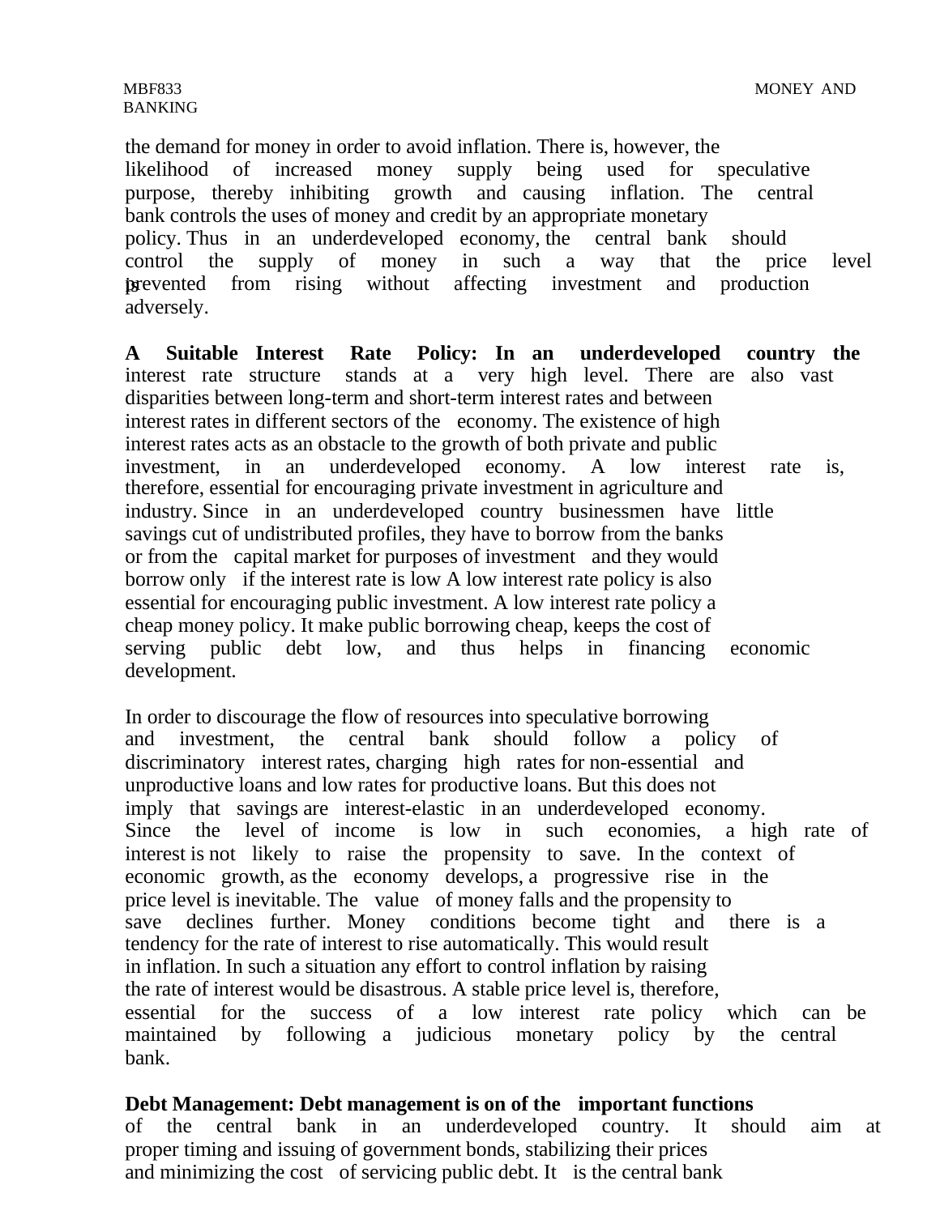the demand for money in order to avoid inflation. There is, however, the likelihood of increased money supply being used for speculative purpose, thereby inhibiting growth and causing inflation. The central bank controls the uses of money and credit by an appropriate monetary policy. Thus in an underdeveloped economy, the central bank should control the supply of money in such a way that the price level is prevented from rising without affecting investment and production adversely.

**A Suitable Interest Rate Policy: In an underdeveloped country the** interest rate structure stands at a very high level. There are also vast disparities between long-term and short-term interest rates and between interest rates in different sectors of the economy. The existence of high interest rates acts as an obstacle to the growth of both private and public investment, in an underdeveloped economy. A low interest rate is, therefore, essential for encouraging private investment in agriculture and industry. Since in an underdeveloped country businessmen have little savings cut of undistributed profiles, they have to borrow from the banks or from the capital market for purposes of investment and they would borrow only if the interest rate is low A low interest rate policy is also essential for encouraging public investment. A low interest rate policy a cheap money policy. It make public borrowing cheap, keeps the cost of serving public debt low, and thus helps in financing economic development.

In order to discourage the flow of resources into speculative borrowing and investment, the central bank should follow a policy of discriminatory interest rates, charging high rates for non-essential and unproductive loans and low rates for productive loans. But this does not imply that savings are interest-elastic in an underdeveloped economy. Since the level of income is low in such economies, a high rate of interest is not likely to raise the propensity to save. In the context of economic growth, as the economy develops, a progressive rise in the price level is inevitable. The value of money falls and the propensity to save declines further. Money conditions become tight and there is a tendency for the rate of interest to rise automatically. This would result in inflation. In such a situation any effort to control inflation by raising the rate of interest would be disastrous. A stable price level is, therefore, essential for the success of a low interest rate policy which can be maintained by following a judicious monetary policy by the central bank.

**Debt Management: Debt management is on of the important functions** of the central bank in an underdeveloped country. It should aim at proper timing and issuing of government bonds, stabilizing their prices and minimizing the cost of servicing public debt. It is the central bank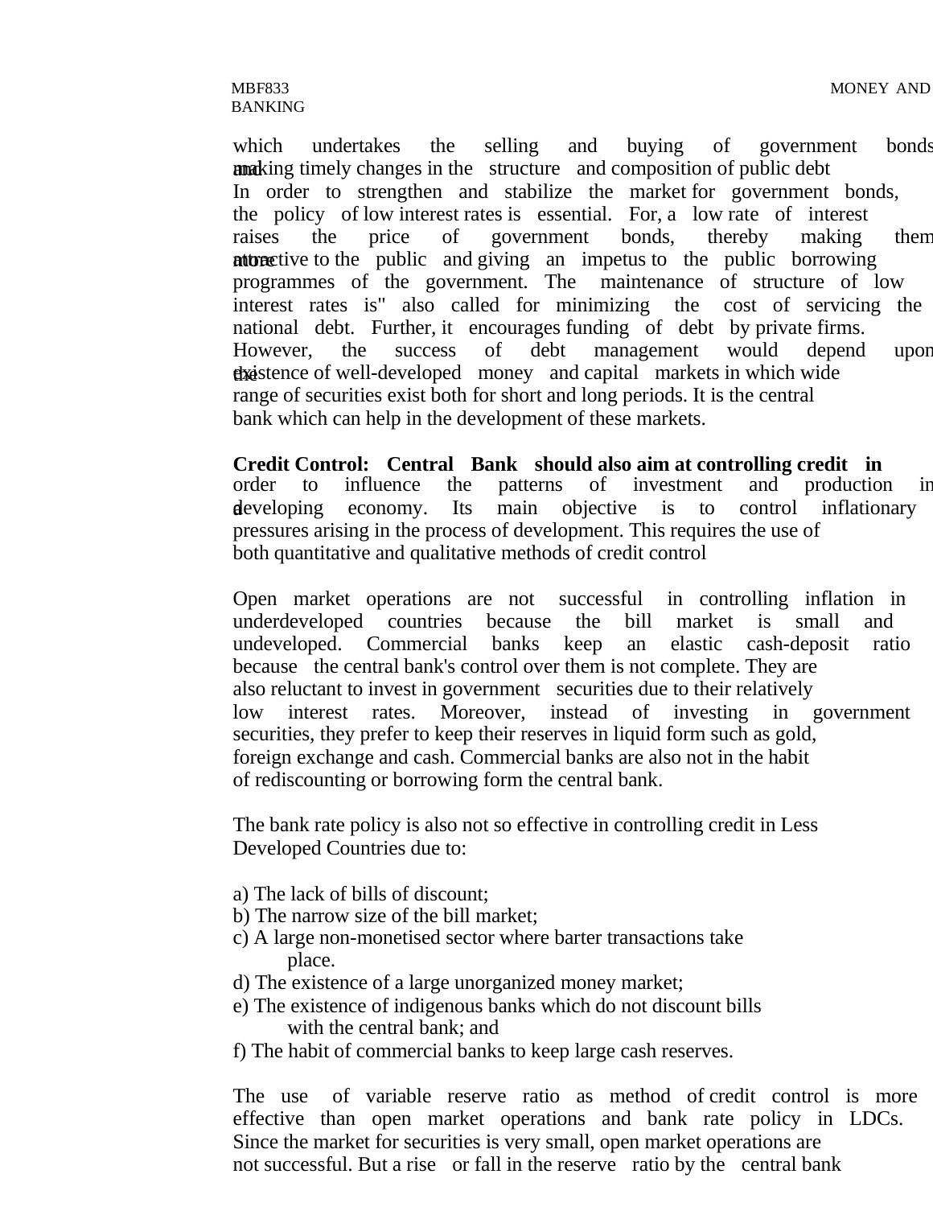which undertakes the selling and buying of government bonds and making timely changes in the structure and composition of public debt In order to strengthen and stabilize the market for government bonds, the policy of low interest rates is essential. For, a low rate of interest raises the price of government bonds, thereby making them more attractive to the public and giving an impetus to the public borrowing programmes of the government. The maintenance of structure of low interest rates is" also called for minimizing the cost of servicing the national debt. Further, it encourages funding of debt by private firms. However, the success of debt management would depend upon the existence of well-developed money and capital markets in which wide range of securities exist both for short and long periods. It is the central bank which can help in the development of these markets.

**Credit Control: Central Bank should also aim at controlling credit in** order to influence the patterns of investment and production in a developing economy. Its main objective is to control inflationary pressures arising in the process of development. This requires the use of both quantitative and qualitative methods of credit control

Open market operations are not successful in controlling inflation in underdeveloped countries because the bill market is small and undeveloped. Commercial banks keep an elastic cash-deposit ratio because the central bank's control over them is not complete. They are also reluctant to invest in government securities due to their relatively low interest rates. Moreover, instead of investing in government securities, they prefer to keep their reserves in liquid form such as gold, foreign exchange and cash. Commercial banks are also not in the habit of rediscounting or borrowing form the central bank.

The bank rate policy is also not so effective in controlling credit in Less Developed Countries due to:

a) The lack of bills of discount;
b) The narrow size of the bill market;
c) A large non-monetised sector where barter transactions take place.
d) The existence of a large unorganized money market;
e) The existence of indigenous banks which do not discount bills with the central bank; and
f) The habit of commercial banks to keep large cash reserves.

The use of variable reserve ratio as method of credit control is more effective than open market operations and bank rate policy in LDCs. Since the market for securities is very small, open market operations are not successful. But a rise or fall in the reserve ratio by the central bank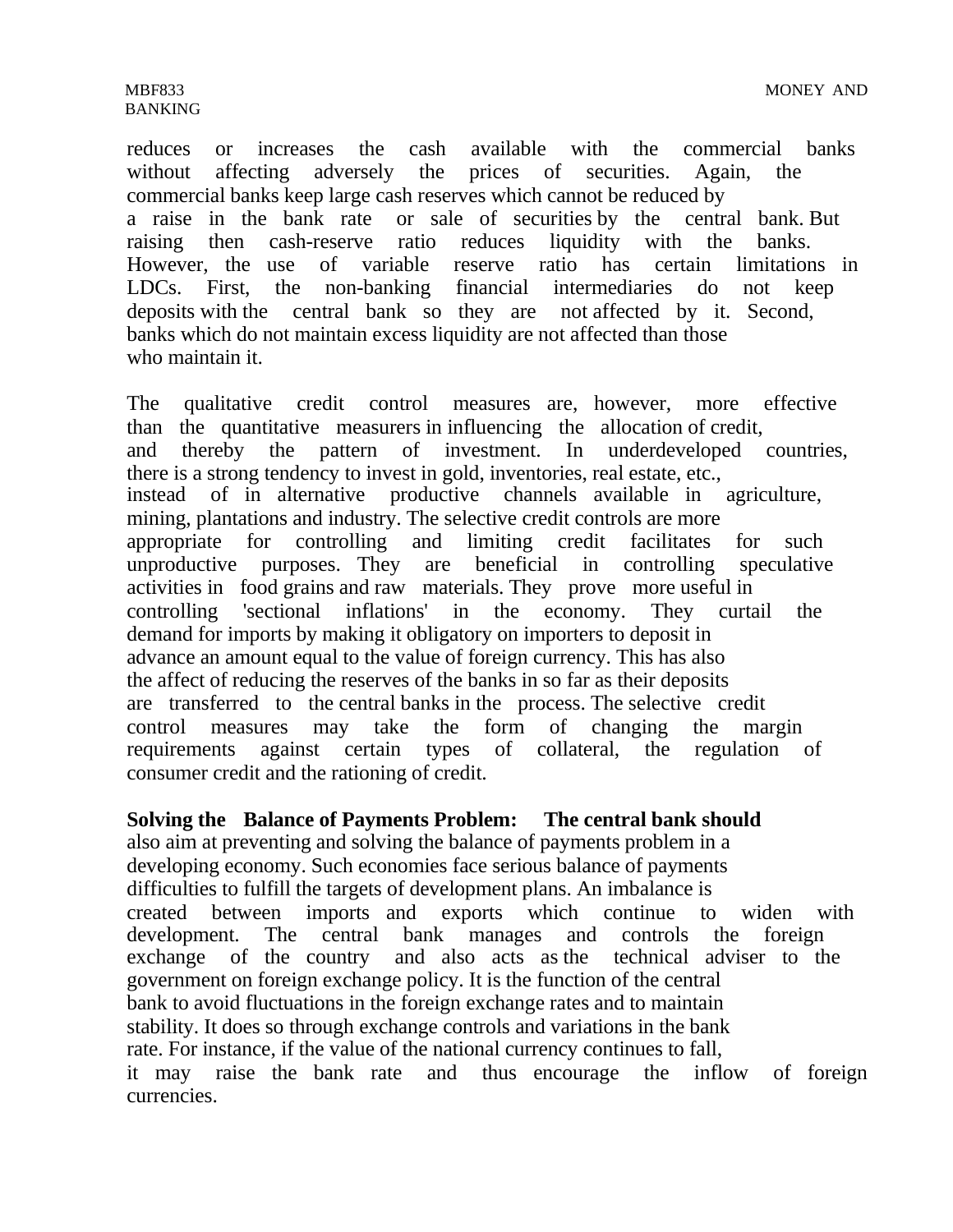reduces or increases the cash available with the commercial banks without affecting adversely the prices of securities. Again, the commercial banks keep large cash reserves which cannot be reduced by a raise in the bank rate or sale of securities by the central bank. But raising then cash-reserve ratio reduces liquidity with the banks. However, the use of variable reserve ratio has certain limitations in LDCs. First, the non-banking financial intermediaries do not keep deposits with the central bank so they are not affected by it. Second, banks which do not maintain excess liquidity are not affected than those who maintain it.

The qualitative credit control measures are, however, more effective than the quantitative measurers in influencing the allocation of credit, and thereby the pattern of investment. In underdeveloped countries, there is a strong tendency to invest in gold, inventories, real estate, etc., instead of in alternative productive channels available in agriculture, mining, plantations and industry. The selective credit controls are more appropriate for controlling and limiting credit facilitates for such unproductive purposes. They are beneficial in controlling speculative activities in food grains and raw materials. They prove more useful in controlling 'sectional inflations' in the economy. They curtail the demand for imports by making it obligatory on importers to deposit in advance an amount equal to the value of foreign currency. This has also the affect of reducing the reserves of the banks in so far as their deposits are transferred to the central banks in the process. The selective credit control measures may take the form of changing the margin requirements against certain types of collateral, the regulation of consumer credit and the rationing of credit.

**Solving the Balance of Payments Problem: The central bank should** also aim at preventing and solving the balance of payments problem in a developing economy. Such economies face serious balance of payments difficulties to fulfill the targets of development plans. An imbalance is created between imports and exports which continue to widen with development. The central bank manages and controls the foreign exchange of the country and also acts as the technical adviser to the government on foreign exchange policy. It is the function of the central bank to avoid fluctuations in the foreign exchange rates and to maintain stability. It does so through exchange controls and variations in the bank rate. For instance, if the value of the national currency continues to fall, it may raise the bank rate and thus encourage the inflow of foreign currencies.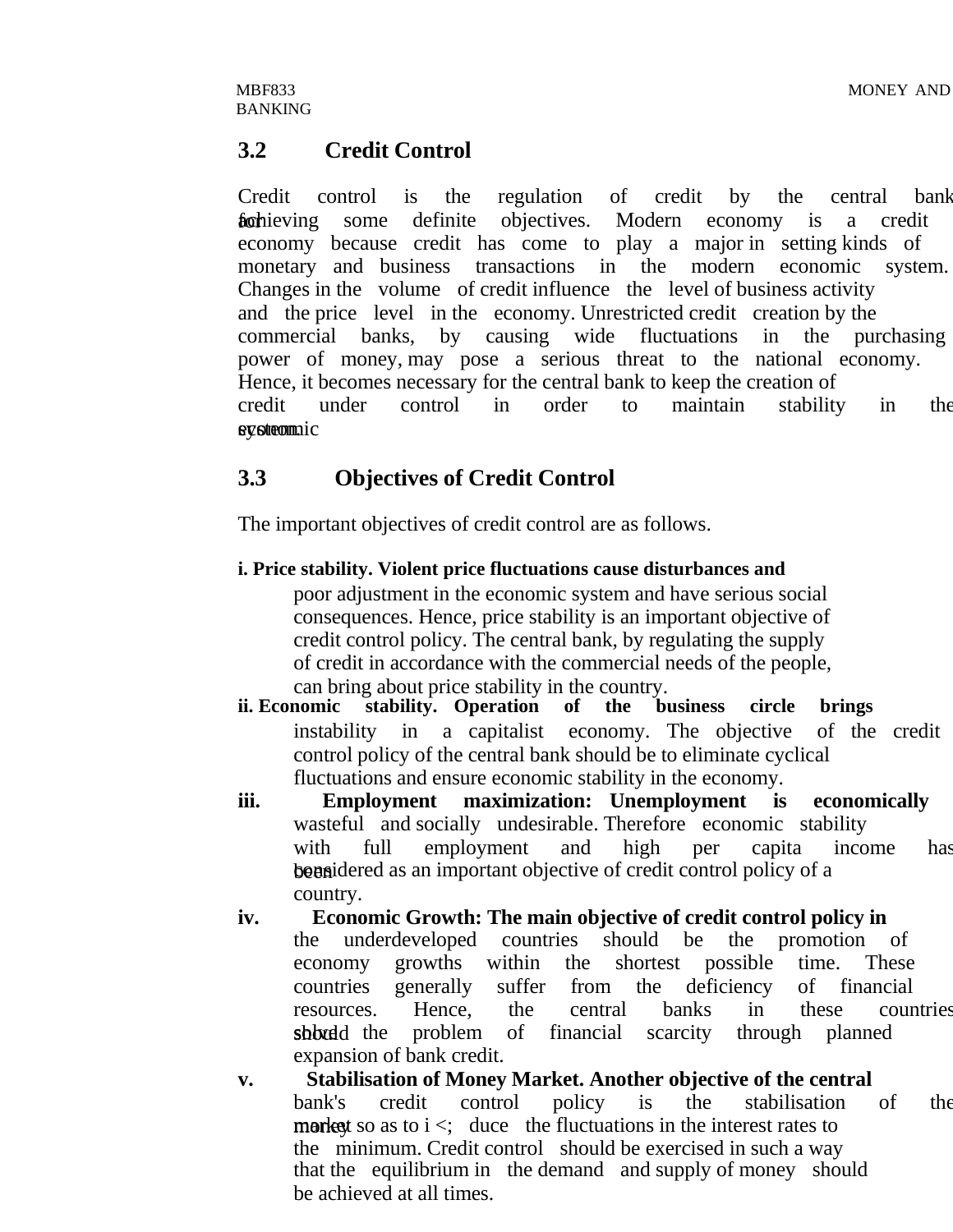## 3.2 Credit Control

Credit control is the regulation of credit by the central bank for achieving some definite objectives. Modern economy is a credit economy because credit has come to play a major in setting kinds of monetary and business transactions in the modern economic system. Changes in the volume of credit influence the level of business activity and the price level in the economy. Unrestricted credit creation by the commercial banks, by causing wide fluctuations in the purchasing power of money, may pose a serious threat to the national economy. Hence, it becomes necessary for the central bank to keep the creation of credit under control in order to maintain stability in the economic system.

## 3.3 Objectives of Credit Control

The important objectives of credit control are as follows.

**i. Price stability. Violent price fluctuations cause disturbances and** poor adjustment in the economic system and have serious social consequences. Hence, price stability is an important objective of credit control policy. The central bank, by regulating the supply of credit in accordance with the commercial needs of the people, can bring about price stability in the country.

**ii. Economic stability. Operation of the business circle brings** instability in a capitalist economy. The objective of the credit control policy of the central bank should be to eliminate cyclical fluctuations and ensure economic stability in the economy.

**iii. Employment maximization: Unemployment is economically** wasteful and socially undesirable. Therefore economic stability with full employment and high per capita income has been considered as an important objective of credit control policy of a country.

**iv. Economic Growth: The main objective of credit control policy in** the underdeveloped countries should be the promotion of economy growths within the shortest possible time. These countries generally suffer from the deficiency of financial resources. Hence, the central banks in these countries should solve the problem of financial scarcity through planned expansion of bank credit.

**v. Stabilisation of Money Market. Another objective of the central** bank's credit control policy is the stabilisation of the money market so as to i <; duce the fluctuations in the interest rates to the minimum. Credit control should be exercised in such a way that the equilibrium in the demand and supply of money should be achieved at all times.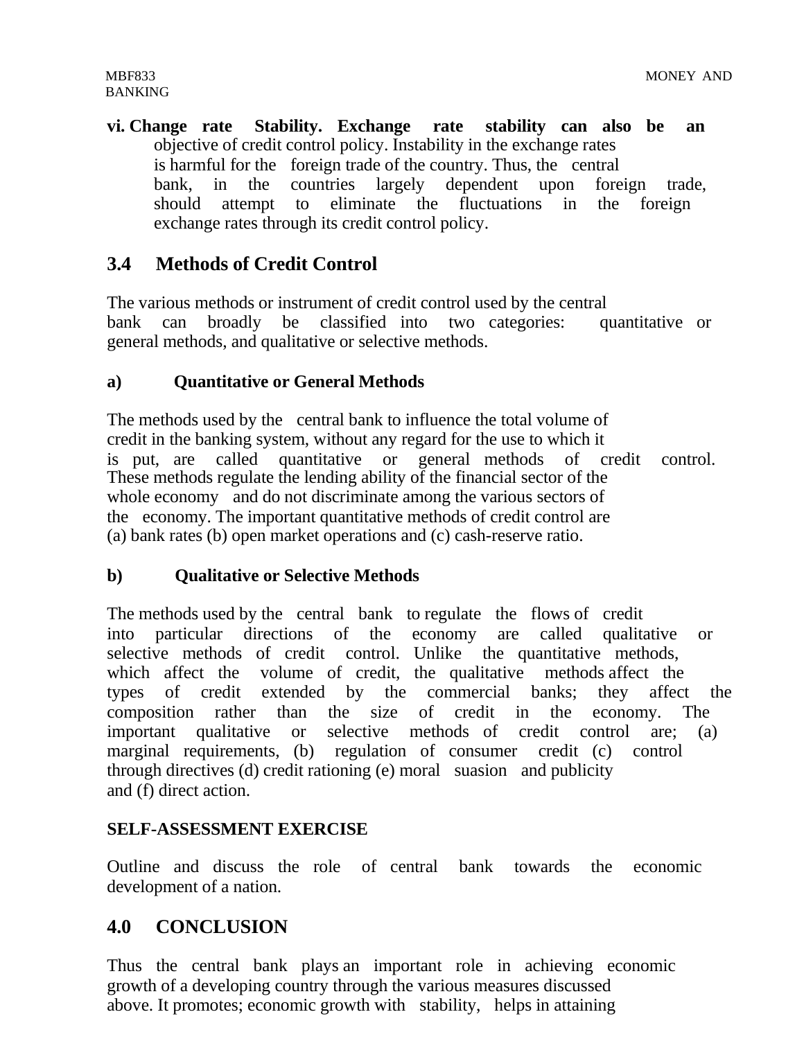vi. **Change rate Stability. Exchange rate stability can also be an** objective of credit control policy. Instability in the exchange rates is harmful for the foreign trade of the country. Thus, the central bank, in the countries largely dependent upon foreign trade, should attempt to eliminate the fluctuations in the foreign exchange rates through its credit control policy.

## 3.4 Methods of Credit Control

The various methods or instrument of credit control used by the central bank can broadly be classified into two categories: quantitative or general methods, and qualitative or selective methods.

### a) Quantitative or General Methods

The methods used by the central bank to influence the total volume of credit in the banking system, without any regard for the use to which it is put, are called quantitative or general methods of credit control. These methods regulate the lending ability of the financial sector of the whole economy and do not discriminate among the various sectors of the economy. The important quantitative methods of credit control are (a) bank rates (b) open market operations and (c) cash-reserve ratio.

### b) Qualitative or Selective Methods

The methods used by the central bank to regulate the flows of credit into particular directions of the economy are called qualitative or selective methods of credit control. Unlike the quantitative methods, which affect the volume of credit, the qualitative methods affect the types of credit extended by the commercial banks; they affect the composition rather than the size of credit in the economy. The important qualitative or selective methods of credit control are; (a) marginal requirements, (b) regulation of consumer credit (c) control through directives (d) credit rationing (e) moral suasion and publicity and (f) direct action.

**SELF-ASSESSMENT EXERCISE**

Outline and discuss the role of central bank towards the economic development of a nation.

## 4.0 CONCLUSION

Thus the central bank plays an important role in achieving economic growth of a developing country through the various measures discussed above. It promotes; economic growth with stability, helps in attaining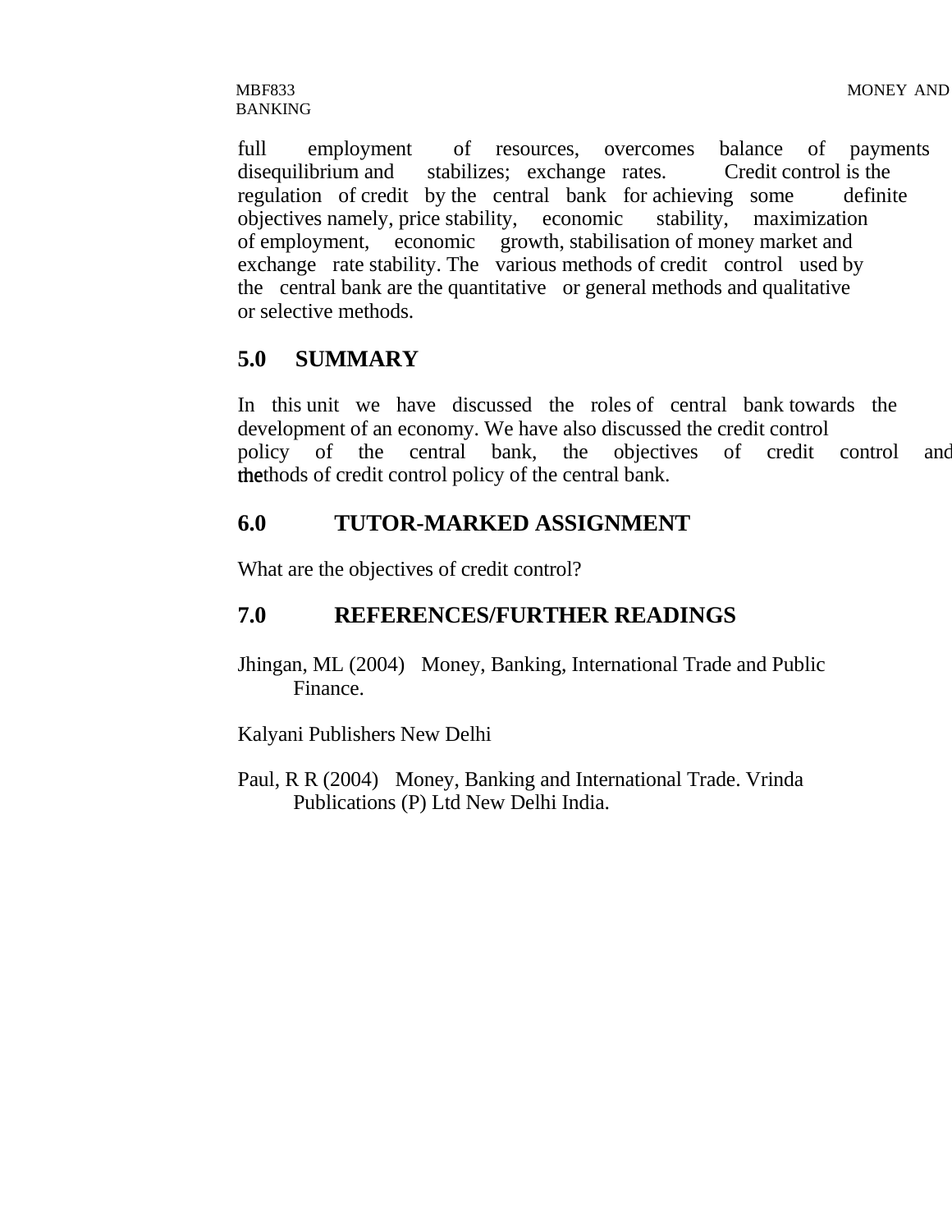full employment of resources, overcomes balance of payments disequilibrium and stabilizes; exchange rates. Credit control is the regulation of credit by the central bank for achieving some definite objectives namely, price stability, economic stability, maximization of employment, economic growth, stabilisation of money market and exchange rate stability. The various methods of credit control used by the central bank are the quantitative or general methods and qualitative or selective methods.

## 5.0 SUMMARY

In this unit we have discussed the roles of central bank towards the development of an economy. We have also discussed the credit control policy of the central bank, the objectives of credit control and the methods of credit control policy of the central bank.

## 6.0 TUTOR-MARKED ASSIGNMENT

What are the objectives of credit control?

## 7.0 REFERENCES/FURTHER READINGS

Jhingan, ML (2004) Money, Banking, International Trade and Public Finance.

Kalyani Publishers New Delhi

Paul, R R (2004) Money, Banking and International Trade. Vrinda Publications (P) Ltd New Delhi India.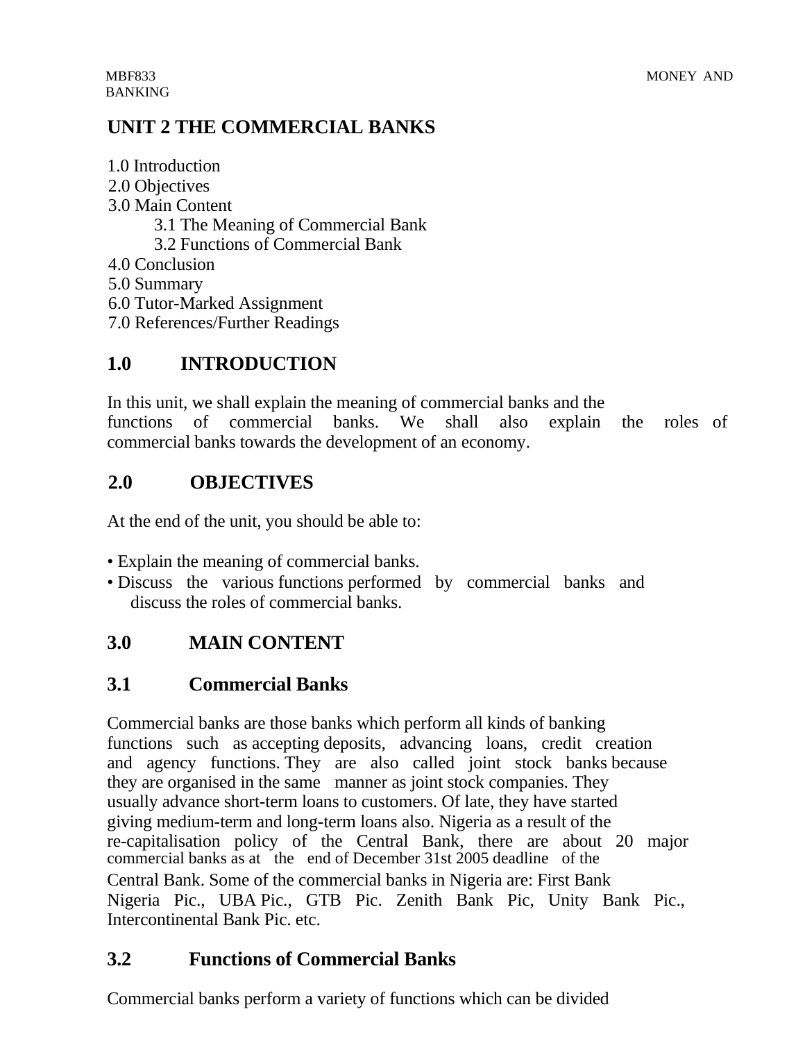# UNIT 2 THE COMMERCIAL BANKS

1.0 Introduction
2.0 Objectives
3.0 Main Content
  3.1 The Meaning of Commercial Bank
  3.2 Functions of Commercial Bank
4.0 Conclusion
5.0 Summary
6.0 Tutor-Marked Assignment
7.0 References/Further Readings

## 1.0 INTRODUCTION

In this unit, we shall explain the meaning of commercial banks and the functions of commercial banks. We shall also explain the roles of commercial banks towards the development of an economy.

## 2.0 OBJECTIVES

At the end of the unit, you should be able to:

- Explain the meaning of commercial banks.
- Discuss the various functions performed by commercial banks and discuss the roles of commercial banks.

## 3.0 MAIN CONTENT

## 3.1 Commercial Banks

Commercial banks are those banks which perform all kinds of banking functions such as accepting deposits, advancing loans, credit creation and agency functions. They are also called joint stock banks because they are organised in the same manner as joint stock companies. They usually advance short-term loans to customers. Of late, they have started giving medium-term and long-term loans also. Nigeria as a result of the re-capitalisation policy of the Central Bank, there are about 20 major commercial banks as at the end of December 31st 2005 deadline of the Central Bank. Some of the commercial banks in Nigeria are: First Bank Nigeria Pic., UBA Pic., GTB Pic. Zenith Bank Pic, Unity Bank Pic., Intercontinental Bank Pic. etc.

## 3.2 Functions of Commercial Banks

Commercial banks perform a variety of functions which can be divided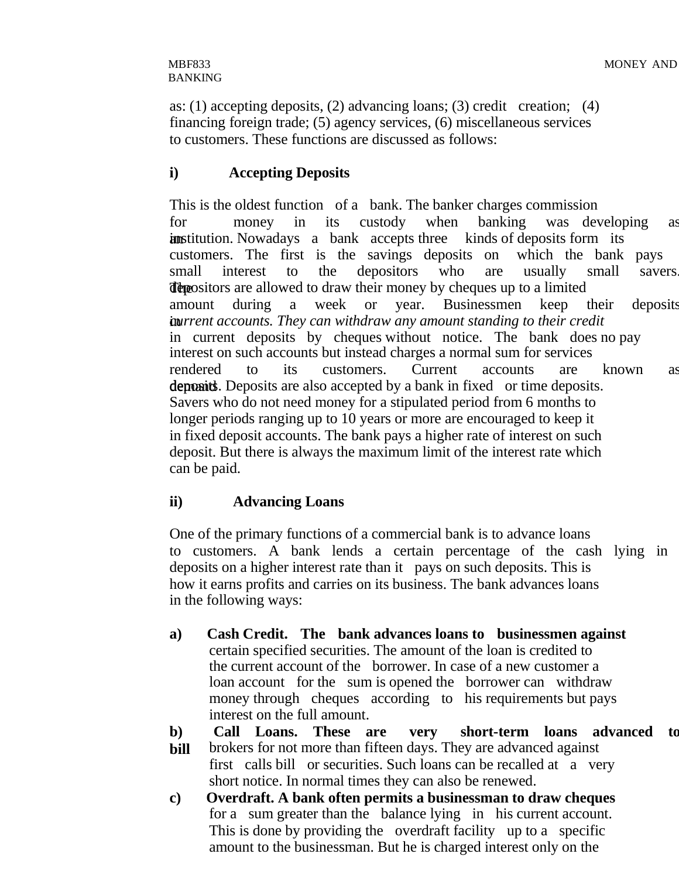as: (1) accepting deposits, (2) advancing loans; (3) credit creation; (4) financing foreign trade; (5) agency services, (6) miscellaneous services to customers. These functions are discussed as follows:

### i) Accepting Deposits

This is the oldest function of a bank. The banker charges commission for money in its custody when banking was developing as an institution. Nowadays a bank accepts three kinds of deposits form its customers. The first is the savings deposits on which the bank pays small interest to the depositors who are usually small savers. The depositors are allowed to draw their money by cheques up to a limited amount during a week or year. Businessmen keep their deposits in *current accounts. They can withdraw any amount standing to their credit* in current deposits by cheques without notice. The bank does no pay interest on such accounts but instead charges a normal sum for services rendered to its customers. Current accounts are known as demand deposits. Deposits are also accepted by a bank in fixed or time deposits. Savers who do not need money for a stipulated period from 6 months to longer periods ranging up to 10 years or more are encouraged to keep it in fixed deposit accounts. The bank pays a higher rate of interest on such deposit. But there is always the maximum limit of the interest rate which can be paid.

### ii) Advancing Loans

One of the primary functions of a commercial bank is to advance loans to customers. A bank lends a certain percentage of the cash lying in deposits on a higher interest rate than it pays on such deposits. This is how it earns profits and carries on its business. The bank advances loans in the following ways:

**a) Cash Credit. The bank advances loans to businessmen against** certain specified securities. The amount of the loan is credited to the current account of the borrower. In case of a new customer a loan account for the sum is opened the borrower can withdraw money through cheques according to his requirements but pays interest on the full amount.

**b) Call Loans. These are very short-term loans advanced to bill** brokers for not more than fifteen days. They are advanced against first calls bill or securities. Such loans can be recalled at a very short notice. In normal times they can also be renewed.

**c) Overdraft. A bank often permits a businessman to draw cheques** for a sum greater than the balance lying in his current account. This is done by providing the overdraft facility up to a specific amount to the businessman. But he is charged interest only on the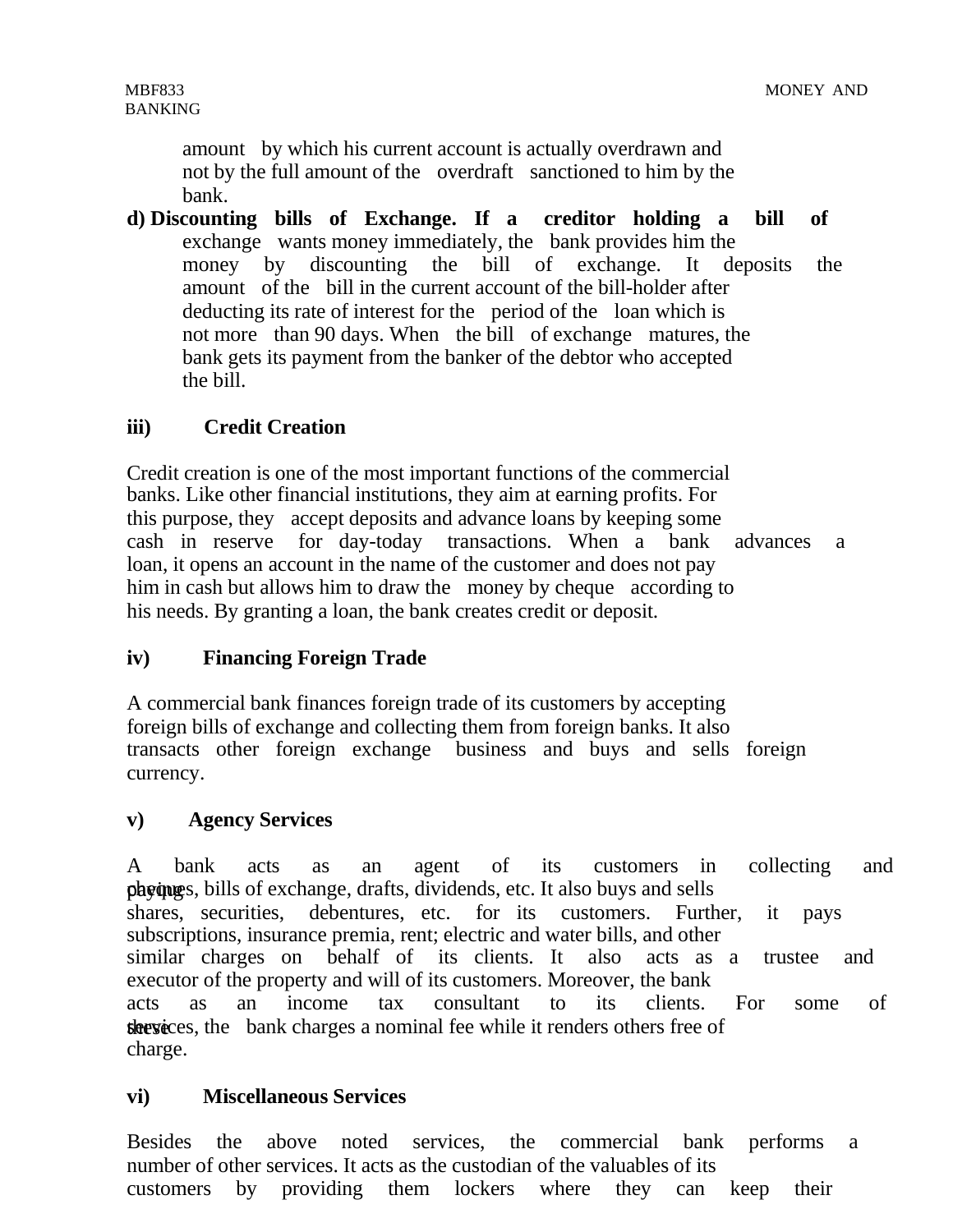amount by which his current account is actually overdrawn and not by the full amount of the overdraft sanctioned to him by the bank.

**d) Discounting bills of Exchange. If a creditor holding a bill of** exchange wants money immediately, the bank provides him the money by discounting the bill of exchange. It deposits the amount of the bill in the current account of the bill-holder after deducting its rate of interest for the period of the loan which is not more than 90 days. When the bill of exchange matures, the bank gets its payment from the banker of the debtor who accepted the bill.

**iii) Credit Creation**

Credit creation is one of the most important functions of the commercial banks. Like other financial institutions, they aim at earning profits. For this purpose, they accept deposits and advance loans by keeping some cash in reserve for day-today transactions. When a bank advances a loan, it opens an account in the name of the customer and does not pay him in cash but allows him to draw the money by cheque according to his needs. By granting a loan, the bank creates credit or deposit.

**iv) Financing Foreign Trade**

A commercial bank finances foreign trade of its customers by accepting foreign bills of exchange and collecting them from foreign banks. It also transacts other foreign exchange business and buys and sells foreign currency.

**v) Agency Services**

A bank acts as an agent of its customers in collecting and paying cheques, bills of exchange, drafts, dividends, etc. It also buys and sells shares, securities, debentures, etc. for its customers. Further, it pays subscriptions, insurance premia, rent; electric and water bills, and other similar charges on behalf of its clients. It also acts as a trustee and executor of the property and will of its customers. Moreover, the bank acts as an income tax consultant to its clients. For some of these services, the bank charges a nominal fee while it renders others free of charge.

**vi) Miscellaneous Services**

Besides the above noted services, the commercial bank performs a number of other services. It acts as the custodian of the valuables of its customers by providing them lockers where they can keep their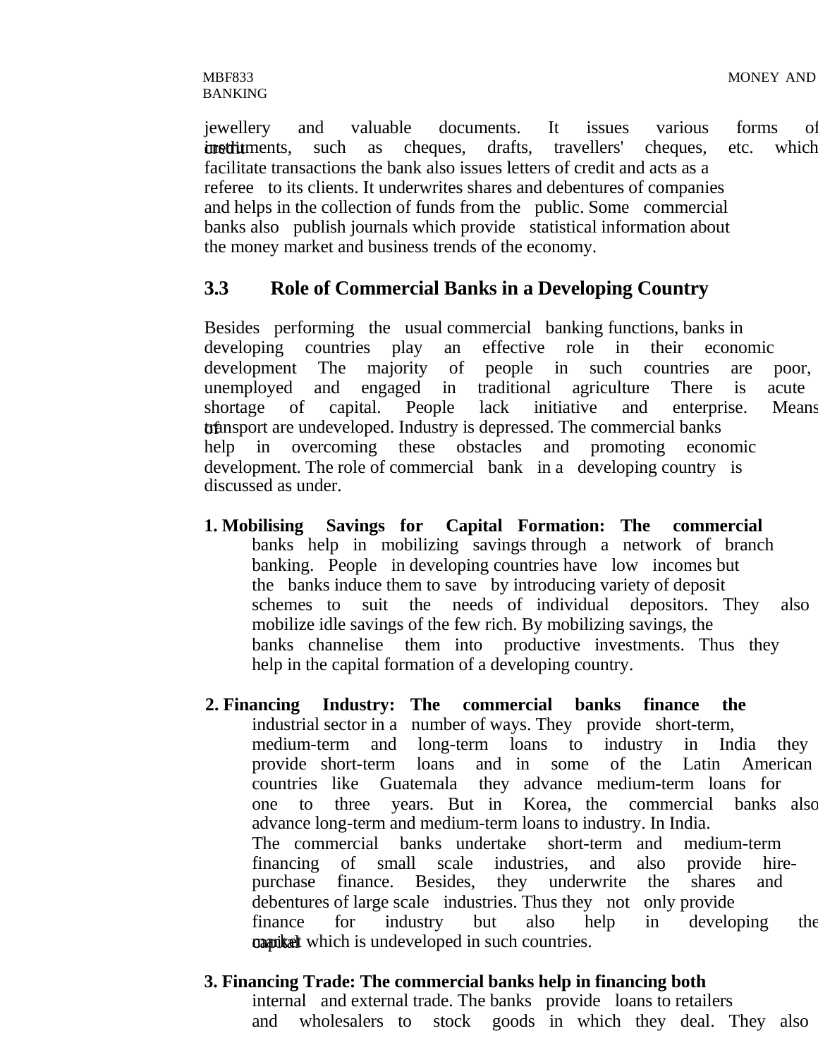jewellery and valuable documents. It issues various forms of credit instruments, such as cheques, drafts, travellers' cheques, etc. which facilitate transactions the bank also issues letters of credit and acts as a referee to its clients. It underwrites shares and debentures of companies and helps in the collection of funds from the public. Some commercial banks also publish journals which provide statistical information about the money market and business trends of the economy.

## 3.3 Role of Commercial Banks in a Developing Country

Besides performing the usual commercial banking functions, banks in developing countries play an effective role in their economic development The majority of people in such countries are poor, unemployed and engaged in traditional agriculture There is acute shortage of capital. People lack initiative and enterprise. Means of transport are undeveloped. Industry is depressed. The commercial banks help in overcoming these obstacles and promoting economic development. The role of commercial bank in a developing country is discussed as under.

1. **Mobilising Savings for Capital Formation: The commercial** banks help in mobilizing savings through a network of branch banking. People in developing countries have low incomes but the banks induce them to save by introducing variety of deposit schemes to suit the needs of individual depositors. They also mobilize idle savings of the few rich. By mobilizing savings, the banks channelise them into productive investments. Thus they help in the capital formation of a developing country.

2. **Financing Industry: The commercial banks finance the** industrial sector in a number of ways. They provide short-term, medium-term and long-term loans to industry in India they provide short-term loans and in some of the Latin American countries like Guatemala they advance medium-term loans for one to three years. But in Korea, the commercial banks also advance long-term and medium-term loans to industry. In India. The commercial banks undertake short-term and medium-term financing of small scale industries, and also provide hire-purchase finance. Besides, they underwrite the shares and debentures of large scale industries. Thus they not only provide finance for industry but also help in developing the capital market which is undeveloped in such countries.

3. **Financing Trade: The commercial banks help in financing both** internal and external trade. The banks provide loans to retailers and wholesalers to stock goods in which they deal. They also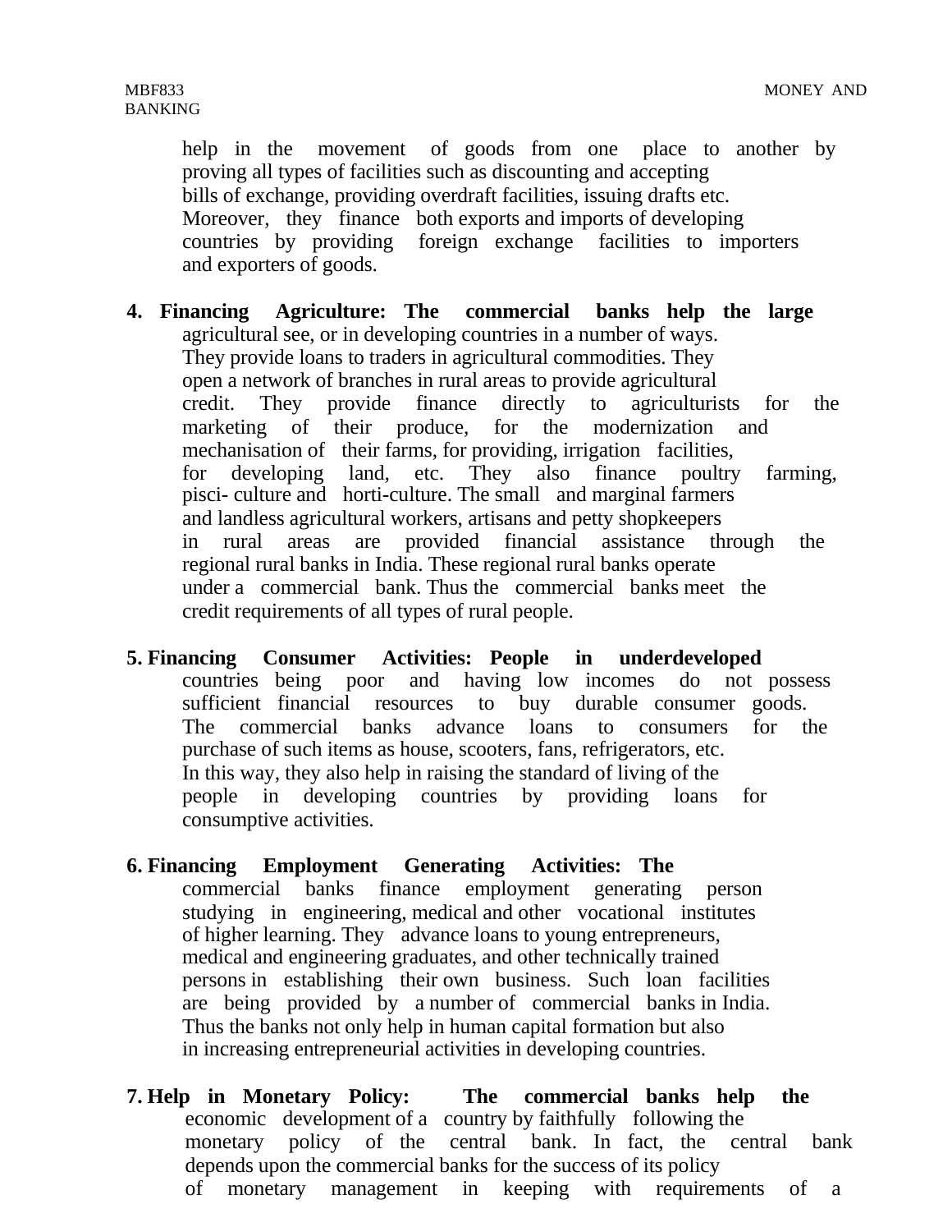help in the movement of goods from one place to another by proving all types of facilities such as discounting and accepting bills of exchange, providing overdraft facilities, issuing drafts etc. Moreover, they finance both exports and imports of developing countries by providing foreign exchange facilities to importers and exporters of goods.

4. **Financing Agriculture: The commercial banks help the large** agricultural see, or in developing countries in a number of ways. They provide loans to traders in agricultural commodities. They open a network of branches in rural areas to provide agricultural credit. They provide finance directly to agriculturists for the marketing of their produce, for the modernization and mechanisation of their farms, for providing, irrigation facilities, for developing land, etc. They also finance poultry farming, pisci- culture and horti-culture. The small and marginal farmers and landless agricultural workers, artisans and petty shopkeepers in rural areas are provided financial assistance through the regional rural banks in India. These regional rural banks operate under a commercial bank. Thus the commercial banks meet the credit requirements of all types of rural people.

5. **Financing Consumer Activities: People in underdeveloped** countries being poor and having low incomes do not possess sufficient financial resources to buy durable consumer goods. The commercial banks advance loans to consumers for the purchase of such items as house, scooters, fans, refrigerators, etc. In this way, they also help in raising the standard of living of the people in developing countries by providing loans for consumptive activities.

6. **Financing Employment Generating Activities: The** commercial banks finance employment generating person studying in engineering, medical and other vocational institutes of higher learning. They advance loans to young entrepreneurs, medical and engineering graduates, and other technically trained persons in establishing their own business. Such loan facilities are being provided by a number of commercial banks in India. Thus the banks not only help in human capital formation but also in increasing entrepreneurial activities in developing countries.

7. **Help in Monetary Policy: The commercial banks help the** economic development of a country by faithfully following the monetary policy of the central bank. In fact, the central bank depends upon the commercial banks for the success of its policy of monetary management in keeping with requirements of a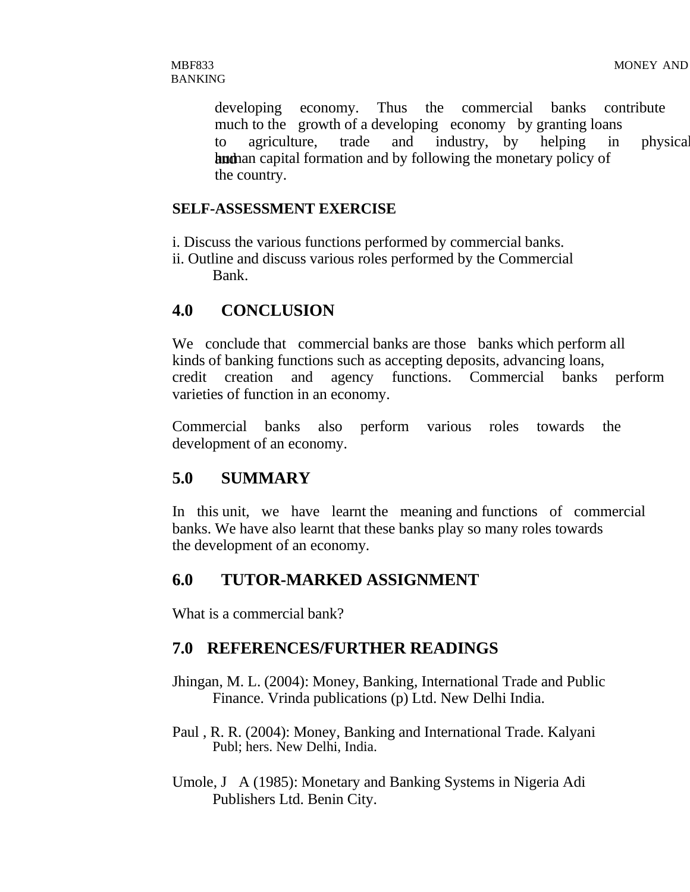developing economy. Thus the commercial banks contribute much to the growth of a developing economy by granting loans to agriculture, trade and industry, by helping in physical and human capital formation and by following the monetary policy of the country.

**SELF-ASSESSMENT EXERCISE**

i. Discuss the various functions performed by commercial banks.
ii. Outline and discuss various roles performed by the Commercial Bank.

## 4.0 CONCLUSION

We conclude that commercial banks are those banks which perform all kinds of banking functions such as accepting deposits, advancing loans, credit creation and agency functions. Commercial banks perform varieties of function in an economy.

Commercial banks also perform various roles towards the development of an economy.

## 5.0 SUMMARY

In this unit, we have learnt the meaning and functions of commercial banks. We have also learnt that these banks play so many roles towards the development of an economy.

## 6.0 TUTOR-MARKED ASSIGNMENT

What is a commercial bank?

## 7.0 REFERENCES/FURTHER READINGS

Jhingan, M. L. (2004): Money, Banking, International Trade and Public Finance. Vrinda publications (p) Ltd. New Delhi India.

Paul , R. R. (2004): Money, Banking and International Trade. Kalyani Publ; hers. New Delhi, India.

Umole, J A (1985): Monetary and Banking Systems in Nigeria Adi Publishers Ltd. Benin City.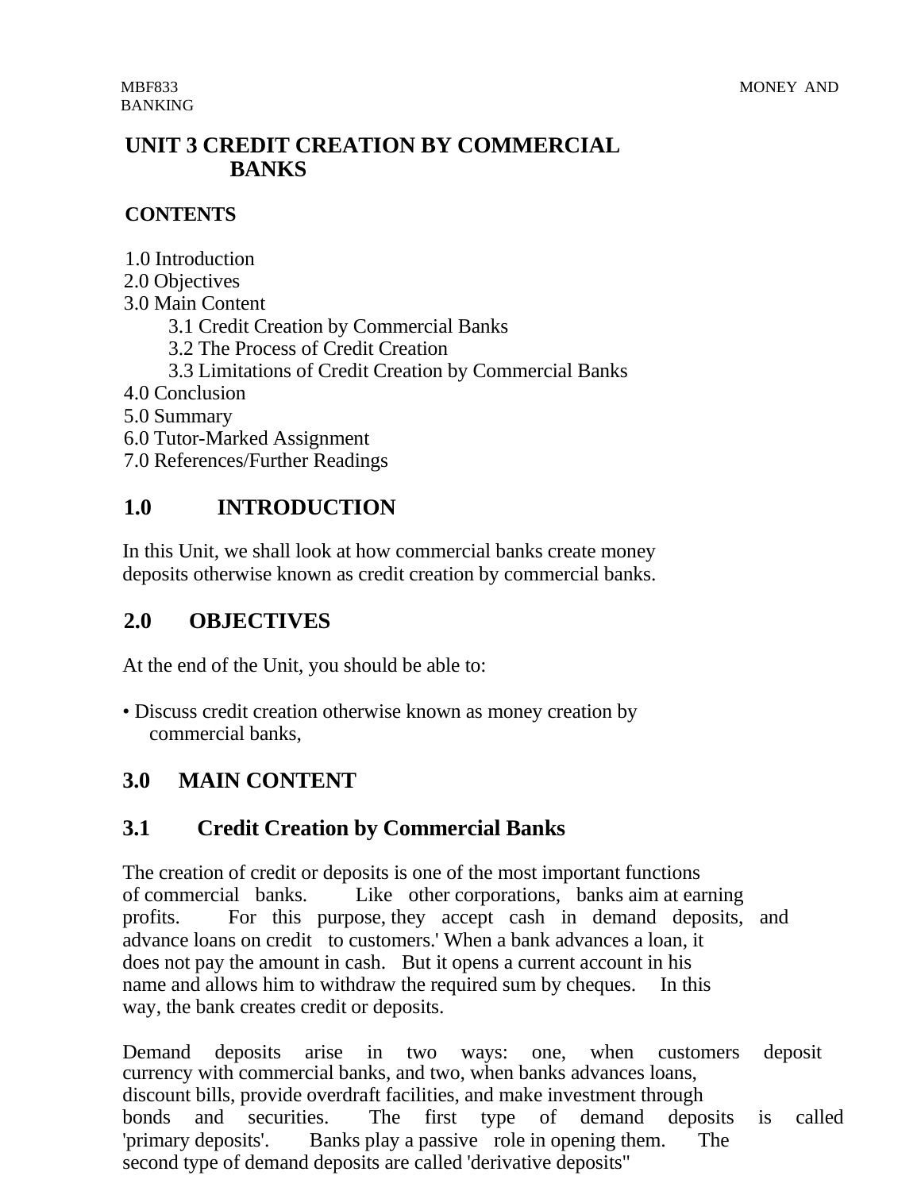# UNIT 3 CREDIT CREATION BY COMMERCIAL BANKS

## CONTENTS

1.0 Introduction
2.0 Objectives
3.0 Main Content
 3.1 Credit Creation by Commercial Banks
 3.2 The Process of Credit Creation
 3.3 Limitations of Credit Creation by Commercial Banks
4.0 Conclusion
5.0 Summary
6.0 Tutor-Marked Assignment
7.0 References/Further Readings

## 1.0 INTRODUCTION

In this Unit, we shall look at how commercial banks create money deposits otherwise known as credit creation by commercial banks.

## 2.0 OBJECTIVES

At the end of the Unit, you should be able to:

- Discuss credit creation otherwise known as money creation by commercial banks,

## 3.0 MAIN CONTENT

### 3.1 Credit Creation by Commercial Banks

The creation of credit or deposits is one of the most important functions of commercial banks. Like other corporations, banks aim at earning profits. For this purpose, they accept cash in demand deposits, and advance loans on credit to customers.' When a bank advances a loan, it does not pay the amount in cash. But it opens a current account in his name and allows him to withdraw the required sum by cheques. In this way, the bank creates credit or deposits.

Demand deposits arise in two ways: one, when customers deposit currency with commercial banks, and two, when banks advances loans, discount bills, provide overdraft facilities, and make investment through bonds and securities. The first type of demand deposits is called 'primary deposits'. Banks play a passive role in opening them. The second type of demand deposits are called 'derivative deposits"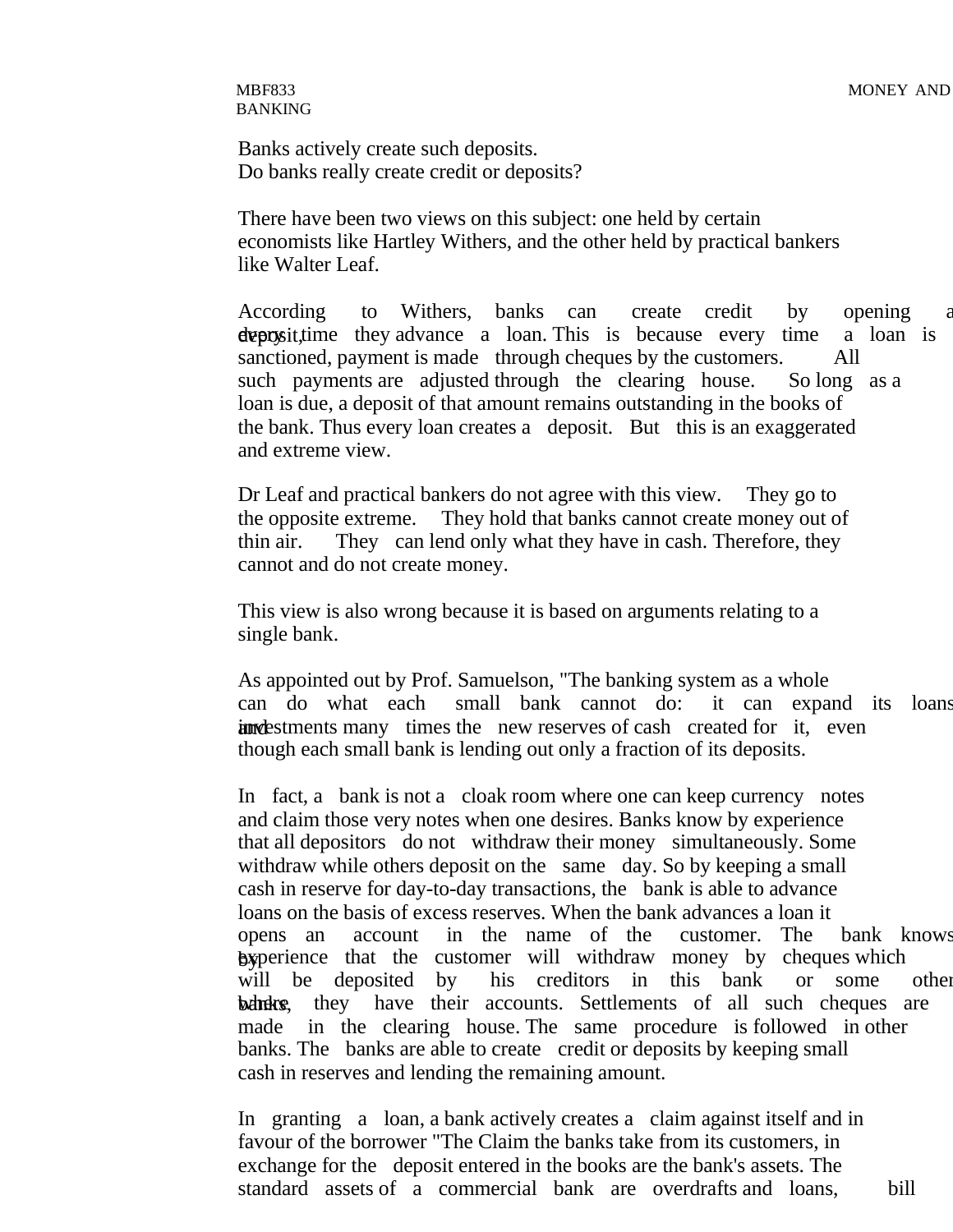Banks actively create such deposits.
Do banks really create credit or deposits?

There have been two views on this subject: one held by certain economists like Hartley Withers, and the other held by practical bankers like Walter Leaf.

According to Withers, banks can create credit by opening a deposit, every time they advance a loan. This is because every time a loan is sanctioned, payment is made through cheques by the customers. All such payments are adjusted through the clearing house. So long as a loan is due, a deposit of that amount remains outstanding in the books of the bank. Thus every loan creates a deposit. But this is an exaggerated and extreme view.

Dr Leaf and practical bankers do not agree with this view. They go to the opposite extreme. They hold that banks cannot create money out of thin air. They can lend only what they have in cash. Therefore, they cannot and do not create money.

This view is also wrong because it is based on arguments relating to a single bank.

As appointed out by Prof. Samuelson, "The banking system as a whole can do what each small bank cannot do: it can expand its loans and investments many times the new reserves of cash created for it, even though each small bank is lending out only a fraction of its deposits.

In fact, a bank is not a cloak room where one can keep currency notes and claim those very notes when one desires. Banks know by experience that all depositors do not withdraw their money simultaneously. Some withdraw while others deposit on the same day. So by keeping a small cash in reserve for day-to-day transactions, the bank is able to advance loans on the basis of excess reserves. When the bank advances a loan it opens an account in the name of the customer. The bank knows by experience that the customer will withdraw money by cheques which will be deposited by his creditors in this bank or some other banks, where they have their accounts. Settlements of all such cheques are made in the clearing house. The same procedure is followed in other banks. The banks are able to create credit or deposits by keeping small cash in reserves and lending the remaining amount.

In granting a loan, a bank actively creates a claim against itself and in favour of the borrower "The Claim the banks take from its customers, in exchange for the deposit entered in the books are the bank's assets. The standard assets of a commercial bank are overdrafts and loans, bill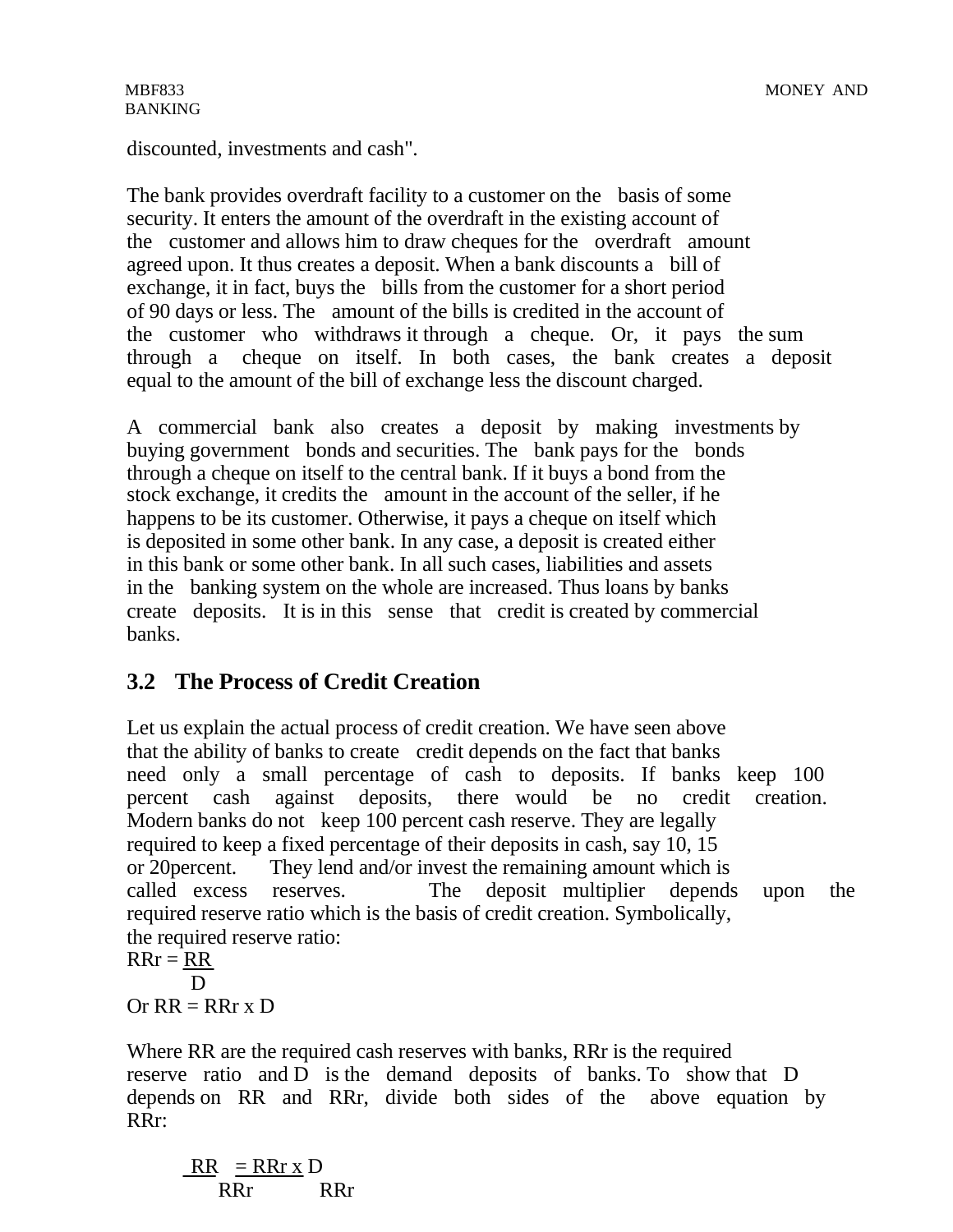discounted, investments and cash".

The bank provides overdraft facility to a customer on the basis of some security. It enters the amount of the overdraft in the existing account of the customer and allows him to draw cheques for the overdraft amount agreed upon. It thus creates a deposit. When a bank discounts a bill of exchange, it in fact, buys the bills from the customer for a short period of 90 days or less. The amount of the bills is credited in the account of the customer who withdraws it through a cheque. Or, it pays the sum through a cheque on itself. In both cases, the bank creates a deposit equal to the amount of the bill of exchange less the discount charged.

A commercial bank also creates a deposit by making investments by buying government bonds and securities. The bank pays for the bonds through a cheque on itself to the central bank. If it buys a bond from the stock exchange, it credits the amount in the account of the seller, if he happens to be its customer. Otherwise, it pays a cheque on itself which is deposited in some other bank. In any case, a deposit is created either in this bank or some other bank. In all such cases, liabilities and assets in the banking system on the whole are increased. Thus loans by banks create deposits. It is in this sense that credit is created by commercial banks.

## 3.2 The Process of Credit Creation

Let us explain the actual process of credit creation. We have seen above that the ability of banks to create credit depends on the fact that banks need only a small percentage of cash to deposits. If banks keep 100 percent cash against deposits, there would be no credit creation. Modern banks do not keep 100 percent cash reserve. They are legally required to keep a fixed percentage of their deposits in cash, say 10, 15 or 20percent. They lend and/or invest the remaining amount which is called excess reserves. The deposit multiplier depends upon the required reserve ratio which is the basis of credit creation. Symbolically, the required reserve ratio:

$$RRr = \frac{RR}{D}$$

Or $RR = RRr \times D$

Where RR are the required cash reserves with banks, RRr is the required reserve ratio and D is the demand deposits of banks. To show that D depends on RR and RRr, divide both sides of the above equation by RRr:

$$\frac{RR}{RRr} = \frac{RRr \times D}{RRr}$$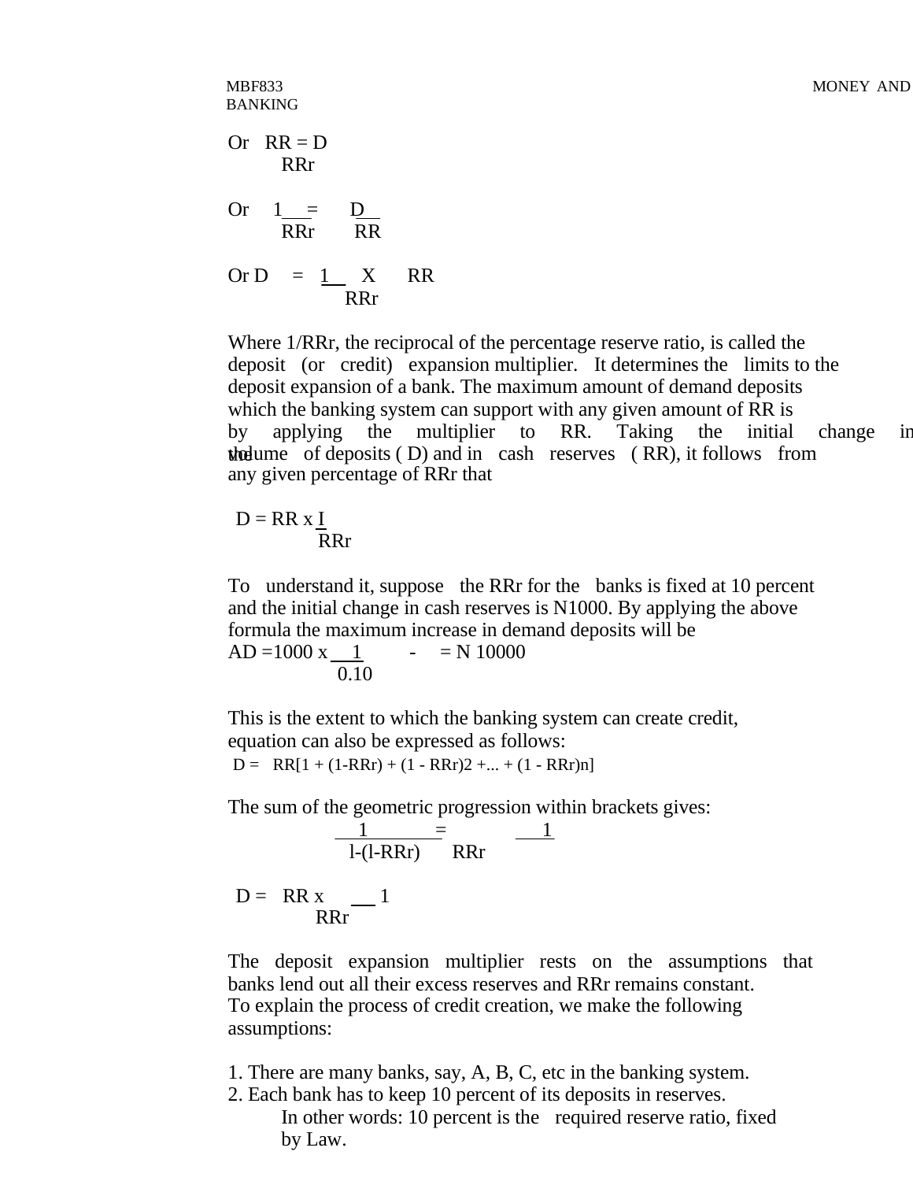Or $RR = \frac{D}{RRr}$

Or $\frac{1}{RRr} = \frac{D}{RR}$

Or $D = \frac{1}{RRr} \times RR$

Where 1/RRr, the reciprocal of the percentage reserve ratio, is called the deposit (or credit) expansion multiplier. It determines the limits to the deposit expansion of a bank. The maximum amount of demand deposits which the banking system can support with any given amount of RR is by applying the multiplier to RR. Taking the initial change in the volume of deposits ( D) and in cash reserves ( RR), it follows from any given percentage of RRr that

$$D = RR \times \frac{I}{RRr}$$

To understand it, suppose the RRr for the banks is fixed at 10 percent and the initial change in cash reserves is N1000. By applying the above formula the maximum increase in demand deposits will be

$$AD = 1000 \times \frac{1}{0.10} - = N\ 10000$$

This is the extent to which the banking system can create credit, equation can also be expressed as follows:

$$D = RR[1 + (1\text{-}RRr) + (1 - RRr)2 + ... + (1 - RRr)n]$$

The sum of the geometric progression within brackets gives:

$$\frac{1}{l\text{-}(l\text{-}RRr)} = \frac{1}{RRr}$$

$$D = RR \times \frac{1}{RRr}$$

The deposit expansion multiplier rests on the assumptions that banks lend out all their excess reserves and RRr remains constant.
To explain the process of credit creation, we make the following assumptions:

1. There are many banks, say, A, B, C, etc in the banking system.
2. Each bank has to keep 10 percent of its deposits in reserves.
   In other words: 10 percent is the required reserve ratio, fixed by Law.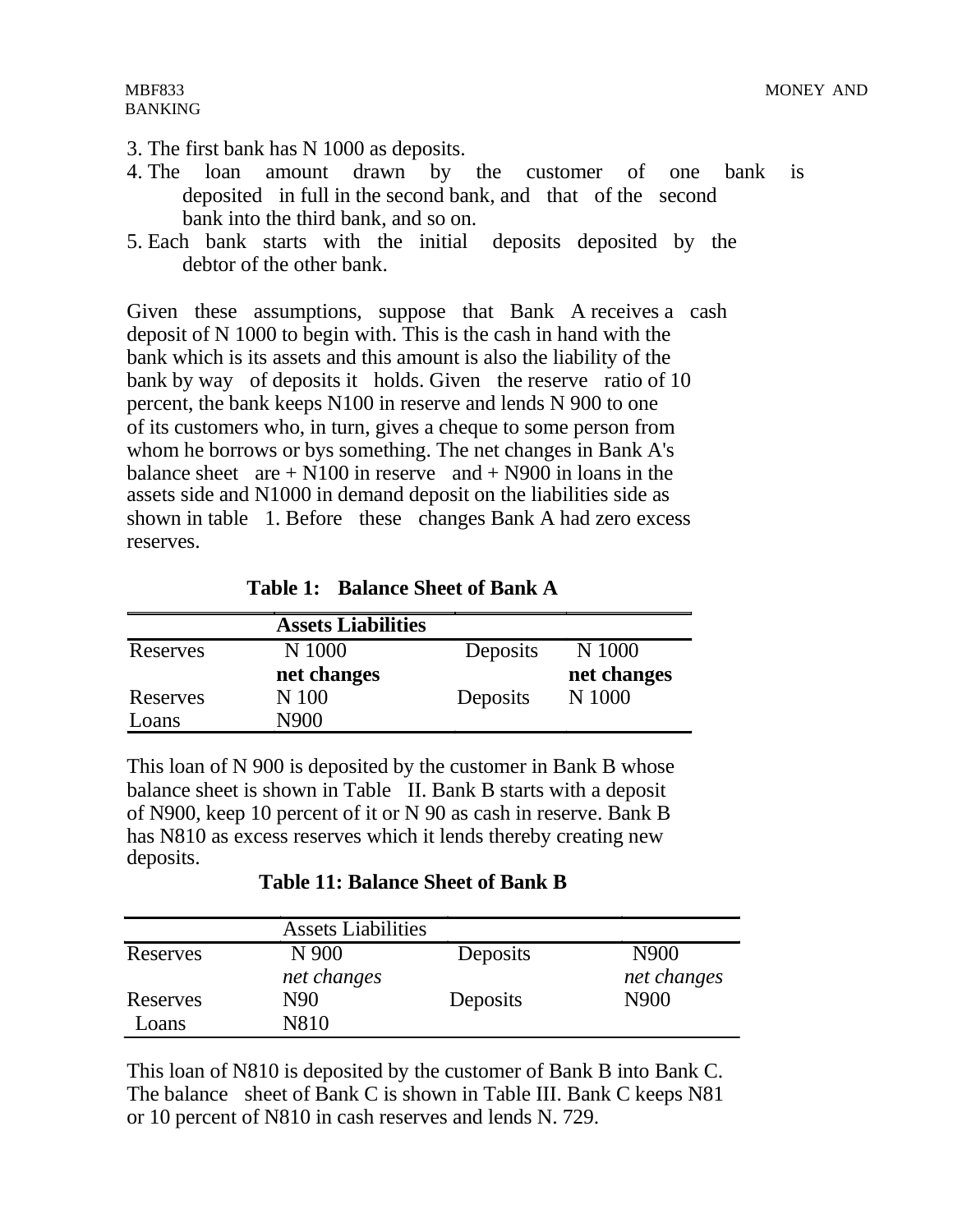3. The first bank has N 1000 as deposits.
4. The loan amount drawn by the customer of one bank is deposited in full in the second bank, and that of the second bank into the third bank, and so on.
5. Each bank starts with the initial deposits deposited by the debtor of the other bank.

Given these assumptions, suppose that Bank A receives a cash deposit of N 1000 to begin with. This is the cash in hand with the bank which is its assets and this amount is also the liability of the bank by way of deposits it holds. Given the reserve ratio of 10 percent, the bank keeps N100 in reserve and lends N 900 to one of its customers who, in turn, gives a cheque to some person from whom he borrows or bys something. The net changes in Bank A's balance sheet are + N100 in reserve and + N900 in loans in the assets side and N1000 in demand deposit on the liabilities side as shown in table 1. Before these changes Bank A had zero excess reserves.

**Table 1: Balance Sheet of Bank A**

| | **Assets Liabilities** | | |
|---|---|---|---|
| Reserves | N 1000 | Deposits | N 1000 |
| | **net changes** | | **net changes** |
| Reserves | N 100 | Deposits | N 1000 |
| Loans | N900 | | |

This loan of N 900 is deposited by the customer in Bank B whose balance sheet is shown in Table II. Bank B starts with a deposit of N900, keep 10 percent of it or N 90 as cash in reserve. Bank B has N810 as excess reserves which it lends thereby creating new deposits.

**Table 11: Balance Sheet of Bank B**

| | Assets Liabilities | | |
|---|---|---|---|
| Reserves | N 900 | Deposits | N900 |
| | *net changes* | | *net changes* |
| Reserves | N90 | Deposits | N900 |
| Loans | N810 | | |

This loan of N810 is deposited by the customer of Bank B into Bank C. The balance sheet of Bank C is shown in Table III. Bank C keeps N81 or 10 percent of N810 in cash reserves and lends N. 729.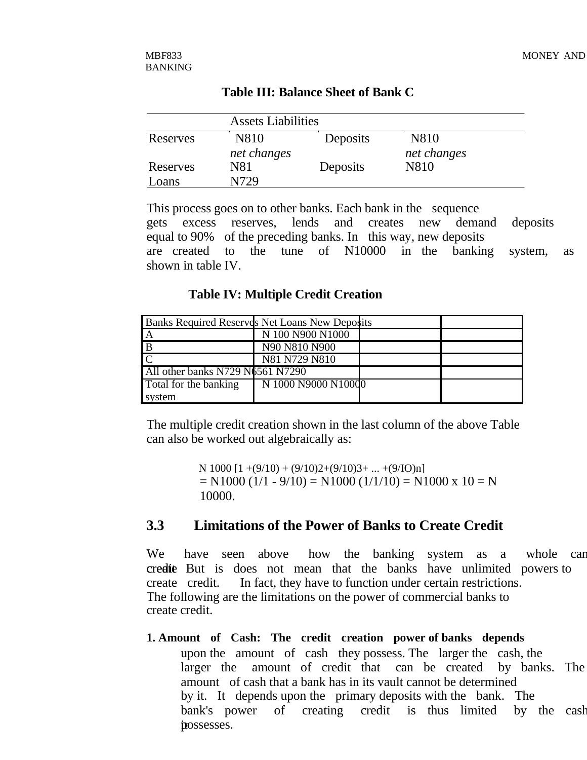**Table III: Balance Sheet of Bank C**

| | Assets Liabilities | | |
|---|---|---|---|
| Reserves | N810 | Deposits | N810 |
| | *net changes* | | *net changes* |
| Reserves | N81 | Deposits | N810 |
| Loans | N729 | | |

This process goes on to other banks. Each bank in the sequence gets excess reserves, lends and creates new demand deposits equal to 90% of the preceding banks. In this way, new deposits are created to the tune of N10000 in the banking system, as shown in table IV.

**Table IV: Multiple Credit Creation**

| Banks | Required Reserves | Net Loans | New Deposits |
|---|---|---|---|
| A | N 100 | N900 | N1000 |
| B | N90 | N810 | N900 |
| C | N81 | N729 | N810 |
| All other banks | N729 | N6561 | N7290 |
| Total for the banking system | N 1000 | N9000 | N10000 |

The multiple credit creation shown in the last column of the above Table can also be worked out algebraically as:

$$N\,1000\,[1 + (9/10) + (9/10)^2 + (9/10)^3 + \ldots + (9/10)^n]$$
$$= N1000\,(1/1 - 9/10) = N1000\,(1/1/10) = N1000 \times 10 = N\,10000.$$

## 3.3 Limitations of the Power of Banks to Create Credit

We have seen above how the banking system as a whole can create credit. But is does not mean that the banks have unlimited powers to create credit. In fact, they have to function under certain restrictions. The following are the limitations on the power of commercial banks to create credit.

**1. Amount of Cash: The credit creation power of banks depends** upon the amount of cash they possess. The larger the cash, the larger the amount of credit that can be created by banks. The amount of cash that a bank has in its vault cannot be determined by it. It depends upon the primary deposits with the bank. The bank's power of creating credit is thus limited by the cash it possesses.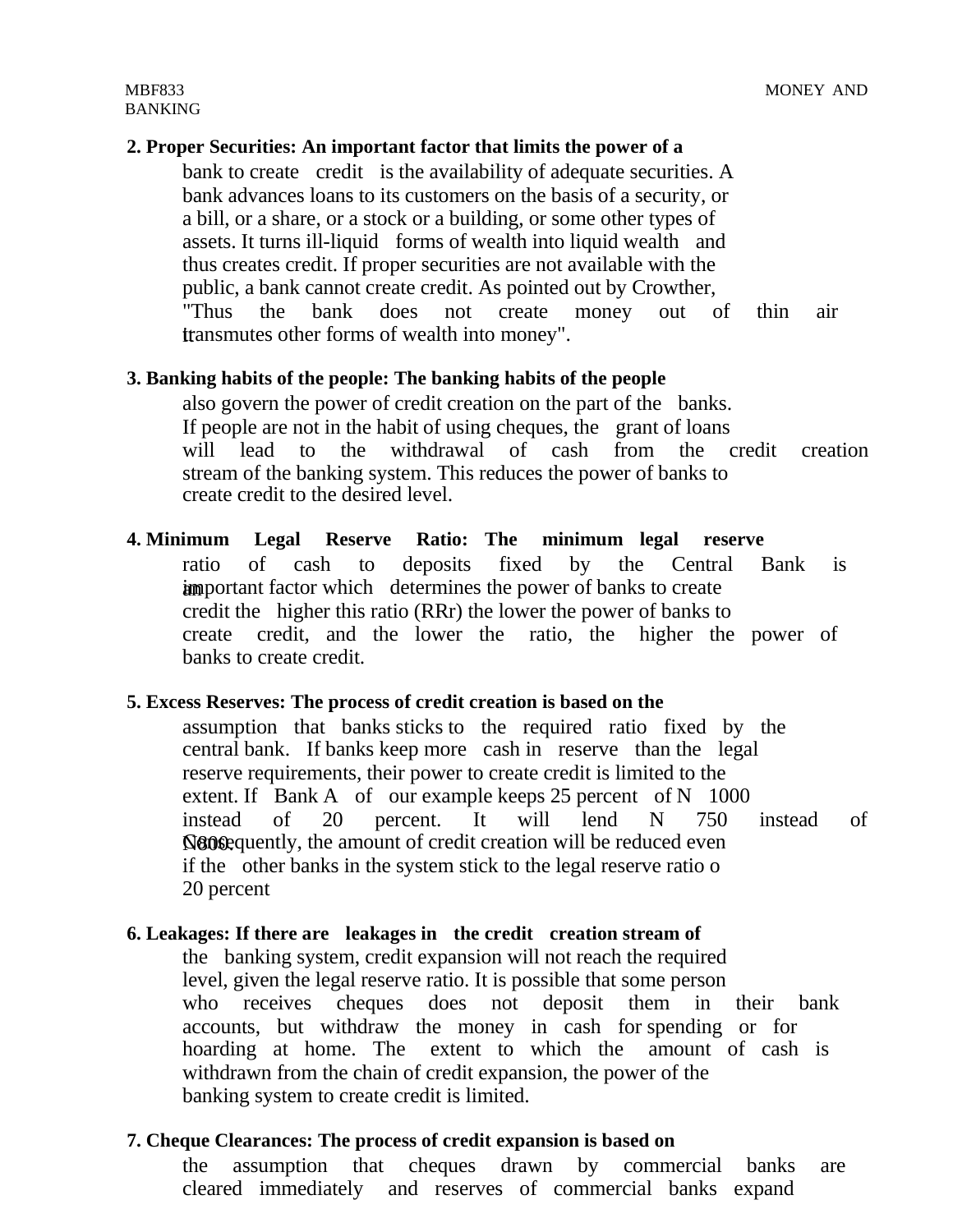**2. Proper Securities: An important factor that limits the power of a** bank to create credit is the availability of adequate securities. A bank advances loans to its customers on the basis of a security, or a bill, or a share, or a stock or a building, or some other types of assets. It turns ill-liquid forms of wealth into liquid wealth and thus creates credit. If proper securities are not available with the public, a bank cannot create credit. As pointed out by Crowther, "Thus the bank does not create money out of thin air it transmutes other forms of wealth into money".

**3. Banking habits of the people: The banking habits of the people** also govern the power of credit creation on the part of the banks. If people are not in the habit of using cheques, the grant of loans will lead to the withdrawal of cash from the credit creation stream of the banking system. This reduces the power of banks to create credit to the desired level.

**4. Minimum Legal Reserve Ratio: The minimum legal reserve** ratio of cash to deposits fixed by the Central Bank is an important factor which determines the power of banks to create credit the higher this ratio (RRr) the lower the power of banks to create credit, and the lower the ratio, the higher the power of banks to create credit.

**5. Excess Reserves: The process of credit creation is based on the** assumption that banks sticks to the required ratio fixed by the central bank. If banks keep more cash in reserve than the legal reserve requirements, their power to create credit is limited to the extent. If Bank A of our example keeps 25 percent of N 1000 instead of 20 percent. It will lend N 750 instead of N800. Consequently, the amount of credit creation will be reduced even if the other banks in the system stick to the legal reserve ratio o 20 percent

**6. Leakages: If there are leakages in the credit creation stream of** the banking system, credit expansion will not reach the required level, given the legal reserve ratio. It is possible that some person who receives cheques does not deposit them in their bank accounts, but withdraw the money in cash for spending or for hoarding at home. The extent to which the amount of cash is withdrawn from the chain of credit expansion, the power of the banking system to create credit is limited.

**7. Cheque Clearances: The process of credit expansion is based on** the assumption that cheques drawn by commercial banks are cleared immediately and reserves of commercial banks expand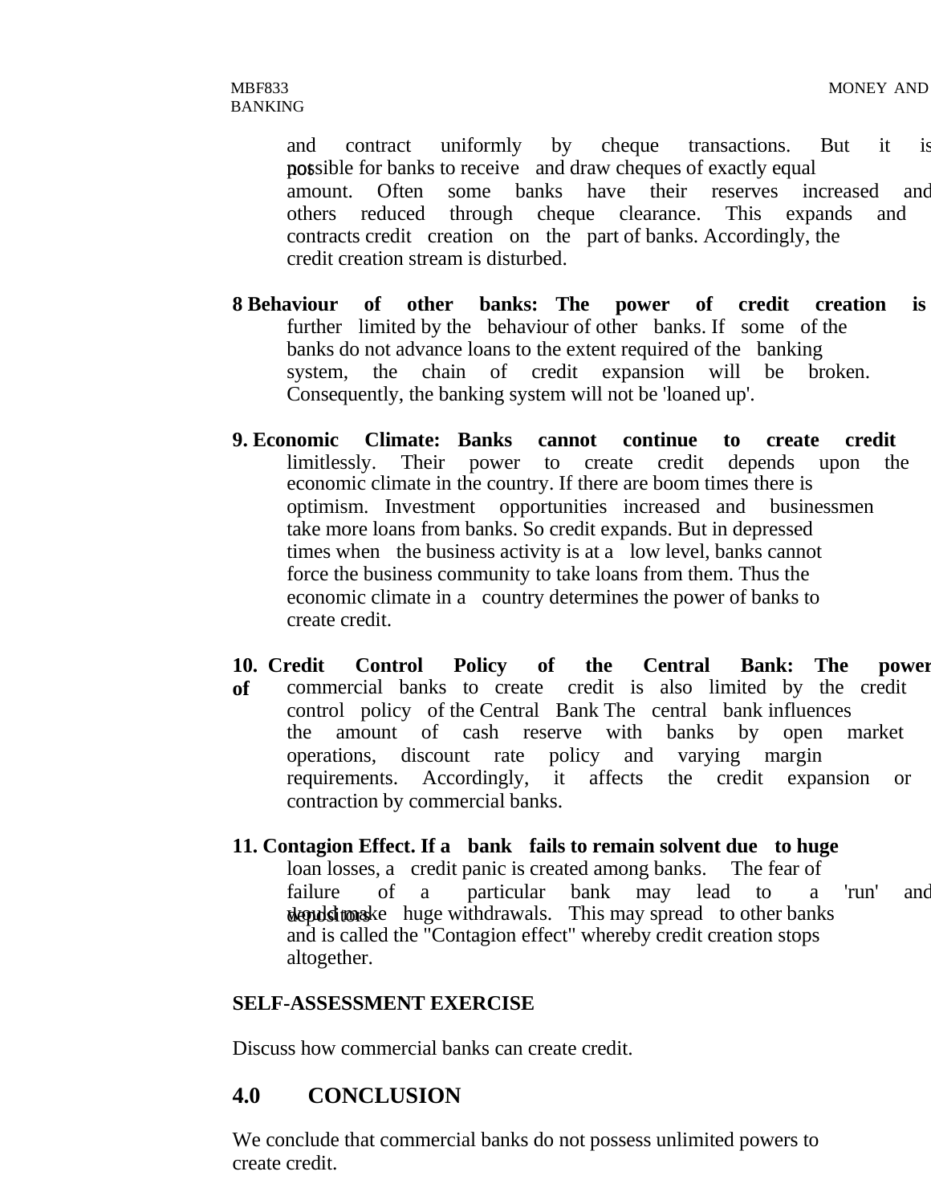and contract uniformly by cheque transactions. But it is not possible for banks to receive and draw cheques of exactly equal amount. Often some banks have their reserves increased and others reduced through cheque clearance. This expands and contracts credit creation on the part of banks. Accordingly, the credit creation stream is disturbed.

**8 Behaviour of other banks: The power of credit creation is** further limited by the behaviour of other banks. If some of the banks do not advance loans to the extent required of the banking system, the chain of credit expansion will be broken. Consequently, the banking system will not be 'loaned up'.

**9. Economic Climate: Banks cannot continue to create credit** limitlessly. Their power to create credit depends upon the economic climate in the country. If there are boom times there is optimism. Investment opportunities increased and businessmen take more loans from banks. So credit expands. But in depressed times when the business activity is at a low level, banks cannot force the business community to take loans from them. Thus the economic climate in a country determines the power of banks to create credit.

**10. Credit Control Policy of the Central Bank: The power of** commercial banks to create credit is also limited by the credit control policy of the Central Bank The central bank influences the amount of cash reserve with banks by open market operations, discount rate policy and varying margin requirements. Accordingly, it affects the credit expansion or contraction by commercial banks.

**11. Contagion Effect. If a bank fails to remain solvent due to huge** loan losses, a credit panic is created among banks. The fear of failure of a particular bank may lead to a 'run' and depositors would make huge withdrawals. This may spread to other banks and is called the "Contagion effect" whereby credit creation stops altogether.

**SELF-ASSESSMENT EXERCISE**

Discuss how commercial banks can create credit.

## 4.0 CONCLUSION

We conclude that commercial banks do not possess unlimited powers to create credit.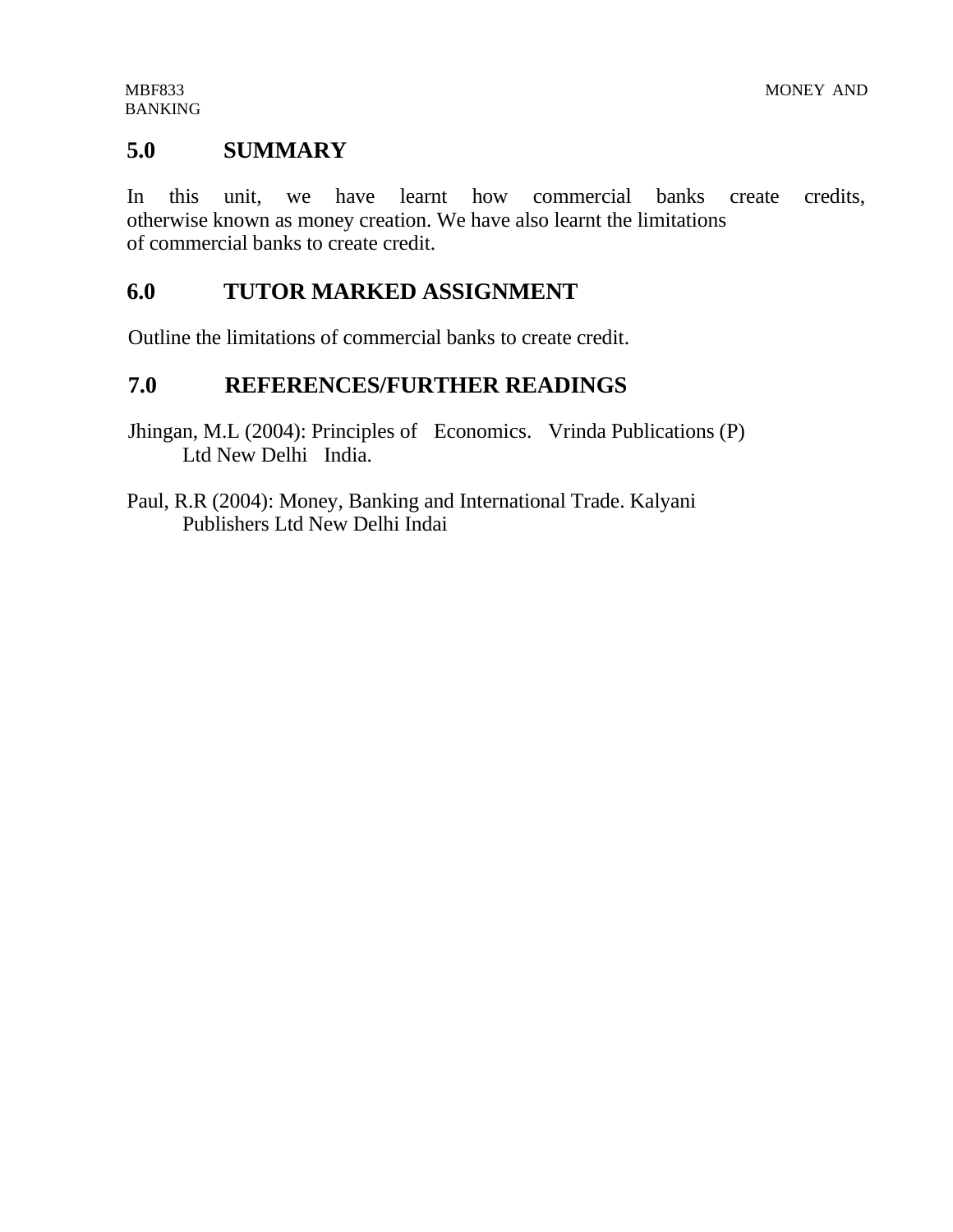## 5.0 SUMMARY

In this unit, we have learnt how commercial banks create credits, otherwise known as money creation. We have also learnt the limitations of commercial banks to create credit.

## 6.0 TUTOR MARKED ASSIGNMENT

Outline the limitations of commercial banks to create credit.

## 7.0 REFERENCES/FURTHER READINGS

Jhingan, M.L (2004): Principles of Economics. Vrinda Publications (P) Ltd New Delhi India.

Paul, R.R (2004): Money, Banking and International Trade. Kalyani Publishers Ltd New Delhi Indai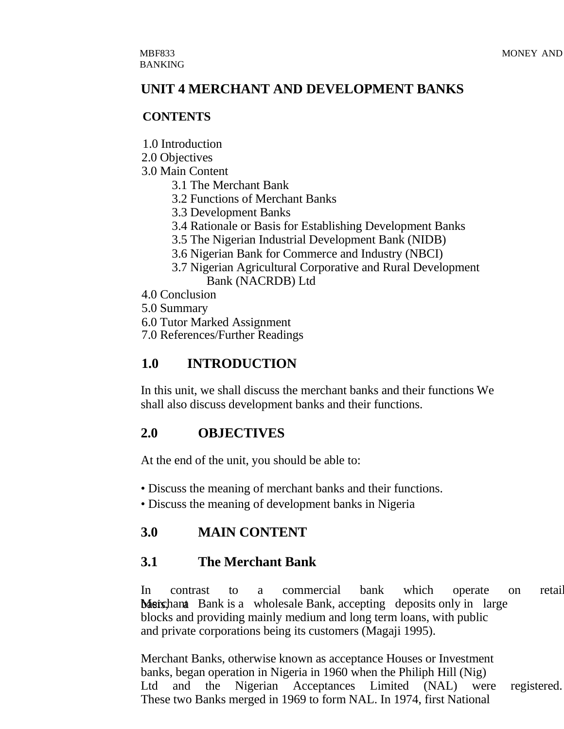# UNIT 4 MERCHANT AND DEVELOPMENT BANKS

**CONTENTS**

1.0 Introduction
2.0 Objectives
3.0 Main Content
- 3.1 The Merchant Bank
- 3.2 Functions of Merchant Banks
- 3.3 Development Banks
- 3.4 Rationale or Basis for Establishing Development Banks
- 3.5 The Nigerian Industrial Development Bank (NIDB)
- 3.6 Nigerian Bank for Commerce and Industry (NBCI)
- 3.7 Nigerian Agricultural Corporative and Rural Development Bank (NACRDB) Ltd

4.0 Conclusion
5.0 Summary
6.0 Tutor Marked Assignment
7.0 References/Further Readings

## 1.0 INTRODUCTION

In this unit, we shall discuss the merchant banks and their functions We shall also discuss development banks and their functions.

## 2.0 OBJECTIVES

At the end of the unit, you should be able to:

- Discuss the meaning of merchant banks and their functions.
- Discuss the meaning of development banks in Nigeria

## 3.0 MAIN CONTENT

### 3.1 The Merchant Bank

In contrast to a commercial bank which operate on retail basis, a Merchant Bank is a wholesale Bank, accepting deposits only in large blocks and providing mainly medium and long term loans, with public and private corporations being its customers (Magaji 1995).

Merchant Banks, otherwise known as acceptance Houses or Investment banks, began operation in Nigeria in 1960 when the Philiph Hill (Nig) Ltd and the Nigerian Acceptances Limited (NAL) were registered. These two Banks merged in 1969 to form NAL. In 1974, first National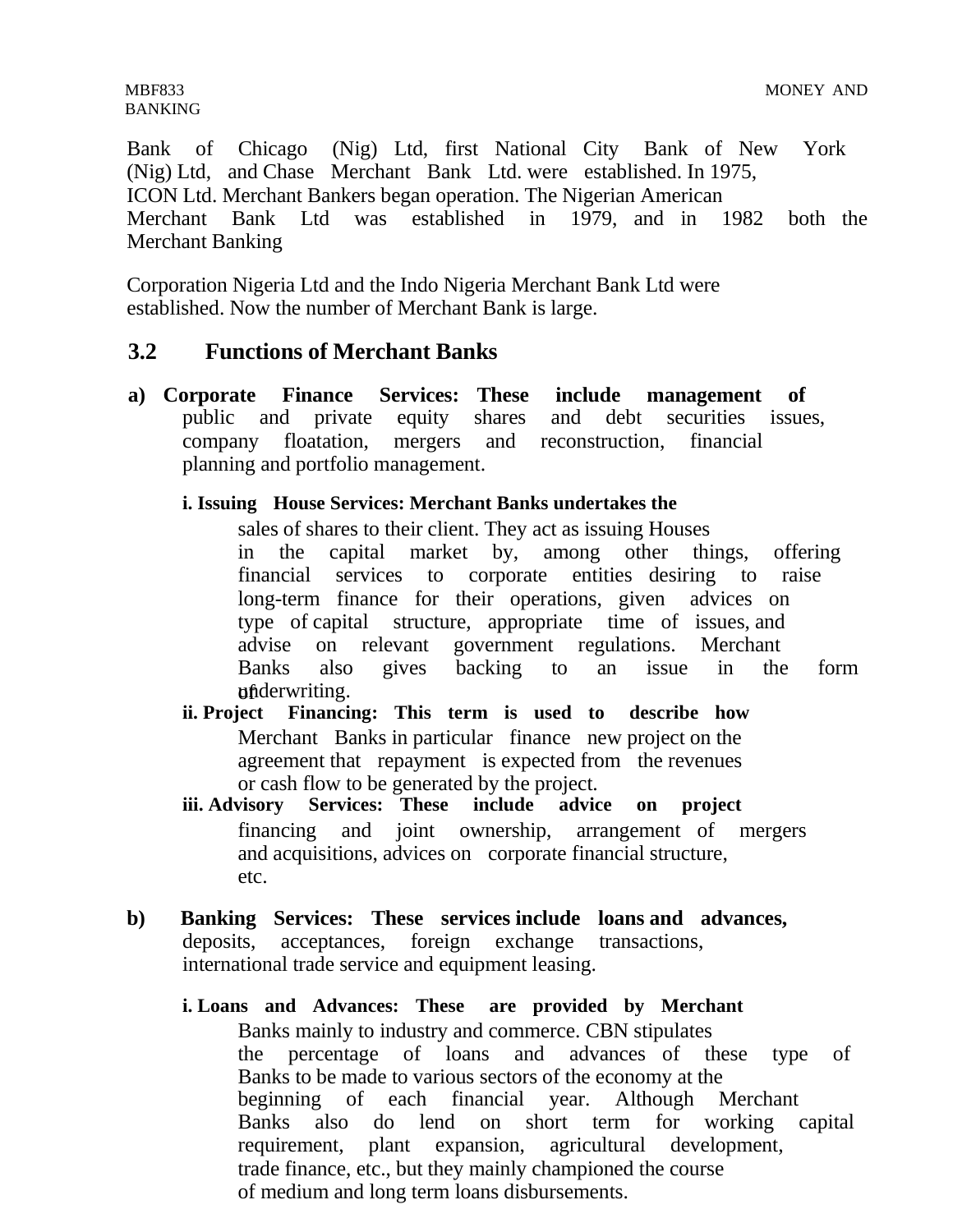Bank of Chicago (Nig) Ltd, first National City Bank of New York (Nig) Ltd, and Chase Merchant Bank Ltd. were established. In 1975, ICON Ltd. Merchant Bankers began operation. The Nigerian American Merchant Bank Ltd was established in 1979, and in 1982 both the Merchant Banking

Corporation Nigeria Ltd and the Indo Nigeria Merchant Bank Ltd were established. Now the number of Merchant Bank is large.

## 3.2 Functions of Merchant Banks

**a) Corporate Finance Services: These include management of** public and private equity shares and debt securities issues, company floatation, mergers and reconstruction, financial planning and portfolio management.

**i. Issuing House Services: Merchant Banks undertakes the** sales of shares to their client. They act as issuing Houses in the capital market by, among other things, offering financial services to corporate entities desiring to raise long-term finance for their operations, given advices on type of capital structure, appropriate time of issues, and advise on relevant government regulations. Merchant Banks also gives backing to an issue in the form of underwriting.

**ii. Project Financing: This term is used to describe how** Merchant Banks in particular finance new project on the agreement that repayment is expected from the revenues or cash flow to be generated by the project.

**iii. Advisory Services: These include advice on project** financing and joint ownership, arrangement of mergers and acquisitions, advices on corporate financial structure, etc.

**b) Banking Services: These services include loans and advances,** deposits, acceptances, foreign exchange transactions, international trade service and equipment leasing.

**i. Loans and Advances: These are provided by Merchant** Banks mainly to industry and commerce. CBN stipulates the percentage of loans and advances of these type of Banks to be made to various sectors of the economy at the beginning of each financial year. Although Merchant Banks also do lend on short term for working capital requirement, plant expansion, agricultural development, trade finance, etc., but they mainly championed the course of medium and long term loans disbursements.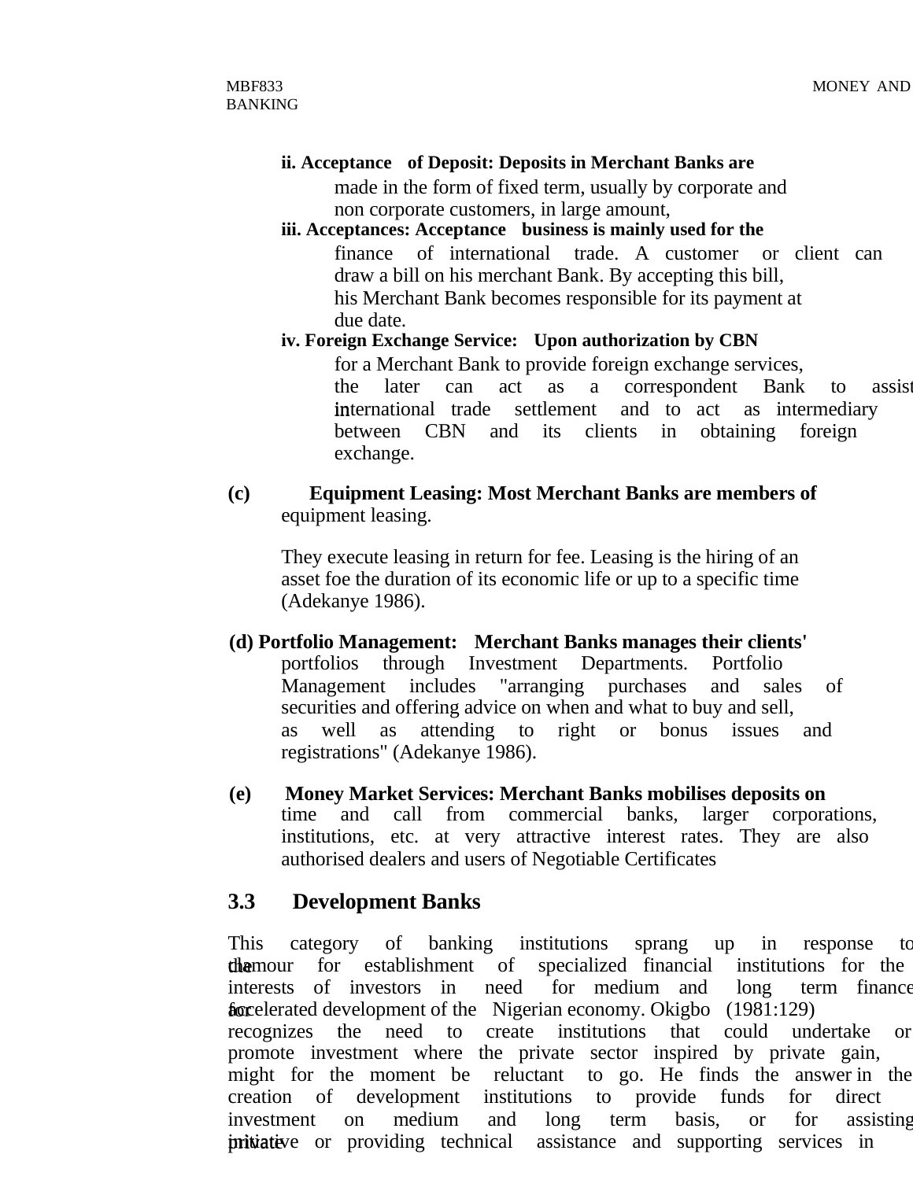**ii. Acceptance of Deposit: Deposits in Merchant Banks are** made in the form of fixed term, usually by corporate and non corporate customers, in large amount,

**iii. Acceptances: Acceptance business is mainly used for the** finance of international trade. A customer or client can draw a bill on his merchant Bank. By accepting this bill, his Merchant Bank becomes responsible for its payment at due date.

**iv. Foreign Exchange Service: Upon authorization by CBN** for a Merchant Bank to provide foreign exchange services, the later can act as a correspondent Bank to assist in international trade settlement and to act as intermediary between CBN and its clients in obtaining foreign exchange.

**(c) Equipment Leasing: Most Merchant Banks are members of** equipment leasing.

They execute leasing in return for fee. Leasing is the hiring of an asset foe the duration of its economic life or up to a specific time (Adekanye 1986).

**(d) Portfolio Management: Merchant Banks manages their clients'** portfolios through Investment Departments. Portfolio Management includes "arranging purchases and sales of securities and offering advice on when and what to buy and sell, as well as attending to right or bonus issues and registrations" (Adekanye 1986).

**(e) Money Market Services: Merchant Banks mobilises deposits on** time and call from commercial banks, larger corporations, institutions, etc. at very attractive interest rates. They are also authorised dealers and users of Negotiable Certificates

## 3.3 Development Banks

This category of banking institutions sprang up in response to the clamour for establishment of specialized financial institutions for the interests of investors in need for medium and long term finance for accelerated development of the Nigerian economy. Okigbo (1981:129) recognizes the need to create institutions that could undertake or promote investment where the private sector inspired by private gain, might for the moment be reluctant to go. He finds the answer in the creation of development institutions to provide funds for direct investment on medium and long term basis, or for assisting private initiative or providing technical assistance and supporting services in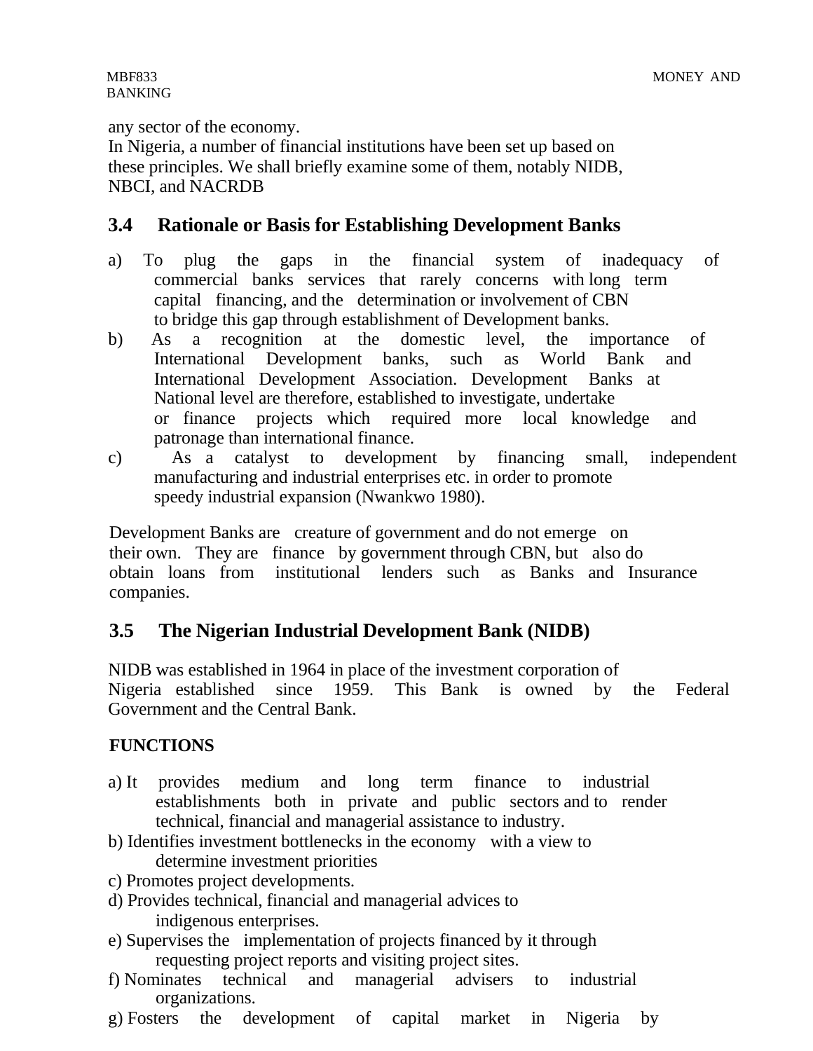any sector of the economy.
In Nigeria, a number of financial institutions have been set up based on these principles. We shall briefly examine some of them, notably NIDB, NBCI, and NACRDB

## 3.4 Rationale or Basis for Establishing Development Banks

a) To plug the gaps in the financial system of inadequacy of commercial banks services that rarely concerns with long term capital financing, and the determination or involvement of CBN to bridge this gap through establishment of Development banks.

b) As a recognition at the domestic level, the importance of International Development banks, such as World Bank and International Development Association. Development Banks at National level are therefore, established to investigate, undertake or finance projects which required more local knowledge and patronage than international finance.

c) As a catalyst to development by financing small, independent manufacturing and industrial enterprises etc. in order to promote speedy industrial expansion (Nwankwo 1980).

Development Banks are creature of government and do not emerge on their own. They are finance by government through CBN, but also do obtain loans from institutional lenders such as Banks and Insurance companies.

## 3.5 The Nigerian Industrial Development Bank (NIDB)

NIDB was established in 1964 in place of the investment corporation of Nigeria established since 1959. This Bank is owned by the Federal Government and the Central Bank.

**FUNCTIONS**

a) It provides medium and long term finance to industrial establishments both in private and public sectors and to render technical, financial and managerial assistance to industry.

b) Identifies investment bottlenecks in the economy with a view to determine investment priorities

c) Promotes project developments.

d) Provides technical, financial and managerial advices to indigenous enterprises.

e) Supervises the implementation of projects financed by it through requesting project reports and visiting project sites.

f) Nominates technical and managerial advisers to industrial organizations.

g) Fosters the development of capital market in Nigeria by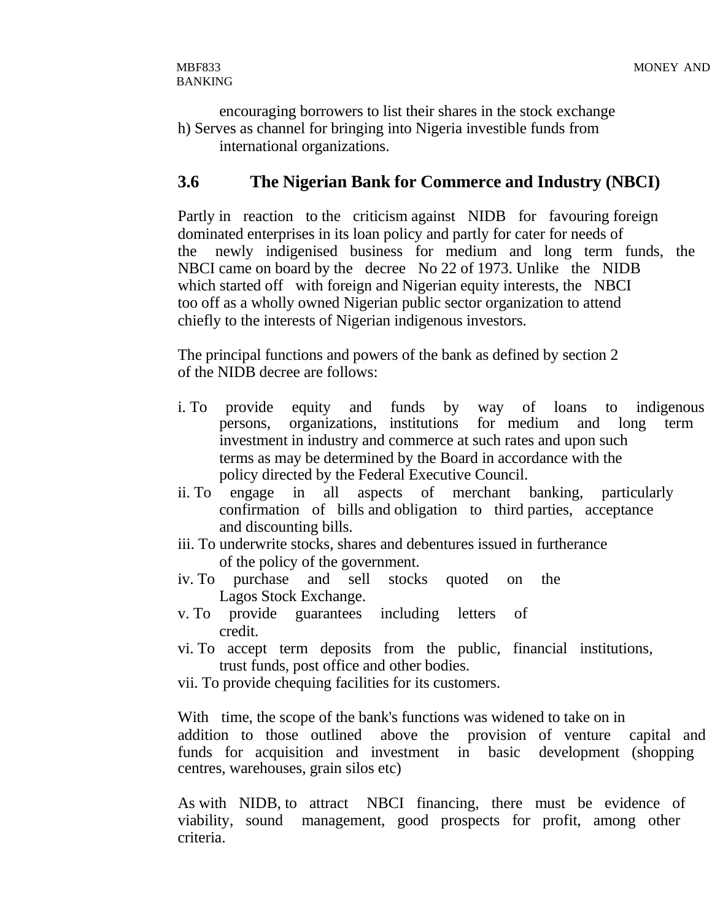encouraging borrowers to list their shares in the stock exchange

h) Serves as channel for bringing into Nigeria investible funds from international organizations.

## 3.6 The Nigerian Bank for Commerce and Industry (NBCI)

Partly in reaction to the criticism against NIDB for favouring foreign dominated enterprises in its loan policy and partly for cater for needs of the newly indigenised business for medium and long term funds, the NBCI came on board by the decree No 22 of 1973. Unlike the NIDB which started off with foreign and Nigerian equity interests, the NBCI too off as a wholly owned Nigerian public sector organization to attend chiefly to the interests of Nigerian indigenous investors.

The principal functions and powers of the bank as defined by section 2 of the NIDB decree are follows:

i. To provide equity and funds by way of loans to indigenous persons, organizations, institutions for medium and long term investment in industry and commerce at such rates and upon such terms as may be determined by the Board in accordance with the policy directed by the Federal Executive Council.

ii. To engage in all aspects of merchant banking, particularly confirmation of bills and obligation to third parties, acceptance and discounting bills.

iii. To underwrite stocks, shares and debentures issued in furtherance of the policy of the government.

iv. To purchase and sell stocks quoted on the Lagos Stock Exchange.

v. To provide guarantees including letters of credit.

vi. To accept term deposits from the public, financial institutions, trust funds, post office and other bodies.

vii. To provide chequing facilities for its customers.

With time, the scope of the bank's functions was widened to take on in addition to those outlined above the provision of venture capital and funds for acquisition and investment in basic development (shopping centres, warehouses, grain silos etc)

As with NIDB, to attract NBCI financing, there must be evidence of viability, sound management, good prospects for profit, among other criteria.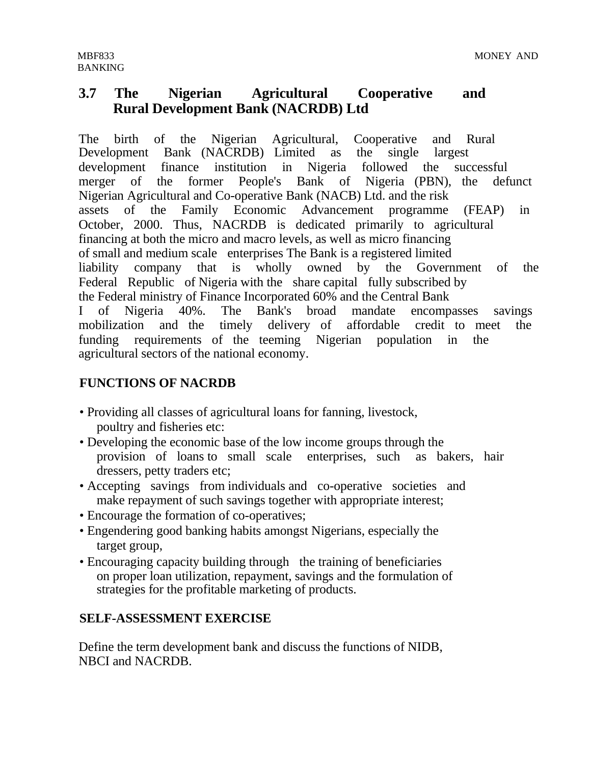## 3.7 The Nigerian Agricultural Cooperative and Rural Development Bank (NACRDB) Ltd

The birth of the Nigerian Agricultural, Cooperative and Rural Development Bank (NACRDB) Limited as the single largest development finance institution in Nigeria followed the successful merger of the former People's Bank of Nigeria (PBN), the defunct Nigerian Agricultural and Co-operative Bank (NACB) Ltd. and the risk assets of the Family Economic Advancement programme (FEAP) in October, 2000. Thus, NACRDB is dedicated primarily to agricultural financing at both the micro and macro levels, as well as micro financing of small and medium scale enterprises The Bank is a registered limited liability company that is wholly owned by the Government of the Federal Republic of Nigeria with the share capital fully subscribed by the Federal ministry of Finance Incorporated 60% and the Central Bank I of Nigeria 40%. The Bank's broad mandate encompasses savings mobilization and the timely delivery of affordable credit to meet the funding requirements of the teeming Nigerian population in the agricultural sectors of the national economy.

**FUNCTIONS OF NACRDB**

- Providing all classes of agricultural loans for fanning, livestock, poultry and fisheries etc:
- Developing the economic base of the low income groups through the provision of loans to small scale enterprises, such as bakers, hair dressers, petty traders etc;
- Accepting savings from individuals and co-operative societies and make repayment of such savings together with appropriate interest;
- Encourage the formation of co-operatives;
- Engendering good banking habits amongst Nigerians, especially the target group,
- Encouraging capacity building through the training of beneficiaries on proper loan utilization, repayment, savings and the formulation of strategies for the profitable marketing of products.

**SELF-ASSESSMENT EXERCISE**

Define the term development bank and discuss the functions of NIDB, NBCI and NACRDB.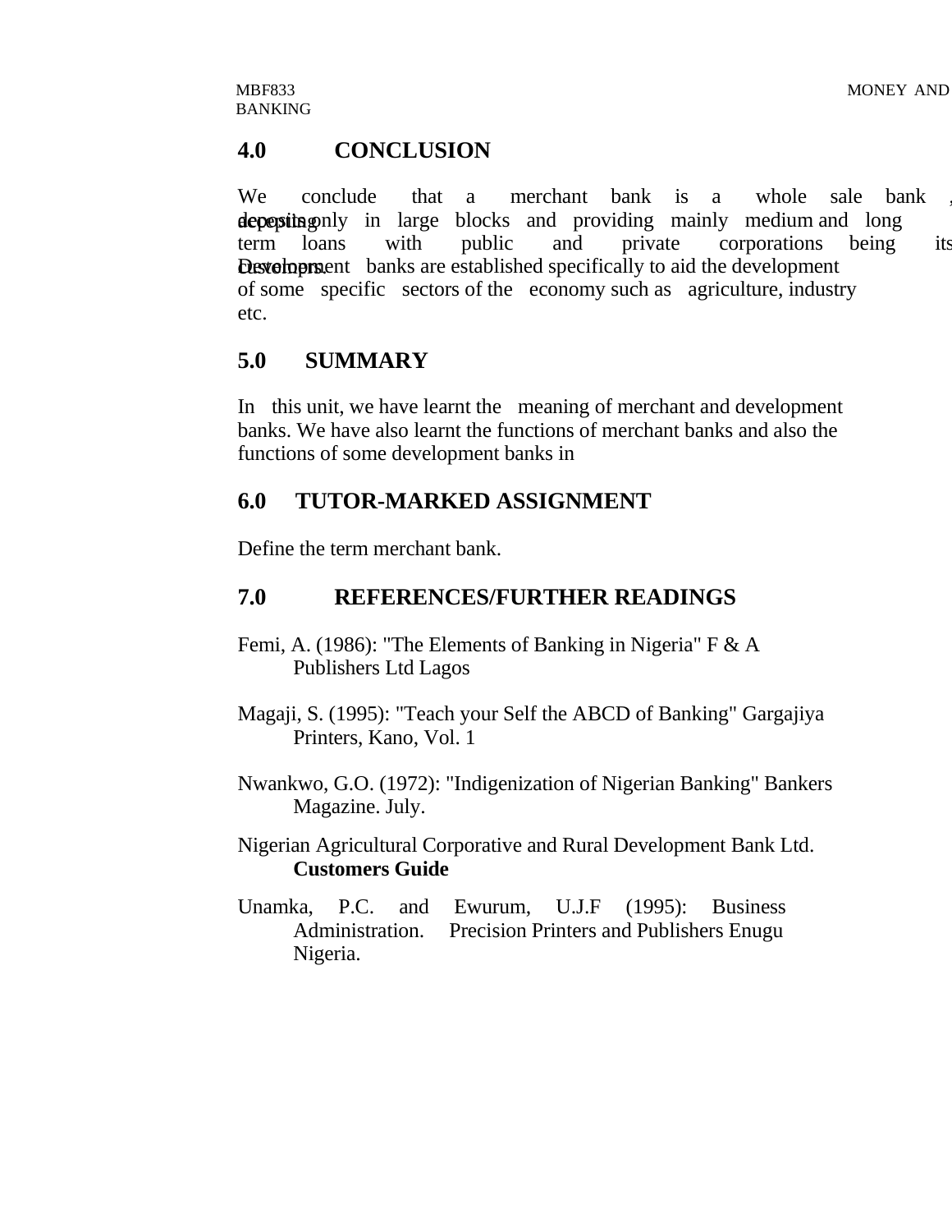## 4.0 CONCLUSION

We conclude that a merchant bank is a whole sale bank , accepting deposits only in large blocks and providing mainly medium and long term loans with public and private corporations being its customers. Development banks are established specifically to aid the development of some specific sectors of the economy such as agriculture, industry etc.

## 5.0 SUMMARY

In this unit, we have learnt the meaning of merchant and development banks. We have also learnt the functions of merchant banks and also the functions of some development banks in

## 6.0 TUTOR-MARKED ASSIGNMENT

Define the term merchant bank.

## 7.0 REFERENCES/FURTHER READINGS

Femi, A. (1986): "The Elements of Banking in Nigeria" F & A Publishers Ltd Lagos

Magaji, S. (1995): "Teach your Self the ABCD of Banking" Gargajiya Printers, Kano, Vol. 1

Nwankwo, G.O. (1972): "Indigenization of Nigerian Banking" Bankers Magazine. July.

Nigerian Agricultural Corporative and Rural Development Bank Ltd. **Customers Guide**

Unamka, P.C. and Ewurum, U.J.F (1995): Business Administration. Precision Printers and Publishers Enugu Nigeria.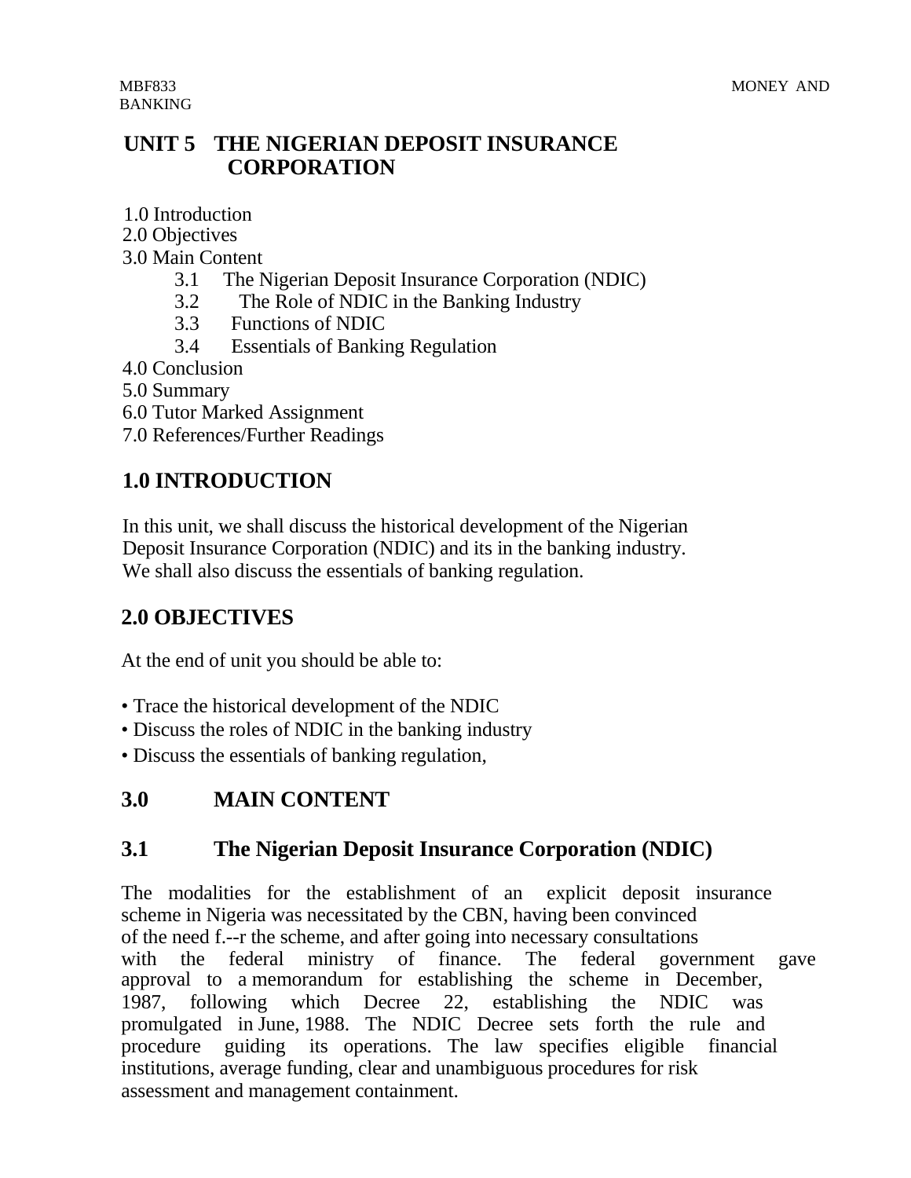# UNIT 5 THE NIGERIAN DEPOSIT INSURANCE CORPORATION

1.0 Introduction
2.0 Objectives
3.0 Main Content
- 3.1 The Nigerian Deposit Insurance Corporation (NDIC)
- 3.2 The Role of NDIC in the Banking Industry
- 3.3 Functions of NDIC
- 3.4 Essentials of Banking Regulation

4.0 Conclusion
5.0 Summary
6.0 Tutor Marked Assignment
7.0 References/Further Readings

## 1.0 INTRODUCTION

In this unit, we shall discuss the historical development of the Nigerian Deposit Insurance Corporation (NDIC) and its in the banking industry. We shall also discuss the essentials of banking regulation.

## 2.0 OBJECTIVES

At the end of unit you should be able to:

- Trace the historical development of the NDIC
- Discuss the roles of NDIC in the banking industry
- Discuss the essentials of banking regulation,

## 3.0 MAIN CONTENT

### 3.1 The Nigerian Deposit Insurance Corporation (NDIC)

The modalities for the establishment of an explicit deposit insurance scheme in Nigeria was necessitated by the CBN, having been convinced of the need f.--r the scheme, and after going into necessary consultations with the federal ministry of finance. The federal government gave approval to a memorandum for establishing the scheme in December, 1987, following which Decree 22, establishing the NDIC was promulgated in June, 1988. The NDIC Decree sets forth the rule and procedure guiding its operations. The law specifies eligible financial institutions, average funding, clear and unambiguous procedures for risk assessment and management containment.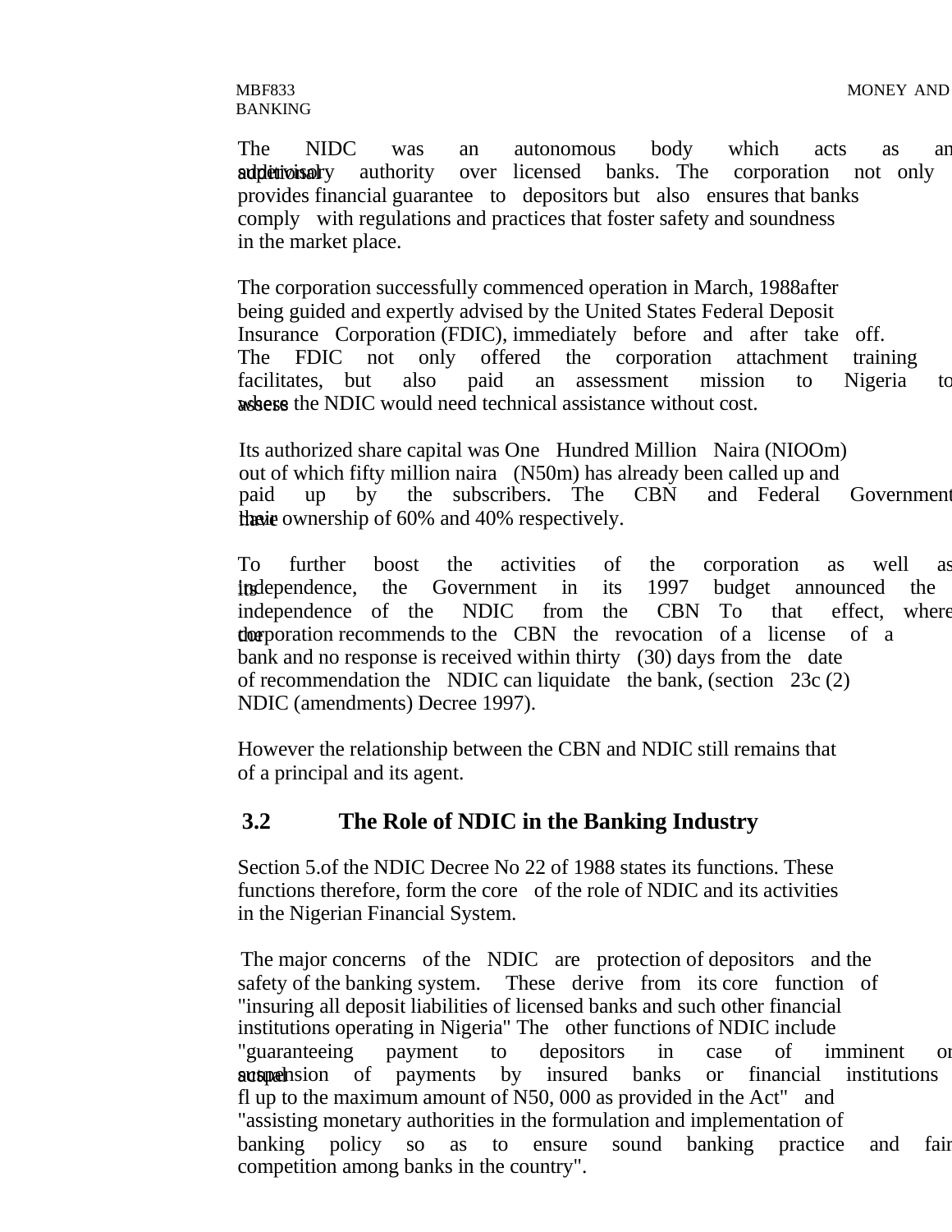The NIDC was an autonomous body which acts as an additional supervisory authority over licensed banks. The corporation not only provides financial guarantee to depositors but also ensures that banks comply with regulations and practices that foster safety and soundness in the market place.

The corporation successfully commenced operation in March, 1988after being guided and expertly advised by the United States Federal Deposit Insurance Corporation (FDIC), immediately before and after take off. The FDIC not only offered the corporation attachment training facilitates, but also paid an assessment mission to Nigeria to assess where the NDIC would need technical assistance without cost.

Its authorized share capital was One Hundred Million Naira (NIOOm) out of which fifty million naira (N50m) has already been called up and paid up by the subscribers. The CBN and Federal Government have their ownership of 60% and 40% respectively.

To further boost the activities of the corporation as well as its independence, the Government in its 1997 budget announced the independence of the NDIC from the CBN To that effect, where the corporation recommends to the CBN the revocation of a license of a bank and no response is received within thirty (30) days from the date of recommendation the NDIC can liquidate the bank, (section 23c (2) NDIC (amendments) Decree 1997).

However the relationship between the CBN and NDIC still remains that of a principal and its agent.

## 3.2 The Role of NDIC in the Banking Industry

Section 5.of the NDIC Decree No 22 of 1988 states its functions. These functions therefore, form the core of the role of NDIC and its activities in the Nigerian Financial System.

The major concerns of the NDIC are protection of depositors and the safety of the banking system. These derive from its core function of "insuring all deposit liabilities of licensed banks and such other financial institutions operating in Nigeria" The other functions of NDIC include "guaranteeing payment to depositors in case of imminent or actual suspension of payments by insured banks or financial institutions fl up to the maximum amount of N50, 000 as provided in the Act" and "assisting monetary authorities in the formulation and implementation of banking policy so as to ensure sound banking practice and fair competition among banks in the country".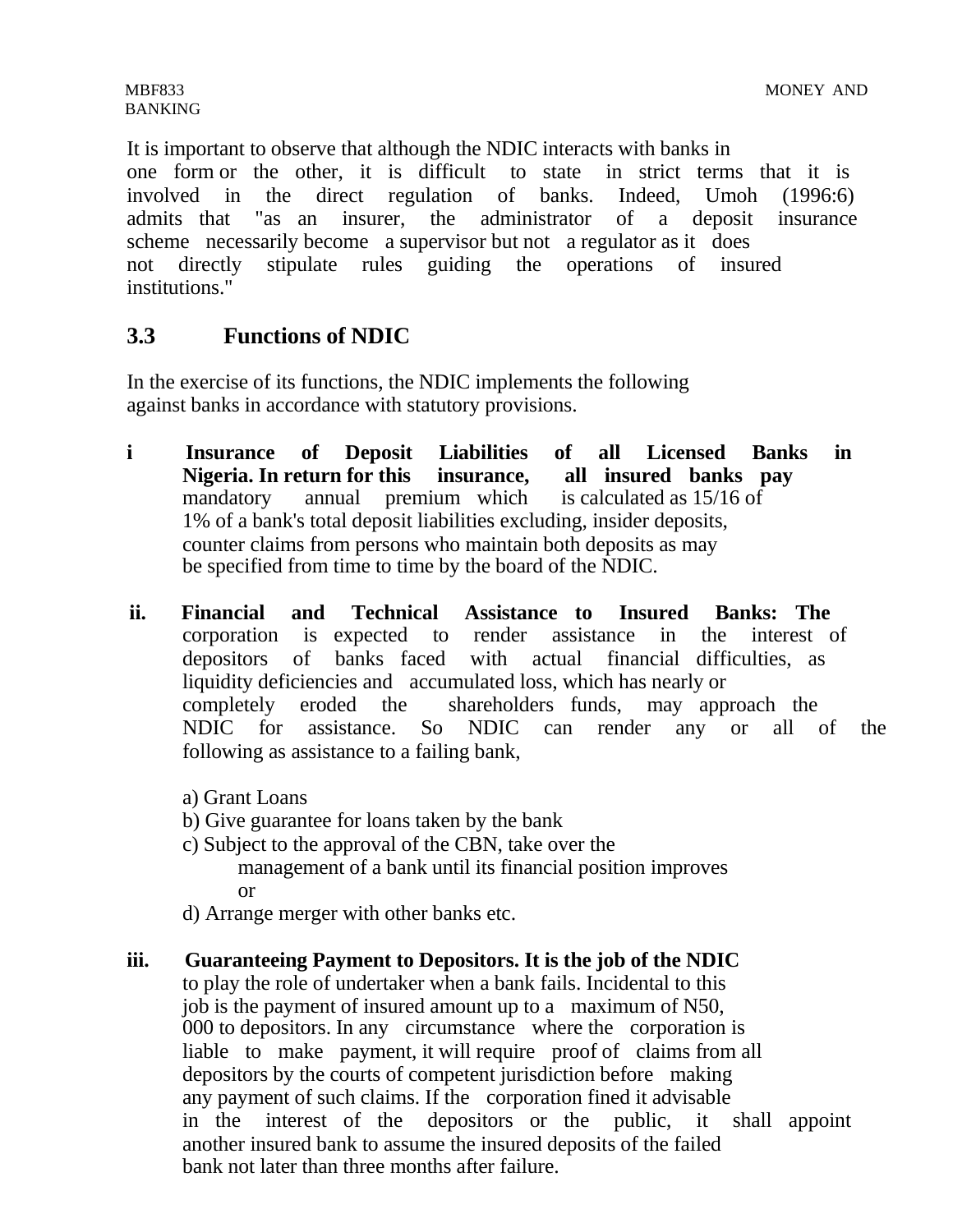It is important to observe that although the NDIC interacts with banks in one form or the other, it is difficult to state in strict terms that it is involved in the direct regulation of banks. Indeed, Umoh (1996:6) admits that "as an insurer, the administrator of a deposit insurance scheme necessarily become a supervisor but not a regulator as it does not directly stipulate rules guiding the operations of insured institutions."

### 3.3 Functions of NDIC

In the exercise of its functions, the NDIC implements the following against banks in accordance with statutory provisions.

i **Insurance of Deposit Liabilities of all Licensed Banks in Nigeria. In return for this insurance, all insured banks pay** mandatory annual premium which is calculated as 15/16 of 1% of a bank's total deposit liabilities excluding, insider deposits, counter claims from persons who maintain both deposits as may be specified from time to time by the board of the NDIC.

ii. **Financial and Technical Assistance to Insured Banks: The** corporation is expected to render assistance in the interest of depositors of banks faced with actual financial difficulties, as liquidity deficiencies and accumulated loss, which has nearly or completely eroded the shareholders funds, may approach the NDIC for assistance. So NDIC can render any or all of the following as assistance to a failing bank,

a) Grant Loans
b) Give guarantee for loans taken by the bank
c) Subject to the approval of the CBN, take over the management of a bank until its financial position improves or
d) Arrange merger with other banks etc.

iii. **Guaranteeing Payment to Depositors. It is the job of the NDIC** to play the role of undertaker when a bank fails. Incidental to this job is the payment of insured amount up to a maximum of N50, 000 to depositors. In any circumstance where the corporation is liable to make payment, it will require proof of claims from all depositors by the courts of competent jurisdiction before making any payment of such claims. If the corporation fined it advisable in the interest of the depositors or the public, it shall appoint another insured bank to assume the insured deposits of the failed bank not later than three months after failure.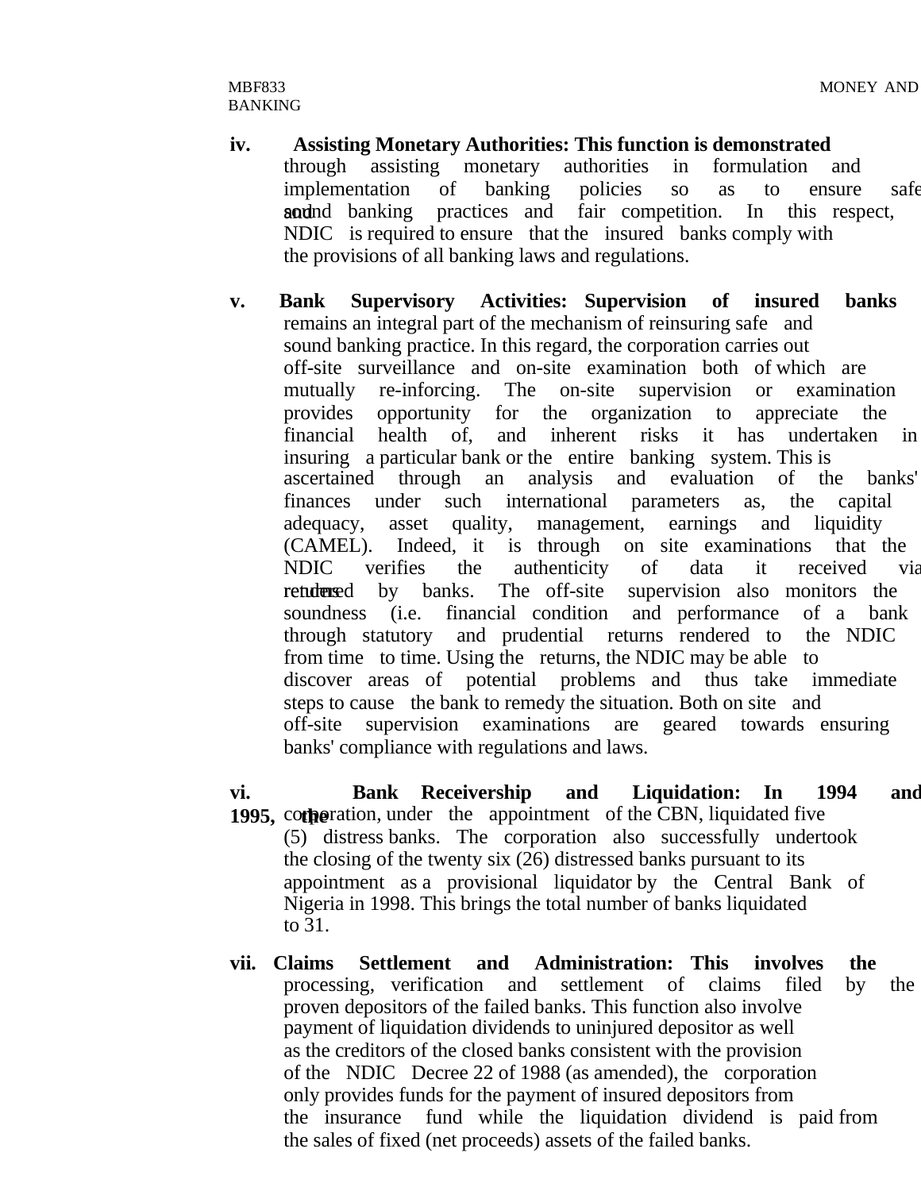iv. **Assisting Monetary Authorities: This function is demonstrated** through assisting monetary authorities in formulation and implementation of banking policies so as to ensure safe and sound banking practices and fair competition. In this respect, NDIC is required to ensure that the insured banks comply with the provisions of all banking laws and regulations.

v. **Bank Supervisory Activities:** Supervision of insured banks remains an integral part of the mechanism of reinsuring safe and sound banking practice. In this regard, the corporation carries out off-site surveillance and on-site examination both of which are mutually re-inforcing. The on-site supervision or examination provides opportunity for the organization to appreciate the financial health of, and inherent risks it has undertaken in insuring a particular bank or the entire banking system. This is ascertained through an analysis and evaluation of the banks' finances under such international parameters as, the capital adequacy, asset quality, management, earnings and liquidity (CAMEL). Indeed, it is through on site examinations that the NDIC verifies the authenticity of data it received via returns rendered by banks. The off-site supervision also monitors the soundness (i.e. financial condition and performance of a bank through statutory and prudential returns rendered to the NDIC from time to time. Using the returns, the NDIC may be able to discover areas of potential problems and thus take immediate steps to cause the bank to remedy the situation. Both on site and off-site supervision examinations are geared towards ensuring banks' compliance with regulations and laws.

vi. **Bank Receivership and Liquidation: In 1994 and 1995,** the corporation, under the appointment of the CBN, liquidated five (5) distress banks. The corporation also successfully undertook the closing of the twenty six (26) distressed banks pursuant to its appointment as a provisional liquidator by the Central Bank of Nigeria in 1998. This brings the total number of banks liquidated to 31.

vii. **Claims Settlement and Administration: This involves the** processing, verification and settlement of claims filed by the proven depositors of the failed banks. This function also involve payment of liquidation dividends to uninjured depositor as well as the creditors of the closed banks consistent with the provision of the NDIC Decree 22 of 1988 (as amended), the corporation only provides funds for the payment of insured depositors from the insurance fund while the liquidation dividend is paid from the sales of fixed (net proceeds) assets of the failed banks.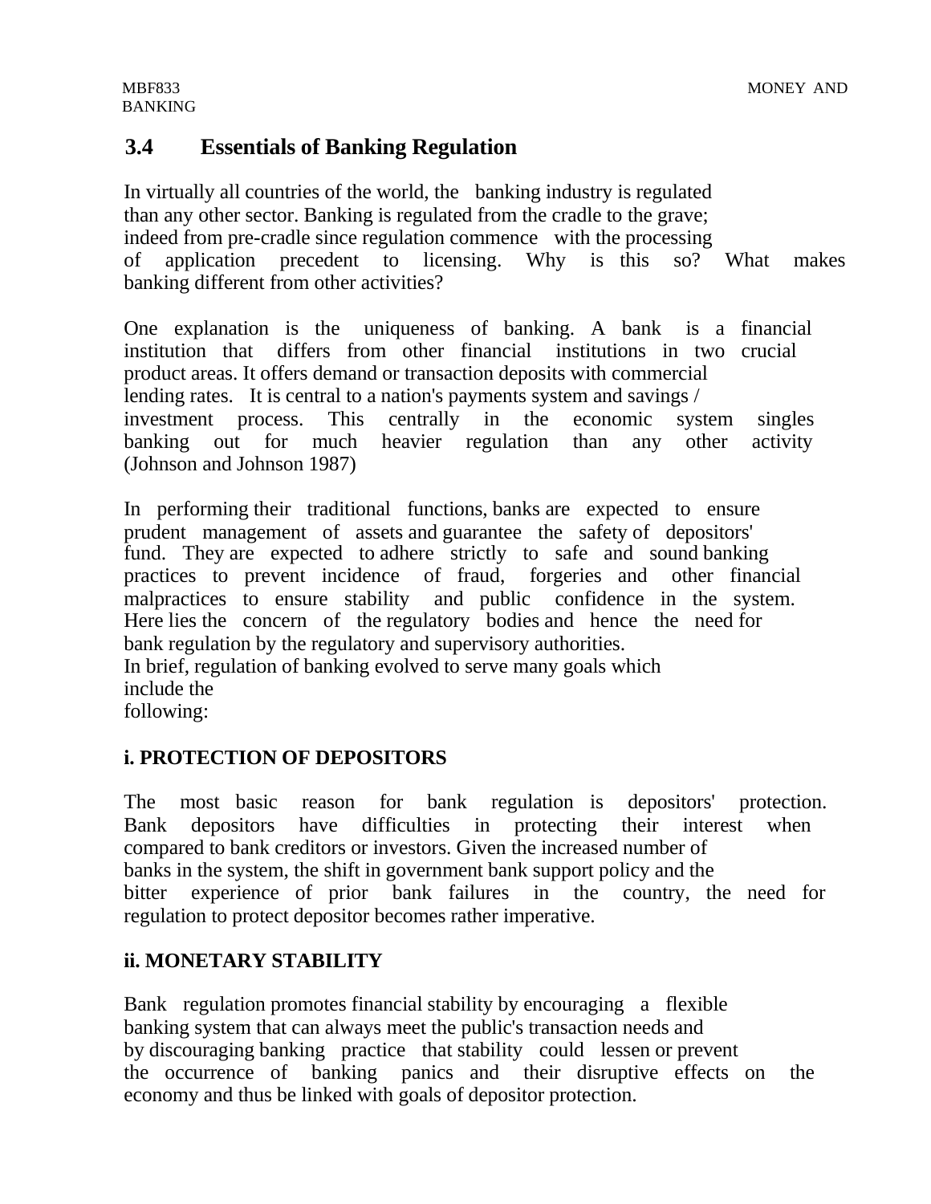## 3.4 Essentials of Banking Regulation

In virtually all countries of the world, the banking industry is regulated than any other sector. Banking is regulated from the cradle to the grave; indeed from pre-cradle since regulation commence with the processing of application precedent to licensing. Why is this so? What makes banking different from other activities?

One explanation is the uniqueness of banking. A bank is a financial institution that differs from other financial institutions in two crucial product areas. It offers demand or transaction deposits with commercial lending rates. It is central to a nation's payments system and savings / investment process. This centrally in the economic system singles banking out for much heavier regulation than any other activity (Johnson and Johnson 1987)

In performing their traditional functions, banks are expected to ensure prudent management of assets and guarantee the safety of depositors' fund. They are expected to adhere strictly to safe and sound banking practices to prevent incidence of fraud, forgeries and other financial malpractices to ensure stability and public confidence in the system. Here lies the concern of the regulatory bodies and hence the need for bank regulation by the regulatory and supervisory authorities.
In brief, regulation of banking evolved to serve many goals which include the following:

**i. PROTECTION OF DEPOSITORS**

The most basic reason for bank regulation is depositors' protection. Bank depositors have difficulties in protecting their interest when compared to bank creditors or investors. Given the increased number of banks in the system, the shift in government bank support policy and the bitter experience of prior bank failures in the country, the need for regulation to protect depositor becomes rather imperative.

**ii. MONETARY STABILITY**

Bank regulation promotes financial stability by encouraging a flexible banking system that can always meet the public's transaction needs and by discouraging banking practice that stability could lessen or prevent the occurrence of banking panics and their disruptive effects on the economy and thus be linked with goals of depositor protection.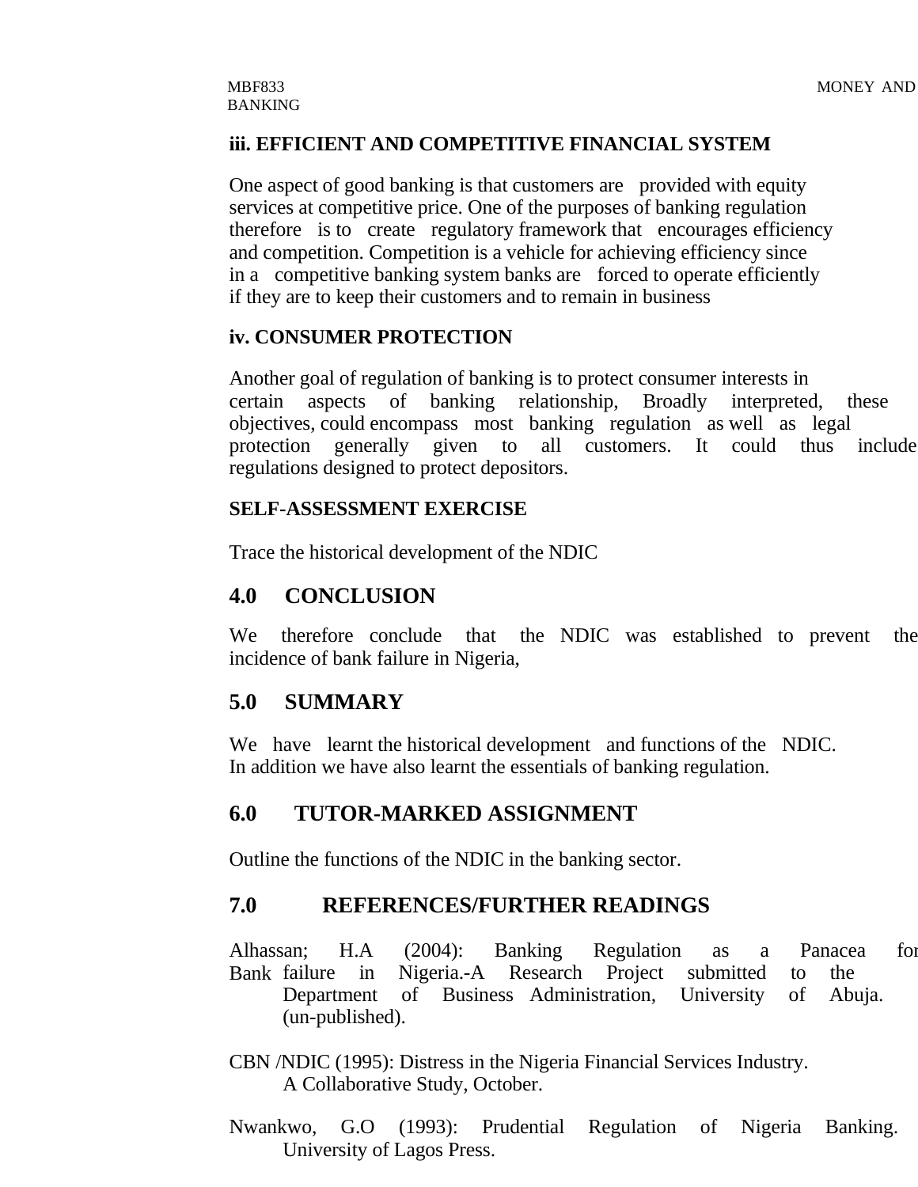**iii. EFFICIENT AND COMPETITIVE FINANCIAL SYSTEM**

One aspect of good banking is that customers are provided with equity services at competitive price. One of the purposes of banking regulation therefore is to create regulatory framework that encourages efficiency and competition. Competition is a vehicle for achieving efficiency since in a competitive banking system banks are forced to operate efficiently if they are to keep their customers and to remain in business

**iv. CONSUMER PROTECTION**

Another goal of regulation of banking is to protect consumer interests in certain aspects of banking relationship, Broadly interpreted, these objectives, could encompass most banking regulation as well as legal protection generally given to all customers. It could thus include regulations designed to protect depositors.

**SELF-ASSESSMENT EXERCISE**

Trace the historical development of the NDIC

## 4.0 CONCLUSION

We therefore conclude that the NDIC was established to prevent the incidence of bank failure in Nigeria,

## 5.0 SUMMARY

We have learnt the historical development and functions of the NDIC. In addition we have also learnt the essentials of banking regulation.

## 6.0 TUTOR-MARKED ASSIGNMENT

Outline the functions of the NDIC in the banking sector.

## 7.0 REFERENCES/FURTHER READINGS

Alhassan; H.A (2004): Banking Regulation as a Panacea for Bank failure in Nigeria.-A Research Project submitted to the Department of Business Administration, University of Abuja. (un-published).

CBN /NDIC (1995): Distress in the Nigeria Financial Services Industry. A Collaborative Study, October.

Nwankwo, G.O (1993): Prudential Regulation of Nigeria Banking. University of Lagos Press.